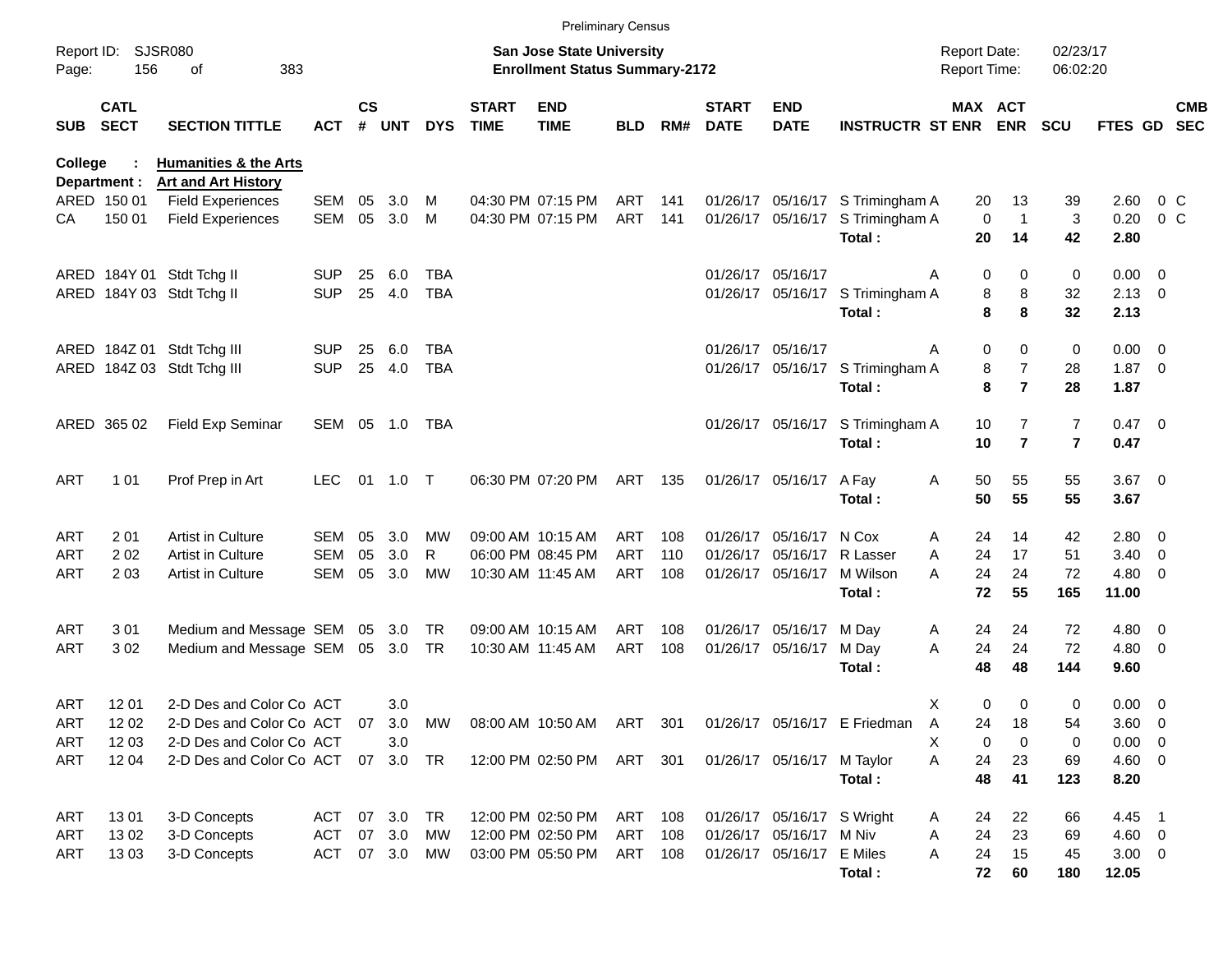Preliminary Census

Report ID: SJSR080
Page: 156 of 383

**San Jose State University**
**Enrollment Status Summary-2172**

Report Date: 02/23/17
Report Time: 06:02:20

**College : Humanities & the Arts**
**Department : Art and Art History**

| SUB | CATL SECT | SECTION TITTLE | ACT | CS # | UNT | DYS | START TIME | END TIME | BLD | RM# | START DATE | END DATE | INSTRUCTR | ST | MAX ENR | ACT ENR | SCU | FTES | GD | CMB SEC |
|---|---|---|---|---|---|---|---|---|---|---|---|---|---|---|---|---|---|---|---|---|
| ARED | 150 01 | Field Experiences | SEM | 05 | 3.0 | M | 04:30 PM | 07:15 PM | ART | 141 | 01/26/17 | 05/16/17 | S Trimingham | A | 20 | 13 | 39 | 2.60 | 0 | C |
| CA | 150 01 | Field Experiences | SEM | 05 | 3.0 | M | 04:30 PM | 07:15 PM | ART | 141 | 01/26/17 | 05/16/17 | S Trimingham | A | 0 | 1 | 3 | 0.20 | 0 | C |
| | | | | | | | | | | | | | **Total :** | | **20** | **14** | **42** | **2.80** | | |
| ARED | 184Y 01 | Stdt Tchg II | SUP | 25 | 6.0 | TBA | | | | | 01/26/17 | 05/16/17 | | A | 0 | 0 | 0 | 0.00 | 0 | |
| ARED | 184Y 03 | Stdt Tchg II | SUP | 25 | 4.0 | TBA | | | | | 01/26/17 | 05/16/17 | S Trimingham | A | 8 | 8 | 32 | 2.13 | 0 | |
| | | | | | | | | | | | | | **Total :** | | **8** | **8** | **32** | **2.13** | | |
| ARED | 184Z 01 | Stdt Tchg III | SUP | 25 | 6.0 | TBA | | | | | 01/26/17 | 05/16/17 | | A | 0 | 0 | 0 | 0.00 | 0 | |
| ARED | 184Z 03 | Stdt Tchg III | SUP | 25 | 4.0 | TBA | | | | | 01/26/17 | 05/16/17 | S Trimingham | A | 8 | 7 | 28 | 1.87 | 0 | |
| | | | | | | | | | | | | | **Total :** | | **8** | **7** | **28** | **1.87** | | |
| ARED | 365 02 | Field Exp Seminar | SEM | 05 | 1.0 | TBA | | | | | 01/26/17 | 05/16/17 | S Trimingham | A | 10 | 7 | 7 | 0.47 | 0 | |
| | | | | | | | | | | | | | **Total :** | | **10** | **7** | **7** | **0.47** | | |
| ART | 1 01 | Prof Prep in Art | LEC | 01 | 1.0 | T | 06:30 PM | 07:20 PM | ART | 135 | 01/26/17 | 05/16/17 | A Fay | A | 50 | 55 | 55 | 3.67 | 0 | |
| | | | | | | | | | | | | | **Total :** | | **50** | **55** | **55** | **3.67** | | |
| ART | 2 01 | Artist in Culture | SEM | 05 | 3.0 | MW | 09:00 AM | 10:15 AM | ART | 108 | 01/26/17 | 05/16/17 | N Cox | A | 24 | 14 | 42 | 2.80 | 0 | |
| ART | 2 02 | Artist in Culture | SEM | 05 | 3.0 | R | 06:00 PM | 08:45 PM | ART | 110 | 01/26/17 | 05/16/17 | R Lasser | A | 24 | 17 | 51 | 3.40 | 0 | |
| ART | 2 03 | Artist in Culture | SEM | 05 | 3.0 | MW | 10:30 AM | 11:45 AM | ART | 108 | 01/26/17 | 05/16/17 | M Wilson | A | 24 | 24 | 72 | 4.80 | 0 | |
| | | | | | | | | | | | | | **Total :** | | **72** | **55** | **165** | **11.00** | | |
| ART | 3 01 | Medium and Message | SEM | 05 | 3.0 | TR | 09:00 AM | 10:15 AM | ART | 108 | 01/26/17 | 05/16/17 | M Day | A | 24 | 24 | 72 | 4.80 | 0 | |
| ART | 3 02 | Medium and Message | SEM | 05 | 3.0 | TR | 10:30 AM | 11:45 AM | ART | 108 | 01/26/17 | 05/16/17 | M Day | A | 24 | 24 | 72 | 4.80 | 0 | |
| | | | | | | | | | | | | | **Total :** | | **48** | **48** | **144** | **9.60** | | |
| ART | 12 01 | 2-D Des and Color Co | ACT | | 3.0 | | | | | | | | | X | 0 | 0 | 0 | 0.00 | 0 | |
| ART | 12 02 | 2-D Des and Color Co | ACT | 07 | 3.0 | MW | 08:00 AM | 10:50 AM | ART | 301 | 01/26/17 | 05/16/17 | E Friedman | A | 24 | 18 | 54 | 3.60 | 0 | |
| ART | 12 03 | 2-D Des and Color Co | ACT | | 3.0 | | | | | | | | | X | 0 | 0 | 0 | 0.00 | 0 | |
| ART | 12 04 | 2-D Des and Color Co | ACT | 07 | 3.0 | TR | 12:00 PM | 02:50 PM | ART | 301 | 01/26/17 | 05/16/17 | M Taylor | A | 24 | 23 | 69 | 4.60 | 0 | |
| | | | | | | | | | | | | | **Total :** | | **48** | **41** | **123** | **8.20** | | |
| ART | 13 01 | 3-D Concepts | ACT | 07 | 3.0 | TR | 12:00 PM | 02:50 PM | ART | 108 | 01/26/17 | 05/16/17 | S Wright | A | 24 | 22 | 66 | 4.45 | 1 | |
| ART | 13 02 | 3-D Concepts | ACT | 07 | 3.0 | MW | 12:00 PM | 02:50 PM | ART | 108 | 01/26/17 | 05/16/17 | M Niv | A | 24 | 23 | 69 | 4.60 | 0 | |
| ART | 13 03 | 3-D Concepts | ACT | 07 | 3.0 | MW | 03:00 PM | 05:50 PM | ART | 108 | 01/26/17 | 05/16/17 | E Miles | A | 24 | 15 | 45 | 3.00 | 0 | |
| | | | | | | | | | | | | | **Total :** | | **72** | **60** | **180** | **12.05** | | |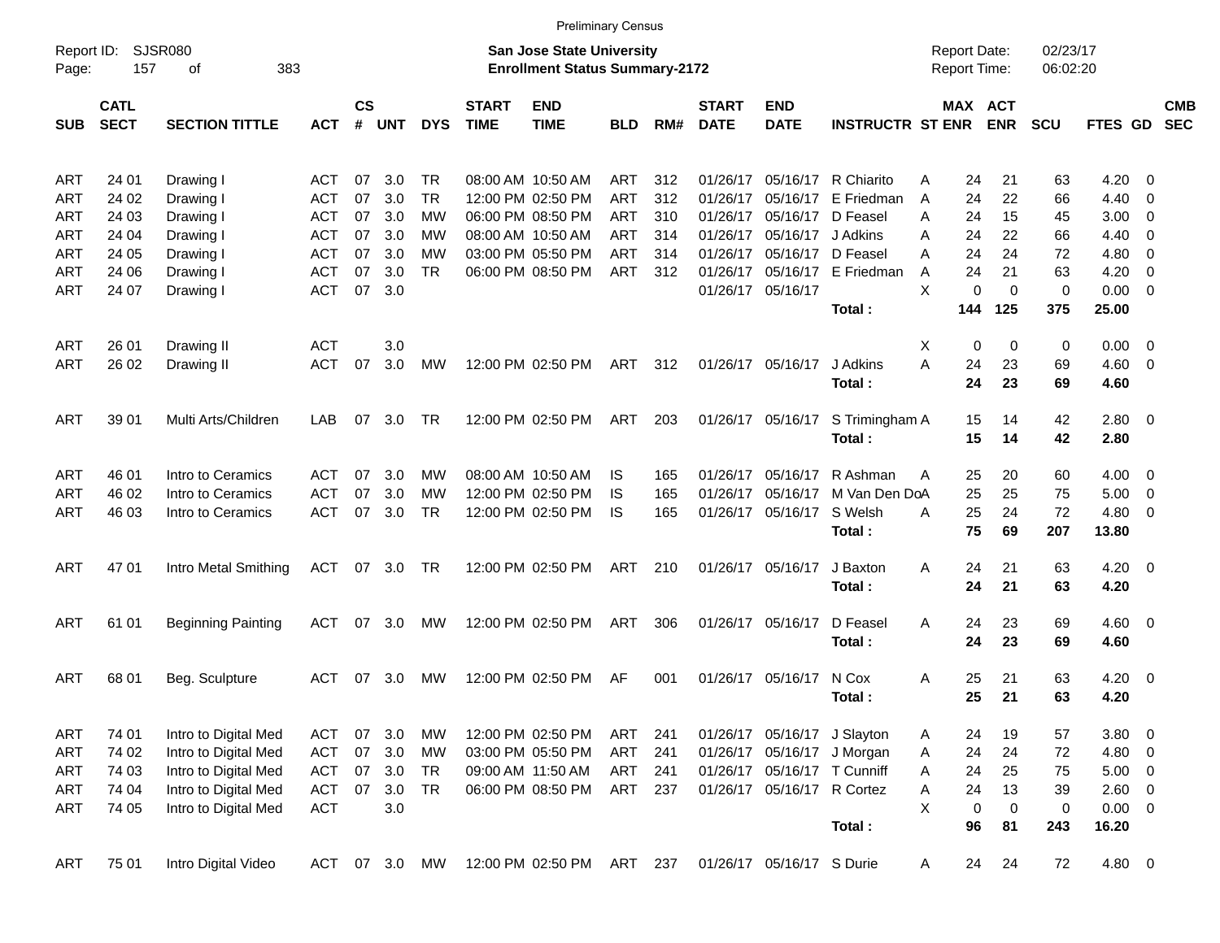Preliminary Census

Report ID: SJSR080
Page: 157 of 383

**San Jose State University**
**Enrollment Status Summary-2172**

Report Date: 02/23/17
Report Time: 06:02:20

| SUB | CATL SECT | SECTION TITTLE | ACT | CS # | UNT | DYS | START TIME | END TIME | BLD | RM# | START DATE | END DATE | INSTRUCTR | ST | MAX ENR | ACT ENR | SCU | FTES | GD | CMB SEC |
|---|---|---|---|---|---|---|---|---|---|---|---|---|---|---|---|---|---|---|---|---|
| ART | 24 01 | Drawing I | ACT | 07 | 3.0 | TR | 08:00 AM | 10:50 AM | ART | 312 | 01/26/17 | 05/16/17 | R Chiarito | A | 24 | 21 | 63 | 4.20 | 0 | |
| ART | 24 02 | Drawing I | ACT | 07 | 3.0 | TR | 12:00 PM | 02:50 PM | ART | 312 | 01/26/17 | 05/16/17 | E Friedman | A | 24 | 22 | 66 | 4.40 | 0 | |
| ART | 24 03 | Drawing I | ACT | 07 | 3.0 | MW | 06:00 PM | 08:50 PM | ART | 310 | 01/26/17 | 05/16/17 | D Feasel | A | 24 | 15 | 45 | 3.00 | 0 | |
| ART | 24 04 | Drawing I | ACT | 07 | 3.0 | MW | 08:00 AM | 10:50 AM | ART | 314 | 01/26/17 | 05/16/17 | J Adkins | A | 24 | 22 | 66 | 4.40 | 0 | |
| ART | 24 05 | Drawing I | ACT | 07 | 3.0 | MW | 03:00 PM | 05:50 PM | ART | 314 | 01/26/17 | 05/16/17 | D Feasel | A | 24 | 24 | 72 | 4.80 | 0 | |
| ART | 24 06 | Drawing I | ACT | 07 | 3.0 | TR | 06:00 PM | 08:50 PM | ART | 312 | 01/26/17 | 05/16/17 | E Friedman | A | 24 | 21 | 63 | 4.20 | 0 | |
| ART | 24 07 | Drawing I | ACT | 07 | 3.0 | | | | | | 01/26/17 | 05/16/17 | | X | 0 | 0 | 0 | 0.00 | 0 | |
| | | | | | | | | | | | | | **Total :** | | **144** | **125** | **375** | **25.00** | | |
| ART | 26 01 | Drawing II | ACT | | 3.0 | | | | | | | | | X | 0 | 0 | 0 | 0.00 | 0 | |
| ART | 26 02 | Drawing II | ACT | 07 | 3.0 | MW | 12:00 PM | 02:50 PM | ART | 312 | 01/26/17 | 05/16/17 | J Adkins | A | 24 | 23 | 69 | 4.60 | 0 | |
| | | | | | | | | | | | | | **Total :** | | **24** | **23** | **69** | **4.60** | | |
| ART | 39 01 | Multi Arts/Children | LAB | 07 | 3.0 | TR | 12:00 PM | 02:50 PM | ART | 203 | 01/26/17 | 05/16/17 | S Trimingham | A | 15 | 14 | 42 | 2.80 | 0 | |
| | | | | | | | | | | | | | **Total :** | | **15** | **14** | **42** | **2.80** | | |
| ART | 46 01 | Intro to Ceramics | ACT | 07 | 3.0 | MW | 08:00 AM | 10:50 AM | IS | 165 | 01/26/17 | 05/16/17 | R Ashman | A | 25 | 20 | 60 | 4.00 | 0 | |
| ART | 46 02 | Intro to Ceramics | ACT | 07 | 3.0 | MW | 12:00 PM | 02:50 PM | IS | 165 | 01/26/17 | 05/16/17 | M Van Den Do | A | 25 | 25 | 75 | 5.00 | 0 | |
| ART | 46 03 | Intro to Ceramics | ACT | 07 | 3.0 | TR | 12:00 PM | 02:50 PM | IS | 165 | 01/26/17 | 05/16/17 | S Welsh | A | 25 | 24 | 72 | 4.80 | 0 | |
| | | | | | | | | | | | | | **Total :** | | **75** | **69** | **207** | **13.80** | | |
| ART | 47 01 | Intro Metal Smithing | ACT | 07 | 3.0 | TR | 12:00 PM | 02:50 PM | ART | 210 | 01/26/17 | 05/16/17 | J Baxton | A | 24 | 21 | 63 | 4.20 | 0 | |
| | | | | | | | | | | | | | **Total :** | | **24** | **21** | **63** | **4.20** | | |
| ART | 61 01 | Beginning Painting | ACT | 07 | 3.0 | MW | 12:00 PM | 02:50 PM | ART | 306 | 01/26/17 | 05/16/17 | D Feasel | A | 24 | 23 | 69 | 4.60 | 0 | |
| | | | | | | | | | | | | | **Total :** | | **24** | **23** | **69** | **4.60** | | |
| ART | 68 01 | Beg. Sculpture | ACT | 07 | 3.0 | MW | 12:00 PM | 02:50 PM | AF | 001 | 01/26/17 | 05/16/17 | N Cox | A | 25 | 21 | 63 | 4.20 | 0 | |
| | | | | | | | | | | | | | **Total :** | | **25** | **21** | **63** | **4.20** | | |
| ART | 74 01 | Intro to Digital Med | ACT | 07 | 3.0 | MW | 12:00 PM | 02:50 PM | ART | 241 | 01/26/17 | 05/16/17 | J Slayton | A | 24 | 19 | 57 | 3.80 | 0 | |
| ART | 74 02 | Intro to Digital Med | ACT | 07 | 3.0 | MW | 03:00 PM | 05:50 PM | ART | 241 | 01/26/17 | 05/16/17 | J Morgan | A | 24 | 24 | 72 | 4.80 | 0 | |
| ART | 74 03 | Intro to Digital Med | ACT | 07 | 3.0 | TR | 09:00 AM | 11:50 AM | ART | 241 | 01/26/17 | 05/16/17 | T Cunniff | A | 24 | 25 | 75 | 5.00 | 0 | |
| ART | 74 04 | Intro to Digital Med | ACT | 07 | 3.0 | TR | 06:00 PM | 08:50 PM | ART | 237 | 01/26/17 | 05/16/17 | R Cortez | A | 24 | 13 | 39 | 2.60 | 0 | |
| ART | 74 05 | Intro to Digital Med | ACT | | 3.0 | | | | | | | | | X | 0 | 0 | 0 | 0.00 | 0 | |
| | | | | | | | | | | | | | **Total :** | | **96** | **81** | **243** | **16.20** | | |
| ART | 75 01 | Intro Digital Video | ACT | 07 | 3.0 | MW | 12:00 PM | 02:50 PM | ART | 237 | 01/26/17 | 05/16/17 | S Durie | A | 24 | 24 | 72 | 4.80 | 0 | |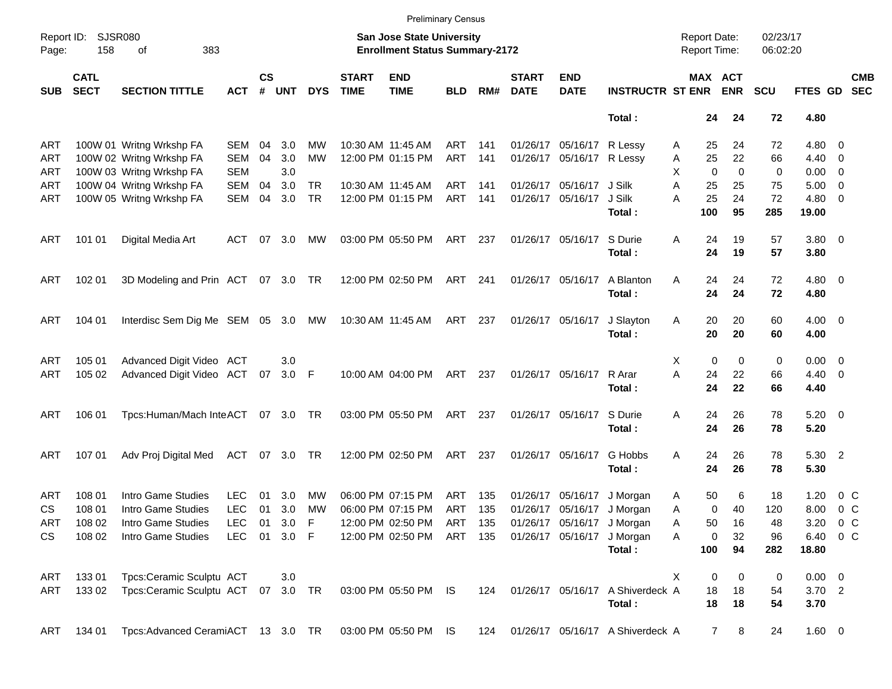Preliminary Census

Report ID: SJSR080
Page: 158 of 383

**San Jose State University**
**Enrollment Status Summary-2172**

Report Date: 02/23/17
Report Time: 06:02:20

| SUB | CATL SECT | SECTION TITTLE | ACT | CS # | UNT | DYS | START TIME | END TIME | BLD | RM# | START DATE | END DATE | INSTRUCTR | ST | MAX ENR | ACT ENR | SCU | FTES | GD | CMB SEC |
|---|---|---|---|---|---|---|---|---|---|---|---|---|---|---|---|---|---|---|---|---|
| | | | | | | | | | | | | | **Total :** | | **24** | **24** | **72** | **4.80** | | |
| ART | 100W 01 | Writng Wrkshp FA | SEM | 04 | 3.0 | MW | 10:30 AM | 11:45 AM | ART | 141 | 01/26/17 | 05/16/17 | R Lessy | A | 25 | 24 | 72 | 4.80 | 0 | |
| ART | 100W 02 | Writng Wrkshp FA | SEM | 04 | 3.0 | MW | 12:00 PM | 01:15 PM | ART | 141 | 01/26/17 | 05/16/17 | R Lessy | A | 25 | 22 | 66 | 4.40 | 0 | |
| ART | 100W 03 | Writng Wrkshp FA | SEM | | 3.0 | | | | | | | | | X | 0 | 0 | 0 | 0.00 | 0 | |
| ART | 100W 04 | Writng Wrkshp FA | SEM | 04 | 3.0 | TR | 10:30 AM | 11:45 AM | ART | 141 | 01/26/17 | 05/16/17 | J Silk | A | 25 | 25 | 75 | 5.00 | 0 | |
| ART | 100W 05 | Writng Wrkshp FA | SEM | 04 | 3.0 | TR | 12:00 PM | 01:15 PM | ART | 141 | 01/26/17 | 05/16/17 | J Silk | A | 25 | 24 | 72 | 4.80 | 0 | |
| | | | | | | | | | | | | | **Total :** | | **100** | **95** | **285** | **19.00** | | |
| ART | 101 01 | Digital Media Art | ACT | 07 | 3.0 | MW | 03:00 PM | 05:50 PM | ART | 237 | 01/26/17 | 05/16/17 | S Durie | A | 24 | 19 | 57 | 3.80 | 0 | |
| | | | | | | | | | | | | | **Total :** | | **24** | **19** | **57** | **3.80** | | |
| ART | 102 01 | 3D Modeling and Prin | ACT | 07 | 3.0 | TR | 12:00 PM | 02:50 PM | ART | 241 | 01/26/17 | 05/16/17 | A Blanton | A | 24 | 24 | 72 | 4.80 | 0 | |
| | | | | | | | | | | | | | **Total :** | | **24** | **24** | **72** | **4.80** | | |
| ART | 104 01 | Interdisc Sem Dig Me | SEM | 05 | 3.0 | MW | 10:30 AM | 11:45 AM | ART | 237 | 01/26/17 | 05/16/17 | J Slayton | A | 20 | 20 | 60 | 4.00 | 0 | |
| | | | | | | | | | | | | | **Total :** | | **20** | **20** | **60** | **4.00** | | |
| ART | 105 01 | Advanced Digit Video | ACT | | 3.0 | | | | | | | | | X | 0 | 0 | 0 | 0.00 | 0 | |
| ART | 105 02 | Advanced Digit Video | ACT | 07 | 3.0 | F | 10:00 AM | 04:00 PM | ART | 237 | 01/26/17 | 05/16/17 | R Arar | A | 24 | 22 | 66 | 4.40 | 0 | |
| | | | | | | | | | | | | | **Total :** | | **24** | **22** | **66** | **4.40** | | |
| ART | 106 01 | Tpcs:Human/Mach Inte | ACT | 07 | 3.0 | TR | 03:00 PM | 05:50 PM | ART | 237 | 01/26/17 | 05/16/17 | S Durie | A | 24 | 26 | 78 | 5.20 | 0 | |
| | | | | | | | | | | | | | **Total :** | | **24** | **26** | **78** | **5.20** | | |
| ART | 107 01 | Adv Proj Digital Med | ACT | 07 | 3.0 | TR | 12:00 PM | 02:50 PM | ART | 237 | 01/26/17 | 05/16/17 | G Hobbs | A | 24 | 26 | 78 | 5.30 | 2 | |
| | | | | | | | | | | | | | **Total :** | | **24** | **26** | **78** | **5.30** | | |
| ART | 108 01 | Intro Game Studies | LEC | 01 | 3.0 | MW | 06:00 PM | 07:15 PM | ART | 135 | 01/26/17 | 05/16/17 | J Morgan | A | 50 | 6 | 18 | 1.20 | 0 | C |
| CS | 108 01 | Intro Game Studies | LEC | 01 | 3.0 | MW | 06:00 PM | 07:15 PM | ART | 135 | 01/26/17 | 05/16/17 | J Morgan | A | 0 | 40 | 120 | 8.00 | 0 | C |
| ART | 108 02 | Intro Game Studies | LEC | 01 | 3.0 | F | 12:00 PM | 02:50 PM | ART | 135 | 01/26/17 | 05/16/17 | J Morgan | A | 50 | 16 | 48 | 3.20 | 0 | C |
| CS | 108 02 | Intro Game Studies | LEC | 01 | 3.0 | F | 12:00 PM | 02:50 PM | ART | 135 | 01/26/17 | 05/16/17 | J Morgan | A | 0 | 32 | 96 | 6.40 | 0 | C |
| | | | | | | | | | | | | | **Total :** | | **100** | **94** | **282** | **18.80** | | |
| ART | 133 01 | Tpcs:Ceramic Sculptu | ACT | | 3.0 | | | | | | | | | X | 0 | 0 | 0 | 0.00 | 0 | |
| ART | 133 02 | Tpcs:Ceramic Sculptu | ACT | 07 | 3.0 | TR | 03:00 PM | 05:50 PM | IS | 124 | 01/26/17 | 05/16/17 | A Shiverdeck | A | 18 | 18 | 54 | 3.70 | 2 | |
| | | | | | | | | | | | | | **Total :** | | **18** | **18** | **54** | **3.70** | | |
| ART | 134 01 | Tpcs:Advanced Cerami | ACT | 13 | 3.0 | TR | 03:00 PM | 05:50 PM | IS | 124 | 01/26/17 | 05/16/17 | A Shiverdeck | A | 7 | 8 | 24 | 1.60 | 0 | |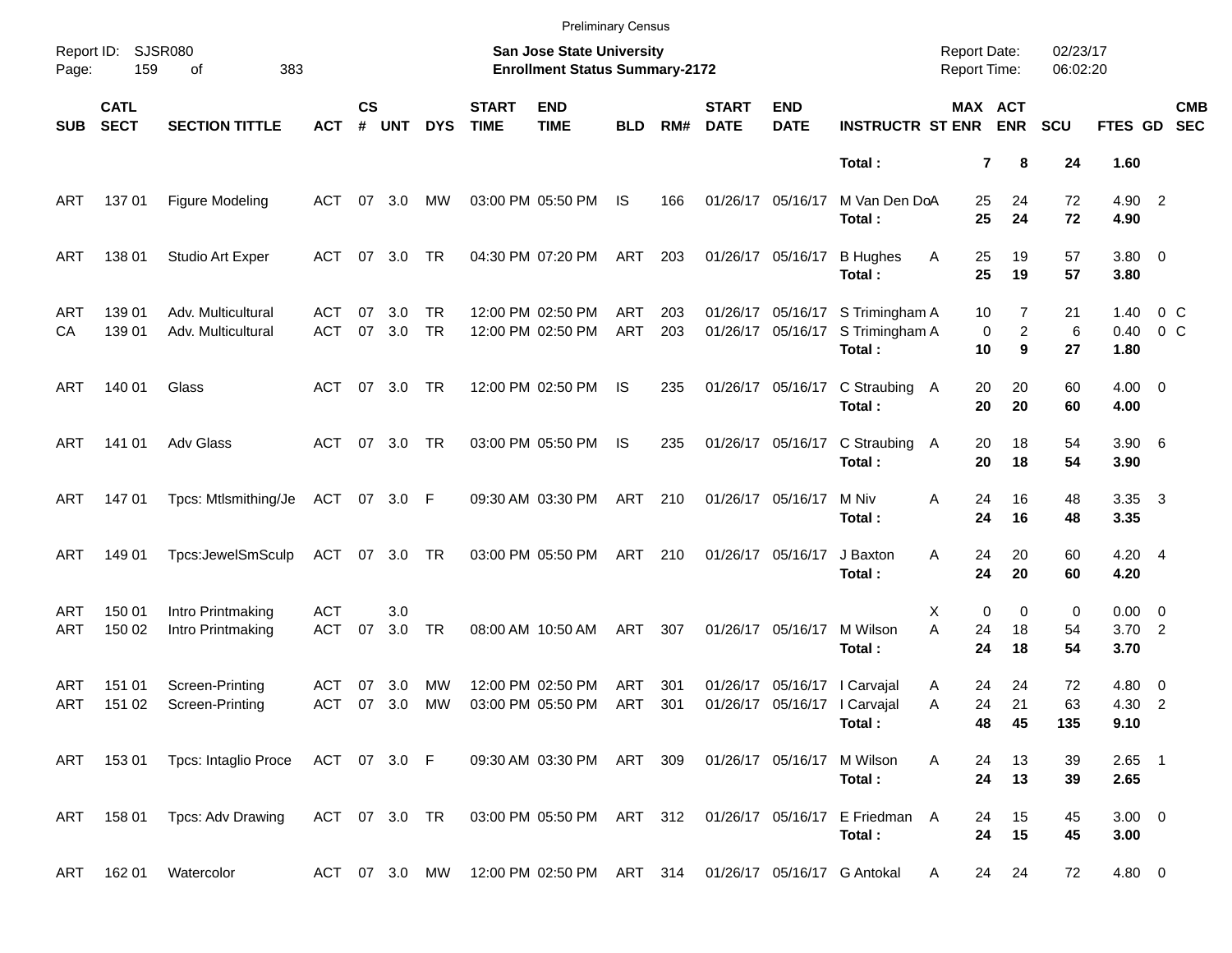Preliminary Census

Report ID: SJSR080
San Jose State University
Enrollment Status Summary-2172
Report Date: 02/23/17
Report Time: 06:02:20

| SUB | CATL SECT | SECTION TITTLE | ACT | CS # | UNT | DYS | START TIME | END TIME | BLD | RM# | START DATE | END DATE | INSTRUCTR | ST | MAX ENR | ACT ENR | SCU | FTES | GD | CMB SEC |
|---|---|---|---|---|---|---|---|---|---|---|---|---|---|---|---|---|---|---|---|---|
| | | | | | | | | | | | | | **Total :** | | **7** | **8** | **24** | **1.60** | | |
| ART | 137 01 | Figure Modeling | ACT | 07 | 3.0 | MW | 03:00 PM | 05:50 PM | IS | 166 | 01/26/17 | 05/16/17 | M Van Den Do | A | 25 | 24 | 72 | 4.90 | 2 | |
| | | | | | | | | | | | | | **Total :** | | **25** | **24** | **72** | **4.90** | | |
| ART | 138 01 | Studio Art Exper | ACT | 07 | 3.0 | TR | 04:30 PM | 07:20 PM | ART | 203 | 01/26/17 | 05/16/17 | B Hughes | A | 25 | 19 | 57 | 3.80 | 0 | |
| | | | | | | | | | | | | | **Total :** | | **25** | **19** | **57** | **3.80** | | |
| ART | 139 01 | Adv. Multicultural | ACT | 07 | 3.0 | TR | 12:00 PM | 02:50 PM | ART | 203 | 01/26/17 | 05/16/17 | S Trimingham | A | 10 | 7 | 21 | 1.40 | 0 | C |
| CA | 139 01 | Adv. Multicultural | ACT | 07 | 3.0 | TR | 12:00 PM | 02:50 PM | ART | 203 | 01/26/17 | 05/16/17 | S Trimingham | A | 0 | 2 | 6 | 0.40 | 0 | C |
| | | | | | | | | | | | | | **Total :** | | **10** | **9** | **27** | **1.80** | | |
| ART | 140 01 | Glass | ACT | 07 | 3.0 | TR | 12:00 PM | 02:50 PM | IS | 235 | 01/26/17 | 05/16/17 | C Straubing | A | 20 | 20 | 60 | 4.00 | 0 | |
| | | | | | | | | | | | | | **Total :** | | **20** | **20** | **60** | **4.00** | | |
| ART | 141 01 | Adv Glass | ACT | 07 | 3.0 | TR | 03:00 PM | 05:50 PM | IS | 235 | 01/26/17 | 05/16/17 | C Straubing | A | 20 | 18 | 54 | 3.90 | 6 | |
| | | | | | | | | | | | | | **Total :** | | **20** | **18** | **54** | **3.90** | | |
| ART | 147 01 | Tpcs: Mtlsmithing/Je | ACT | 07 | 3.0 | F | 09:30 AM | 03:30 PM | ART | 210 | 01/26/17 | 05/16/17 | M Niv | A | 24 | 16 | 48 | 3.35 | 3 | |
| | | | | | | | | | | | | | **Total :** | | **24** | **16** | **48** | **3.35** | | |
| ART | 149 01 | Tpcs:JewelSmSculp | ACT | 07 | 3.0 | TR | 03:00 PM | 05:50 PM | ART | 210 | 01/26/17 | 05/16/17 | J Baxton | A | 24 | 20 | 60 | 4.20 | 4 | |
| | | | | | | | | | | | | | **Total :** | | **24** | **20** | **60** | **4.20** | | |
| ART | 150 01 | Intro Printmaking | ACT | | 3.0 | | | | | | | | | X | 0 | 0 | 0 | 0.00 | 0 | |
| ART | 150 02 | Intro Printmaking | ACT | 07 | 3.0 | TR | 08:00 AM | 10:50 AM | ART | 307 | 01/26/17 | 05/16/17 | M Wilson | A | 24 | 18 | 54 | 3.70 | 2 | |
| | | | | | | | | | | | | | **Total :** | | **24** | **18** | **54** | **3.70** | | |
| ART | 151 01 | Screen-Printing | ACT | 07 | 3.0 | MW | 12:00 PM | 02:50 PM | ART | 301 | 01/26/17 | 05/16/17 | I Carvajal | A | 24 | 24 | 72 | 4.80 | 0 | |
| ART | 151 02 | Screen-Printing | ACT | 07 | 3.0 | MW | 03:00 PM | 05:50 PM | ART | 301 | 01/26/17 | 05/16/17 | I Carvajal | A | 24 | 21 | 63 | 4.30 | 2 | |
| | | | | | | | | | | | | | **Total :** | | **48** | **45** | **135** | **9.10** | | |
| ART | 153 01 | Tpcs: Intaglio Proce | ACT | 07 | 3.0 | F | 09:30 AM | 03:30 PM | ART | 309 | 01/26/17 | 05/16/17 | M Wilson | A | 24 | 13 | 39 | 2.65 | 1 | |
| | | | | | | | | | | | | | **Total :** | | **24** | **13** | **39** | **2.65** | | |
| ART | 158 01 | Tpcs: Adv Drawing | ACT | 07 | 3.0 | TR | 03:00 PM | 05:50 PM | ART | 312 | 01/26/17 | 05/16/17 | E Friedman | A | 24 | 15 | 45 | 3.00 | 0 | |
| | | | | | | | | | | | | | **Total :** | | **24** | **15** | **45** | **3.00** | | |
| ART | 162 01 | Watercolor | ACT | 07 | 3.0 | MW | 12:00 PM | 02:50 PM | ART | 314 | 01/26/17 | 05/16/17 | G Antokal | A | 24 | 24 | 72 | 4.80 | 0 | |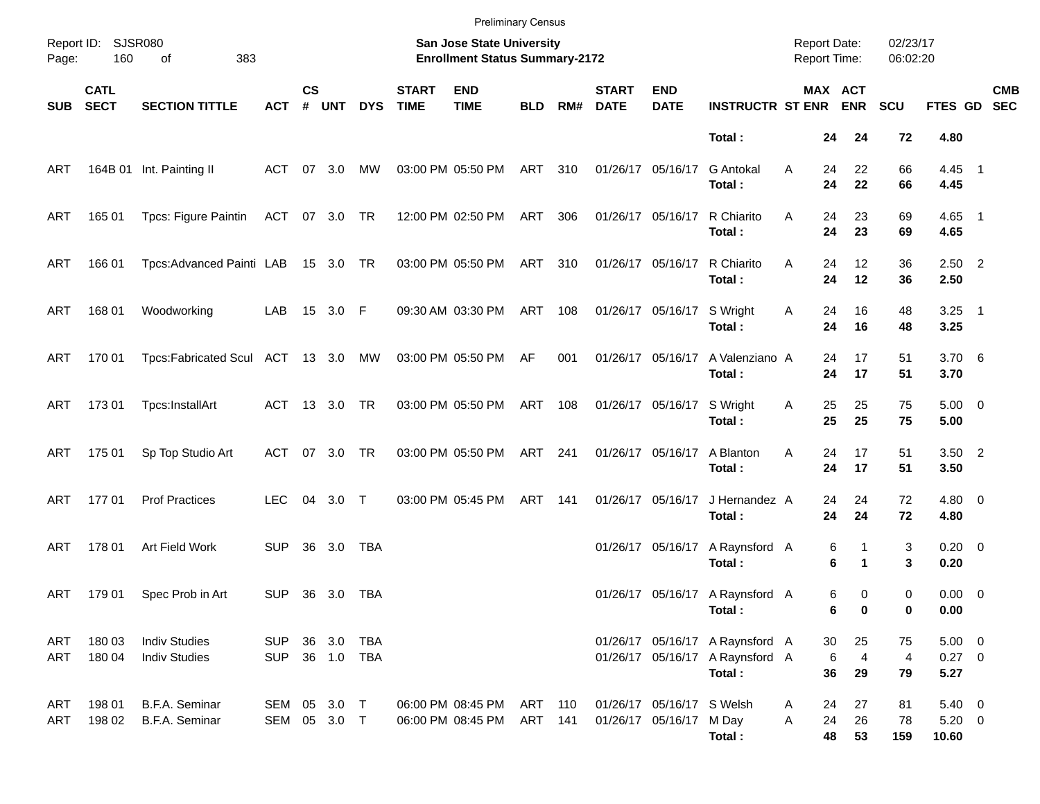Preliminary Census

Report ID: SJSR080
Page: 160 of 383

**San Jose State University**
**Enrollment Status Summary-2172**

Report Date: 02/23/17
Report Time: 06:02:20

| SUB | CATL SECT | SECTION TITTLE | ACT | CS # | UNT | DYS | START TIME | END TIME | BLD | RM# | START DATE | END DATE | INSTRUCTR | ST | MAX ENR | ACT ENR | SCU | FTES | GD | CMB SEC |
|---|---|---|---|---|---|---|---|---|---|---|---|---|---|---|---|---|---|---|---|---|
| | | | | | | | | | | | | | **Total :** | | **24** | **24** | **72** | **4.80** | | |
| ART | 164B 01 | Int. Painting II | ACT | 07 | 3.0 | MW | 03:00 PM | 05:50 PM | ART | 310 | 01/26/17 | 05/16/17 | G Antokal | A | 24 | 22 | 66 | 4.45 | 1 | |
| | | | | | | | | | | | | | **Total :** | | **24** | **22** | **66** | **4.45** | | |
| ART | 165 01 | Tpcs: Figure Paintin | ACT | 07 | 3.0 | TR | 12:00 PM | 02:50 PM | ART | 306 | 01/26/17 | 05/16/17 | R Chiarito | A | 24 | 23 | 69 | 4.65 | 1 | |
| | | | | | | | | | | | | | **Total :** | | **24** | **23** | **69** | **4.65** | | |
| ART | 166 01 | Tpcs:Advanced Painti | LAB | 15 | 3.0 | TR | 03:00 PM | 05:50 PM | ART | 310 | 01/26/17 | 05/16/17 | R Chiarito | A | 24 | 12 | 36 | 2.50 | 2 | |
| | | | | | | | | | | | | | **Total :** | | **24** | **12** | **36** | **2.50** | | |
| ART | 168 01 | Woodworking | LAB | 15 | 3.0 | F | 09:30 AM | 03:30 PM | ART | 108 | 01/26/17 | 05/16/17 | S Wright | A | 24 | 16 | 48 | 3.25 | 1 | |
| | | | | | | | | | | | | | **Total :** | | **24** | **16** | **48** | **3.25** | | |
| ART | 170 01 | Tpcs:Fabricated Scul | ACT | 13 | 3.0 | MW | 03:00 PM | 05:50 PM | AF | 001 | 01/26/17 | 05/16/17 | A Valenziano | A | 24 | 17 | 51 | 3.70 | 6 | |
| | | | | | | | | | | | | | **Total :** | | **24** | **17** | **51** | **3.70** | | |
| ART | 173 01 | Tpcs:InstallArt | ACT | 13 | 3.0 | TR | 03:00 PM | 05:50 PM | ART | 108 | 01/26/17 | 05/16/17 | S Wright | A | 25 | 25 | 75 | 5.00 | 0 | |
| | | | | | | | | | | | | | **Total :** | | **25** | **25** | **75** | **5.00** | | |
| ART | 175 01 | Sp Top Studio Art | ACT | 07 | 3.0 | TR | 03:00 PM | 05:50 PM | ART | 241 | 01/26/17 | 05/16/17 | A Blanton | A | 24 | 17 | 51 | 3.50 | 2 | |
| | | | | | | | | | | | | | **Total :** | | **24** | **17** | **51** | **3.50** | | |
| ART | 177 01 | Prof Practices | LEC | 04 | 3.0 | T | 03:00 PM | 05:45 PM | ART | 141 | 01/26/17 | 05/16/17 | J Hernandez | A | 24 | 24 | 72 | 4.80 | 0 | |
| | | | | | | | | | | | | | **Total :** | | **24** | **24** | **72** | **4.80** | | |
| ART | 178 01 | Art Field Work | SUP | 36 | 3.0 | TBA | | | | | 01/26/17 | 05/16/17 | A Raynsford | A | 6 | 1 | 3 | 0.20 | 0 | |
| | | | | | | | | | | | | | **Total :** | | **6** | **1** | **3** | **0.20** | | |
| ART | 179 01 | Spec Prob in Art | SUP | 36 | 3.0 | TBA | | | | | 01/26/17 | 05/16/17 | A Raynsford | A | 6 | 0 | 0 | 0.00 | 0 | |
| | | | | | | | | | | | | | **Total :** | | **6** | **0** | **0** | **0.00** | | |
| ART | 180 03 | Indiv Studies | SUP | 36 | 3.0 | TBA | | | | | 01/26/17 | 05/16/17 | A Raynsford | A | 30 | 25 | 75 | 5.00 | 0 | |
| ART | 180 04 | Indiv Studies | SUP | 36 | 1.0 | TBA | | | | | 01/26/17 | 05/16/17 | A Raynsford | A | 6 | 4 | 4 | 0.27 | 0 | |
| | | | | | | | | | | | | | **Total :** | | **36** | **29** | **79** | **5.27** | | |
| ART | 198 01 | B.F.A. Seminar | SEM | 05 | 3.0 | T | 06:00 PM | 08:45 PM | ART | 110 | 01/26/17 | 05/16/17 | S Welsh | A | 24 | 27 | 81 | 5.40 | 0 | |
| ART | 198 02 | B.F.A. Seminar | SEM | 05 | 3.0 | T | 06:00 PM | 08:45 PM | ART | 141 | 01/26/17 | 05/16/17 | M Day | A | 24 | 26 | 78 | 5.20 | 0 | |
| | | | | | | | | | | | | | **Total :** | | **48** | **53** | **159** | **10.60** | | |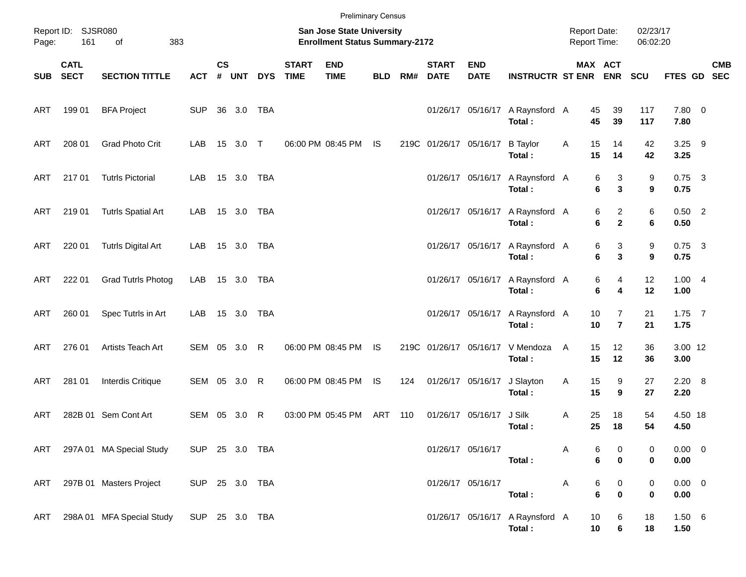Preliminary Census

Report ID: SJSR080

**San Jose State University**
**Enrollment Status Summary-2172**

Report Date: 02/23/17
Report Time: 06:02:20

| SUB | CATL SECT | SECTION TITTLE | ACT | CS # | UNT | DYS | START TIME | END TIME | BLD | RM# | START DATE | END DATE | INSTRUCTR | ST | MAX ENR | ACT ENR | SCU | FTES | GD | CMB SEC |
|---|---|---|---|---|---|---|---|---|---|---|---|---|---|---|---|---|---|---|---|---|
| ART | 199 01 | BFA Project | SUP | 36 | 3.0 | TBA | | | | | 01/26/17 | 05/16/17 | A Raynsford | A | 45 | 39 | 117 | 7.80 | 0 | |
| | | | | | | | | | | | | | **Total :** | | **45** | **39** | **117** | **7.80** | | |
| ART | 208 01 | Grad Photo Crit | LAB | 15 | 3.0 | T | 06:00 PM | 08:45 PM | IS | 219C | 01/26/17 | 05/16/17 | B Taylor | A | 15 | 14 | 42 | 3.25 | 9 | |
| | | | | | | | | | | | | | **Total :** | | **15** | **14** | **42** | **3.25** | | |
| ART | 217 01 | Tutrls Pictorial | LAB | 15 | 3.0 | TBA | | | | | 01/26/17 | 05/16/17 | A Raynsford | A | 6 | 3 | 9 | 0.75 | 3 | |
| | | | | | | | | | | | | | **Total :** | | **6** | **3** | **9** | **0.75** | | |
| ART | 219 01 | Tutrls Spatial Art | LAB | 15 | 3.0 | TBA | | | | | 01/26/17 | 05/16/17 | A Raynsford | A | 6 | 2 | 6 | 0.50 | 2 | |
| | | | | | | | | | | | | | **Total :** | | **6** | **2** | **6** | **0.50** | | |
| ART | 220 01 | Tutrls Digital Art | LAB | 15 | 3.0 | TBA | | | | | 01/26/17 | 05/16/17 | A Raynsford | A | 6 | 3 | 9 | 0.75 | 3 | |
| | | | | | | | | | | | | | **Total :** | | **6** | **3** | **9** | **0.75** | | |
| ART | 222 01 | Grad Tutrls Photog | LAB | 15 | 3.0 | TBA | | | | | 01/26/17 | 05/16/17 | A Raynsford | A | 6 | 4 | 12 | 1.00 | 4 | |
| | | | | | | | | | | | | | **Total :** | | **6** | **4** | **12** | **1.00** | | |
| ART | 260 01 | Spec Tutrls in Art | LAB | 15 | 3.0 | TBA | | | | | 01/26/17 | 05/16/17 | A Raynsford | A | 10 | 7 | 21 | 1.75 | 7 | |
| | | | | | | | | | | | | | **Total :** | | **10** | **7** | **21** | **1.75** | | |
| ART | 276 01 | Artists Teach Art | SEM | 05 | 3.0 | R | 06:00 PM | 08:45 PM | IS | 219C | 01/26/17 | 05/16/17 | V Mendoza | A | 15 | 12 | 36 | 3.00 | 12 | |
| | | | | | | | | | | | | | **Total :** | | **15** | **12** | **36** | **3.00** | | |
| ART | 281 01 | Interdis Critique | SEM | 05 | 3.0 | R | 06:00 PM | 08:45 PM | IS | 124 | 01/26/17 | 05/16/17 | J Slayton | A | 15 | 9 | 27 | 2.20 | 8 | |
| | | | | | | | | | | | | | **Total :** | | **15** | **9** | **27** | **2.20** | | |
| ART | 282B 01 | Sem Cont Art | SEM | 05 | 3.0 | R | 03:00 PM | 05:45 PM | ART | 110 | 01/26/17 | 05/16/17 | J Silk | A | 25 | 18 | 54 | 4.50 | 18 | |
| | | | | | | | | | | | | | **Total :** | | **25** | **18** | **54** | **4.50** | | |
| ART | 297A 01 | MA Special Study | SUP | 25 | 3.0 | TBA | | | | | 01/26/17 | 05/16/17 | | A | 6 | 0 | 0 | 0.00 | 0 | |
| | | | | | | | | | | | | | **Total :** | | **6** | **0** | **0** | **0.00** | | |
| ART | 297B 01 | Masters Project | SUP | 25 | 3.0 | TBA | | | | | 01/26/17 | 05/16/17 | | A | 6 | 0 | 0 | 0.00 | 0 | |
| | | | | | | | | | | | | | **Total :** | | **6** | **0** | **0** | **0.00** | | |
| ART | 298A 01 | MFA Special Study | SUP | 25 | 3.0 | TBA | | | | | 01/26/17 | 05/16/17 | A Raynsford | A | 10 | 6 | 18 | 1.50 | 6 | |
| | | | | | | | | | | | | | **Total :** | | **10** | **6** | **18** | **1.50** | | |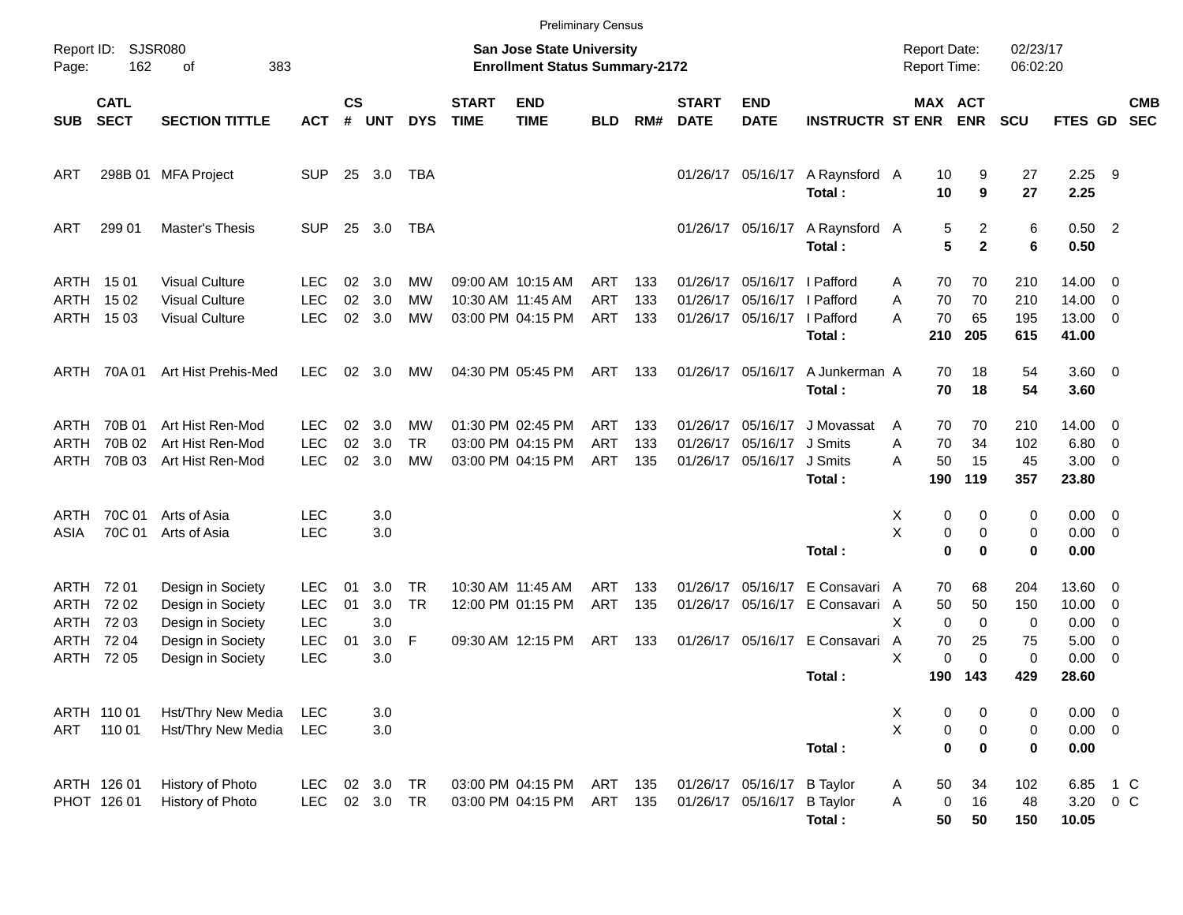Preliminary Census

Report ID: SJSR080
Page: 162 of 383

**San Jose State University**
**Enrollment Status Summary-2172**

Report Date: 02/23/17
Report Time: 06:02:20

| SUB | CATL SECT | SECTION TITTLE | ACT | CS # | UNT | DYS | START TIME | END TIME | BLD | RM# | START DATE | END DATE | INSTRUCTR | ST | MAX ENR | ACT ENR | SCU | FTES | GD | CMB SEC |
|---|---|---|---|---|---|---|---|---|---|---|---|---|---|---|---|---|---|---|---|---|
| ART | 298B 01 | MFA Project | SUP | 25 | 3.0 | TBA | | | | | 01/26/17 | 05/16/17 | A Raynsford | A | 10 | 9 | 27 | 2.25 | 9 | |
| | | | | | | | | | | | | | **Total :** | | **10** | **9** | **27** | **2.25** | | |
| ART | 299 01 | Master's Thesis | SUP | 25 | 3.0 | TBA | | | | | 01/26/17 | 05/16/17 | A Raynsford | A | 5 | 2 | 6 | 0.50 | 2 | |
| | | | | | | | | | | | | | **Total :** | | **5** | **2** | **6** | **0.50** | | |
| ARTH | 15 01 | Visual Culture | LEC | 02 | 3.0 | MW | 09:00 AM | 10:15 AM | ART | 133 | 01/26/17 | 05/16/17 | I Pafford | A | 70 | 70 | 210 | 14.00 | 0 | |
| ARTH | 15 02 | Visual Culture | LEC | 02 | 3.0 | MW | 10:30 AM | 11:45 AM | ART | 133 | 01/26/17 | 05/16/17 | I Pafford | A | 70 | 70 | 210 | 14.00 | 0 | |
| ARTH | 15 03 | Visual Culture | LEC | 02 | 3.0 | MW | 03:00 PM | 04:15 PM | ART | 133 | 01/26/17 | 05/16/17 | I Pafford | A | 70 | 65 | 195 | 13.00 | 0 | |
| | | | | | | | | | | | | | **Total :** | | **210** | **205** | **615** | **41.00** | | |
| ARTH | 70A 01 | Art Hist Prehis-Med | LEC | 02 | 3.0 | MW | 04:30 PM | 05:45 PM | ART | 133 | 01/26/17 | 05/16/17 | A Junkerman | A | 70 | 18 | 54 | 3.60 | 0 | |
| | | | | | | | | | | | | | **Total :** | | **70** | **18** | **54** | **3.60** | | |
| ARTH | 70B 01 | Art Hist Ren-Mod | LEC | 02 | 3.0 | MW | 01:30 PM | 02:45 PM | ART | 133 | 01/26/17 | 05/16/17 | J Movassat | A | 70 | 70 | 210 | 14.00 | 0 | |
| ARTH | 70B 02 | Art Hist Ren-Mod | LEC | 02 | 3.0 | TR | 03:00 PM | 04:15 PM | ART | 133 | 01/26/17 | 05/16/17 | J Smits | A | 70 | 34 | 102 | 6.80 | 0 | |
| ARTH | 70B 03 | Art Hist Ren-Mod | LEC | 02 | 3.0 | MW | 03:00 PM | 04:15 PM | ART | 135 | 01/26/17 | 05/16/17 | J Smits | A | 50 | 15 | 45 | 3.00 | 0 | |
| | | | | | | | | | | | | | **Total :** | | **190** | **119** | **357** | **23.80** | | |
| ARTH | 70C 01 | Arts of Asia | LEC | | 3.0 | | | | | | | | | X | 0 | 0 | 0 | 0.00 | 0 | |
| ASIA | 70C 01 | Arts of Asia | LEC | | 3.0 | | | | | | | | | X | 0 | 0 | 0 | 0.00 | 0 | |
| | | | | | | | | | | | | | **Total :** | | **0** | **0** | **0** | **0.00** | | |
| ARTH | 72 01 | Design in Society | LEC | 01 | 3.0 | TR | 10:30 AM | 11:45 AM | ART | 133 | 01/26/17 | 05/16/17 | E Consavari | A | 70 | 68 | 204 | 13.60 | 0 | |
| ARTH | 72 02 | Design in Society | LEC | 01 | 3.0 | TR | 12:00 PM | 01:15 PM | ART | 135 | 01/26/17 | 05/16/17 | E Consavari | A | 50 | 50 | 150 | 10.00 | 0 | |
| ARTH | 72 03 | Design in Society | LEC | | 3.0 | | | | | | | | | X | 0 | 0 | 0 | 0.00 | 0 | |
| ARTH | 72 04 | Design in Society | LEC | 01 | 3.0 | F | 09:30 AM | 12:15 PM | ART | 133 | 01/26/17 | 05/16/17 | E Consavari | A | 70 | 25 | 75 | 5.00 | 0 | |
| ARTH | 72 05 | Design in Society | LEC | | 3.0 | | | | | | | | | X | 0 | 0 | 0 | 0.00 | 0 | |
| | | | | | | | | | | | | | **Total :** | | **190** | **143** | **429** | **28.60** | | |
| ARTH | 110 01 | Hst/Thry New Media | LEC | | 3.0 | | | | | | | | | X | 0 | 0 | 0 | 0.00 | 0 | |
| ART | 110 01 | Hst/Thry New Media | LEC | | 3.0 | | | | | | | | | X | 0 | 0 | 0 | 0.00 | 0 | |
| | | | | | | | | | | | | | **Total :** | | **0** | **0** | **0** | **0.00** | | |
| ARTH | 126 01 | History of Photo | LEC | 02 | 3.0 | TR | 03:00 PM | 04:15 PM | ART | 135 | 01/26/17 | 05/16/17 | B Taylor | A | 50 | 34 | 102 | 6.85 | 1 | C |
| PHOT | 126 01 | History of Photo | LEC | 02 | 3.0 | TR | 03:00 PM | 04:15 PM | ART | 135 | 01/26/17 | 05/16/17 | B Taylor | A | 0 | 16 | 48 | 3.20 | 0 | C |
| | | | | | | | | | | | | | **Total :** | | **50** | **50** | **150** | **10.05** | | |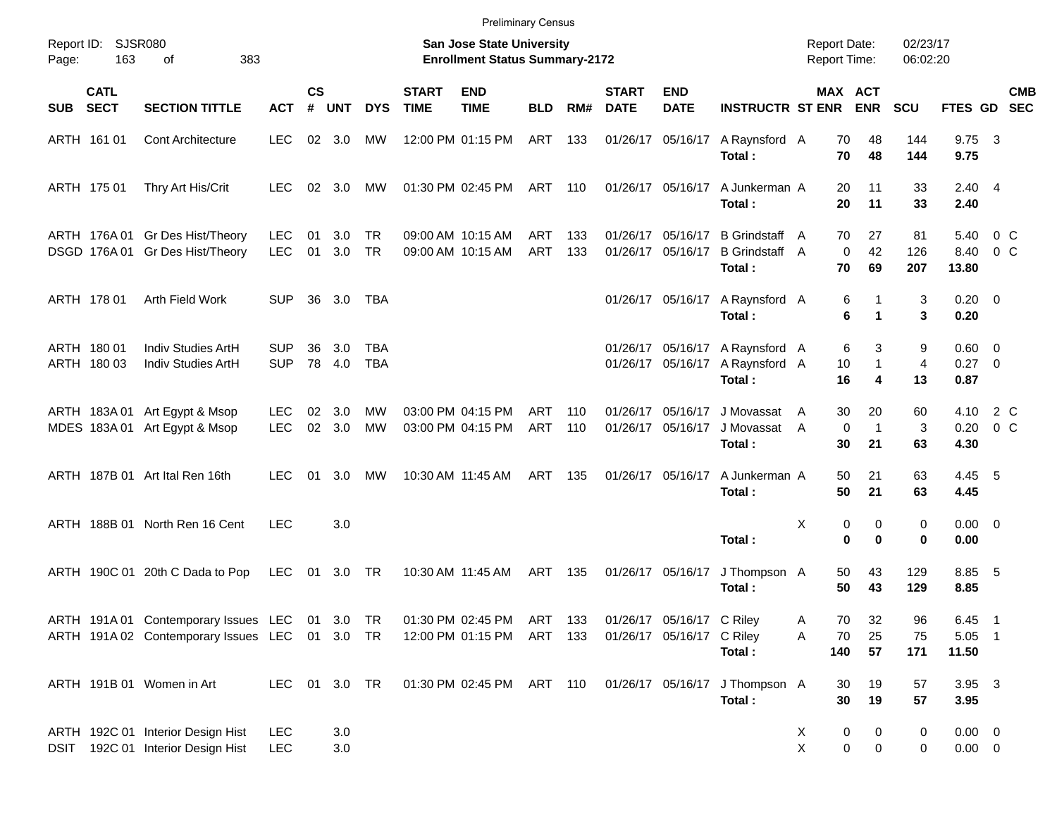Preliminary Census

Report ID: SJSR080
Page: 163 of 383

**San Jose State University**
**Enrollment Status Summary-2172**

Report Date: 02/23/17
Report Time: 06:02:20

| SUB | CATL SECT | SECTION TITTLE | ACT | CS # | UNT | DYS | START TIME | END TIME | BLD | RM# | START DATE | END DATE | INSTRUCTR | ST | MAX ENR | ACT ENR | SCU | FTES | GD | CMB SEC |
|---|---|---|---|---|---|---|---|---|---|---|---|---|---|---|---|---|---|---|---|---|
| ARTH | 161 01 | Cont Architecture | LEC | 02 | 3.0 | MW | 12:00 PM | 01:15 PM | ART | 133 | 01/26/17 | 05/16/17 | A Raynsford | A | 70 | 48 | 144 | 9.75 | 3 | |
| | | | | | | | | | | | | | **Total :** | | **70** | **48** | **144** | **9.75** | | |
| ARTH | 175 01 | Thry Art His/Crit | LEC | 02 | 3.0 | MW | 01:30 PM | 02:45 PM | ART | 110 | 01/26/17 | 05/16/17 | A Junkerman | A | 20 | 11 | 33 | 2.40 | 4 | |
| | | | | | | | | | | | | | **Total :** | | **20** | **11** | **33** | **2.40** | | |
| ARTH | 176A 01 | Gr Des Hist/Theory | LEC | 01 | 3.0 | TR | 09:00 AM | 10:15 AM | ART | 133 | 01/26/17 | 05/16/17 | B Grindstaff | A | 70 | 27 | 81 | 5.40 | 0 | C |
| DSGD | 176A 01 | Gr Des Hist/Theory | LEC | 01 | 3.0 | TR | 09:00 AM | 10:15 AM | ART | 133 | 01/26/17 | 05/16/17 | B Grindstaff | A | 0 | 42 | 126 | 8.40 | 0 | C |
| | | | | | | | | | | | | | **Total :** | | **70** | **69** | **207** | **13.80** | | |
| ARTH | 178 01 | Arth Field Work | SUP | 36 | 3.0 | TBA | | | | | 01/26/17 | 05/16/17 | A Raynsford | A | 6 | 1 | 3 | 0.20 | 0 | |
| | | | | | | | | | | | | | **Total :** | | **6** | **1** | **3** | **0.20** | | |
| ARTH | 180 01 | Indiv Studies ArtH | SUP | 36 | 3.0 | TBA | | | | | 01/26/17 | 05/16/17 | A Raynsford | A | 6 | 3 | 9 | 0.60 | 0 | |
| ARTH | 180 03 | Indiv Studies ArtH | SUP | 78 | 4.0 | TBA | | | | | 01/26/17 | 05/16/17 | A Raynsford | A | 10 | 1 | 4 | 0.27 | 0 | |
| | | | | | | | | | | | | | **Total :** | | **16** | **4** | **13** | **0.87** | | |
| ARTH | 183A 01 | Art Egypt & Msop | LEC | 02 | 3.0 | MW | 03:00 PM | 04:15 PM | ART | 110 | 01/26/17 | 05/16/17 | J Movassat | A | 30 | 20 | 60 | 4.10 | 2 | C |
| MDES | 183A 01 | Art Egypt & Msop | LEC | 02 | 3.0 | MW | 03:00 PM | 04:15 PM | ART | 110 | 01/26/17 | 05/16/17 | J Movassat | A | 0 | 1 | 3 | 0.20 | 0 | C |
| | | | | | | | | | | | | | **Total :** | | **30** | **21** | **63** | **4.30** | | |
| ARTH | 187B 01 | Art Ital Ren 16th | LEC | 01 | 3.0 | MW | 10:30 AM | 11:45 AM | ART | 135 | 01/26/17 | 05/16/17 | A Junkerman | A | 50 | 21 | 63 | 4.45 | 5 | |
| | | | | | | | | | | | | | **Total :** | | **50** | **21** | **63** | **4.45** | | |
| ARTH | 188B 01 | North Ren 16 Cent | LEC | | 3.0 | | | | | | | | | X | 0 | 0 | 0 | 0.00 | 0 | |
| | | | | | | | | | | | | | **Total :** | | **0** | **0** | **0** | **0.00** | | |
| ARTH | 190C 01 | 20th C Dada to Pop | LEC | 01 | 3.0 | TR | 10:30 AM | 11:45 AM | ART | 135 | 01/26/17 | 05/16/17 | J Thompson | A | 50 | 43 | 129 | 8.85 | 5 | |
| | | | | | | | | | | | | | **Total :** | | **50** | **43** | **129** | **8.85** | | |
| ARTH | 191A 01 | Contemporary Issues | LEC | 01 | 3.0 | TR | 01:30 PM | 02:45 PM | ART | 133 | 01/26/17 | 05/16/17 | C Riley | A | 70 | 32 | 96 | 6.45 | 1 | |
| ARTH | 191A 02 | Contemporary Issues | LEC | 01 | 3.0 | TR | 12:00 PM | 01:15 PM | ART | 133 | 01/26/17 | 05/16/17 | C Riley | A | 70 | 25 | 75 | 5.05 | 1 | |
| | | | | | | | | | | | | | **Total :** | | **140** | **57** | **171** | **11.50** | | |
| ARTH | 191B 01 | Women in Art | LEC | 01 | 3.0 | TR | 01:30 PM | 02:45 PM | ART | 110 | 01/26/17 | 05/16/17 | J Thompson | A | 30 | 19 | 57 | 3.95 | 3 | |
| | | | | | | | | | | | | | **Total :** | | **30** | **19** | **57** | **3.95** | | |
| ARTH | 192C 01 | Interior Design Hist | LEC | | 3.0 | | | | | | | | | X | 0 | 0 | 0 | 0.00 | 0 | |
| DSIT | 192C 01 | Interior Design Hist | LEC | | 3.0 | | | | | | | | | X | 0 | 0 | 0 | 0.00 | 0 | |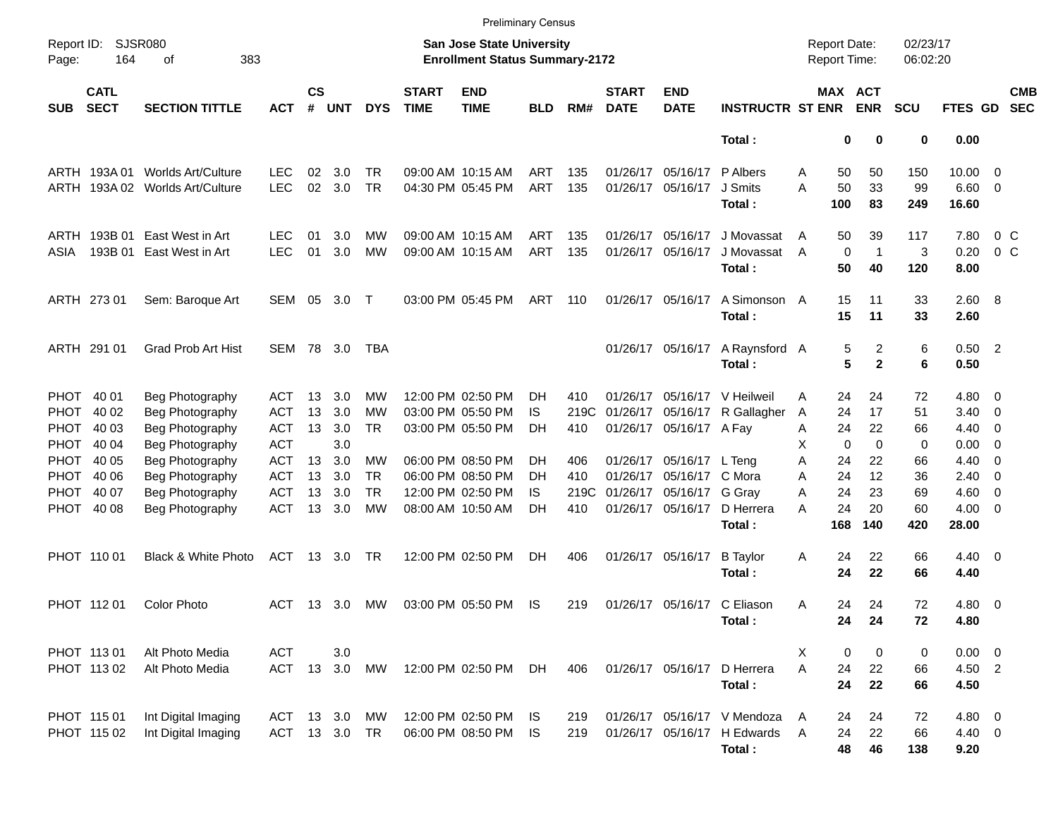Preliminary Census

Report ID: SJSR080

**San Jose State University**
**Enrollment Status Summary-2172**

Report Date: 02/23/17
Report Time: 06:02:20

| SUB | CATL SECT | SECTION TITTLE | ACT | CS # | UNT | DYS | START TIME | END TIME | BLD | RM# | START DATE | END DATE | INSTRUCTR | ST | MAX ENR | ACT ENR | SCU | FTES | GD | CMB SEC |
|---|---|---|---|---|---|---|---|---|---|---|---|---|---|---|---|---|---|---|---|---|
| | | | | | | | | | | | | | **Total :** | | **0** | **0** | **0** | **0.00** | | |
| ARTH | 193A 01 | Worlds Art/Culture | LEC | 02 | 3.0 | TR | 09:00 AM | 10:15 AM | ART | 135 | 01/26/17 | 05/16/17 | P Albers | A | 50 | 50 | 150 | 10.00 | 0 | |
| ARTH | 193A 02 | Worlds Art/Culture | LEC | 02 | 3.0 | TR | 04:30 PM | 05:45 PM | ART | 135 | 01/26/17 | 05/16/17 | J Smits | A | 50 | 33 | 99 | 6.60 | 0 | |
| | | | | | | | | | | | | | **Total :** | | **100** | **83** | **249** | **16.60** | | |
| ARTH | 193B 01 | East West in Art | LEC | 01 | 3.0 | MW | 09:00 AM | 10:15 AM | ART | 135 | 01/26/17 | 05/16/17 | J Movassat | A | 50 | 39 | 117 | 7.80 | 0 | C |
| ASIA | 193B 01 | East West in Art | LEC | 01 | 3.0 | MW | 09:00 AM | 10:15 AM | ART | 135 | 01/26/17 | 05/16/17 | J Movassat | A | 0 | 1 | 3 | 0.20 | 0 | C |
| | | | | | | | | | | | | | **Total :** | | **50** | **40** | **120** | **8.00** | | |
| ARTH | 273 01 | Sem: Baroque Art | SEM | 05 | 3.0 | T | 03:00 PM | 05:45 PM | ART | 110 | 01/26/17 | 05/16/17 | A Simonson | A | 15 | 11 | 33 | 2.60 | 8 | |
| | | | | | | | | | | | | | **Total :** | | **15** | **11** | **33** | **2.60** | | |
| ARTH | 291 01 | Grad Prob Art Hist | SEM | 78 | 3.0 | TBA | | | | | 01/26/17 | 05/16/17 | A Raynsford | A | 5 | 2 | 6 | 0.50 | 2 | |
| | | | | | | | | | | | | | **Total :** | | **5** | **2** | **6** | **0.50** | | |
| PHOT | 40 01 | Beg Photography | ACT | 13 | 3.0 | MW | 12:00 PM | 02:50 PM | DH | 410 | 01/26/17 | 05/16/17 | V Heilweil | A | 24 | 24 | 72 | 4.80 | 0 | |
| PHOT | 40 02 | Beg Photography | ACT | 13 | 3.0 | MW | 03:00 PM | 05:50 PM | IS | 219C | 01/26/17 | 05/16/17 | R Gallagher | A | 24 | 17 | 51 | 3.40 | 0 | |
| PHOT | 40 03 | Beg Photography | ACT | 13 | 3.0 | TR | 03:00 PM | 05:50 PM | DH | 410 | 01/26/17 | 05/16/17 | A Fay | A | 24 | 22 | 66 | 4.40 | 0 | |
| PHOT | 40 04 | Beg Photography | ACT | | 3.0 | | | | | | | | | X | 0 | 0 | 0 | 0.00 | 0 | |
| PHOT | 40 05 | Beg Photography | ACT | 13 | 3.0 | MW | 06:00 PM | 08:50 PM | DH | 406 | 01/26/17 | 05/16/17 | L Teng | A | 24 | 22 | 66 | 4.40 | 0 | |
| PHOT | 40 06 | Beg Photography | ACT | 13 | 3.0 | TR | 06:00 PM | 08:50 PM | DH | 410 | 01/26/17 | 05/16/17 | C Mora | A | 24 | 12 | 36 | 2.40 | 0 | |
| PHOT | 40 07 | Beg Photography | ACT | 13 | 3.0 | TR | 12:00 PM | 02:50 PM | IS | 219C | 01/26/17 | 05/16/17 | G Gray | A | 24 | 23 | 69 | 4.60 | 0 | |
| PHOT | 40 08 | Beg Photography | ACT | 13 | 3.0 | MW | 08:00 AM | 10:50 AM | DH | 410 | 01/26/17 | 05/16/17 | D Herrera | A | 24 | 20 | 60 | 4.00 | 0 | |
| | | | | | | | | | | | | | **Total :** | | **168** | **140** | **420** | **28.00** | | |
| PHOT | 110 01 | Black & White Photo | ACT | 13 | 3.0 | TR | 12:00 PM | 02:50 PM | DH | 406 | 01/26/17 | 05/16/17 | B Taylor | A | 24 | 22 | 66 | 4.40 | 0 | |
| | | | | | | | | | | | | | **Total :** | | **24** | **22** | **66** | **4.40** | | |
| PHOT | 112 01 | Color Photo | ACT | 13 | 3.0 | MW | 03:00 PM | 05:50 PM | IS | 219 | 01/26/17 | 05/16/17 | C Eliason | A | 24 | 24 | 72 | 4.80 | 0 | |
| | | | | | | | | | | | | | **Total :** | | **24** | **24** | **72** | **4.80** | | |
| PHOT | 113 01 | Alt Photo Media | ACT | | 3.0 | | | | | | | | | X | 0 | 0 | 0 | 0.00 | 0 | |
| PHOT | 113 02 | Alt Photo Media | ACT | 13 | 3.0 | MW | 12:00 PM | 02:50 PM | DH | 406 | 01/26/17 | 05/16/17 | D Herrera | A | 24 | 22 | 66 | 4.50 | 2 | |
| | | | | | | | | | | | | | **Total :** | | **24** | **22** | **66** | **4.50** | | |
| PHOT | 115 01 | Int Digital Imaging | ACT | 13 | 3.0 | MW | 12:00 PM | 02:50 PM | IS | 219 | 01/26/17 | 05/16/17 | V Mendoza | A | 24 | 24 | 72 | 4.80 | 0 | |
| PHOT | 115 02 | Int Digital Imaging | ACT | 13 | 3.0 | TR | 06:00 PM | 08:50 PM | IS | 219 | 01/26/17 | 05/16/17 | H Edwards | A | 24 | 22 | 66 | 4.40 | 0 | |
| | | | | | | | | | | | | | **Total :** | | **48** | **46** | **138** | **9.20** | | |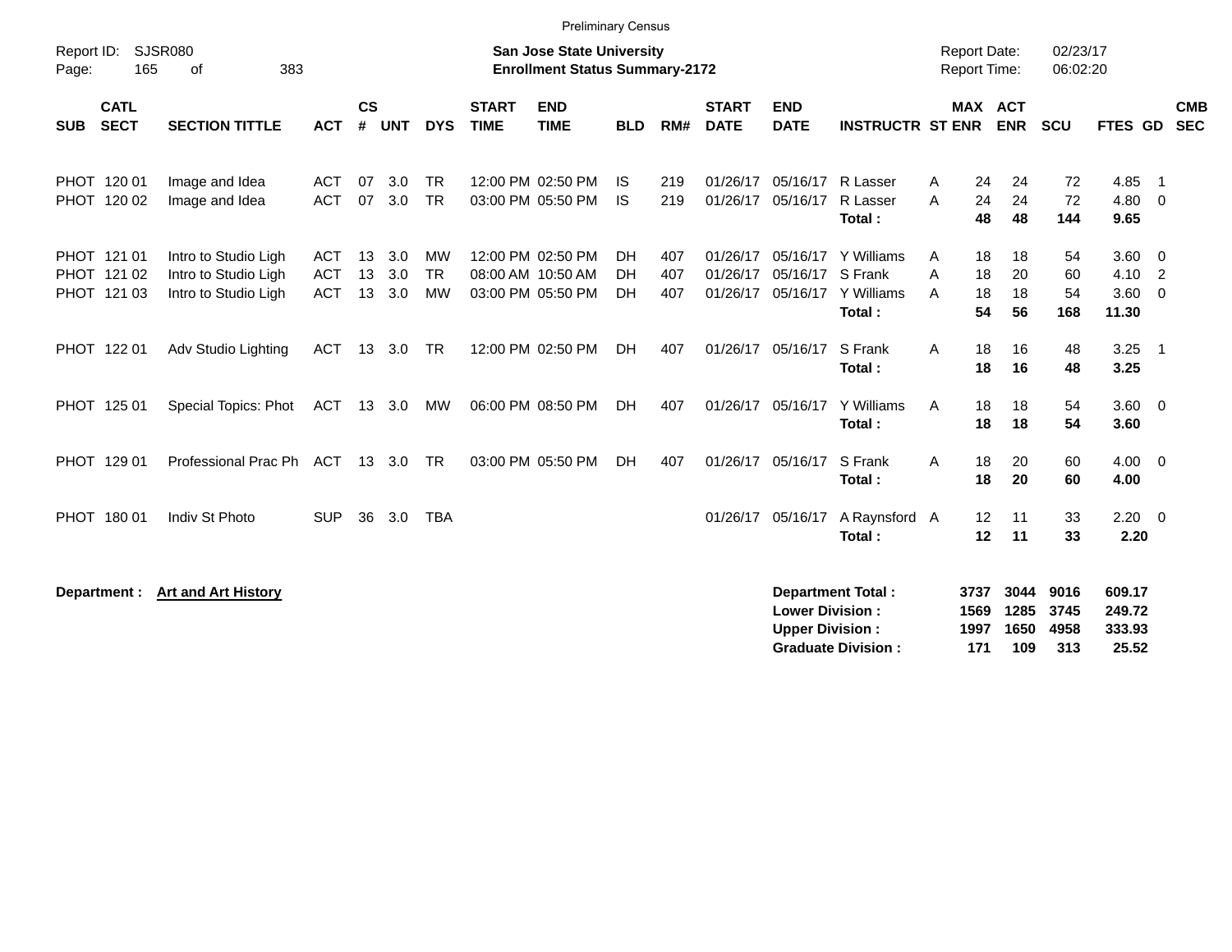Preliminary Census

Report ID: SJSR080

**San Jose State University**
**Enrollment Status Summary-2172**

Report Date: 02/23/17
Report Time: 06:02:20

| SUB | CATL SECT | SECTION TITTLE | ACT | CS # | UNT | DYS | START TIME | END TIME | BLD | RM# | START DATE | END DATE | INSTRUCTR | ST | MAX ENR | ACT ENR | SCU | FTES | GD | CMB SEC |
|---|---|---|---|---|---|---|---|---|---|---|---|---|---|---|---|---|---|---|---|---|
| PHOT | 120 01 | Image and Idea | ACT | 07 | 3.0 | TR | 12:00 PM | 02:50 PM | IS | 219 | 01/26/17 | 05/16/17 | R Lasser | A | 24 | 24 | 72 | 4.85 | 1 | |
| PHOT | 120 02 | Image and Idea | ACT | 07 | 3.0 | TR | 03:00 PM | 05:50 PM | IS | 219 | 01/26/17 | 05/16/17 | R Lasser | A | 24 | 24 | 72 | 4.80 | 0 | |
| | | | | | | | | | | | | | **Total :** | | **48** | **48** | **144** | **9.65** | | |
| PHOT | 121 01 | Intro to Studio Ligh | ACT | 13 | 3.0 | MW | 12:00 PM | 02:50 PM | DH | 407 | 01/26/17 | 05/16/17 | Y Williams | A | 18 | 18 | 54 | 3.60 | 0 | |
| PHOT | 121 02 | Intro to Studio Ligh | ACT | 13 | 3.0 | TR | 08:00 AM | 10:50 AM | DH | 407 | 01/26/17 | 05/16/17 | S Frank | A | 18 | 20 | 60 | 4.10 | 2 | |
| PHOT | 121 03 | Intro to Studio Ligh | ACT | 13 | 3.0 | MW | 03:00 PM | 05:50 PM | DH | 407 | 01/26/17 | 05/16/17 | Y Williams | A | 18 | 18 | 54 | 3.60 | 0 | |
| | | | | | | | | | | | | | **Total :** | | **54** | **56** | **168** | **11.30** | | |
| PHOT | 122 01 | Adv Studio Lighting | ACT | 13 | 3.0 | TR | 12:00 PM | 02:50 PM | DH | 407 | 01/26/17 | 05/16/17 | S Frank | A | 18 | 16 | 48 | 3.25 | 1 | |
| | | | | | | | | | | | | | **Total :** | | **18** | **16** | **48** | **3.25** | | |
| PHOT | 125 01 | Special Topics: Phot | ACT | 13 | 3.0 | MW | 06:00 PM | 08:50 PM | DH | 407 | 01/26/17 | 05/16/17 | Y Williams | A | 18 | 18 | 54 | 3.60 | 0 | |
| | | | | | | | | | | | | | **Total :** | | **18** | **18** | **54** | **3.60** | | |
| PHOT | 129 01 | Professional Prac Ph | ACT | 13 | 3.0 | TR | 03:00 PM | 05:50 PM | DH | 407 | 01/26/17 | 05/16/17 | S Frank | A | 18 | 20 | 60 | 4.00 | 0 | |
| | | | | | | | | | | | | | **Total :** | | **18** | **20** | **60** | **4.00** | | |
| PHOT | 180 01 | Indiv St Photo | SUP | 36 | 3.0 | TBA | | | | | 01/26/17 | 05/16/17 | A Raynsford | A | 12 | 11 | 33 | 2.20 | 0 | |
| | | | | | | | | | | | | | **Total :** | | **12** | **11** | **33** | **2.20** | | |

**Department :** **Art and Art History**

| | MAX ENR | ACT ENR | SCU | FTES |
|---|---|---|---|---|
| **Department Total :** | **3737** | **3044** | **9016** | **609.17** |
| **Lower Division :** | **1569** | **1285** | **3745** | **249.72** |
| **Upper Division :** | **1997** | **1650** | **4958** | **333.93** |
| **Graduate Division :** | **171** | **109** | **313** | **25.52** |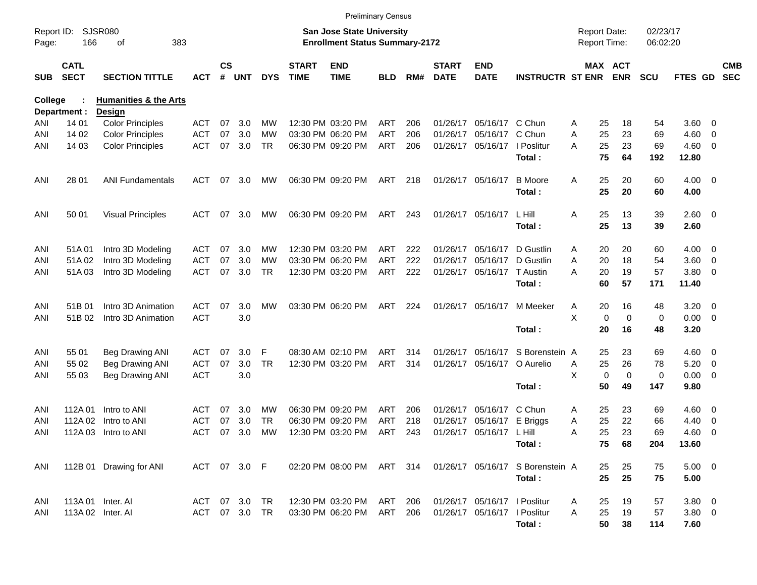Preliminary Census

Report ID: SJSR080
Page: 166 of 383

**San Jose State University**
**Enrollment Status Summary-2172**

Report Date: 02/23/17
Report Time: 06:02:20

**College : Humanities & the Arts**
**Department : Design**

| SUB | CATL SECT | SECTION TITTLE | ACT | CS # | UNT | DYS | START TIME | END TIME | BLD | RM# | START DATE | END DATE | INSTRUCTR | ST | MAX ENR | ACT ENR | SCU | FTES | GD | CMB SEC |
|---|---|---|---|---|---|---|---|---|---|---|---|---|---|---|---|---|---|---|---|---|
| ANI | 14 01 | Color Principles | ACT | 07 | 3.0 | MW | 12:30 PM | 03:20 PM | ART | 206 | 01/26/17 | 05/16/17 | C Chun | A | 25 | 18 | 54 | 3.60 | 0 | |
| ANI | 14 02 | Color Principles | ACT | 07 | 3.0 | MW | 03:30 PM | 06:20 PM | ART | 206 | 01/26/17 | 05/16/17 | C Chun | A | 25 | 23 | 69 | 4.60 | 0 | |
| ANI | 14 03 | Color Principles | ACT | 07 | 3.0 | TR | 06:30 PM | 09:20 PM | ART | 206 | 01/26/17 | 05/16/17 | I Poslitur | A | 25 | 23 | 69 | 4.60 | 0 | |
| | | | | | | | | | | | | | **Total :** | | **75** | **64** | **192** | **12.80** | | |
| ANI | 28 01 | ANI Fundamentals | ACT | 07 | 3.0 | MW | 06:30 PM | 09:20 PM | ART | 218 | 01/26/17 | 05/16/17 | B Moore | A | 25 | 20 | 60 | 4.00 | 0 | |
| | | | | | | | | | | | | | **Total :** | | **25** | **20** | **60** | **4.00** | | |
| ANI | 50 01 | Visual Principles | ACT | 07 | 3.0 | MW | 06:30 PM | 09:20 PM | ART | 243 | 01/26/17 | 05/16/17 | L Hill | A | 25 | 13 | 39 | 2.60 | 0 | |
| | | | | | | | | | | | | | **Total :** | | **25** | **13** | **39** | **2.60** | | |
| ANI | 51A 01 | Intro 3D Modeling | ACT | 07 | 3.0 | MW | 12:30 PM | 03:20 PM | ART | 222 | 01/26/17 | 05/16/17 | D Gustlin | A | 20 | 20 | 60 | 4.00 | 0 | |
| ANI | 51A 02 | Intro 3D Modeling | ACT | 07 | 3.0 | MW | 03:30 PM | 06:20 PM | ART | 222 | 01/26/17 | 05/16/17 | D Gustlin | A | 20 | 18 | 54 | 3.60 | 0 | |
| ANI | 51A 03 | Intro 3D Modeling | ACT | 07 | 3.0 | TR | 12:30 PM | 03:20 PM | ART | 222 | 01/26/17 | 05/16/17 | T Austin | A | 20 | 19 | 57 | 3.80 | 0 | |
| | | | | | | | | | | | | | **Total :** | | **60** | **57** | **171** | **11.40** | | |
| ANI | 51B 01 | Intro 3D Animation | ACT | 07 | 3.0 | MW | 03:30 PM | 06:20 PM | ART | 224 | 01/26/17 | 05/16/17 | M Meeker | A | 20 | 16 | 48 | 3.20 | 0 | |
| ANI | 51B 02 | Intro 3D Animation | ACT | | 3.0 | | | | | | | | | X | 0 | 0 | 0 | 0.00 | 0 | |
| | | | | | | | | | | | | | **Total :** | | **20** | **16** | **48** | **3.20** | | |
| ANI | 55 01 | Beg Drawing ANI | ACT | 07 | 3.0 | F | 08:30 AM | 02:10 PM | ART | 314 | 01/26/17 | 05/16/17 | S Borenstein | A | 25 | 23 | 69 | 4.60 | 0 | |
| ANI | 55 02 | Beg Drawing ANI | ACT | 07 | 3.0 | TR | 12:30 PM | 03:20 PM | ART | 314 | 01/26/17 | 05/16/17 | O Aurelio | A | 25 | 26 | 78 | 5.20 | 0 | |
| ANI | 55 03 | Beg Drawing ANI | ACT | | 3.0 | | | | | | | | | X | 0 | 0 | 0 | 0.00 | 0 | |
| | | | | | | | | | | | | | **Total :** | | **50** | **49** | **147** | **9.80** | | |
| ANI | 112A 01 | Intro to ANI | ACT | 07 | 3.0 | MW | 06:30 PM | 09:20 PM | ART | 206 | 01/26/17 | 05/16/17 | C Chun | A | 25 | 23 | 69 | 4.60 | 0 | |
| ANI | 112A 02 | Intro to ANI | ACT | 07 | 3.0 | TR | 06:30 PM | 09:20 PM | ART | 218 | 01/26/17 | 05/16/17 | E Briggs | A | 25 | 22 | 66 | 4.40 | 0 | |
| ANI | 112A 03 | Intro to ANI | ACT | 07 | 3.0 | MW | 12:30 PM | 03:20 PM | ART | 243 | 01/26/17 | 05/16/17 | L Hill | A | 25 | 23 | 69 | 4.60 | 0 | |
| | | | | | | | | | | | | | **Total :** | | **75** | **68** | **204** | **13.60** | | |
| ANI | 112B 01 | Drawing for ANI | ACT | 07 | 3.0 | F | 02:20 PM | 08:00 PM | ART | 314 | 01/26/17 | 05/16/17 | S Borenstein | A | 25 | 25 | 75 | 5.00 | 0 | |
| | | | | | | | | | | | | | **Total :** | | **25** | **25** | **75** | **5.00** | | |
| ANI | 113A 01 | Inter. AI | ACT | 07 | 3.0 | TR | 12:30 PM | 03:20 PM | ART | 206 | 01/26/17 | 05/16/17 | I Poslitur | A | 25 | 19 | 57 | 3.80 | 0 | |
| ANI | 113A 02 | Inter. AI | ACT | 07 | 3.0 | TR | 03:30 PM | 06:20 PM | ART | 206 | 01/26/17 | 05/16/17 | I Poslitur | A | 25 | 19 | 57 | 3.80 | 0 | |
| | | | | | | | | | | | | | **Total :** | | **50** | **38** | **114** | **7.60** | | |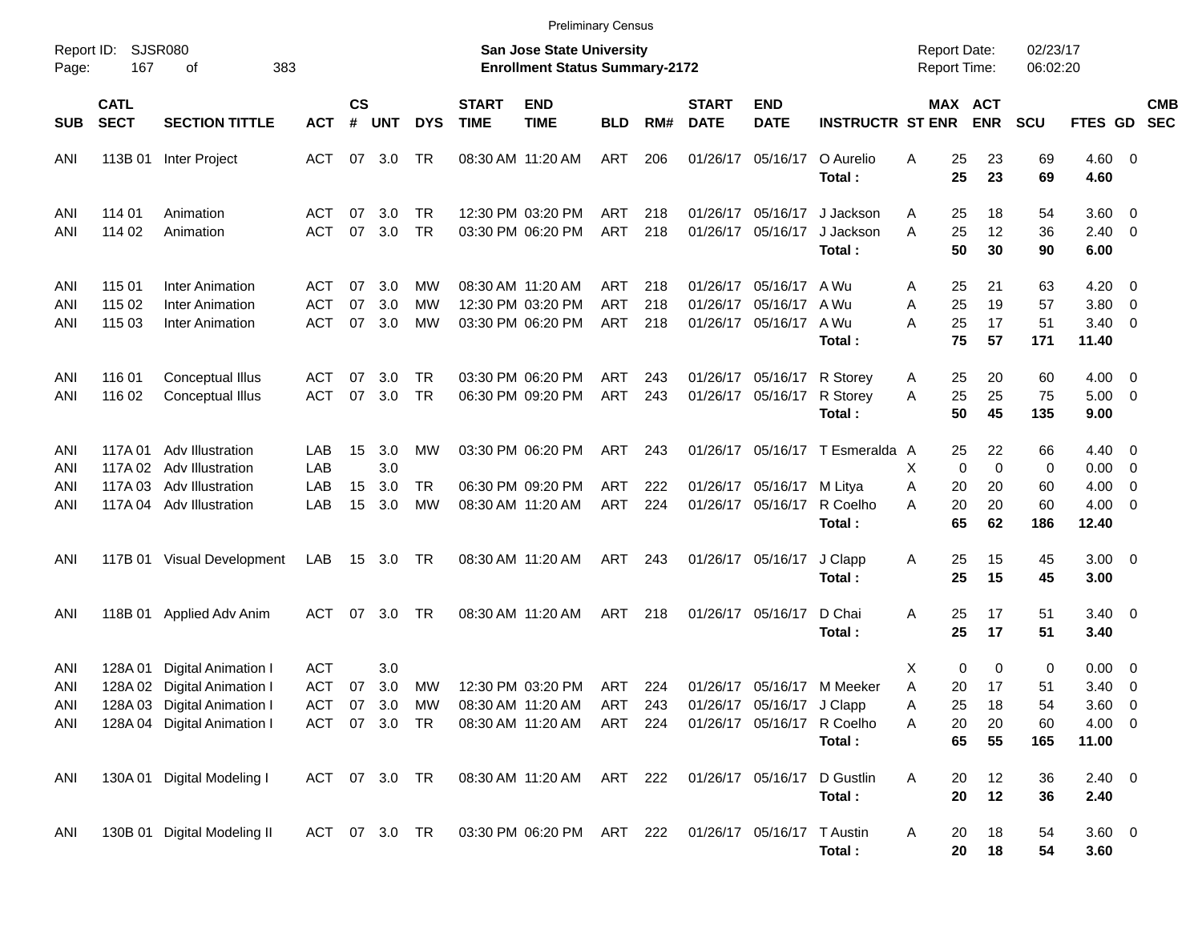Preliminary Census

Report ID: SJSR080

**San Jose State University**
**Enrollment Status Summary-2172**

Report Date: 02/23/17
Report Time: 06:02:20

| SUB | CATL SECT | SECTION TITTLE | ACT | CS # | UNT | DYS | START TIME | END TIME | BLD | RM# | START DATE | END DATE | INSTRUCTR | ST | MAX ENR | ACT ENR | SCU | FTES | GD | CMB SEC |
|---|---|---|---|---|---|---|---|---|---|---|---|---|---|---|---|---|---|---|---|---|
| ANI | 113B 01 | Inter Project | ACT | 07 | 3.0 | TR | 08:30 AM | 11:20 AM | ART | 206 | 01/26/17 | 05/16/17 | O Aurelio | A | 25 | 23 | 69 | 4.60 | 0 | |
| | | | | | | | | | | | | | **Total :** | | **25** | **23** | **69** | **4.60** | | |
| ANI | 114 01 | Animation | ACT | 07 | 3.0 | TR | 12:30 PM | 03:20 PM | ART | 218 | 01/26/17 | 05/16/17 | J Jackson | A | 25 | 18 | 54 | 3.60 | 0 | |
| ANI | 114 02 | Animation | ACT | 07 | 3.0 | TR | 03:30 PM | 06:20 PM | ART | 218 | 01/26/17 | 05/16/17 | J Jackson | A | 25 | 12 | 36 | 2.40 | 0 | |
| | | | | | | | | | | | | | **Total :** | | **50** | **30** | **90** | **6.00** | | |
| ANI | 115 01 | Inter Animation | ACT | 07 | 3.0 | MW | 08:30 AM | 11:20 AM | ART | 218 | 01/26/17 | 05/16/17 | A Wu | A | 25 | 21 | 63 | 4.20 | 0 | |
| ANI | 115 02 | Inter Animation | ACT | 07 | 3.0 | MW | 12:30 PM | 03:20 PM | ART | 218 | 01/26/17 | 05/16/17 | A Wu | A | 25 | 19 | 57 | 3.80 | 0 | |
| ANI | 115 03 | Inter Animation | ACT | 07 | 3.0 | MW | 03:30 PM | 06:20 PM | ART | 218 | 01/26/17 | 05/16/17 | A Wu | A | 25 | 17 | 51 | 3.40 | 0 | |
| | | | | | | | | | | | | | **Total :** | | **75** | **57** | **171** | **11.40** | | |
| ANI | 116 01 | Conceptual Illus | ACT | 07 | 3.0 | TR | 03:30 PM | 06:20 PM | ART | 243 | 01/26/17 | 05/16/17 | R Storey | A | 25 | 20 | 60 | 4.00 | 0 | |
| ANI | 116 02 | Conceptual Illus | ACT | 07 | 3.0 | TR | 06:30 PM | 09:20 PM | ART | 243 | 01/26/17 | 05/16/17 | R Storey | A | 25 | 25 | 75 | 5.00 | 0 | |
| | | | | | | | | | | | | | **Total :** | | **50** | **45** | **135** | **9.00** | | |
| ANI | 117A 01 | Adv Illustration | LAB | 15 | 3.0 | MW | 03:30 PM | 06:20 PM | ART | 243 | 01/26/17 | 05/16/17 | T Esmeralda | A | 25 | 22 | 66 | 4.40 | 0 | |
| ANI | 117A 02 | Adv Illustration | LAB | | 3.0 | | | | | | | | | X | 0 | 0 | 0 | 0.00 | 0 | |
| ANI | 117A 03 | Adv Illustration | LAB | 15 | 3.0 | TR | 06:30 PM | 09:20 PM | ART | 222 | 01/26/17 | 05/16/17 | M Litya | A | 20 | 20 | 60 | 4.00 | 0 | |
| ANI | 117A 04 | Adv Illustration | LAB | 15 | 3.0 | MW | 08:30 AM | 11:20 AM | ART | 224 | 01/26/17 | 05/16/17 | R Coelho | A | 20 | 20 | 60 | 4.00 | 0 | |
| | | | | | | | | | | | | | **Total :** | | **65** | **62** | **186** | **12.40** | | |
| ANI | 117B 01 | Visual Development | LAB | 15 | 3.0 | TR | 08:30 AM | 11:20 AM | ART | 243 | 01/26/17 | 05/16/17 | J Clapp | A | 25 | 15 | 45 | 3.00 | 0 | |
| | | | | | | | | | | | | | **Total :** | | **25** | **15** | **45** | **3.00** | | |
| ANI | 118B 01 | Applied Adv Anim | ACT | 07 | 3.0 | TR | 08:30 AM | 11:20 AM | ART | 218 | 01/26/17 | 05/16/17 | D Chai | A | 25 | 17 | 51 | 3.40 | 0 | |
| | | | | | | | | | | | | | **Total :** | | **25** | **17** | **51** | **3.40** | | |
| ANI | 128A 01 | Digital Animation I | ACT | | 3.0 | | | | | | | | | X | 0 | 0 | 0 | 0.00 | 0 | |
| ANI | 128A 02 | Digital Animation I | ACT | 07 | 3.0 | MW | 12:30 PM | 03:20 PM | ART | 224 | 01/26/17 | 05/16/17 | M Meeker | A | 20 | 17 | 51 | 3.40 | 0 | |
| ANI | 128A 03 | Digital Animation I | ACT | 07 | 3.0 | MW | 08:30 AM | 11:20 AM | ART | 243 | 01/26/17 | 05/16/17 | J Clapp | A | 25 | 18 | 54 | 3.60 | 0 | |
| ANI | 128A 04 | Digital Animation I | ACT | 07 | 3.0 | TR | 08:30 AM | 11:20 AM | ART | 224 | 01/26/17 | 05/16/17 | R Coelho | A | 20 | 20 | 60 | 4.00 | 0 | |
| | | | | | | | | | | | | | **Total :** | | **65** | **55** | **165** | **11.00** | | |
| ANI | 130A 01 | Digital Modeling I | ACT | 07 | 3.0 | TR | 08:30 AM | 11:20 AM | ART | 222 | 01/26/17 | 05/16/17 | D Gustlin | A | 20 | 12 | 36 | 2.40 | 0 | |
| | | | | | | | | | | | | | **Total :** | | **20** | **12** | **36** | **2.40** | | |
| ANI | 130B 01 | Digital Modeling II | ACT | 07 | 3.0 | TR | 03:30 PM | 06:20 PM | ART | 222 | 01/26/17 | 05/16/17 | T Austin | A | 20 | 18 | 54 | 3.60 | 0 | |
| | | | | | | | | | | | | | **Total :** | | **20** | **18** | **54** | **3.60** | | |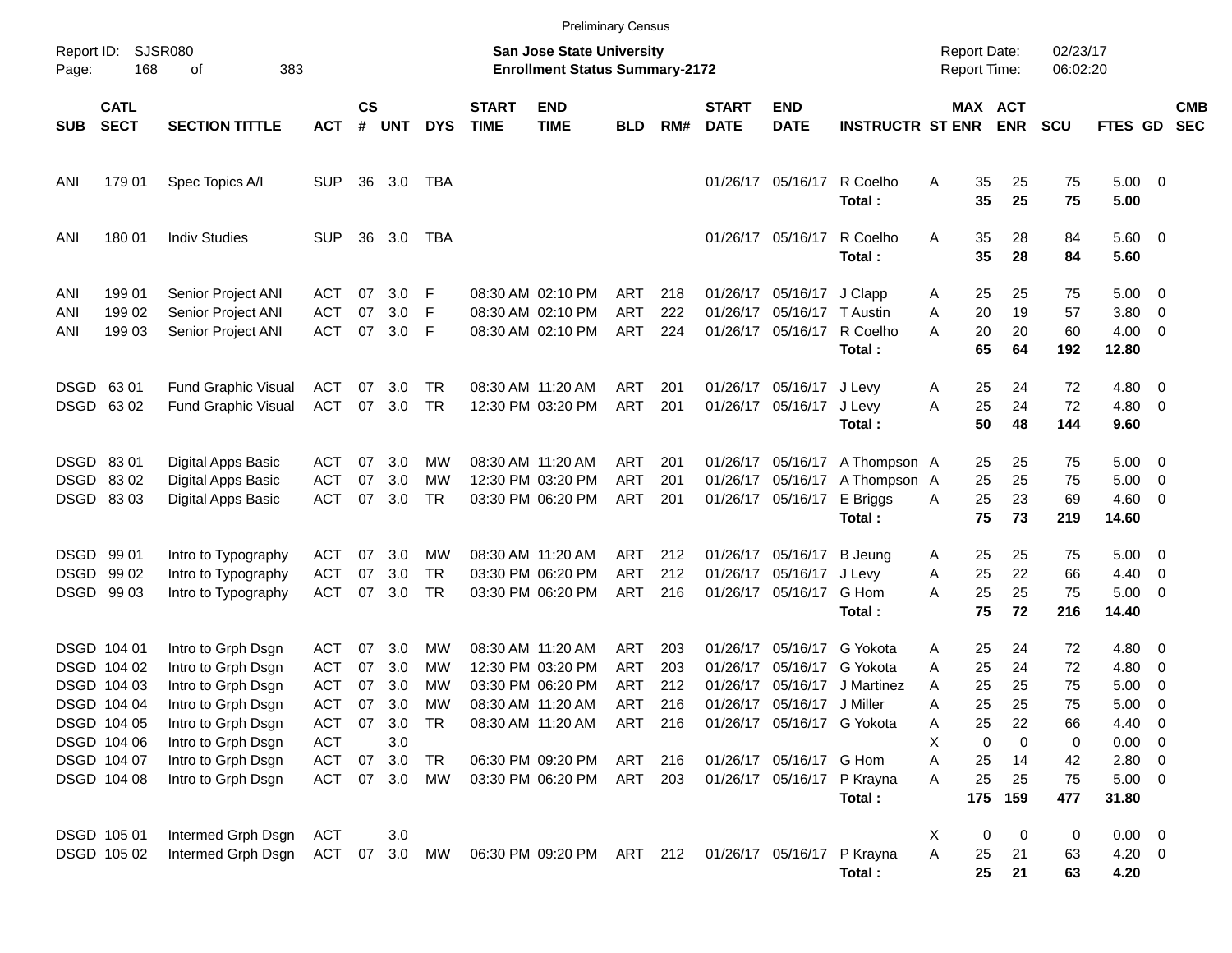Preliminary Census

Report ID: SJSR080
Page: 168 of 383

**San Jose State University**
**Enrollment Status Summary-2172**

Report Date: 02/23/17
Report Time: 06:02:20

| SUB | CATL SECT | SECTION TITTLE | ACT | CS # | UNT | DYS | START TIME | END TIME | BLD | RM# | START DATE | END DATE | INSTRUCTR | ST | MAX ENR | ACT ENR | SCU | FTES | GD | CMB SEC |
|---|---|---|---|---|---|---|---|---|---|---|---|---|---|---|---|---|---|---|---|---|
| ANI | 179 01 | Spec Topics A/I | SUP | 36 | 3.0 | TBA | | | | | 01/26/17 | 05/16/17 | R Coelho | A | 35 | 25 | 75 | 5.00 | 0 | |
| | | | | | | | | | | | | | **Total :** | | **35** | **25** | **75** | **5.00** | | |
| ANI | 180 01 | Indiv Studies | SUP | 36 | 3.0 | TBA | | | | | 01/26/17 | 05/16/17 | R Coelho | A | 35 | 28 | 84 | 5.60 | 0 | |
| | | | | | | | | | | | | | **Total :** | | **35** | **28** | **84** | **5.60** | | |
| ANI | 199 01 | Senior Project ANI | ACT | 07 | 3.0 | F | 08:30 AM | 02:10 PM | ART | 218 | 01/26/17 | 05/16/17 | J Clapp | A | 25 | 25 | 75 | 5.00 | 0 | |
| ANI | 199 02 | Senior Project ANI | ACT | 07 | 3.0 | F | 08:30 AM | 02:10 PM | ART | 222 | 01/26/17 | 05/16/17 | T Austin | A | 20 | 19 | 57 | 3.80 | 0 | |
| ANI | 199 03 | Senior Project ANI | ACT | 07 | 3.0 | F | 08:30 AM | 02:10 PM | ART | 224 | 01/26/17 | 05/16/17 | R Coelho | A | 20 | 20 | 60 | 4.00 | 0 | |
| | | | | | | | | | | | | | **Total :** | | **65** | **64** | **192** | **12.80** | | |
| DSGD | 63 01 | Fund Graphic Visual | ACT | 07 | 3.0 | TR | 08:30 AM | 11:20 AM | ART | 201 | 01/26/17 | 05/16/17 | J Levy | A | 25 | 24 | 72 | 4.80 | 0 | |
| DSGD | 63 02 | Fund Graphic Visual | ACT | 07 | 3.0 | TR | 12:30 PM | 03:20 PM | ART | 201 | 01/26/17 | 05/16/17 | J Levy | A | 25 | 24 | 72 | 4.80 | 0 | |
| | | | | | | | | | | | | | **Total :** | | **50** | **48** | **144** | **9.60** | | |
| DSGD | 83 01 | Digital Apps Basic | ACT | 07 | 3.0 | MW | 08:30 AM | 11:20 AM | ART | 201 | 01/26/17 | 05/16/17 | A Thompson | A | 25 | 25 | 75 | 5.00 | 0 | |
| DSGD | 83 02 | Digital Apps Basic | ACT | 07 | 3.0 | MW | 12:30 PM | 03:20 PM | ART | 201 | 01/26/17 | 05/16/17 | A Thompson | A | 25 | 25 | 75 | 5.00 | 0 | |
| DSGD | 83 03 | Digital Apps Basic | ACT | 07 | 3.0 | TR | 03:30 PM | 06:20 PM | ART | 201 | 01/26/17 | 05/16/17 | E Briggs | A | 25 | 23 | 69 | 4.60 | 0 | |
| | | | | | | | | | | | | | **Total :** | | **75** | **73** | **219** | **14.60** | | |
| DSGD | 99 01 | Intro to Typography | ACT | 07 | 3.0 | MW | 08:30 AM | 11:20 AM | ART | 212 | 01/26/17 | 05/16/17 | B Jeung | A | 25 | 25 | 75 | 5.00 | 0 | |
| DSGD | 99 02 | Intro to Typography | ACT | 07 | 3.0 | TR | 03:30 PM | 06:20 PM | ART | 212 | 01/26/17 | 05/16/17 | J Levy | A | 25 | 22 | 66 | 4.40 | 0 | |
| DSGD | 99 03 | Intro to Typography | ACT | 07 | 3.0 | TR | 03:30 PM | 06:20 PM | ART | 216 | 01/26/17 | 05/16/17 | G Hom | A | 25 | 25 | 75 | 5.00 | 0 | |
| | | | | | | | | | | | | | **Total :** | | **75** | **72** | **216** | **14.40** | | |
| DSGD | 104 01 | Intro to Grph Dsgn | ACT | 07 | 3.0 | MW | 08:30 AM | 11:20 AM | ART | 203 | 01/26/17 | 05/16/17 | G Yokota | A | 25 | 24 | 72 | 4.80 | 0 | |
| DSGD | 104 02 | Intro to Grph Dsgn | ACT | 07 | 3.0 | MW | 12:30 PM | 03:20 PM | ART | 203 | 01/26/17 | 05/16/17 | G Yokota | A | 25 | 24 | 72 | 4.80 | 0 | |
| DSGD | 104 03 | Intro to Grph Dsgn | ACT | 07 | 3.0 | MW | 03:30 PM | 06:20 PM | ART | 212 | 01/26/17 | 05/16/17 | J Martinez | A | 25 | 25 | 75 | 5.00 | 0 | |
| DSGD | 104 04 | Intro to Grph Dsgn | ACT | 07 | 3.0 | MW | 08:30 AM | 11:20 AM | ART | 216 | 01/26/17 | 05/16/17 | J Miller | A | 25 | 25 | 75 | 5.00 | 0 | |
| DSGD | 104 05 | Intro to Grph Dsgn | ACT | 07 | 3.0 | TR | 08:30 AM | 11:20 AM | ART | 216 | 01/26/17 | 05/16/17 | G Yokota | A | 25 | 22 | 66 | 4.40 | 0 | |
| DSGD | 104 06 | Intro to Grph Dsgn | ACT | | 3.0 | | | | | | | | | X | 0 | 0 | 0 | 0.00 | 0 | |
| DSGD | 104 07 | Intro to Grph Dsgn | ACT | 07 | 3.0 | TR | 06:30 PM | 09:20 PM | ART | 216 | 01/26/17 | 05/16/17 | G Hom | A | 25 | 14 | 42 | 2.80 | 0 | |
| DSGD | 104 08 | Intro to Grph Dsgn | ACT | 07 | 3.0 | MW | 03:30 PM | 06:20 PM | ART | 203 | 01/26/17 | 05/16/17 | P Krayna | A | 25 | 25 | 75 | 5.00 | 0 | |
| | | | | | | | | | | | | | **Total :** | | **175** | **159** | **477** | **31.80** | | |
| DSGD | 105 01 | Intermed Grph Dsgn | ACT | | 3.0 | | | | | | | | | X | 0 | 0 | 0 | 0.00 | 0 | |
| DSGD | 105 02 | Intermed Grph Dsgn | ACT | 07 | 3.0 | MW | 06:30 PM | 09:20 PM | ART | 212 | 01/26/17 | 05/16/17 | P Krayna | A | 25 | 21 | 63 | 4.20 | 0 | |
| | | | | | | | | | | | | | **Total :** | | **25** | **21** | **63** | **4.20** | | |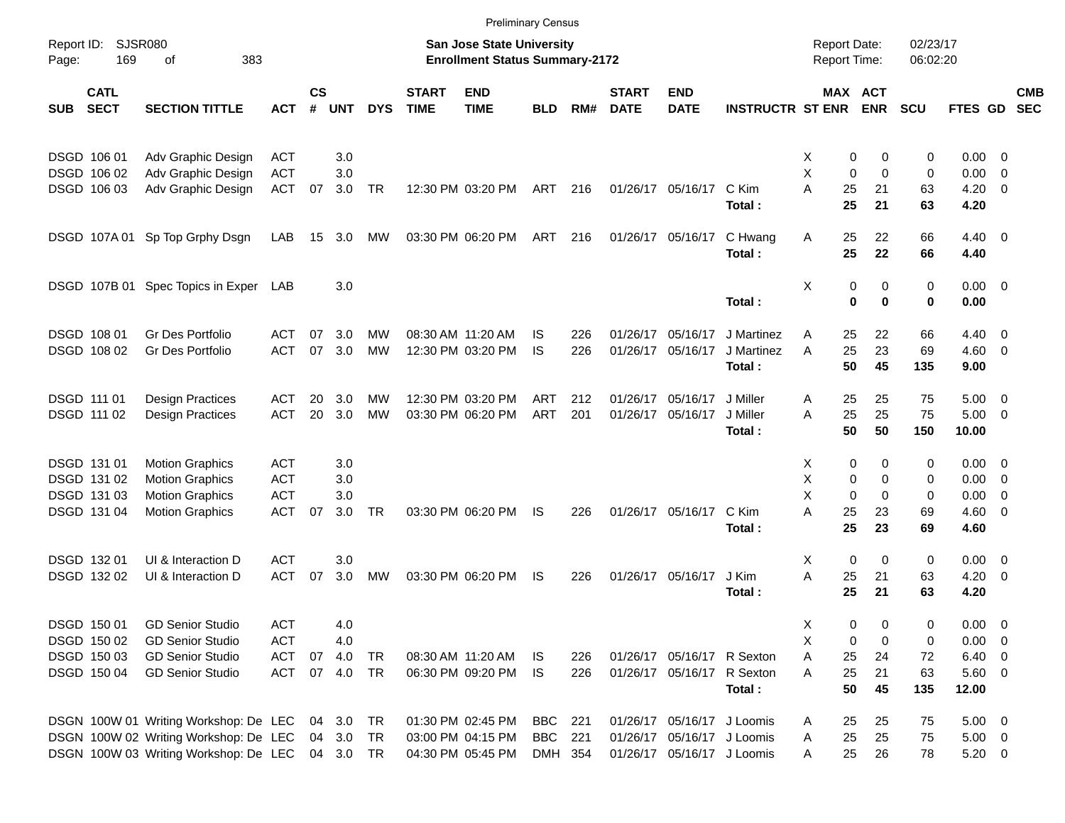Preliminary Census

Report ID: SJSR080

**San Jose State University**
**Enrollment Status Summary-2172**

Report Date: 02/23/17
Report Time: 06:02:20

| SUB | CATL SECT | SECTION TITTLE | ACT | CS # | UNT | DYS | START TIME | END TIME | BLD | RM# | START DATE | END DATE | INSTRUCTR | ST | MAX ENR | ACT ENR | SCU | FTES | GD | CMB SEC |
|---|---|---|---|---|---|---|---|---|---|---|---|---|---|---|---|---|---|---|---|---|
| DSGD | 106 01 | Adv Graphic Design | ACT | | 3.0 | | | | | | | | | X | 0 | 0 | 0 | 0.00 | 0 | |
| DSGD | 106 02 | Adv Graphic Design | ACT | | 3.0 | | | | | | | | | X | 0 | 0 | 0 | 0.00 | 0 | |
| DSGD | 106 03 | Adv Graphic Design | ACT | 07 | 3.0 | TR | 12:30 PM | 03:20 PM | ART | 216 | 01/26/17 | 05/16/17 | C Kim | A | 25 | 21 | 63 | 4.20 | 0 | |
| | | | | | | | | | | | | | **Total :** | | **25** | **21** | **63** | **4.20** | | |
| DSGD | 107A 01 | Sp Top Grphy Dsgn | LAB | 15 | 3.0 | MW | 03:30 PM | 06:20 PM | ART | 216 | 01/26/17 | 05/16/17 | C Hwang | A | 25 | 22 | 66 | 4.40 | 0 | |
| | | | | | | | | | | | | | **Total :** | | **25** | **22** | **66** | **4.40** | | |
| DSGD | 107B 01 | Spec Topics in Exper | LAB | | 3.0 | | | | | | | | | X | 0 | 0 | 0 | 0.00 | 0 | |
| | | | | | | | | | | | | | **Total :** | | **0** | **0** | **0** | **0.00** | | |
| DSGD | 108 01 | Gr Des Portfolio | ACT | 07 | 3.0 | MW | 08:30 AM | 11:20 AM | IS | 226 | 01/26/17 | 05/16/17 | J Martinez | A | 25 | 22 | 66 | 4.40 | 0 | |
| DSGD | 108 02 | Gr Des Portfolio | ACT | 07 | 3.0 | MW | 12:30 PM | 03:20 PM | IS | 226 | 01/26/17 | 05/16/17 | J Martinez | A | 25 | 23 | 69 | 4.60 | 0 | |
| | | | | | | | | | | | | | **Total :** | | **50** | **45** | **135** | **9.00** | | |
| DSGD | 111 01 | Design Practices | ACT | 20 | 3.0 | MW | 12:30 PM | 03:20 PM | ART | 212 | 01/26/17 | 05/16/17 | J Miller | A | 25 | 25 | 75 | 5.00 | 0 | |
| DSGD | 111 02 | Design Practices | ACT | 20 | 3.0 | MW | 03:30 PM | 06:20 PM | ART | 201 | 01/26/17 | 05/16/17 | J Miller | A | 25 | 25 | 75 | 5.00 | 0 | |
| | | | | | | | | | | | | | **Total :** | | **50** | **50** | **150** | **10.00** | | |
| DSGD | 131 01 | Motion Graphics | ACT | | 3.0 | | | | | | | | | X | 0 | 0 | 0 | 0.00 | 0 | |
| DSGD | 131 02 | Motion Graphics | ACT | | 3.0 | | | | | | | | | X | 0 | 0 | 0 | 0.00 | 0 | |
| DSGD | 131 03 | Motion Graphics | ACT | | 3.0 | | | | | | | | | X | 0 | 0 | 0 | 0.00 | 0 | |
| DSGD | 131 04 | Motion Graphics | ACT | 07 | 3.0 | TR | 03:30 PM | 06:20 PM | IS | 226 | 01/26/17 | 05/16/17 | C Kim | A | 25 | 23 | 69 | 4.60 | 0 | |
| | | | | | | | | | | | | | **Total :** | | **25** | **23** | **69** | **4.60** | | |
| DSGD | 132 01 | UI & Interaction D | ACT | | 3.0 | | | | | | | | | X | 0 | 0 | 0 | 0.00 | 0 | |
| DSGD | 132 02 | UI & Interaction D | ACT | 07 | 3.0 | MW | 03:30 PM | 06:20 PM | IS | 226 | 01/26/17 | 05/16/17 | J Kim | A | 25 | 21 | 63 | 4.20 | 0 | |
| | | | | | | | | | | | | | **Total :** | | **25** | **21** | **63** | **4.20** | | |
| DSGD | 150 01 | GD Senior Studio | ACT | | 4.0 | | | | | | | | | X | 0 | 0 | 0 | 0.00 | 0 | |
| DSGD | 150 02 | GD Senior Studio | ACT | | 4.0 | | | | | | | | | X | 0 | 0 | 0 | 0.00 | 0 | |
| DSGD | 150 03 | GD Senior Studio | ACT | 07 | 4.0 | TR | 08:30 AM | 11:20 AM | IS | 226 | 01/26/17 | 05/16/17 | R Sexton | A | 25 | 24 | 72 | 6.40 | 0 | |
| DSGD | 150 04 | GD Senior Studio | ACT | 07 | 4.0 | TR | 06:30 PM | 09:20 PM | IS | 226 | 01/26/17 | 05/16/17 | R Sexton | A | 25 | 21 | 63 | 5.60 | 0 | |
| | | | | | | | | | | | | | **Total :** | | **50** | **45** | **135** | **12.00** | | |
| DSGN | 100W 01 | Writing Workshop: De | LEC | 04 | 3.0 | TR | 01:30 PM | 02:45 PM | BBC | 221 | 01/26/17 | 05/16/17 | J Loomis | A | 25 | 25 | 75 | 5.00 | 0 | |
| DSGN | 100W 02 | Writing Workshop: De | LEC | 04 | 3.0 | TR | 03:00 PM | 04:15 PM | BBC | 221 | 01/26/17 | 05/16/17 | J Loomis | A | 25 | 25 | 75 | 5.00 | 0 | |
| DSGN | 100W 03 | Writing Workshop: De | LEC | 04 | 3.0 | TR | 04:30 PM | 05:45 PM | DMH | 354 | 01/26/17 | 05/16/17 | J Loomis | A | 25 | 26 | 78 | 5.20 | 0 | |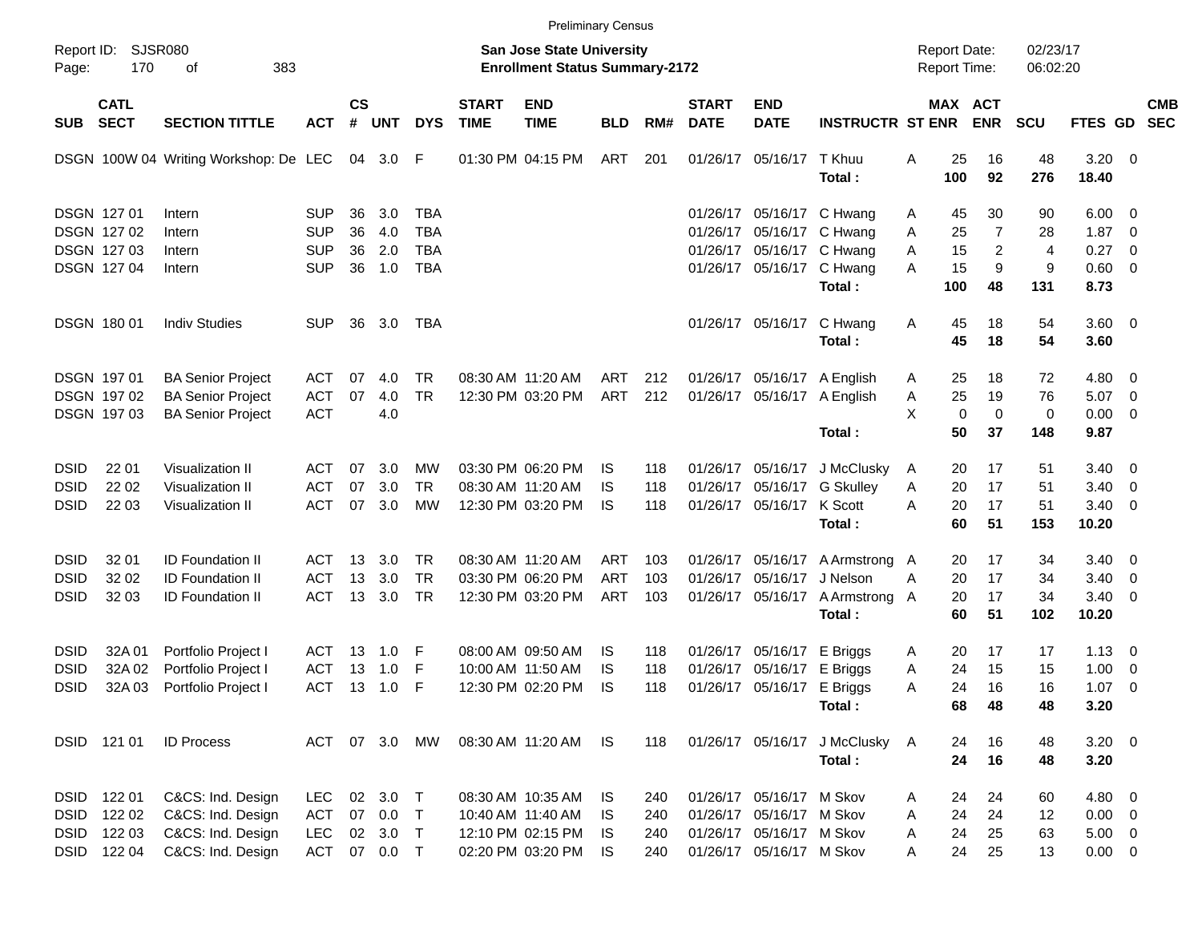Preliminary Census

Report ID: SJSR080
Page: 170 of 383

**San Jose State University**
**Enrollment Status Summary-2172**

Report Date: 02/23/17
Report Time: 06:02:20

| SUB | CATL SECT | SECTION TITTLE | ACT | CS # | UNT | DYS | START TIME | END TIME | BLD | RM# | START DATE | END DATE | INSTRUCTR | ST | MAX ENR | ACT ENR | SCU | FTES | GD | CMB SEC |
|---|---|---|---|---|---|---|---|---|---|---|---|---|---|---|---|---|---|---|---|---|
| DSGN | 100W 04 | Writing Workshop: De | LEC | 04 | 3.0 | F | 01:30 PM | 04:15 PM | ART | 201 | 01/26/17 | 05/16/17 | T Khuu | A | 25 | 16 | 48 | 3.20 | 0 | |
| | | | | | | | | | | | | | **Total :** | | **100** | **92** | **276** | **18.40** | | |
| DSGN | 127 01 | Intern | SUP | 36 | 3.0 | TBA | | | | | 01/26/17 | 05/16/17 | C Hwang | A | 45 | 30 | 90 | 6.00 | 0 | |
| DSGN | 127 02 | Intern | SUP | 36 | 4.0 | TBA | | | | | 01/26/17 | 05/16/17 | C Hwang | A | 25 | 7 | 28 | 1.87 | 0 | |
| DSGN | 127 03 | Intern | SUP | 36 | 2.0 | TBA | | | | | 01/26/17 | 05/16/17 | C Hwang | A | 15 | 2 | 4 | 0.27 | 0 | |
| DSGN | 127 04 | Intern | SUP | 36 | 1.0 | TBA | | | | | 01/26/17 | 05/16/17 | C Hwang | A | 15 | 9 | 9 | 0.60 | 0 | |
| | | | | | | | | | | | | | **Total :** | | **100** | **48** | **131** | **8.73** | | |
| DSGN | 180 01 | Indiv Studies | SUP | 36 | 3.0 | TBA | | | | | 01/26/17 | 05/16/17 | C Hwang | A | 45 | 18 | 54 | 3.60 | 0 | |
| | | | | | | | | | | | | | **Total :** | | **45** | **18** | **54** | **3.60** | | |
| DSGN | 197 01 | BA Senior Project | ACT | 07 | 4.0 | TR | 08:30 AM | 11:20 AM | ART | 212 | 01/26/17 | 05/16/17 | A English | A | 25 | 18 | 72 | 4.80 | 0 | |
| DSGN | 197 02 | BA Senior Project | ACT | 07 | 4.0 | TR | 12:30 PM | 03:20 PM | ART | 212 | 01/26/17 | 05/16/17 | A English | A | 25 | 19 | 76 | 5.07 | 0 | |
| DSGN | 197 03 | BA Senior Project | ACT | | 4.0 | | | | | | | | | X | 0 | 0 | 0 | 0.00 | 0 | |
| | | | | | | | | | | | | | **Total :** | | **50** | **37** | **148** | **9.87** | | |
| DSID | 22 01 | Visualization II | ACT | 07 | 3.0 | MW | 03:30 PM | 06:20 PM | IS | 118 | 01/26/17 | 05/16/17 | J McClusky | A | 20 | 17 | 51 | 3.40 | 0 | |
| DSID | 22 02 | Visualization II | ACT | 07 | 3.0 | TR | 08:30 AM | 11:20 AM | IS | 118 | 01/26/17 | 05/16/17 | G Skulley | A | 20 | 17 | 51 | 3.40 | 0 | |
| DSID | 22 03 | Visualization II | ACT | 07 | 3.0 | MW | 12:30 PM | 03:20 PM | IS | 118 | 01/26/17 | 05/16/17 | K Scott | A | 20 | 17 | 51 | 3.40 | 0 | |
| | | | | | | | | | | | | | **Total :** | | **60** | **51** | **153** | **10.20** | | |
| DSID | 32 01 | ID Foundation II | ACT | 13 | 3.0 | TR | 08:30 AM | 11:20 AM | ART | 103 | 01/26/17 | 05/16/17 | A Armstrong | A | 20 | 17 | 34 | 3.40 | 0 | |
| DSID | 32 02 | ID Foundation II | ACT | 13 | 3.0 | TR | 03:30 PM | 06:20 PM | ART | 103 | 01/26/17 | 05/16/17 | J Nelson | A | 20 | 17 | 34 | 3.40 | 0 | |
| DSID | 32 03 | ID Foundation II | ACT | 13 | 3.0 | TR | 12:30 PM | 03:20 PM | ART | 103 | 01/26/17 | 05/16/17 | A Armstrong | A | 20 | 17 | 34 | 3.40 | 0 | |
| | | | | | | | | | | | | | **Total :** | | **60** | **51** | **102** | **10.20** | | |
| DSID | 32A 01 | Portfolio Project I | ACT | 13 | 1.0 | F | 08:00 AM | 09:50 AM | IS | 118 | 01/26/17 | 05/16/17 | E Briggs | A | 20 | 17 | 17 | 1.13 | 0 | |
| DSID | 32A 02 | Portfolio Project I | ACT | 13 | 1.0 | F | 10:00 AM | 11:50 AM | IS | 118 | 01/26/17 | 05/16/17 | E Briggs | A | 24 | 15 | 15 | 1.00 | 0 | |
| DSID | 32A 03 | Portfolio Project I | ACT | 13 | 1.0 | F | 12:30 PM | 02:20 PM | IS | 118 | 01/26/17 | 05/16/17 | E Briggs | A | 24 | 16 | 16 | 1.07 | 0 | |
| | | | | | | | | | | | | | **Total :** | | **68** | **48** | **48** | **3.20** | | |
| DSID | 121 01 | ID Process | ACT | 07 | 3.0 | MW | 08:30 AM | 11:20 AM | IS | 118 | 01/26/17 | 05/16/17 | J McClusky | A | 24 | 16 | 48 | 3.20 | 0 | |
| | | | | | | | | | | | | | **Total :** | | **24** | **16** | **48** | **3.20** | | |
| DSID | 122 01 | C&CS: Ind. Design | LEC | 02 | 3.0 | T | 08:30 AM | 10:35 AM | IS | 240 | 01/26/17 | 05/16/17 | M Skov | A | 24 | 24 | 60 | 4.80 | 0 | |
| DSID | 122 02 | C&CS: Ind. Design | ACT | 07 | 0.0 | T | 10:40 AM | 11:40 AM | IS | 240 | 01/26/17 | 05/16/17 | M Skov | A | 24 | 24 | 12 | 0.00 | 0 | |
| DSID | 122 03 | C&CS: Ind. Design | LEC | 02 | 3.0 | T | 12:10 PM | 02:15 PM | IS | 240 | 01/26/17 | 05/16/17 | M Skov | A | 24 | 25 | 63 | 5.00 | 0 | |
| DSID | 122 04 | C&CS: Ind. Design | ACT | 07 | 0.0 | T | 02:20 PM | 03:20 PM | IS | 240 | 01/26/17 | 05/16/17 | M Skov | A | 24 | 25 | 13 | 0.00 | 0 | |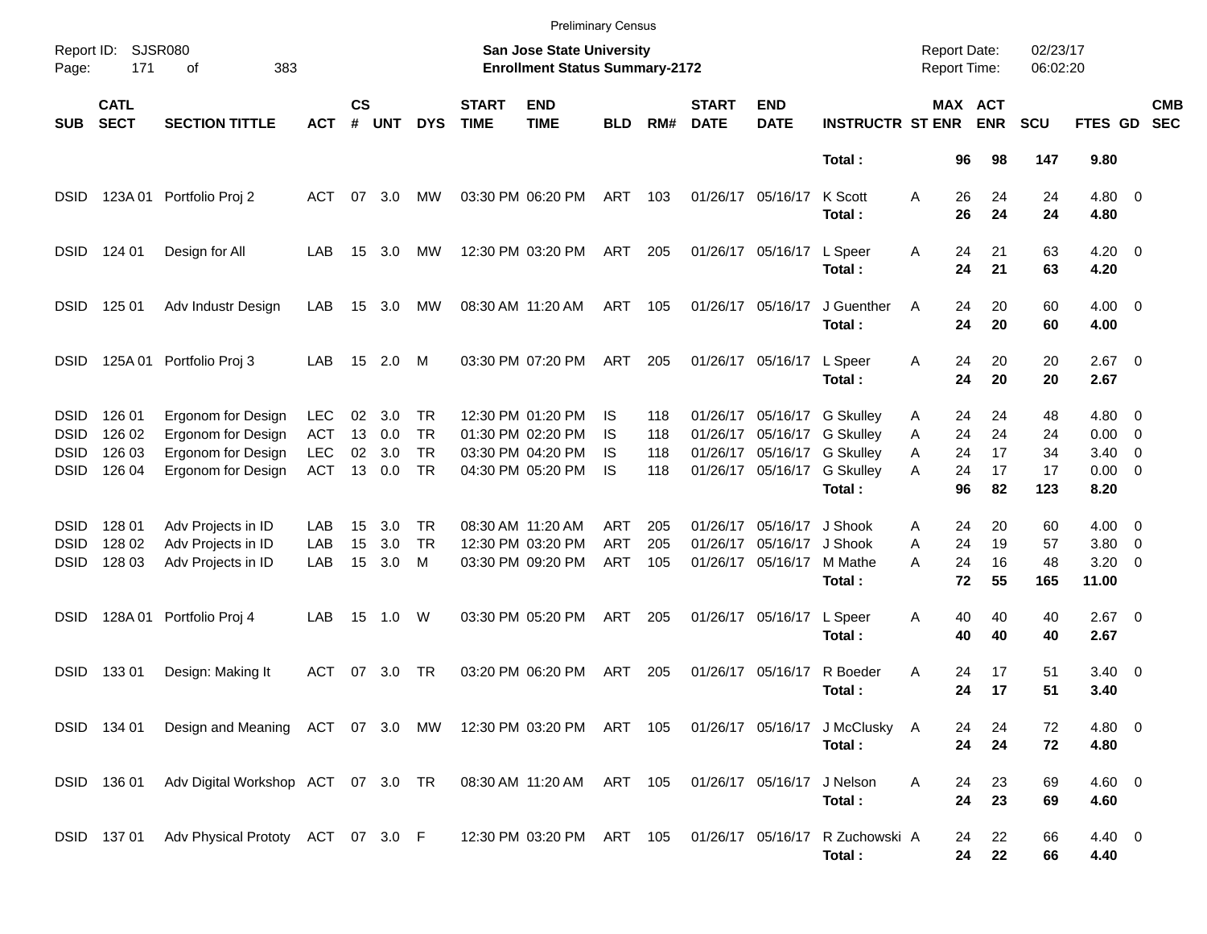Preliminary Census

Report ID: SJSR080

**San Jose State University**
**Enrollment Status Summary-2172**

Report Date: 02/23/17
Report Time: 06:02:20

| SUB | CATL SECT | SECTION TITTLE | ACT | CS # | UNT | DYS | START TIME | END TIME | BLD | RM# | START DATE | END DATE | INSTRUCTR | ST | MAX ENR | ACT ENR | SCU | FTES | GD | CMB SEC |
|---|---|---|---|---|---|---|---|---|---|---|---|---|---|---|---|---|---|---|---|---|
| | | | | | | | | | | | | | **Total :** | | **96** | **98** | **147** | **9.80** | | |
| DSID | 123A 01 | Portfolio Proj 2 | ACT | 07 | 3.0 | MW | 03:30 PM | 06:20 PM | ART | 103 | 01/26/17 | 05/16/17 | K Scott | A | 26 | 24 | 24 | 4.80 | 0 | |
| | | | | | | | | | | | | | **Total :** | | **26** | **24** | **24** | **4.80** | | |
| DSID | 124 01 | Design for All | LAB | 15 | 3.0 | MW | 12:30 PM | 03:20 PM | ART | 205 | 01/26/17 | 05/16/17 | L Speer | A | 24 | 21 | 63 | 4.20 | 0 | |
| | | | | | | | | | | | | | **Total :** | | **24** | **21** | **63** | **4.20** | | |
| DSID | 125 01 | Adv Industr Design | LAB | 15 | 3.0 | MW | 08:30 AM | 11:20 AM | ART | 105 | 01/26/17 | 05/16/17 | J Guenther | A | 24 | 20 | 60 | 4.00 | 0 | |
| | | | | | | | | | | | | | **Total :** | | **24** | **20** | **60** | **4.00** | | |
| DSID | 125A 01 | Portfolio Proj 3 | LAB | 15 | 2.0 | M | 03:30 PM | 07:20 PM | ART | 205 | 01/26/17 | 05/16/17 | L Speer | A | 24 | 20 | 20 | 2.67 | 0 | |
| | | | | | | | | | | | | | **Total :** | | **24** | **20** | **20** | **2.67** | | |
| DSID | 126 01 | Ergonom for Design | LEC | 02 | 3.0 | TR | 12:30 PM | 01:20 PM | IS | 118 | 01/26/17 | 05/16/17 | G Skulley | A | 24 | 24 | 48 | 4.80 | 0 | |
| DSID | 126 02 | Ergonom for Design | ACT | 13 | 0.0 | TR | 01:30 PM | 02:20 PM | IS | 118 | 01/26/17 | 05/16/17 | G Skulley | A | 24 | 24 | 24 | 0.00 | 0 | |
| DSID | 126 03 | Ergonom for Design | LEC | 02 | 3.0 | TR | 03:30 PM | 04:20 PM | IS | 118 | 01/26/17 | 05/16/17 | G Skulley | A | 24 | 17 | 34 | 3.40 | 0 | |
| DSID | 126 04 | Ergonom for Design | ACT | 13 | 0.0 | TR | 04:30 PM | 05:20 PM | IS | 118 | 01/26/17 | 05/16/17 | G Skulley | A | 24 | 17 | 17 | 0.00 | 0 | |
| | | | | | | | | | | | | | **Total :** | | **96** | **82** | **123** | **8.20** | | |
| DSID | 128 01 | Adv Projects in ID | LAB | 15 | 3.0 | TR | 08:30 AM | 11:20 AM | ART | 205 | 01/26/17 | 05/16/17 | J Shook | A | 24 | 20 | 60 | 4.00 | 0 | |
| DSID | 128 02 | Adv Projects in ID | LAB | 15 | 3.0 | TR | 12:30 PM | 03:20 PM | ART | 205 | 01/26/17 | 05/16/17 | J Shook | A | 24 | 19 | 57 | 3.80 | 0 | |
| DSID | 128 03 | Adv Projects in ID | LAB | 15 | 3.0 | M | 03:30 PM | 09:20 PM | ART | 105 | 01/26/17 | 05/16/17 | M Mathe | A | 24 | 16 | 48 | 3.20 | 0 | |
| | | | | | | | | | | | | | **Total :** | | **72** | **55** | **165** | **11.00** | | |
| DSID | 128A 01 | Portfolio Proj 4 | LAB | 15 | 1.0 | W | 03:30 PM | 05:20 PM | ART | 205 | 01/26/17 | 05/16/17 | L Speer | A | 40 | 40 | 40 | 2.67 | 0 | |
| | | | | | | | | | | | | | **Total :** | | **40** | **40** | **40** | **2.67** | | |
| DSID | 133 01 | Design: Making It | ACT | 07 | 3.0 | TR | 03:20 PM | 06:20 PM | ART | 205 | 01/26/17 | 05/16/17 | R Boeder | A | 24 | 17 | 51 | 3.40 | 0 | |
| | | | | | | | | | | | | | **Total :** | | **24** | **17** | **51** | **3.40** | | |
| DSID | 134 01 | Design and Meaning | ACT | 07 | 3.0 | MW | 12:30 PM | 03:20 PM | ART | 105 | 01/26/17 | 05/16/17 | J McClusky | A | 24 | 24 | 72 | 4.80 | 0 | |
| | | | | | | | | | | | | | **Total :** | | **24** | **24** | **72** | **4.80** | | |
| DSID | 136 01 | Adv Digital Workshop | ACT | 07 | 3.0 | TR | 08:30 AM | 11:20 AM | ART | 105 | 01/26/17 | 05/16/17 | J Nelson | A | 24 | 23 | 69 | 4.60 | 0 | |
| | | | | | | | | | | | | | **Total :** | | **24** | **23** | **69** | **4.60** | | |
| DSID | 137 01 | Adv Physical Prototy | ACT | 07 | 3.0 | F | 12:30 PM | 03:20 PM | ART | 105 | 01/26/17 | 05/16/17 | R Zuchowski | A | 24 | 22 | 66 | 4.40 | 0 | |
| | | | | | | | | | | | | | **Total :** | | **24** | **22** | **66** | **4.40** | | |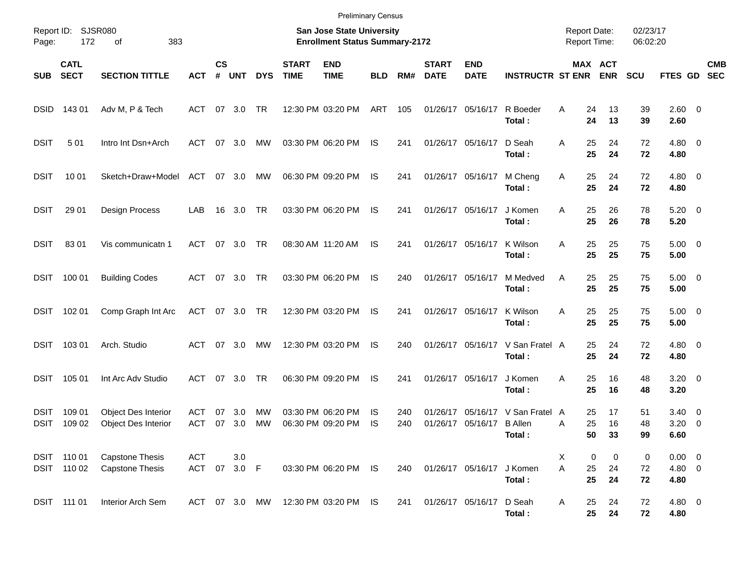Preliminary Census

Report ID: SJSR080

**San Jose State University**
**Enrollment Status Summary-2172**

Report Date: 02/23/17
Report Time: 06:02:20

| SUB | CATL SECT | SECTION TITTLE | ACT | CS # | UNT | DYS | START TIME | END TIME | BLD | RM# | START DATE | END DATE | INSTRUCTR | ST | MAX ENR | ACT ENR | SCU | FTES | GD | CMB SEC |
|---|---|---|---|---|---|---|---|---|---|---|---|---|---|---|---|---|---|---|---|---|
| DSID | 143 01 | Adv M, P & Tech | ACT | 07 | 3.0 | TR | 12:30 PM | 03:20 PM | ART | 105 | 01/26/17 | 05/16/17 | R Boeder | A | 24 | 13 | 39 | 2.60 | 0 | |
| | | | | | | | | | | | | | **Total :** | | **24** | **13** | **39** | **2.60** | | |
| DSIT | 5 01 | Intro Int Dsn+Arch | ACT | 07 | 3.0 | MW | 03:30 PM | 06:20 PM | IS | 241 | 01/26/17 | 05/16/17 | D Seah | A | 25 | 24 | 72 | 4.80 | 0 | |
| | | | | | | | | | | | | | **Total :** | | **25** | **24** | **72** | **4.80** | | |
| DSIT | 10 01 | Sketch+Draw+Model | ACT | 07 | 3.0 | MW | 06:30 PM | 09:20 PM | IS | 241 | 01/26/17 | 05/16/17 | M Cheng | A | 25 | 24 | 72 | 4.80 | 0 | |
| | | | | | | | | | | | | | **Total :** | | **25** | **24** | **72** | **4.80** | | |
| DSIT | 29 01 | Design Process | LAB | 16 | 3.0 | TR | 03:30 PM | 06:20 PM | IS | 241 | 01/26/17 | 05/16/17 | J Komen | A | 25 | 26 | 78 | 5.20 | 0 | |
| | | | | | | | | | | | | | **Total :** | | **25** | **26** | **78** | **5.20** | | |
| DSIT | 83 01 | Vis communicatn 1 | ACT | 07 | 3.0 | TR | 08:30 AM | 11:20 AM | IS | 241 | 01/26/17 | 05/16/17 | K Wilson | A | 25 | 25 | 75 | 5.00 | 0 | |
| | | | | | | | | | | | | | **Total :** | | **25** | **25** | **75** | **5.00** | | |
| DSIT | 100 01 | Building Codes | ACT | 07 | 3.0 | TR | 03:30 PM | 06:20 PM | IS | 240 | 01/26/17 | 05/16/17 | M Medved | A | 25 | 25 | 75 | 5.00 | 0 | |
| | | | | | | | | | | | | | **Total :** | | **25** | **25** | **75** | **5.00** | | |
| DSIT | 102 01 | Comp Graph Int Arc | ACT | 07 | 3.0 | TR | 12:30 PM | 03:20 PM | IS | 241 | 01/26/17 | 05/16/17 | K Wilson | A | 25 | 25 | 75 | 5.00 | 0 | |
| | | | | | | | | | | | | | **Total :** | | **25** | **25** | **75** | **5.00** | | |
| DSIT | 103 01 | Arch. Studio | ACT | 07 | 3.0 | MW | 12:30 PM | 03:20 PM | IS | 240 | 01/26/17 | 05/16/17 | V San Fratel | A | 25 | 24 | 72 | 4.80 | 0 | |
| | | | | | | | | | | | | | **Total :** | | **25** | **24** | **72** | **4.80** | | |
| DSIT | 105 01 | Int Arc Adv Studio | ACT | 07 | 3.0 | TR | 06:30 PM | 09:20 PM | IS | 241 | 01/26/17 | 05/16/17 | J Komen | A | 25 | 16 | 48 | 3.20 | 0 | |
| | | | | | | | | | | | | | **Total :** | | **25** | **16** | **48** | **3.20** | | |
| DSIT | 109 01 | Object Des Interior | ACT | 07 | 3.0 | MW | 03:30 PM | 06:20 PM | IS | 240 | 01/26/17 | 05/16/17 | V San Fratel | A | 25 | 17 | 51 | 3.40 | 0 | |
| DSIT | 109 02 | Object Des Interior | ACT | 07 | 3.0 | MW | 06:30 PM | 09:20 PM | IS | 240 | 01/26/17 | 05/16/17 | B Allen | A | 25 | 16 | 48 | 3.20 | 0 | |
| | | | | | | | | | | | | | **Total :** | | **50** | **33** | **99** | **6.60** | | |
| DSIT | 110 01 | Capstone Thesis | ACT | | 3.0 | | | | | | | | | X | 0 | 0 | 0 | 0.00 | 0 | |
| DSIT | 110 02 | Capstone Thesis | ACT | 07 | 3.0 | F | 03:30 PM | 06:20 PM | IS | 240 | 01/26/17 | 05/16/17 | J Komen | A | 25 | 24 | 72 | 4.80 | 0 | |
| | | | | | | | | | | | | | **Total :** | | **25** | **24** | **72** | **4.80** | | |
| DSIT | 111 01 | Interior Arch Sem | ACT | 07 | 3.0 | MW | 12:30 PM | 03:20 PM | IS | 241 | 01/26/17 | 05/16/17 | D Seah | A | 25 | 24 | 72 | 4.80 | 0 | |
| | | | | | | | | | | | | | **Total :** | | **25** | **24** | **72** | **4.80** | | |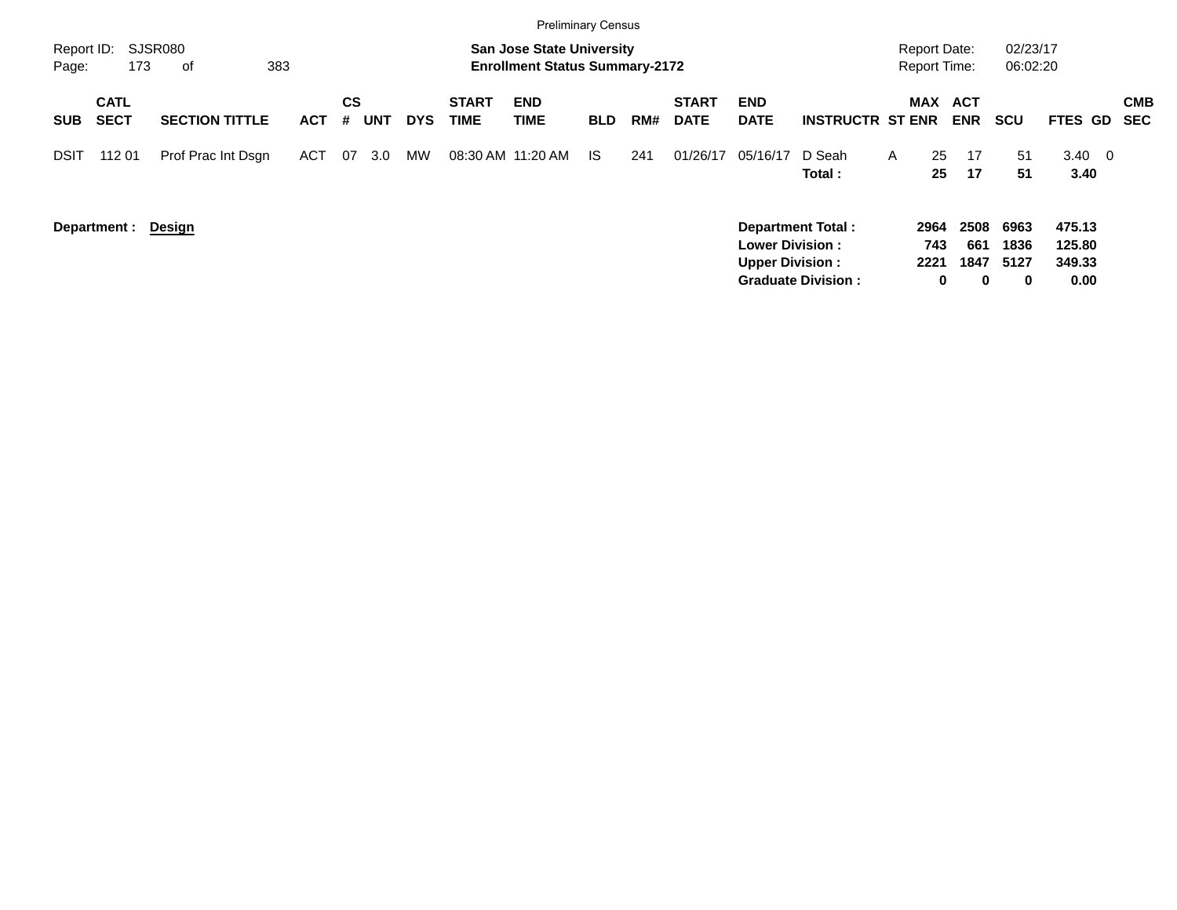Preliminary Census

Report ID: SJSR080

**San Jose State University**
**Enrollment Status Summary-2172**

Report Date: 02/23/17
Report Time: 06:02:20

| SUB | CATL SECT | SECTION TITTLE | ACT | CS # | UNT | DYS | START TIME | END TIME | BLD | RM# | START DATE | END DATE | INSTRUCTR | ST | MAX ENR | ACT ENR | SCU | FTES | GD | CMB SEC |
|---|---|---|---|---|---|---|---|---|---|---|---|---|---|---|---|---|---|---|---|---|
| DSIT | 112 01 | Prof Prac Int Dsgn | ACT | 07 | 3.0 | MW | 08:30 AM | 11:20 AM | IS | 241 | 01/26/17 | 05/16/17 | D Seah | A | 25 | 17 | 51 | 3.40 | 0 | |
| | | | | | | | | | | | | | **Total :** | | **25** | **17** | **51** | **3.40** | | |

**Department : Design**

| | MAX ENR | ACT ENR | SCU | FTES |
|---|---|---|---|---|
| **Department Total :** | **2964** | **2508** | **6963** | **475.13** |
| **Lower Division :** | **743** | **661** | **1836** | **125.80** |
| **Upper Division :** | **2221** | **1847** | **5127** | **349.33** |
| **Graduate Division :** | **0** | **0** | **0** | **0.00** |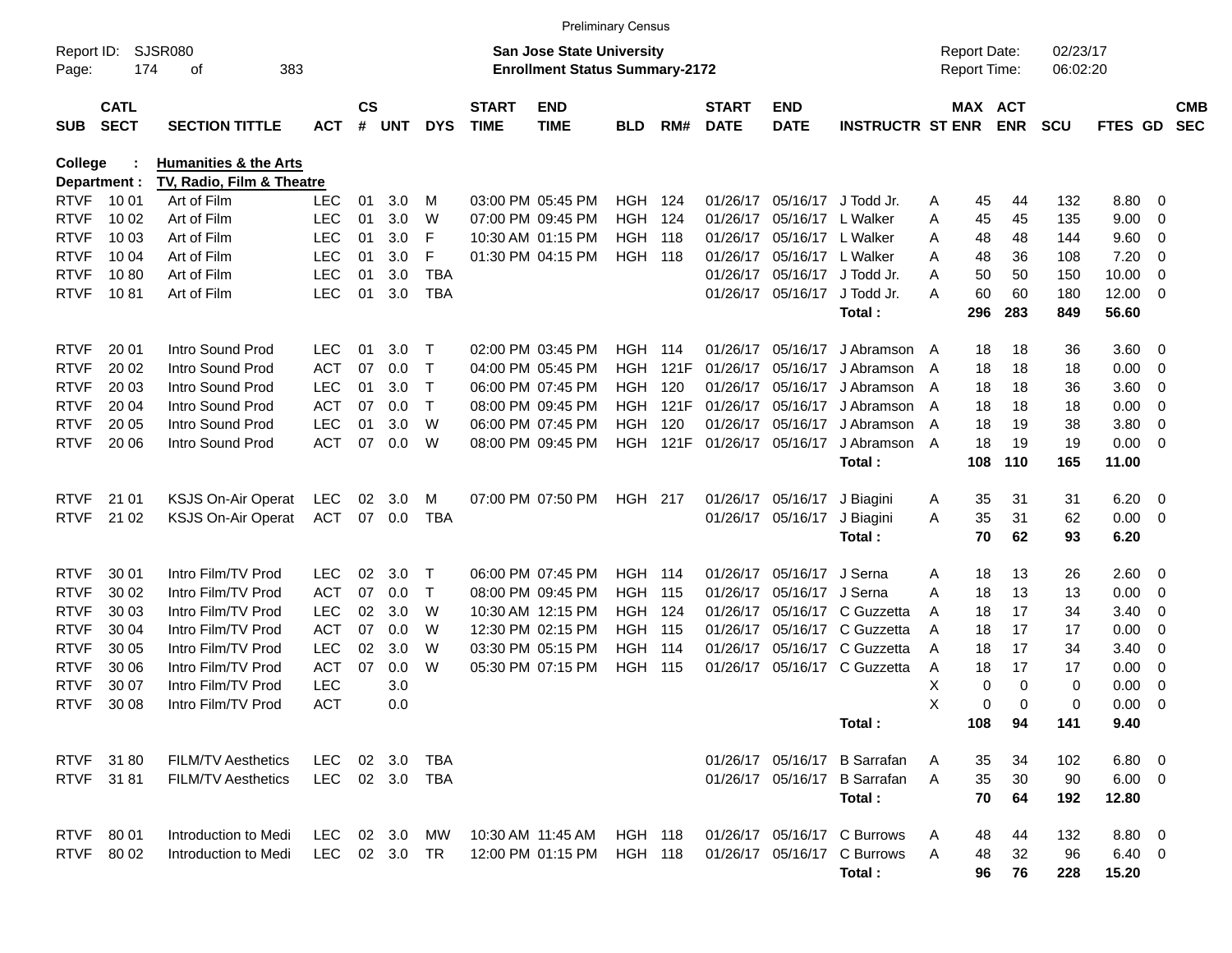Preliminary Census

Report ID: SJSR080
Page: 174 of 383

**San Jose State University**
**Enrollment Status Summary-2172**

Report Date: 02/23/17
Report Time: 06:02:20

**College : Humanities & the Arts**
**Department : TV, Radio, Film & Theatre**

| SUB | CATL SECT | SECTION TITTLE | ACT | CS # | UNT | DYS | START TIME | END TIME | BLD | RM# | START DATE | END DATE | INSTRUCTR | ST | MAX ENR | ACT ENR | SCU | FTES | GD | CMB SEC |
|---|---|---|---|---|---|---|---|---|---|---|---|---|---|---|---|---|---|---|---|---|
| RTVF | 10 01 | Art of Film | LEC | 01 | 3.0 | M | 03:00 PM | 05:45 PM | HGH | 124 | 01/26/17 | 05/16/17 | J Todd Jr. | A | 45 | 44 | 132 | 8.80 | 0 | |
| RTVF | 10 02 | Art of Film | LEC | 01 | 3.0 | W | 07:00 PM | 09:45 PM | HGH | 124 | 01/26/17 | 05/16/17 | L Walker | A | 45 | 45 | 135 | 9.00 | 0 | |
| RTVF | 10 03 | Art of Film | LEC | 01 | 3.0 | F | 10:30 AM | 01:15 PM | HGH | 118 | 01/26/17 | 05/16/17 | L Walker | A | 48 | 48 | 144 | 9.60 | 0 | |
| RTVF | 10 04 | Art of Film | LEC | 01 | 3.0 | F | 01:30 PM | 04:15 PM | HGH | 118 | 01/26/17 | 05/16/17 | L Walker | A | 48 | 36 | 108 | 7.20 | 0 | |
| RTVF | 10 80 | Art of Film | LEC | 01 | 3.0 | TBA | | | | | 01/26/17 | 05/16/17 | J Todd Jr. | A | 50 | 50 | 150 | 10.00 | 0 | |
| RTVF | 10 81 | Art of Film | LEC | 01 | 3.0 | TBA | | | | | 01/26/17 | 05/16/17 | J Todd Jr. | A | 60 | 60 | 180 | 12.00 | 0 | |
| | | | | | | | | | | | | | **Total :** | | **296** | **283** | **849** | **56.60** | | |
| RTVF | 20 01 | Intro Sound Prod | LEC | 01 | 3.0 | T | 02:00 PM | 03:45 PM | HGH | 114 | 01/26/17 | 05/16/17 | J Abramson | A | 18 | 18 | 36 | 3.60 | 0 | |
| RTVF | 20 02 | Intro Sound Prod | ACT | 07 | 0.0 | T | 04:00 PM | 05:45 PM | HGH | 121F | 01/26/17 | 05/16/17 | J Abramson | A | 18 | 18 | 18 | 0.00 | 0 | |
| RTVF | 20 03 | Intro Sound Prod | LEC | 01 | 3.0 | T | 06:00 PM | 07:45 PM | HGH | 120 | 01/26/17 | 05/16/17 | J Abramson | A | 18 | 18 | 36 | 3.60 | 0 | |
| RTVF | 20 04 | Intro Sound Prod | ACT | 07 | 0.0 | T | 08:00 PM | 09:45 PM | HGH | 121F | 01/26/17 | 05/16/17 | J Abramson | A | 18 | 18 | 18 | 0.00 | 0 | |
| RTVF | 20 05 | Intro Sound Prod | LEC | 01 | 3.0 | W | 06:00 PM | 07:45 PM | HGH | 120 | 01/26/17 | 05/16/17 | J Abramson | A | 18 | 19 | 38 | 3.80 | 0 | |
| RTVF | 20 06 | Intro Sound Prod | ACT | 07 | 0.0 | W | 08:00 PM | 09:45 PM | HGH | 121F | 01/26/17 | 05/16/17 | J Abramson | A | 18 | 19 | 19 | 0.00 | 0 | |
| | | | | | | | | | | | | | **Total :** | | **108** | **110** | **165** | **11.00** | | |
| RTVF | 21 01 | KSJS On-Air Operat | LEC | 02 | 3.0 | M | 07:00 PM | 07:50 PM | HGH | 217 | 01/26/17 | 05/16/17 | J Biagini | A | 35 | 31 | 31 | 6.20 | 0 | |
| RTVF | 21 02 | KSJS On-Air Operat | ACT | 07 | 0.0 | TBA | | | | | 01/26/17 | 05/16/17 | J Biagini | A | 35 | 31 | 62 | 0.00 | 0 | |
| | | | | | | | | | | | | | **Total :** | | **70** | **62** | **93** | **6.20** | | |
| RTVF | 30 01 | Intro Film/TV Prod | LEC | 02 | 3.0 | T | 06:00 PM | 07:45 PM | HGH | 114 | 01/26/17 | 05/16/17 | J Serna | A | 18 | 13 | 26 | 2.60 | 0 | |
| RTVF | 30 02 | Intro Film/TV Prod | ACT | 07 | 0.0 | T | 08:00 PM | 09:45 PM | HGH | 115 | 01/26/17 | 05/16/17 | J Serna | A | 18 | 13 | 13 | 0.00 | 0 | |
| RTVF | 30 03 | Intro Film/TV Prod | LEC | 02 | 3.0 | W | 10:30 AM | 12:15 PM | HGH | 124 | 01/26/17 | 05/16/17 | C Guzzetta | A | 18 | 17 | 34 | 3.40 | 0 | |
| RTVF | 30 04 | Intro Film/TV Prod | ACT | 07 | 0.0 | W | 12:30 PM | 02:15 PM | HGH | 115 | 01/26/17 | 05/16/17 | C Guzzetta | A | 18 | 17 | 17 | 0.00 | 0 | |
| RTVF | 30 05 | Intro Film/TV Prod | LEC | 02 | 3.0 | W | 03:30 PM | 05:15 PM | HGH | 114 | 01/26/17 | 05/16/17 | C Guzzetta | A | 18 | 17 | 34 | 3.40 | 0 | |
| RTVF | 30 06 | Intro Film/TV Prod | ACT | 07 | 0.0 | W | 05:30 PM | 07:15 PM | HGH | 115 | 01/26/17 | 05/16/17 | C Guzzetta | A | 18 | 17 | 17 | 0.00 | 0 | |
| RTVF | 30 07 | Intro Film/TV Prod | LEC | | 3.0 | | | | | | | | | X | 0 | 0 | 0 | 0.00 | 0 | |
| RTVF | 30 08 | Intro Film/TV Prod | ACT | | 0.0 | | | | | | | | | X | 0 | 0 | 0 | 0.00 | 0 | |
| | | | | | | | | | | | | | **Total :** | | **108** | **94** | **141** | **9.40** | | |
| RTVF | 31 80 | FILM/TV Aesthetics | LEC | 02 | 3.0 | TBA | | | | | 01/26/17 | 05/16/17 | B Sarrafan | A | 35 | 34 | 102 | 6.80 | 0 | |
| RTVF | 31 81 | FILM/TV Aesthetics | LEC | 02 | 3.0 | TBA | | | | | 01/26/17 | 05/16/17 | B Sarrafan | A | 35 | 30 | 90 | 6.00 | 0 | |
| | | | | | | | | | | | | | **Total :** | | **70** | **64** | **192** | **12.80** | | |
| RTVF | 80 01 | Introduction to Medi | LEC | 02 | 3.0 | MW | 10:30 AM | 11:45 AM | HGH | 118 | 01/26/17 | 05/16/17 | C Burrows | A | 48 | 44 | 132 | 8.80 | 0 | |
| RTVF | 80 02 | Introduction to Medi | LEC | 02 | 3.0 | TR | 12:00 PM | 01:15 PM | HGH | 118 | 01/26/17 | 05/16/17 | C Burrows | A | 48 | 32 | 96 | 6.40 | 0 | |
| | | | | | | | | | | | | | **Total :** | | **96** | **76** | **228** | **15.20** | | |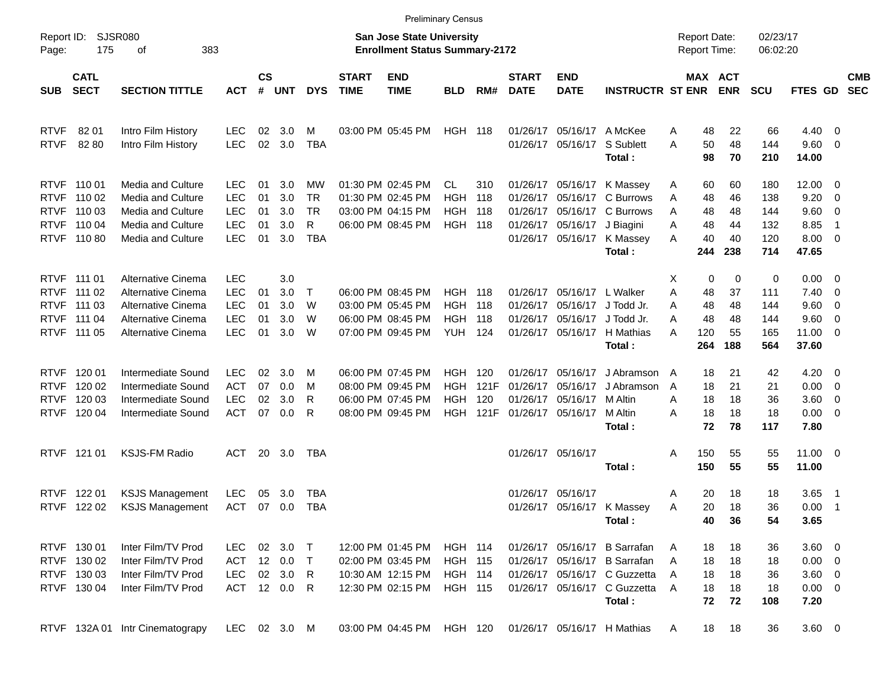Preliminary Census

Report ID: SJSR080

**San Jose State University**
**Enrollment Status Summary-2172**

Report Date: 02/23/17
Report Time: 06:02:20

| SUB | CATL SECT | SECTION TITTLE | ACT | CS # | UNT | DYS | START TIME | END TIME | BLD | RM# | START DATE | END DATE | INSTRUCTR | ST | MAX ENR | ACT ENR | SCU | FTES | GD | CMB SEC |
|---|---|---|---|---|---|---|---|---|---|---|---|---|---|---|---|---|---|---|---|---|
| RTVF | 82 01 | Intro Film History | LEC | 02 | 3.0 | M | 03:00 PM | 05:45 PM | HGH | 118 | 01/26/17 | 05/16/17 | A McKee | A | 48 | 22 | 66 | 4.40 | 0 | |
| RTVF | 82 80 | Intro Film History | LEC | 02 | 3.0 | TBA | | | | | 01/26/17 | 05/16/17 | S Sublett | A | 50 | 48 | 144 | 9.60 | 0 | |
| | | | | | | | | | | | | | **Total :** | | **98** | **70** | **210** | **14.00** | | |
| RTVF | 110 01 | Media and Culture | LEC | 01 | 3.0 | MW | 01:30 PM | 02:45 PM | CL | 310 | 01/26/17 | 05/16/17 | K Massey | A | 60 | 60 | 180 | 12.00 | 0 | |
| RTVF | 110 02 | Media and Culture | LEC | 01 | 3.0 | TR | 01:30 PM | 02:45 PM | HGH | 118 | 01/26/17 | 05/16/17 | C Burrows | A | 48 | 46 | 138 | 9.20 | 0 | |
| RTVF | 110 03 | Media and Culture | LEC | 01 | 3.0 | TR | 03:00 PM | 04:15 PM | HGH | 118 | 01/26/17 | 05/16/17 | C Burrows | A | 48 | 48 | 144 | 9.60 | 0 | |
| RTVF | 110 04 | Media and Culture | LEC | 01 | 3.0 | R | 06:00 PM | 08:45 PM | HGH | 118 | 01/26/17 | 05/16/17 | J Biagini | A | 48 | 44 | 132 | 8.85 | 1 | |
| RTVF | 110 80 | Media and Culture | LEC | 01 | 3.0 | TBA | | | | | 01/26/17 | 05/16/17 | K Massey | A | 40 | 40 | 120 | 8.00 | 0 | |
| | | | | | | | | | | | | | **Total :** | | **244** | **238** | **714** | **47.65** | | |
| RTVF | 111 01 | Alternative Cinema | LEC | | 3.0 | | | | | | | | | X | 0 | 0 | 0 | 0.00 | 0 | |
| RTVF | 111 02 | Alternative Cinema | LEC | 01 | 3.0 | T | 06:00 PM | 08:45 PM | HGH | 118 | 01/26/17 | 05/16/17 | L Walker | A | 48 | 37 | 111 | 7.40 | 0 | |
| RTVF | 111 03 | Alternative Cinema | LEC | 01 | 3.0 | W | 03:00 PM | 05:45 PM | HGH | 118 | 01/26/17 | 05/16/17 | J Todd Jr. | A | 48 | 48 | 144 | 9.60 | 0 | |
| RTVF | 111 04 | Alternative Cinema | LEC | 01 | 3.0 | W | 06:00 PM | 08:45 PM | HGH | 118 | 01/26/17 | 05/16/17 | J Todd Jr. | A | 48 | 48 | 144 | 9.60 | 0 | |
| RTVF | 111 05 | Alternative Cinema | LEC | 01 | 3.0 | W | 07:00 PM | 09:45 PM | YUH | 124 | 01/26/17 | 05/16/17 | H Mathias | A | 120 | 55 | 165 | 11.00 | 0 | |
| | | | | | | | | | | | | | **Total :** | | **264** | **188** | **564** | **37.60** | | |
| RTVF | 120 01 | Intermediate Sound | LEC | 02 | 3.0 | M | 06:00 PM | 07:45 PM | HGH | 120 | 01/26/17 | 05/16/17 | J Abramson | A | 18 | 21 | 42 | 4.20 | 0 | |
| RTVF | 120 02 | Intermediate Sound | ACT | 07 | 0.0 | M | 08:00 PM | 09:45 PM | HGH | 121F | 01/26/17 | 05/16/17 | J Abramson | A | 18 | 21 | 21 | 0.00 | 0 | |
| RTVF | 120 03 | Intermediate Sound | LEC | 02 | 3.0 | R | 06:00 PM | 07:45 PM | HGH | 120 | 01/26/17 | 05/16/17 | M Altin | A | 18 | 18 | 36 | 3.60 | 0 | |
| RTVF | 120 04 | Intermediate Sound | ACT | 07 | 0.0 | R | 08:00 PM | 09:45 PM | HGH | 121F | 01/26/17 | 05/16/17 | M Altin | A | 18 | 18 | 18 | 0.00 | 0 | |
| | | | | | | | | | | | | | **Total :** | | **72** | **78** | **117** | **7.80** | | |
| RTVF | 121 01 | KSJS-FM Radio | ACT | 20 | 3.0 | TBA | | | | | 01/26/17 | 05/16/17 | | A | 150 | 55 | 55 | 11.00 | 0 | |
| | | | | | | | | | | | | | **Total :** | | **150** | **55** | **55** | **11.00** | | |
| RTVF | 122 01 | KSJS Management | LEC | 05 | 3.0 | TBA | | | | | 01/26/17 | 05/16/17 | | A | 20 | 18 | 18 | 3.65 | 1 | |
| RTVF | 122 02 | KSJS Management | ACT | 07 | 0.0 | TBA | | | | | 01/26/17 | 05/16/17 | K Massey | A | 20 | 18 | 36 | 0.00 | 1 | |
| | | | | | | | | | | | | | **Total :** | | **40** | **36** | **54** | **3.65** | | |
| RTVF | 130 01 | Inter Film/TV Prod | LEC | 02 | 3.0 | T | 12:00 PM | 01:45 PM | HGH | 114 | 01/26/17 | 05/16/17 | B Sarrafan | A | 18 | 18 | 36 | 3.60 | 0 | |
| RTVF | 130 02 | Inter Film/TV Prod | ACT | 12 | 0.0 | T | 02:00 PM | 03:45 PM | HGH | 115 | 01/26/17 | 05/16/17 | B Sarrafan | A | 18 | 18 | 18 | 0.00 | 0 | |
| RTVF | 130 03 | Inter Film/TV Prod | LEC | 02 | 3.0 | R | 10:30 AM | 12:15 PM | HGH | 114 | 01/26/17 | 05/16/17 | C Guzzetta | A | 18 | 18 | 36 | 3.60 | 0 | |
| RTVF | 130 04 | Inter Film/TV Prod | ACT | 12 | 0.0 | R | 12:30 PM | 02:15 PM | HGH | 115 | 01/26/17 | 05/16/17 | C Guzzetta | A | 18 | 18 | 18 | 0.00 | 0 | |
| | | | | | | | | | | | | | **Total :** | | **72** | **72** | **108** | **7.20** | | |
| RTVF | 132A 01 | Intr Cinematograpy | LEC | 02 | 3.0 | M | 03:00 PM | 04:45 PM | HGH | 120 | 01/26/17 | 05/16/17 | H Mathias | A | 18 | 18 | 36 | 3.60 | 0 | |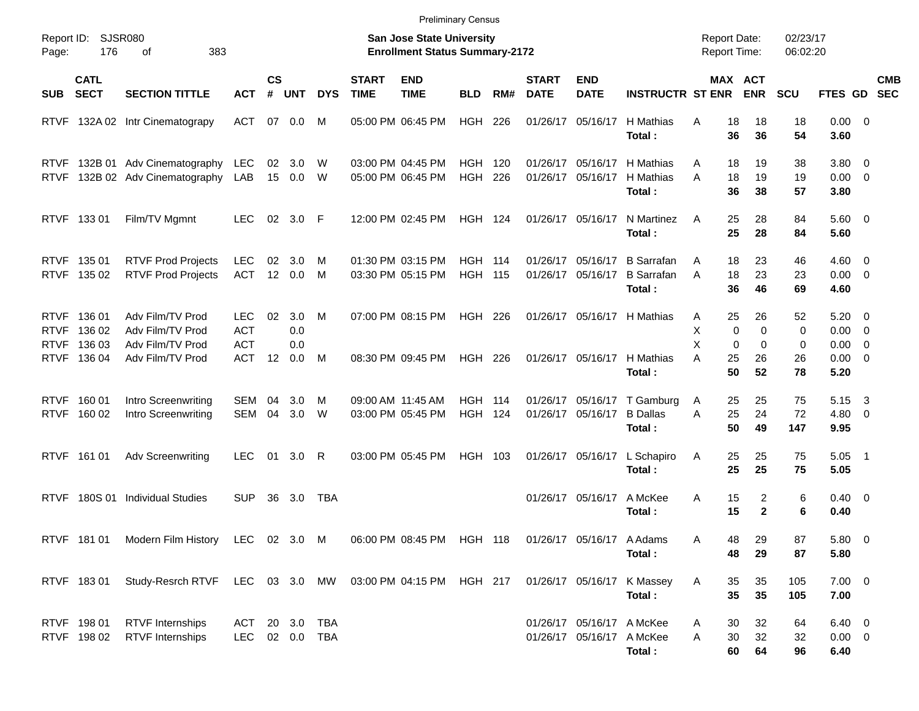Preliminary Census

Report ID: SJSR080

**San Jose State University**
**Enrollment Status Summary-2172**

Report Date: 02/23/17
Report Time: 06:02:20

| SUB | CATL SECT | SECTION TITTLE | ACT | CS # | UNT | DYS | START TIME | END TIME | BLD | RM# | START DATE | END DATE | INSTRUCTR | ST | MAX ENR | ACT ENR | SCU | FTES | GD | CMB SEC |
|---|---|---|---|---|---|---|---|---|---|---|---|---|---|---|---|---|---|---|---|---|
| RTVF | 132A 02 | Intr Cinematograpy | ACT | 07 | 0.0 | M | 05:00 PM | 06:45 PM | HGH | 226 | 01/26/17 | 05/16/17 | H Mathias | A | 18 | 18 | 18 | 0.00 | 0 | |
| | | | | | | | | | | | | | **Total :** | | **36** | **36** | **54** | **3.60** | | |
| RTVF | 132B 01 | Adv Cinematography | LEC | 02 | 3.0 | W | 03:00 PM | 04:45 PM | HGH | 120 | 01/26/17 | 05/16/17 | H Mathias | A | 18 | 19 | 38 | 3.80 | 0 | |
| RTVF | 132B 02 | Adv Cinematography | LAB | 15 | 0.0 | W | 05:00 PM | 06:45 PM | HGH | 226 | 01/26/17 | 05/16/17 | H Mathias | A | 18 | 19 | 19 | 0.00 | 0 | |
| | | | | | | | | | | | | | **Total :** | | **36** | **38** | **57** | **3.80** | | |
| RTVF | 133 01 | Film/TV Mgmnt | LEC | 02 | 3.0 | F | 12:00 PM | 02:45 PM | HGH | 124 | 01/26/17 | 05/16/17 | N Martinez | A | 25 | 28 | 84 | 5.60 | 0 | |
| | | | | | | | | | | | | | **Total :** | | **25** | **28** | **84** | **5.60** | | |
| RTVF | 135 01 | RTVF Prod Projects | LEC | 02 | 3.0 | M | 01:30 PM | 03:15 PM | HGH | 114 | 01/26/17 | 05/16/17 | B Sarrafan | A | 18 | 23 | 46 | 4.60 | 0 | |
| RTVF | 135 02 | RTVF Prod Projects | ACT | 12 | 0.0 | M | 03:30 PM | 05:15 PM | HGH | 115 | 01/26/17 | 05/16/17 | B Sarrafan | A | 18 | 23 | 23 | 0.00 | 0 | |
| | | | | | | | | | | | | | **Total :** | | **36** | **46** | **69** | **4.60** | | |
| RTVF | 136 01 | Adv Film/TV Prod | LEC | 02 | 3.0 | M | 07:00 PM | 08:15 PM | HGH | 226 | 01/26/17 | 05/16/17 | H Mathias | A | 25 | 26 | 52 | 5.20 | 0 | |
| RTVF | 136 02 | Adv Film/TV Prod | ACT | | 0.0 | | | | | | | | | X | 0 | 0 | 0 | 0.00 | 0 | |
| RTVF | 136 03 | Adv Film/TV Prod | ACT | | 0.0 | | | | | | | | | X | 0 | 0 | 0 | 0.00 | 0 | |
| RTVF | 136 04 | Adv Film/TV Prod | ACT | 12 | 0.0 | M | 08:30 PM | 09:45 PM | HGH | 226 | 01/26/17 | 05/16/17 | H Mathias | A | 25 | 26 | 26 | 0.00 | 0 | |
| | | | | | | | | | | | | | **Total :** | | **50** | **52** | **78** | **5.20** | | |
| RTVF | 160 01 | Intro Screenwriting | SEM | 04 | 3.0 | M | 09:00 AM | 11:45 AM | HGH | 114 | 01/26/17 | 05/16/17 | T Gamburg | A | 25 | 25 | 75 | 5.15 | 3 | |
| RTVF | 160 02 | Intro Screenwriting | SEM | 04 | 3.0 | W | 03:00 PM | 05:45 PM | HGH | 124 | 01/26/17 | 05/16/17 | B Dallas | A | 25 | 24 | 72 | 4.80 | 0 | |
| | | | | | | | | | | | | | **Total :** | | **50** | **49** | **147** | **9.95** | | |
| RTVF | 161 01 | Adv Screenwriting | LEC | 01 | 3.0 | R | 03:00 PM | 05:45 PM | HGH | 103 | 01/26/17 | 05/16/17 | L Schapiro | A | 25 | 25 | 75 | 5.05 | 1 | |
| | | | | | | | | | | | | | **Total :** | | **25** | **25** | **75** | **5.05** | | |
| RTVF | 180S 01 | Individual Studies | SUP | 36 | 3.0 | TBA | | | | | 01/26/17 | 05/16/17 | A McKee | A | 15 | 2 | 6 | 0.40 | 0 | |
| | | | | | | | | | | | | | **Total :** | | **15** | **2** | **6** | **0.40** | | |
| RTVF | 181 01 | Modern Film History | LEC | 02 | 3.0 | M | 06:00 PM | 08:45 PM | HGH | 118 | 01/26/17 | 05/16/17 | A Adams | A | 48 | 29 | 87 | 5.80 | 0 | |
| | | | | | | | | | | | | | **Total :** | | **48** | **29** | **87** | **5.80** | | |
| RTVF | 183 01 | Study-Resrch RTVF | LEC | 03 | 3.0 | MW | 03:00 PM | 04:15 PM | HGH | 217 | 01/26/17 | 05/16/17 | K Massey | A | 35 | 35 | 105 | 7.00 | 0 | |
| | | | | | | | | | | | | | **Total :** | | **35** | **35** | **105** | **7.00** | | |
| RTVF | 198 01 | RTVF Internships | ACT | 20 | 3.0 | TBA | | | | | 01/26/17 | 05/16/17 | A McKee | A | 30 | 32 | 64 | 6.40 | 0 | |
| RTVF | 198 02 | RTVF Internships | LEC | 02 | 0.0 | TBA | | | | | 01/26/17 | 05/16/17 | A McKee | A | 30 | 32 | 32 | 0.00 | 0 | |
| | | | | | | | | | | | | | **Total :** | | **60** | **64** | **96** | **6.40** | | |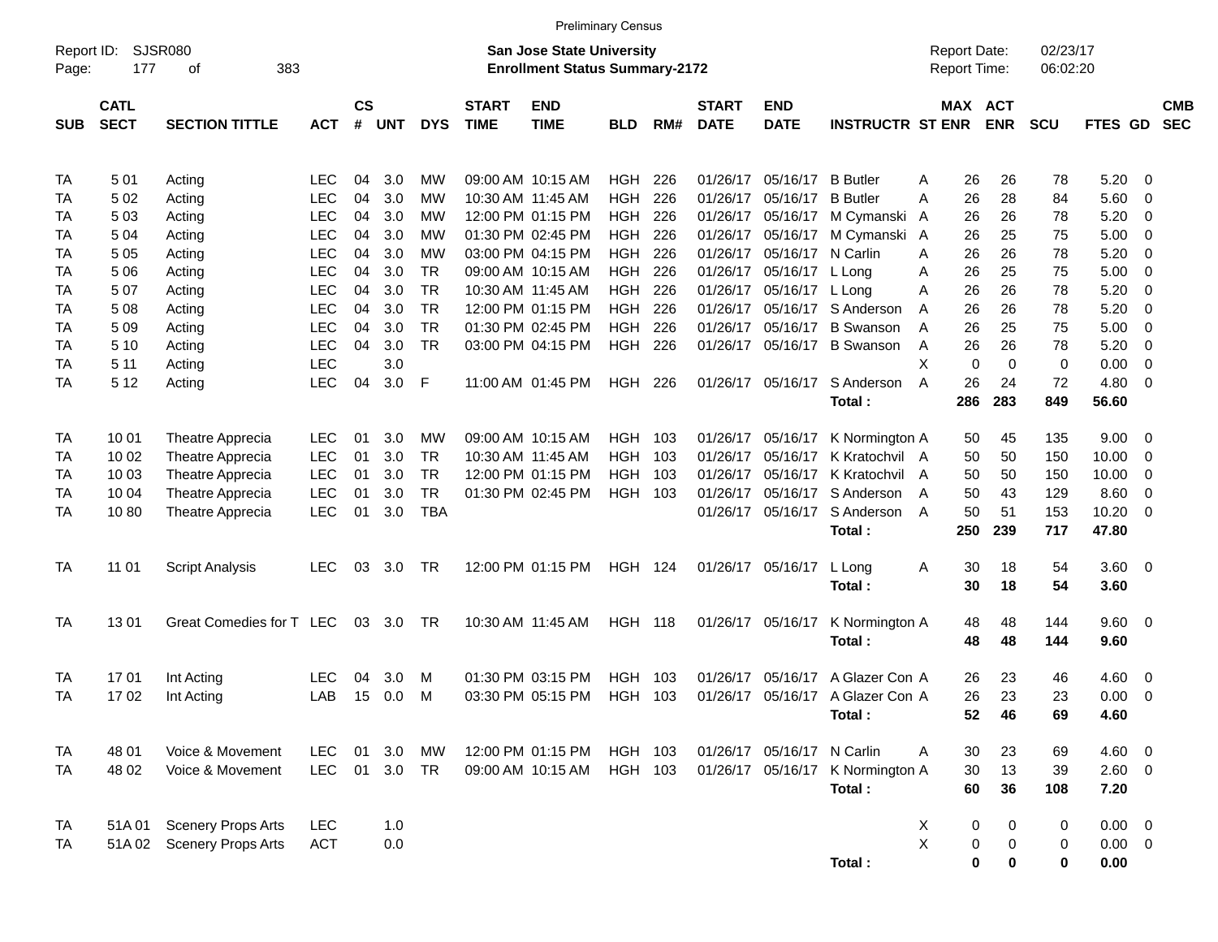Preliminary Census

Report ID: SJSR080
Page: 177 of 383

**San Jose State University**
**Enrollment Status Summary-2172**

Report Date: 02/23/17
Report Time: 06:02:20

| SUB | CATL SECT | SECTION TITTLE | ACT | CS # | UNT | DYS | START TIME | END TIME | BLD | RM# | START DATE | END DATE | INSTRUCTR | ST | MAX ENR | ACT ENR | SCU | FTES | GD | CMB SEC |
|---|---|---|---|---|---|---|---|---|---|---|---|---|---|---|---|---|---|---|---|---|
| TA | 5 01 | Acting | LEC | 04 | 3.0 | MW | 09:00 AM | 10:15 AM | HGH | 226 | 01/26/17 | 05/16/17 | B Butler | A | 26 | 26 | 78 | 5.20 | 0 | |
| TA | 5 02 | Acting | LEC | 04 | 3.0 | MW | 10:30 AM | 11:45 AM | HGH | 226 | 01/26/17 | 05/16/17 | B Butler | A | 26 | 28 | 84 | 5.60 | 0 | |
| TA | 5 03 | Acting | LEC | 04 | 3.0 | MW | 12:00 PM | 01:15 PM | HGH | 226 | 01/26/17 | 05/16/17 | M Cymanski | A | 26 | 26 | 78 | 5.20 | 0 | |
| TA | 5 04 | Acting | LEC | 04 | 3.0 | MW | 01:30 PM | 02:45 PM | HGH | 226 | 01/26/17 | 05/16/17 | M Cymanski | A | 26 | 25 | 75 | 5.00 | 0 | |
| TA | 5 05 | Acting | LEC | 04 | 3.0 | MW | 03:00 PM | 04:15 PM | HGH | 226 | 01/26/17 | 05/16/17 | N Carlin | A | 26 | 26 | 78 | 5.20 | 0 | |
| TA | 5 06 | Acting | LEC | 04 | 3.0 | TR | 09:00 AM | 10:15 AM | HGH | 226 | 01/26/17 | 05/16/17 | L Long | A | 26 | 25 | 75 | 5.00 | 0 | |
| TA | 5 07 | Acting | LEC | 04 | 3.0 | TR | 10:30 AM | 11:45 AM | HGH | 226 | 01/26/17 | 05/16/17 | L Long | A | 26 | 26 | 78 | 5.20 | 0 | |
| TA | 5 08 | Acting | LEC | 04 | 3.0 | TR | 12:00 PM | 01:15 PM | HGH | 226 | 01/26/17 | 05/16/17 | S Anderson | A | 26 | 26 | 78 | 5.20 | 0 | |
| TA | 5 09 | Acting | LEC | 04 | 3.0 | TR | 01:30 PM | 02:45 PM | HGH | 226 | 01/26/17 | 05/16/17 | B Swanson | A | 26 | 25 | 75 | 5.00 | 0 | |
| TA | 5 10 | Acting | LEC | 04 | 3.0 | TR | 03:00 PM | 04:15 PM | HGH | 226 | 01/26/17 | 05/16/17 | B Swanson | A | 26 | 26 | 78 | 5.20 | 0 | |
| TA | 5 11 | Acting | LEC | | 3.0 | | | | | | | | | X | 0 | 0 | 0 | 0.00 | 0 | |
| TA | 5 12 | Acting | LEC | 04 | 3.0 | F | 11:00 AM | 01:45 PM | HGH | 226 | 01/26/17 | 05/16/17 | S Anderson | A | 26 | 24 | 72 | 4.80 | 0 | |
| | | | | | | | | | | | | | **Total :** | | **286** | **283** | **849** | **56.60** | | |
| TA | 10 01 | Theatre Apprecia | LEC | 01 | 3.0 | MW | 09:00 AM | 10:15 AM | HGH | 103 | 01/26/17 | 05/16/17 | K Normington | A | 50 | 45 | 135 | 9.00 | 0 | |
| TA | 10 02 | Theatre Apprecia | LEC | 01 | 3.0 | TR | 10:30 AM | 11:45 AM | HGH | 103 | 01/26/17 | 05/16/17 | K Kratochvil | A | 50 | 50 | 150 | 10.00 | 0 | |
| TA | 10 03 | Theatre Apprecia | LEC | 01 | 3.0 | TR | 12:00 PM | 01:15 PM | HGH | 103 | 01/26/17 | 05/16/17 | K Kratochvil | A | 50 | 50 | 150 | 10.00 | 0 | |
| TA | 10 04 | Theatre Apprecia | LEC | 01 | 3.0 | TR | 01:30 PM | 02:45 PM | HGH | 103 | 01/26/17 | 05/16/17 | S Anderson | A | 50 | 43 | 129 | 8.60 | 0 | |
| TA | 10 80 | Theatre Apprecia | LEC | 01 | 3.0 | TBA | | | | | 01/26/17 | 05/16/17 | S Anderson | A | 50 | 51 | 153 | 10.20 | 0 | |
| | | | | | | | | | | | | | **Total :** | | **250** | **239** | **717** | **47.80** | | |
| TA | 11 01 | Script Analysis | LEC | 03 | 3.0 | TR | 12:00 PM | 01:15 PM | HGH | 124 | 01/26/17 | 05/16/17 | L Long | A | 30 | 18 | 54 | 3.60 | 0 | |
| | | | | | | | | | | | | | **Total :** | | **30** | **18** | **54** | **3.60** | | |
| TA | 13 01 | Great Comedies for T | LEC | 03 | 3.0 | TR | 10:30 AM | 11:45 AM | HGH | 118 | 01/26/17 | 05/16/17 | K Normington | A | 48 | 48 | 144 | 9.60 | 0 | |
| | | | | | | | | | | | | | **Total :** | | **48** | **48** | **144** | **9.60** | | |
| TA | 17 01 | Int Acting | LEC | 04 | 3.0 | M | 01:30 PM | 03:15 PM | HGH | 103 | 01/26/17 | 05/16/17 | A Glazer Con | A | 26 | 23 | 46 | 4.60 | 0 | |
| TA | 17 02 | Int Acting | LAB | 15 | 0.0 | M | 03:30 PM | 05:15 PM | HGH | 103 | 01/26/17 | 05/16/17 | A Glazer Con | A | 26 | 23 | 23 | 0.00 | 0 | |
| | | | | | | | | | | | | | **Total :** | | **52** | **46** | **69** | **4.60** | | |
| TA | 48 01 | Voice & Movement | LEC | 01 | 3.0 | MW | 12:00 PM | 01:15 PM | HGH | 103 | 01/26/17 | 05/16/17 | N Carlin | A | 30 | 23 | 69 | 4.60 | 0 | |
| TA | 48 02 | Voice & Movement | LEC | 01 | 3.0 | TR | 09:00 AM | 10:15 AM | HGH | 103 | 01/26/17 | 05/16/17 | K Normington | A | 30 | 13 | 39 | 2.60 | 0 | |
| | | | | | | | | | | | | | **Total :** | | **60** | **36** | **108** | **7.20** | | |
| TA | 51A 01 | Scenery Props Arts | LEC | | 1.0 | | | | | | | | | X | 0 | 0 | 0 | 0.00 | 0 | |
| TA | 51A 02 | Scenery Props Arts | ACT | | 0.0 | | | | | | | | | X | 0 | 0 | 0 | 0.00 | 0 | |
| | | | | | | | | | | | | | **Total :** | | **0** | **0** | **0** | **0.00** | | |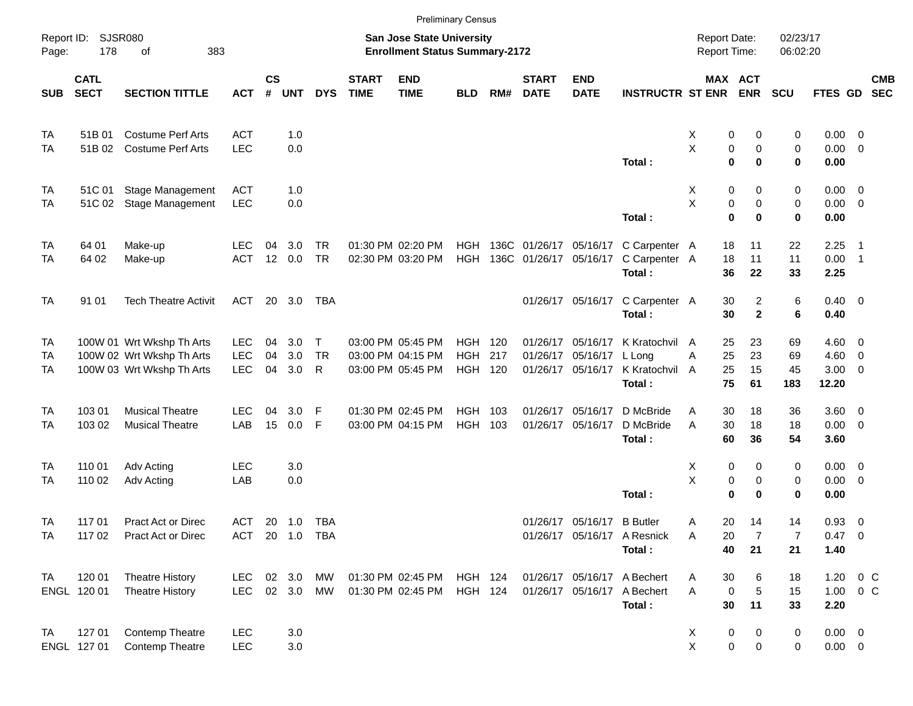Preliminary Census

Report ID: SJSR080
Page: 178 of 383

**San Jose State University**
**Enrollment Status Summary-2172**

Report Date: 02/23/17
Report Time: 06:02:20

| SUB | CATL SECT | SECTION TITTLE | ACT | CS # | UNT | DYS | START TIME | END TIME | BLD | RM# | START DATE | END DATE | INSTRUCTR | ST | MAX ENR | ACT ENR | SCU | FTES | GD | CMB SEC |
|---|---|---|---|---|---|---|---|---|---|---|---|---|---|---|---|---|---|---|---|---|
| TA | 51B 01 | Costume Perf Arts | ACT | | 1.0 | | | | | | | | | X | 0 | 0 | 0 | 0.00 | 0 | |
| TA | 51B 02 | Costume Perf Arts | LEC | | 0.0 | | | | | | | | | X | 0 | 0 | 0 | 0.00 | 0 | |
| | | | | | | | | | | | | | **Total :** | | **0** | **0** | **0** | **0.00** | | |
| TA | 51C 01 | Stage Management | ACT | | 1.0 | | | | | | | | | X | 0 | 0 | 0 | 0.00 | 0 | |
| TA | 51C 02 | Stage Management | LEC | | 0.0 | | | | | | | | | X | 0 | 0 | 0 | 0.00 | 0 | |
| | | | | | | | | | | | | | **Total :** | | **0** | **0** | **0** | **0.00** | | |
| TA | 64 01 | Make-up | LEC | 04 | 3.0 | TR | 01:30 PM | 02:20 PM | HGH | 136C | 01/26/17 | 05/16/17 | C Carpenter | A | 18 | 11 | 22 | 2.25 | 1 | |
| TA | 64 02 | Make-up | ACT | 12 | 0.0 | TR | 02:30 PM | 03:20 PM | HGH | 136C | 01/26/17 | 05/16/17 | C Carpenter | A | 18 | 11 | 11 | 0.00 | 1 | |
| | | | | | | | | | | | | | **Total :** | | **36** | **22** | **33** | **2.25** | | |
| TA | 91 01 | Tech Theatre Activit | ACT | 20 | 3.0 | TBA | | | | | 01/26/17 | 05/16/17 | C Carpenter | A | 30 | 2 | 6 | 0.40 | 0 | |
| | | | | | | | | | | | | | **Total :** | | **30** | **2** | **6** | **0.40** | | |
| TA | 100W 01 | Wrt Wkshp Th Arts | LEC | 04 | 3.0 | T | 03:00 PM | 05:45 PM | HGH | 120 | 01/26/17 | 05/16/17 | K Kratochvil | A | 25 | 23 | 69 | 4.60 | 0 | |
| TA | 100W 02 | Wrt Wkshp Th Arts | LEC | 04 | 3.0 | TR | 03:00 PM | 04:15 PM | HGH | 217 | 01/26/17 | 05/16/17 | L Long | A | 25 | 23 | 69 | 4.60 | 0 | |
| TA | 100W 03 | Wrt Wkshp Th Arts | LEC | 04 | 3.0 | R | 03:00 PM | 05:45 PM | HGH | 120 | 01/26/17 | 05/16/17 | K Kratochvil | A | 25 | 15 | 45 | 3.00 | 0 | |
| | | | | | | | | | | | | | **Total :** | | **75** | **61** | **183** | **12.20** | | |
| TA | 103 01 | Musical Theatre | LEC | 04 | 3.0 | F | 01:30 PM | 02:45 PM | HGH | 103 | 01/26/17 | 05/16/17 | D McBride | A | 30 | 18 | 36 | 3.60 | 0 | |
| TA | 103 02 | Musical Theatre | LAB | 15 | 0.0 | F | 03:00 PM | 04:15 PM | HGH | 103 | 01/26/17 | 05/16/17 | D McBride | A | 30 | 18 | 18 | 0.00 | 0 | |
| | | | | | | | | | | | | | **Total :** | | **60** | **36** | **54** | **3.60** | | |
| TA | 110 01 | Adv Acting | LEC | | 3.0 | | | | | | | | | X | 0 | 0 | 0 | 0.00 | 0 | |
| TA | 110 02 | Adv Acting | LAB | | 0.0 | | | | | | | | | X | 0 | 0 | 0 | 0.00 | 0 | |
| | | | | | | | | | | | | | **Total :** | | **0** | **0** | **0** | **0.00** | | |
| TA | 117 01 | Pract Act or Direc | ACT | 20 | 1.0 | TBA | | | | | 01/26/17 | 05/16/17 | B Butler | A | 20 | 14 | 14 | 0.93 | 0 | |
| TA | 117 02 | Pract Act or Direc | ACT | 20 | 1.0 | TBA | | | | | 01/26/17 | 05/16/17 | A Resnick | A | 20 | 7 | 7 | 0.47 | 0 | |
| | | | | | | | | | | | | | **Total :** | | **40** | **21** | **21** | **1.40** | | |
| TA | 120 01 | Theatre History | LEC | 02 | 3.0 | MW | 01:30 PM | 02:45 PM | HGH | 124 | 01/26/17 | 05/16/17 | A Bechert | A | 30 | 6 | 18 | 1.20 | 0 | C |
| ENGL | 120 01 | Theatre History | LEC | 02 | 3.0 | MW | 01:30 PM | 02:45 PM | HGH | 124 | 01/26/17 | 05/16/17 | A Bechert | A | 0 | 5 | 15 | 1.00 | 0 | C |
| | | | | | | | | | | | | | **Total :** | | **30** | **11** | **33** | **2.20** | | |
| TA | 127 01 | Contemp Theatre | LEC | | 3.0 | | | | | | | | | X | 0 | 0 | 0 | 0.00 | 0 | |
| ENGL | 127 01 | Contemp Theatre | LEC | | 3.0 | | | | | | | | | X | 0 | 0 | 0 | 0.00 | 0 | |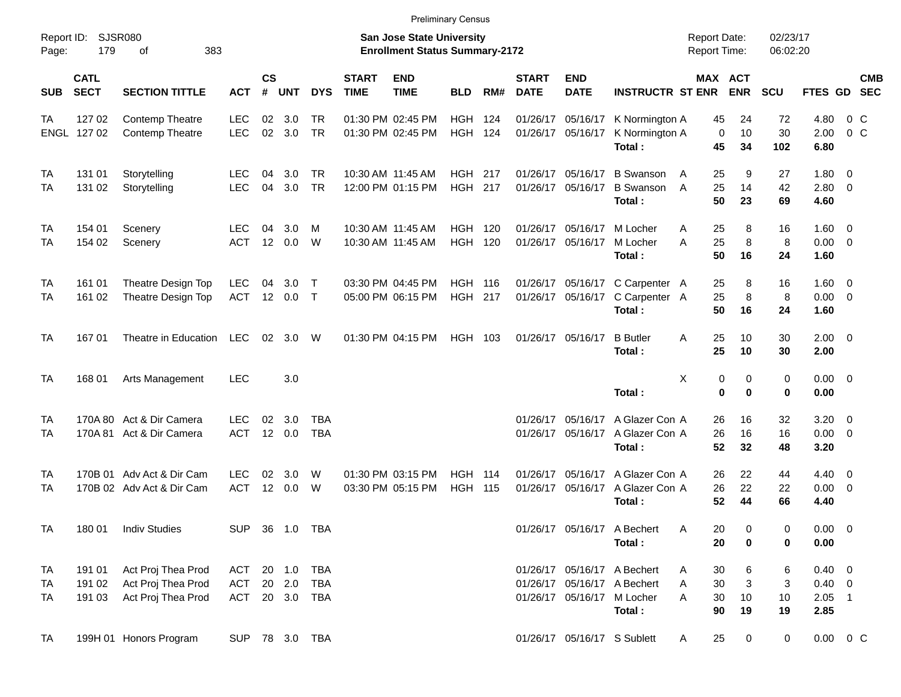Preliminary Census

Report ID: SJSR080

**San Jose State University**
**Enrollment Status Summary-2172**

Report Date: 02/23/17
Report Time: 06:02:20

| SUB | CATL SECT | SECTION TITTLE | ACT | CS # | UNT | DYS | START TIME | END TIME | BLD | RM# | START DATE | END DATE | INSTRUCTR | ST | MAX ENR | ACT ENR | SCU | FTES | GD | CMB SEC |
|---|---|---|---|---|---|---|---|---|---|---|---|---|---|---|---|---|---|---|---|---|
| TA | 127 02 | Contemp Theatre | LEC | 02 | 3.0 | TR | 01:30 PM | 02:45 PM | HGH | 124 | 01/26/17 | 05/16/17 | K Normington | A | 45 | 24 | 72 | 4.80 | 0 | C |
| ENGL | 127 02 | Contemp Theatre | LEC | 02 | 3.0 | TR | 01:30 PM | 02:45 PM | HGH | 124 | 01/26/17 | 05/16/17 | K Normington | A | 0 | 10 | 30 | 2.00 | 0 | C |
| | | | | | | | | | | | | | **Total :** | | **45** | **34** | **102** | **6.80** | | |
| TA | 131 01 | Storytelling | LEC | 04 | 3.0 | TR | 10:30 AM | 11:45 AM | HGH | 217 | 01/26/17 | 05/16/17 | B Swanson | A | 25 | 9 | 27 | 1.80 | 0 | |
| TA | 131 02 | Storytelling | LEC | 04 | 3.0 | TR | 12:00 PM | 01:15 PM | HGH | 217 | 01/26/17 | 05/16/17 | B Swanson | A | 25 | 14 | 42 | 2.80 | 0 | |
| | | | | | | | | | | | | | **Total :** | | **50** | **23** | **69** | **4.60** | | |
| TA | 154 01 | Scenery | LEC | 04 | 3.0 | M | 10:30 AM | 11:45 AM | HGH | 120 | 01/26/17 | 05/16/17 | M Locher | A | 25 | 8 | 16 | 1.60 | 0 | |
| TA | 154 02 | Scenery | ACT | 12 | 0.0 | W | 10:30 AM | 11:45 AM | HGH | 120 | 01/26/17 | 05/16/17 | M Locher | A | 25 | 8 | 8 | 0.00 | 0 | |
| | | | | | | | | | | | | | **Total :** | | **50** | **16** | **24** | **1.60** | | |
| TA | 161 01 | Theatre Design Top | LEC | 04 | 3.0 | T | 03:30 PM | 04:45 PM | HGH | 116 | 01/26/17 | 05/16/17 | C Carpenter | A | 25 | 8 | 16 | 1.60 | 0 | |
| TA | 161 02 | Theatre Design Top | ACT | 12 | 0.0 | T | 05:00 PM | 06:15 PM | HGH | 217 | 01/26/17 | 05/16/17 | C Carpenter | A | 25 | 8 | 8 | 0.00 | 0 | |
| | | | | | | | | | | | | | **Total :** | | **50** | **16** | **24** | **1.60** | | |
| TA | 167 01 | Theatre in Education | LEC | 02 | 3.0 | W | 01:30 PM | 04:15 PM | HGH | 103 | 01/26/17 | 05/16/17 | B Butler | A | 25 | 10 | 30 | 2.00 | 0 | |
| | | | | | | | | | | | | | **Total :** | | **25** | **10** | **30** | **2.00** | | |
| TA | 168 01 | Arts Management | LEC | | 3.0 | | | | | | | | | X | 0 | 0 | 0 | 0.00 | 0 | |
| | | | | | | | | | | | | | **Total :** | | **0** | **0** | **0** | **0.00** | | |
| TA | 170A 80 | Act & Dir Camera | LEC | 02 | 3.0 | TBA | | | | | 01/26/17 | 05/16/17 | A Glazer Con | A | 26 | 16 | 32 | 3.20 | 0 | |
| TA | 170A 81 | Act & Dir Camera | ACT | 12 | 0.0 | TBA | | | | | 01/26/17 | 05/16/17 | A Glazer Con | A | 26 | 16 | 16 | 0.00 | 0 | |
| | | | | | | | | | | | | | **Total :** | | **52** | **32** | **48** | **3.20** | | |
| TA | 170B 01 | Adv Act & Dir Cam | LEC | 02 | 3.0 | W | 01:30 PM | 03:15 PM | HGH | 114 | 01/26/17 | 05/16/17 | A Glazer Con | A | 26 | 22 | 44 | 4.40 | 0 | |
| TA | 170B 02 | Adv Act & Dir Cam | ACT | 12 | 0.0 | W | 03:30 PM | 05:15 PM | HGH | 115 | 01/26/17 | 05/16/17 | A Glazer Con | A | 26 | 22 | 22 | 0.00 | 0 | |
| | | | | | | | | | | | | | **Total :** | | **52** | **44** | **66** | **4.40** | | |
| TA | 180 01 | Indiv Studies | SUP | 36 | 1.0 | TBA | | | | | 01/26/17 | 05/16/17 | A Bechert | A | 20 | 0 | 0 | 0.00 | 0 | |
| | | | | | | | | | | | | | **Total :** | | **20** | **0** | **0** | **0.00** | | |
| TA | 191 01 | Act Proj Thea Prod | ACT | 20 | 1.0 | TBA | | | | | 01/26/17 | 05/16/17 | A Bechert | A | 30 | 6 | 6 | 0.40 | 0 | |
| TA | 191 02 | Act Proj Thea Prod | ACT | 20 | 2.0 | TBA | | | | | 01/26/17 | 05/16/17 | A Bechert | A | 30 | 3 | 3 | 0.40 | 0 | |
| TA | 191 03 | Act Proj Thea Prod | ACT | 20 | 3.0 | TBA | | | | | 01/26/17 | 05/16/17 | M Locher | A | 30 | 10 | 10 | 2.05 | 1 | |
| | | | | | | | | | | | | | **Total :** | | **90** | **19** | **19** | **2.85** | | |
| TA | 199H 01 | Honors Program | SUP | 78 | 3.0 | TBA | | | | | 01/26/17 | 05/16/17 | S Sublett | A | 25 | 0 | 0 | 0.00 | 0 | C |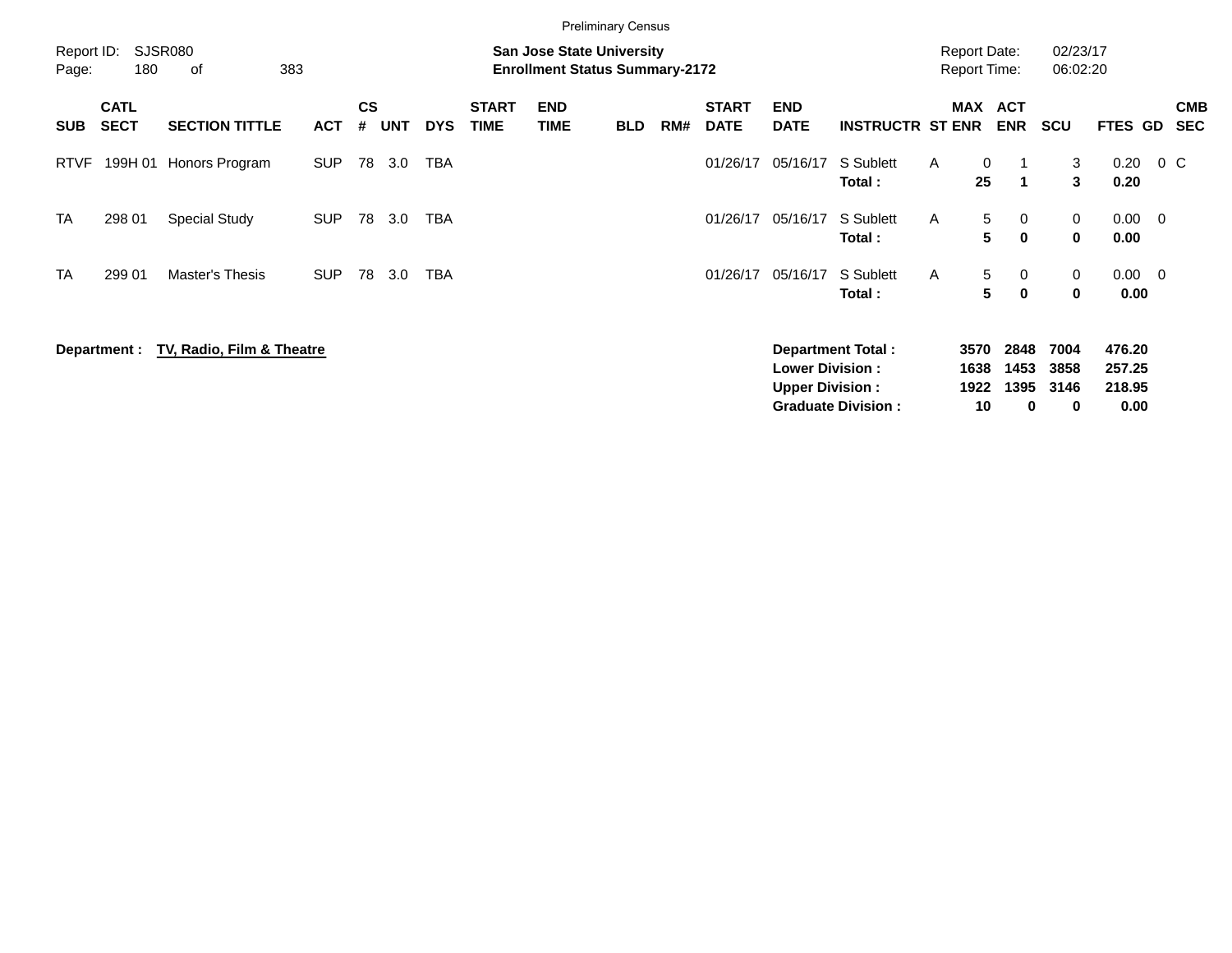Preliminary Census

Report ID: SJSR080
Page: 180 of 383

**San Jose State University**
**Enrollment Status Summary-2172**

Report Date: 02/23/17
Report Time: 06:02:20

| SUB | CATL SECT | SECTION TITTLE | ACT | CS # | UNT | DYS | START TIME | END TIME | BLD | RM# | START DATE | END DATE | INSTRUCTR | ST | MAX ENR | ACT ENR | SCU | FTES | GD | CMB SEC |
|---|---|---|---|---|---|---|---|---|---|---|---|---|---|---|---|---|---|---|---|---|
| RTVF | 199H 01 | Honors Program | SUP | 78 | 3.0 | TBA | | | | | 01/26/17 | 05/16/17 | S Sublett | A | 0 | 1 | 3 | 0.20 | 0 | C |
| | | | | | | | | | | | | | **Total :** | | **25** | **1** | **3** | **0.20** | | |
| TA | 298 01 | Special Study | SUP | 78 | 3.0 | TBA | | | | | 01/26/17 | 05/16/17 | S Sublett | A | 5 | 0 | 0 | 0.00 | 0 | |
| | | | | | | | | | | | | | **Total :** | | **5** | **0** | **0** | **0.00** | | |
| TA | 299 01 | Master's Thesis | SUP | 78 | 3.0 | TBA | | | | | 01/26/17 | 05/16/17 | S Sublett | A | 5 | 0 | 0 | 0.00 | 0 | |
| | | | | | | | | | | | | | **Total :** | | **5** | **0** | **0** | **0.00** | | |

**Department : TV, Radio, Film & Theatre**

| | MAX ENR | ACT ENR | SCU | FTES |
|---|---|---|---|---|
| **Department Total :** | **3570** | **2848** | **7004** | **476.20** |
| **Lower Division :** | **1638** | **1453** | **3858** | **257.25** |
| **Upper Division :** | **1922** | **1395** | **3146** | **218.95** |
| **Graduate Division :** | **10** | **0** | **0** | **0.00** |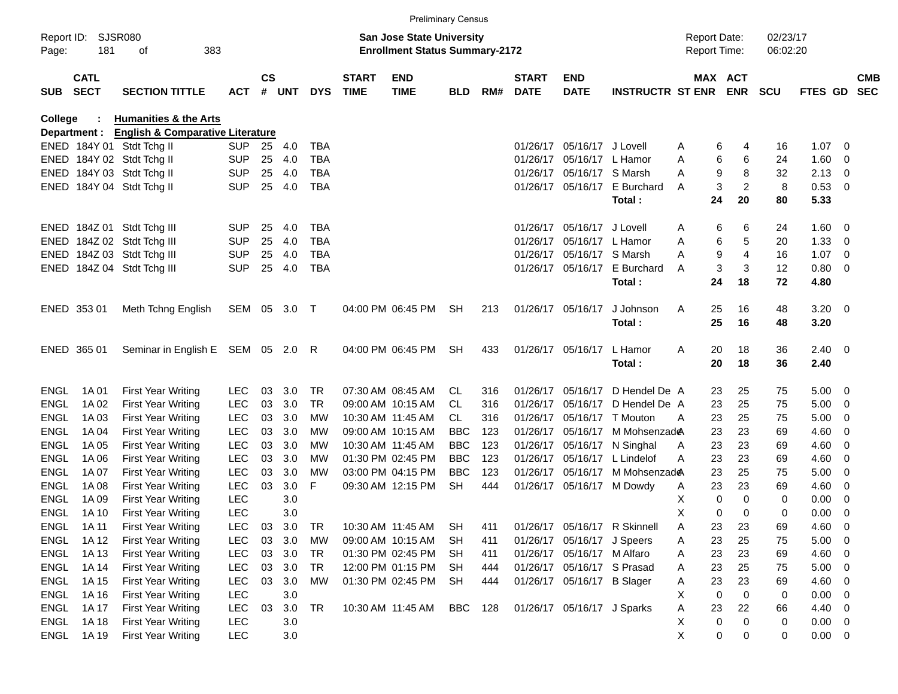Preliminary Census

Report ID: SJSR080
Page: 181 of 383

**San Jose State University**
**Enrollment Status Summary-2172**

Report Date: 02/23/17
Report Time: 06:02:20

**College : Humanities & the Arts**
**Department : English & Comparative Literature**

| SUB | CATL SECT | SECTION TITTLE | ACT | CS # | UNT | DYS | START TIME | END TIME | BLD | RM# | START DATE | END DATE | INSTRUCTR | ST | MAX ENR | ACT ENR | SCU | FTES | GD | CMB SEC |
|---|---|---|---|---|---|---|---|---|---|---|---|---|---|---|---|---|---|---|---|---|
| ENED | 184Y 01 | Stdt Tchg II | SUP | 25 | 4.0 | TBA | | | | | 01/26/17 | 05/16/17 | J Lovell | A | 6 | 4 | 16 | 1.07 | 0 | |
| ENED | 184Y 02 | Stdt Tchg II | SUP | 25 | 4.0 | TBA | | | | | 01/26/17 | 05/16/17 | L Hamor | A | 6 | 6 | 24 | 1.60 | 0 | |
| ENED | 184Y 03 | Stdt Tchg II | SUP | 25 | 4.0 | TBA | | | | | 01/26/17 | 05/16/17 | S Marsh | A | 9 | 8 | 32 | 2.13 | 0 | |
| ENED | 184Y 04 | Stdt Tchg II | SUP | 25 | 4.0 | TBA | | | | | 01/26/17 | 05/16/17 | E Burchard | A | 3 | 2 | 8 | 0.53 | 0 | |
| | | | | | | | | | | | | | **Total :** | | **24** | **20** | **80** | **5.33** | | |
| ENED | 184Z 01 | Stdt Tchg III | SUP | 25 | 4.0 | TBA | | | | | 01/26/17 | 05/16/17 | J Lovell | A | 6 | 6 | 24 | 1.60 | 0 | |
| ENED | 184Z 02 | Stdt Tchg III | SUP | 25 | 4.0 | TBA | | | | | 01/26/17 | 05/16/17 | L Hamor | A | 6 | 5 | 20 | 1.33 | 0 | |
| ENED | 184Z 03 | Stdt Tchg III | SUP | 25 | 4.0 | TBA | | | | | 01/26/17 | 05/16/17 | S Marsh | A | 9 | 4 | 16 | 1.07 | 0 | |
| ENED | 184Z 04 | Stdt Tchg III | SUP | 25 | 4.0 | TBA | | | | | 01/26/17 | 05/16/17 | E Burchard | A | 3 | 3 | 12 | 0.80 | 0 | |
| | | | | | | | | | | | | | **Total :** | | **24** | **18** | **72** | **4.80** | | |
| ENED | 353 01 | Meth Tchng English | SEM | 05 | 3.0 | T | 04:00 PM | 06:45 PM | SH | 213 | 01/26/17 | 05/16/17 | J Johnson | A | 25 | 16 | 48 | 3.20 | 0 | |
| | | | | | | | | | | | | | **Total :** | | **25** | **16** | **48** | **3.20** | | |
| ENED | 365 01 | Seminar in English E | SEM | 05 | 2.0 | R | 04:00 PM | 06:45 PM | SH | 433 | 01/26/17 | 05/16/17 | L Hamor | A | 20 | 18 | 36 | 2.40 | 0 | |
| | | | | | | | | | | | | | **Total :** | | **20** | **18** | **36** | **2.40** | | |
| ENGL | 1A 01 | First Year Writing | LEC | 03 | 3.0 | TR | 07:30 AM | 08:45 AM | CL | 316 | 01/26/17 | 05/16/17 | D Hendel De | A | 23 | 25 | 75 | 5.00 | 0 | |
| ENGL | 1A 02 | First Year Writing | LEC | 03 | 3.0 | TR | 09:00 AM | 10:15 AM | CL | 316 | 01/26/17 | 05/16/17 | D Hendel De | A | 23 | 25 | 75 | 5.00 | 0 | |
| ENGL | 1A 03 | First Year Writing | LEC | 03 | 3.0 | MW | 10:30 AM | 11:45 AM | CL | 316 | 01/26/17 | 05/16/17 | T Mouton | A | 23 | 25 | 75 | 5.00 | 0 | |
| ENGL | 1A 04 | First Year Writing | LEC | 03 | 3.0 | MW | 09:00 AM | 10:15 AM | BBC | 123 | 01/26/17 | 05/16/17 | M Mohsenzade | A | 23 | 23 | 69 | 4.60 | 0 | |
| ENGL | 1A 05 | First Year Writing | LEC | 03 | 3.0 | MW | 10:30 AM | 11:45 AM | BBC | 123 | 01/26/17 | 05/16/17 | N Singhal | A | 23 | 23 | 69 | 4.60 | 0 | |
| ENGL | 1A 06 | First Year Writing | LEC | 03 | 3.0 | MW | 01:30 PM | 02:45 PM | BBC | 123 | 01/26/17 | 05/16/17 | L Lindelof | A | 23 | 23 | 69 | 4.60 | 0 | |
| ENGL | 1A 07 | First Year Writing | LEC | 03 | 3.0 | MW | 03:00 PM | 04:15 PM | BBC | 123 | 01/26/17 | 05/16/17 | M Mohsenzade | A | 23 | 25 | 75 | 5.00 | 0 | |
| ENGL | 1A 08 | First Year Writing | LEC | 03 | 3.0 | F | 09:30 AM | 12:15 PM | SH | 444 | 01/26/17 | 05/16/17 | M Dowdy | A | 23 | 23 | 69 | 4.60 | 0 | |
| ENGL | 1A 09 | First Year Writing | LEC | | 3.0 | | | | | | | | | X | 0 | 0 | 0 | 0.00 | 0 | |
| ENGL | 1A 10 | First Year Writing | LEC | | 3.0 | | | | | | | | | X | 0 | 0 | 0 | 0.00 | 0 | |
| ENGL | 1A 11 | First Year Writing | LEC | 03 | 3.0 | TR | 10:30 AM | 11:45 AM | SH | 411 | 01/26/17 | 05/16/17 | R Skinnell | A | 23 | 23 | 69 | 4.60 | 0 | |
| ENGL | 1A 12 | First Year Writing | LEC | 03 | 3.0 | MW | 09:00 AM | 10:15 AM | SH | 411 | 01/26/17 | 05/16/17 | J Speers | A | 23 | 25 | 75 | 5.00 | 0 | |
| ENGL | 1A 13 | First Year Writing | LEC | 03 | 3.0 | TR | 01:30 PM | 02:45 PM | SH | 411 | 01/26/17 | 05/16/17 | M Alfaro | A | 23 | 23 | 69 | 4.60 | 0 | |
| ENGL | 1A 14 | First Year Writing | LEC | 03 | 3.0 | TR | 12:00 PM | 01:15 PM | SH | 444 | 01/26/17 | 05/16/17 | S Prasad | A | 23 | 25 | 75 | 5.00 | 0 | |
| ENGL | 1A 15 | First Year Writing | LEC | 03 | 3.0 | MW | 01:30 PM | 02:45 PM | SH | 444 | 01/26/17 | 05/16/17 | B Slager | A | 23 | 23 | 69 | 4.60 | 0 | |
| ENGL | 1A 16 | First Year Writing | LEC | | 3.0 | | | | | | | | | X | 0 | 0 | 0 | 0.00 | 0 | |
| ENGL | 1A 17 | First Year Writing | LEC | 03 | 3.0 | TR | 10:30 AM | 11:45 AM | BBC | 128 | 01/26/17 | 05/16/17 | J Sparks | A | 23 | 22 | 66 | 4.40 | 0 | |
| ENGL | 1A 18 | First Year Writing | LEC | | 3.0 | | | | | | | | | X | 0 | 0 | 0 | 0.00 | 0 | |
| ENGL | 1A 19 | First Year Writing | LEC | | 3.0 | | | | | | | | | X | 0 | 0 | 0 | 0.00 | 0 | |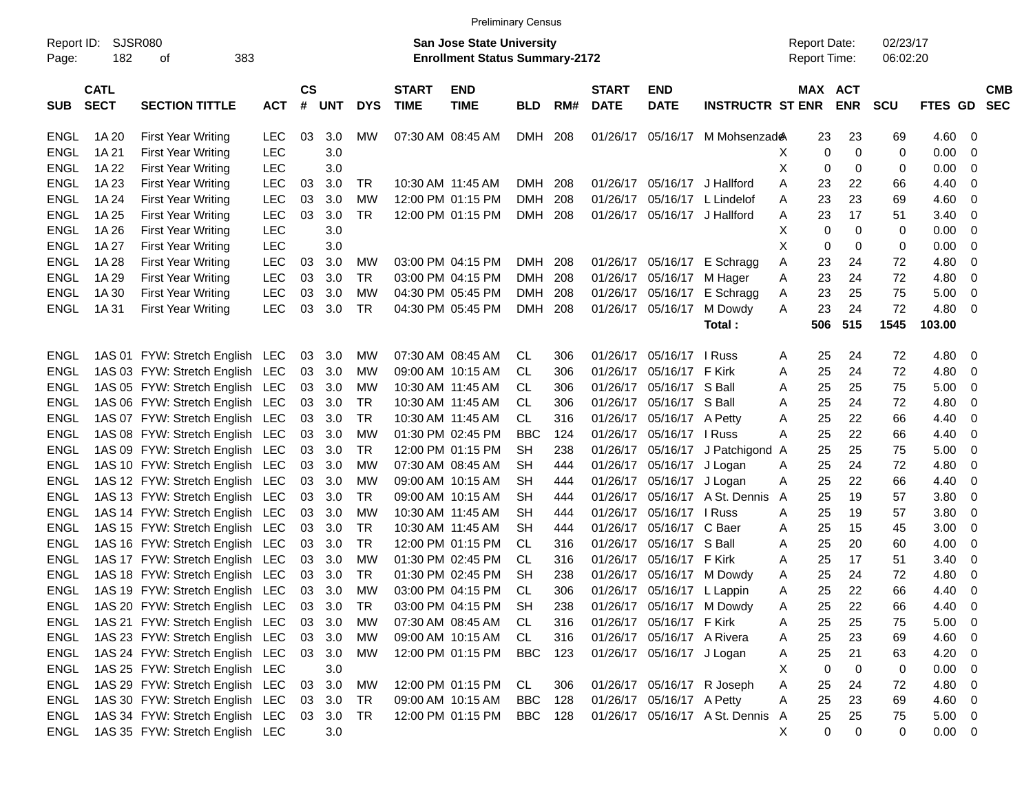Preliminary Census

Report ID: SJSR080

**San Jose State University**
**Enrollment Status Summary-2172**

Report Date: 02/23/17
Report Time: 06:02:20

| SUB | CATL SECT | SECTION TITTLE | ACT | CS # | UNT | DYS | START TIME | END TIME | BLD | RM# | START DATE | END DATE | INSTRUCTR | ST | MAX ENR | ACT ENR | SCU | FTES | GD | CMB SEC |
|---|---|---|---|---|---|---|---|---|---|---|---|---|---|---|---|---|---|---|---|---|
| ENGL | 1A 20 | First Year Writing | LEC | 03 | 3.0 | MW | 07:30 AM | 08:45 AM | DMH | 208 | 01/26/17 | 05/16/17 | M Mohsenzade | A | 23 | 23 | 69 | 4.60 | 0 | |
| ENGL | 1A 21 | First Year Writing | LEC | | 3.0 | | | | | | | | | X | 0 | 0 | 0 | 0.00 | 0 | |
| ENGL | 1A 22 | First Year Writing | LEC | | 3.0 | | | | | | | | | X | 0 | 0 | 0 | 0.00 | 0 | |
| ENGL | 1A 23 | First Year Writing | LEC | 03 | 3.0 | TR | 10:30 AM | 11:45 AM | DMH | 208 | 01/26/17 | 05/16/17 | J Hallford | A | 23 | 22 | 66 | 4.40 | 0 | |
| ENGL | 1A 24 | First Year Writing | LEC | 03 | 3.0 | MW | 12:00 PM | 01:15 PM | DMH | 208 | 01/26/17 | 05/16/17 | L Lindelof | A | 23 | 23 | 69 | 4.60 | 0 | |
| ENGL | 1A 25 | First Year Writing | LEC | 03 | 3.0 | TR | 12:00 PM | 01:15 PM | DMH | 208 | 01/26/17 | 05/16/17 | J Hallford | A | 23 | 17 | 51 | 3.40 | 0 | |
| ENGL | 1A 26 | First Year Writing | LEC | | 3.0 | | | | | | | | | X | 0 | 0 | 0 | 0.00 | 0 | |
| ENGL | 1A 27 | First Year Writing | LEC | | 3.0 | | | | | | | | | X | 0 | 0 | 0 | 0.00 | 0 | |
| ENGL | 1A 28 | First Year Writing | LEC | 03 | 3.0 | MW | 03:00 PM | 04:15 PM | DMH | 208 | 01/26/17 | 05/16/17 | E Schragg | A | 23 | 24 | 72 | 4.80 | 0 | |
| ENGL | 1A 29 | First Year Writing | LEC | 03 | 3.0 | TR | 03:00 PM | 04:15 PM | DMH | 208 | 01/26/17 | 05/16/17 | M Hager | A | 23 | 24 | 72 | 4.80 | 0 | |
| ENGL | 1A 30 | First Year Writing | LEC | 03 | 3.0 | MW | 04:30 PM | 05:45 PM | DMH | 208 | 01/26/17 | 05/16/17 | E Schragg | A | 23 | 25 | 75 | 5.00 | 0 | |
| ENGL | 1A 31 | First Year Writing | LEC | 03 | 3.0 | TR | 04:30 PM | 05:45 PM | DMH | 208 | 01/26/17 | 05/16/17 | M Dowdy | A | 23 | 24 | 72 | 4.80 | 0 | |
| | | | | | | | | | | | | | **Total :** | | **506** | **515** | **1545** | **103.00** | | |
| ENGL | 1AS 01 | FYW: Stretch English | LEC | 03 | 3.0 | MW | 07:30 AM | 08:45 AM | CL | 306 | 01/26/17 | 05/16/17 | I Russ | A | 25 | 24 | 72 | 4.80 | 0 | |
| ENGL | 1AS 03 | FYW: Stretch English | LEC | 03 | 3.0 | MW | 09:00 AM | 10:15 AM | CL | 306 | 01/26/17 | 05/16/17 | F Kirk | A | 25 | 24 | 72 | 4.80 | 0 | |
| ENGL | 1AS 05 | FYW: Stretch English | LEC | 03 | 3.0 | MW | 10:30 AM | 11:45 AM | CL | 306 | 01/26/17 | 05/16/17 | S Ball | A | 25 | 25 | 75 | 5.00 | 0 | |
| ENGL | 1AS 06 | FYW: Stretch English | LEC | 03 | 3.0 | TR | 10:30 AM | 11:45 AM | CL | 306 | 01/26/17 | 05/16/17 | S Ball | A | 25 | 24 | 72 | 4.80 | 0 | |
| ENGL | 1AS 07 | FYW: Stretch English | LEC | 03 | 3.0 | TR | 10:30 AM | 11:45 AM | CL | 316 | 01/26/17 | 05/16/17 | A Petty | A | 25 | 22 | 66 | 4.40 | 0 | |
| ENGL | 1AS 08 | FYW: Stretch English | LEC | 03 | 3.0 | MW | 01:30 PM | 02:45 PM | BBC | 124 | 01/26/17 | 05/16/17 | I Russ | A | 25 | 22 | 66 | 4.40 | 0 | |
| ENGL | 1AS 09 | FYW: Stretch English | LEC | 03 | 3.0 | TR | 12:00 PM | 01:15 PM | SH | 238 | 01/26/17 | 05/16/17 | J Patchigond | A | 25 | 25 | 75 | 5.00 | 0 | |
| ENGL | 1AS 10 | FYW: Stretch English | LEC | 03 | 3.0 | MW | 07:30 AM | 08:45 AM | SH | 444 | 01/26/17 | 05/16/17 | J Logan | A | 25 | 24 | 72 | 4.80 | 0 | |
| ENGL | 1AS 12 | FYW: Stretch English | LEC | 03 | 3.0 | MW | 09:00 AM | 10:15 AM | SH | 444 | 01/26/17 | 05/16/17 | J Logan | A | 25 | 22 | 66 | 4.40 | 0 | |
| ENGL | 1AS 13 | FYW: Stretch English | LEC | 03 | 3.0 | TR | 09:00 AM | 10:15 AM | SH | 444 | 01/26/17 | 05/16/17 | A St. Dennis | A | 25 | 19 | 57 | 3.80 | 0 | |
| ENGL | 1AS 14 | FYW: Stretch English | LEC | 03 | 3.0 | MW | 10:30 AM | 11:45 AM | SH | 444 | 01/26/17 | 05/16/17 | I Russ | A | 25 | 19 | 57 | 3.80 | 0 | |
| ENGL | 1AS 15 | FYW: Stretch English | LEC | 03 | 3.0 | TR | 10:30 AM | 11:45 AM | SH | 444 | 01/26/17 | 05/16/17 | C Baer | A | 25 | 15 | 45 | 3.00 | 0 | |
| ENGL | 1AS 16 | FYW: Stretch English | LEC | 03 | 3.0 | TR | 12:00 PM | 01:15 PM | CL | 316 | 01/26/17 | 05/16/17 | S Ball | A | 25 | 20 | 60 | 4.00 | 0 | |
| ENGL | 1AS 17 | FYW: Stretch English | LEC | 03 | 3.0 | MW | 01:30 PM | 02:45 PM | CL | 316 | 01/26/17 | 05/16/17 | F Kirk | A | 25 | 17 | 51 | 3.40 | 0 | |
| ENGL | 1AS 18 | FYW: Stretch English | LEC | 03 | 3.0 | TR | 01:30 PM | 02:45 PM | SH | 238 | 01/26/17 | 05/16/17 | M Dowdy | A | 25 | 24 | 72 | 4.80 | 0 | |
| ENGL | 1AS 19 | FYW: Stretch English | LEC | 03 | 3.0 | MW | 03:00 PM | 04:15 PM | CL | 306 | 01/26/17 | 05/16/17 | L Lappin | A | 25 | 22 | 66 | 4.40 | 0 | |
| ENGL | 1AS 20 | FYW: Stretch English | LEC | 03 | 3.0 | TR | 03:00 PM | 04:15 PM | SH | 238 | 01/26/17 | 05/16/17 | M Dowdy | A | 25 | 22 | 66 | 4.40 | 0 | |
| ENGL | 1AS 21 | FYW: Stretch English | LEC | 03 | 3.0 | MW | 07:30 AM | 08:45 AM | CL | 316 | 01/26/17 | 05/16/17 | F Kirk | A | 25 | 25 | 75 | 5.00 | 0 | |
| ENGL | 1AS 23 | FYW: Stretch English | LEC | 03 | 3.0 | MW | 09:00 AM | 10:15 AM | CL | 316 | 01/26/17 | 05/16/17 | A Rivera | A | 25 | 23 | 69 | 4.60 | 0 | |
| ENGL | 1AS 24 | FYW: Stretch English | LEC | 03 | 3.0 | MW | 12:00 PM | 01:15 PM | BBC | 123 | 01/26/17 | 05/16/17 | J Logan | A | 25 | 21 | 63 | 4.20 | 0 | |
| ENGL | 1AS 25 | FYW: Stretch English | LEC | | 3.0 | | | | | | | | | X | 0 | 0 | 0 | 0.00 | 0 | |
| ENGL | 1AS 29 | FYW: Stretch English | LEC | 03 | 3.0 | MW | 12:00 PM | 01:15 PM | CL | 306 | 01/26/17 | 05/16/17 | R Joseph | A | 25 | 24 | 72 | 4.80 | 0 | |
| ENGL | 1AS 30 | FYW: Stretch English | LEC | 03 | 3.0 | TR | 09:00 AM | 10:15 AM | BBC | 128 | 01/26/17 | 05/16/17 | A Petty | A | 25 | 23 | 69 | 4.60 | 0 | |
| ENGL | 1AS 34 | FYW: Stretch English | LEC | 03 | 3.0 | TR | 12:00 PM | 01:15 PM | BBC | 128 | 01/26/17 | 05/16/17 | A St. Dennis | A | 25 | 25 | 75 | 5.00 | 0 | |
| ENGL | 1AS 35 | FYW: Stretch English | LEC | | 3.0 | | | | | | | | | X | 0 | 0 | 0 | 0.00 | 0 | |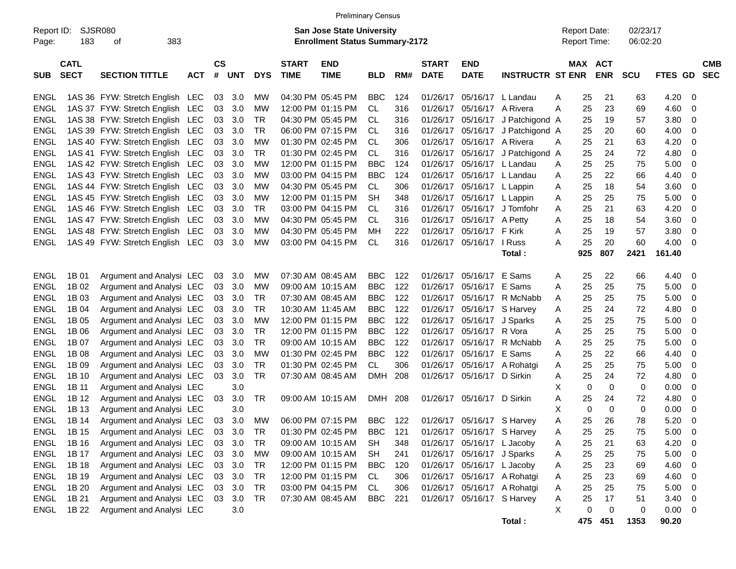Preliminary Census

Report ID: SJSR080
Page: 183 of 383

**San Jose State University**
**Enrollment Status Summary-2172**

Report Date: 02/23/17
Report Time: 06:02:20

| SUB | CATL SECT | SECTION TITTLE | ACT | CS # | UNT | DYS | START TIME | END TIME | BLD | RM# | START DATE | END DATE | INSTRUCTR | ST | MAX ENR | ACT ENR | SCU | FTES | GD | CMB SEC |
|---|---|---|---|---|---|---|---|---|---|---|---|---|---|---|---|---|---|---|---|---|
| ENGL | 1AS 36 | FYW: Stretch English | LEC | 03 | 3.0 | MW | 04:30 PM | 05:45 PM | BBC | 124 | 01/26/17 | 05/16/17 | L Landau | A | 25 | 21 | 63 | 4.20 | 0 | |
| ENGL | 1AS 37 | FYW: Stretch English | LEC | 03 | 3.0 | MW | 12:00 PM | 01:15 PM | CL | 316 | 01/26/17 | 05/16/17 | A Rivera | A | 25 | 23 | 69 | 4.60 | 0 | |
| ENGL | 1AS 38 | FYW: Stretch English | LEC | 03 | 3.0 | TR | 04:30 PM | 05:45 PM | CL | 316 | 01/26/17 | 05/16/17 | J Patchigond | A | 25 | 19 | 57 | 3.80 | 0 | |
| ENGL | 1AS 39 | FYW: Stretch English | LEC | 03 | 3.0 | TR | 06:00 PM | 07:15 PM | CL | 316 | 01/26/17 | 05/16/17 | J Patchigond | A | 25 | 20 | 60 | 4.00 | 0 | |
| ENGL | 1AS 40 | FYW: Stretch English | LEC | 03 | 3.0 | MW | 01:30 PM | 02:45 PM | CL | 306 | 01/26/17 | 05/16/17 | A Rivera | A | 25 | 21 | 63 | 4.20 | 0 | |
| ENGL | 1AS 41 | FYW: Stretch English | LEC | 03 | 3.0 | TR | 01:30 PM | 02:45 PM | CL | 316 | 01/26/17 | 05/16/17 | J Patchigond | A | 25 | 24 | 72 | 4.80 | 0 | |
| ENGL | 1AS 42 | FYW: Stretch English | LEC | 03 | 3.0 | MW | 12:00 PM | 01:15 PM | BBC | 124 | 01/26/17 | 05/16/17 | L Landau | A | 25 | 25 | 75 | 5.00 | 0 | |
| ENGL | 1AS 43 | FYW: Stretch English | LEC | 03 | 3.0 | MW | 03:00 PM | 04:15 PM | BBC | 124 | 01/26/17 | 05/16/17 | L Landau | A | 25 | 22 | 66 | 4.40 | 0 | |
| ENGL | 1AS 44 | FYW: Stretch English | LEC | 03 | 3.0 | MW | 04:30 PM | 05:45 PM | CL | 306 | 01/26/17 | 05/16/17 | L Lappin | A | 25 | 18 | 54 | 3.60 | 0 | |
| ENGL | 1AS 45 | FYW: Stretch English | LEC | 03 | 3.0 | MW | 12:00 PM | 01:15 PM | SH | 348 | 01/26/17 | 05/16/17 | L Lappin | A | 25 | 25 | 75 | 5.00 | 0 | |
| ENGL | 1AS 46 | FYW: Stretch English | LEC | 03 | 3.0 | TR | 03:00 PM | 04:15 PM | CL | 316 | 01/26/17 | 05/16/17 | J Tomfohr | A | 25 | 21 | 63 | 4.20 | 0 | |
| ENGL | 1AS 47 | FYW: Stretch English | LEC | 03 | 3.0 | MW | 04:30 PM | 05:45 PM | CL | 316 | 01/26/17 | 05/16/17 | A Petty | A | 25 | 18 | 54 | 3.60 | 0 | |
| ENGL | 1AS 48 | FYW: Stretch English | LEC | 03 | 3.0 | MW | 04:30 PM | 05:45 PM | MH | 222 | 01/26/17 | 05/16/17 | F Kirk | A | 25 | 19 | 57 | 3.80 | 0 | |
| ENGL | 1AS 49 | FYW: Stretch English | LEC | 03 | 3.0 | MW | 03:00 PM | 04:15 PM | CL | 316 | 01/26/17 | 05/16/17 | I Russ | A | 25 | 20 | 60 | 4.00 | 0 | |
| | | | | | | | | | | | | | **Total :** | | **925** | **807** | **2421** | **161.40** | | |
| ENGL | 1B 01 | Argument and Analysi | LEC | 03 | 3.0 | MW | 07:30 AM | 08:45 AM | BBC | 122 | 01/26/17 | 05/16/17 | E Sams | A | 25 | 22 | 66 | 4.40 | 0 | |
| ENGL | 1B 02 | Argument and Analysi | LEC | 03 | 3.0 | MW | 09:00 AM | 10:15 AM | BBC | 122 | 01/26/17 | 05/16/17 | E Sams | A | 25 | 25 | 75 | 5.00 | 0 | |
| ENGL | 1B 03 | Argument and Analysi | LEC | 03 | 3.0 | TR | 07:30 AM | 08:45 AM | BBC | 122 | 01/26/17 | 05/16/17 | R McNabb | A | 25 | 25 | 75 | 5.00 | 0 | |
| ENGL | 1B 04 | Argument and Analysi | LEC | 03 | 3.0 | TR | 10:30 AM | 11:45 AM | BBC | 122 | 01/26/17 | 05/16/17 | S Harvey | A | 25 | 24 | 72 | 4.80 | 0 | |
| ENGL | 1B 05 | Argument and Analysi | LEC | 03 | 3.0 | MW | 12:00 PM | 01:15 PM | BBC | 122 | 01/26/17 | 05/16/17 | J Sparks | A | 25 | 25 | 75 | 5.00 | 0 | |
| ENGL | 1B 06 | Argument and Analysi | LEC | 03 | 3.0 | TR | 12:00 PM | 01:15 PM | BBC | 122 | 01/26/17 | 05/16/17 | R Vora | A | 25 | 25 | 75 | 5.00 | 0 | |
| ENGL | 1B 07 | Argument and Analysi | LEC | 03 | 3.0 | TR | 09:00 AM | 10:15 AM | BBC | 122 | 01/26/17 | 05/16/17 | R McNabb | A | 25 | 25 | 75 | 5.00 | 0 | |
| ENGL | 1B 08 | Argument and Analysi | LEC | 03 | 3.0 | MW | 01:30 PM | 02:45 PM | BBC | 122 | 01/26/17 | 05/16/17 | E Sams | A | 25 | 22 | 66 | 4.40 | 0 | |
| ENGL | 1B 09 | Argument and Analysi | LEC | 03 | 3.0 | TR | 01:30 PM | 02:45 PM | CL | 306 | 01/26/17 | 05/16/17 | A Rohatgi | A | 25 | 25 | 75 | 5.00 | 0 | |
| ENGL | 1B 10 | Argument and Analysi | LEC | 03 | 3.0 | TR | 07:30 AM | 08:45 AM | DMH | 208 | 01/26/17 | 05/16/17 | D Sirkin | A | 25 | 24 | 72 | 4.80 | 0 | |
| ENGL | 1B 11 | Argument and Analysi | LEC | | 3.0 | | | | | | | | | X | 0 | 0 | 0 | 0.00 | 0 | |
| ENGL | 1B 12 | Argument and Analysi | LEC | 03 | 3.0 | TR | 09:00 AM | 10:15 AM | DMH | 208 | 01/26/17 | 05/16/17 | D Sirkin | A | 25 | 24 | 72 | 4.80 | 0 | |
| ENGL | 1B 13 | Argument and Analysi | LEC | | 3.0 | | | | | | | | | X | 0 | 0 | 0 | 0.00 | 0 | |
| ENGL | 1B 14 | Argument and Analysi | LEC | 03 | 3.0 | MW | 06:00 PM | 07:15 PM | BBC | 122 | 01/26/17 | 05/16/17 | S Harvey | A | 25 | 26 | 78 | 5.20 | 0 | |
| ENGL | 1B 15 | Argument and Analysi | LEC | 03 | 3.0 | TR | 01:30 PM | 02:45 PM | BBC | 121 | 01/26/17 | 05/16/17 | S Harvey | A | 25 | 25 | 75 | 5.00 | 0 | |
| ENGL | 1B 16 | Argument and Analysi | LEC | 03 | 3.0 | TR | 09:00 AM | 10:15 AM | SH | 348 | 01/26/17 | 05/16/17 | L Jacoby | A | 25 | 21 | 63 | 4.20 | 0 | |
| ENGL | 1B 17 | Argument and Analysi | LEC | 03 | 3.0 | MW | 09:00 AM | 10:15 AM | SH | 241 | 01/26/17 | 05/16/17 | J Sparks | A | 25 | 25 | 75 | 5.00 | 0 | |
| ENGL | 1B 18 | Argument and Analysi | LEC | 03 | 3.0 | TR | 12:00 PM | 01:15 PM | BBC | 120 | 01/26/17 | 05/16/17 | L Jacoby | A | 25 | 23 | 69 | 4.60 | 0 | |
| ENGL | 1B 19 | Argument and Analysi | LEC | 03 | 3.0 | TR | 12:00 PM | 01:15 PM | CL | 306 | 01/26/17 | 05/16/17 | A Rohatgi | A | 25 | 23 | 69 | 4.60 | 0 | |
| ENGL | 1B 20 | Argument and Analysi | LEC | 03 | 3.0 | TR | 03:00 PM | 04:15 PM | CL | 306 | 01/26/17 | 05/16/17 | A Rohatgi | A | 25 | 25 | 75 | 5.00 | 0 | |
| ENGL | 1B 21 | Argument and Analysi | LEC | 03 | 3.0 | TR | 07:30 AM | 08:45 AM | BBC | 221 | 01/26/17 | 05/16/17 | S Harvey | A | 25 | 17 | 51 | 3.40 | 0 | |
| ENGL | 1B 22 | Argument and Analysi | LEC | | 3.0 | | | | | | | | | X | 0 | 0 | 0 | 0.00 | 0 | |
| | | | | | | | | | | | | | **Total :** | | **475** | **451** | **1353** | **90.20** | | |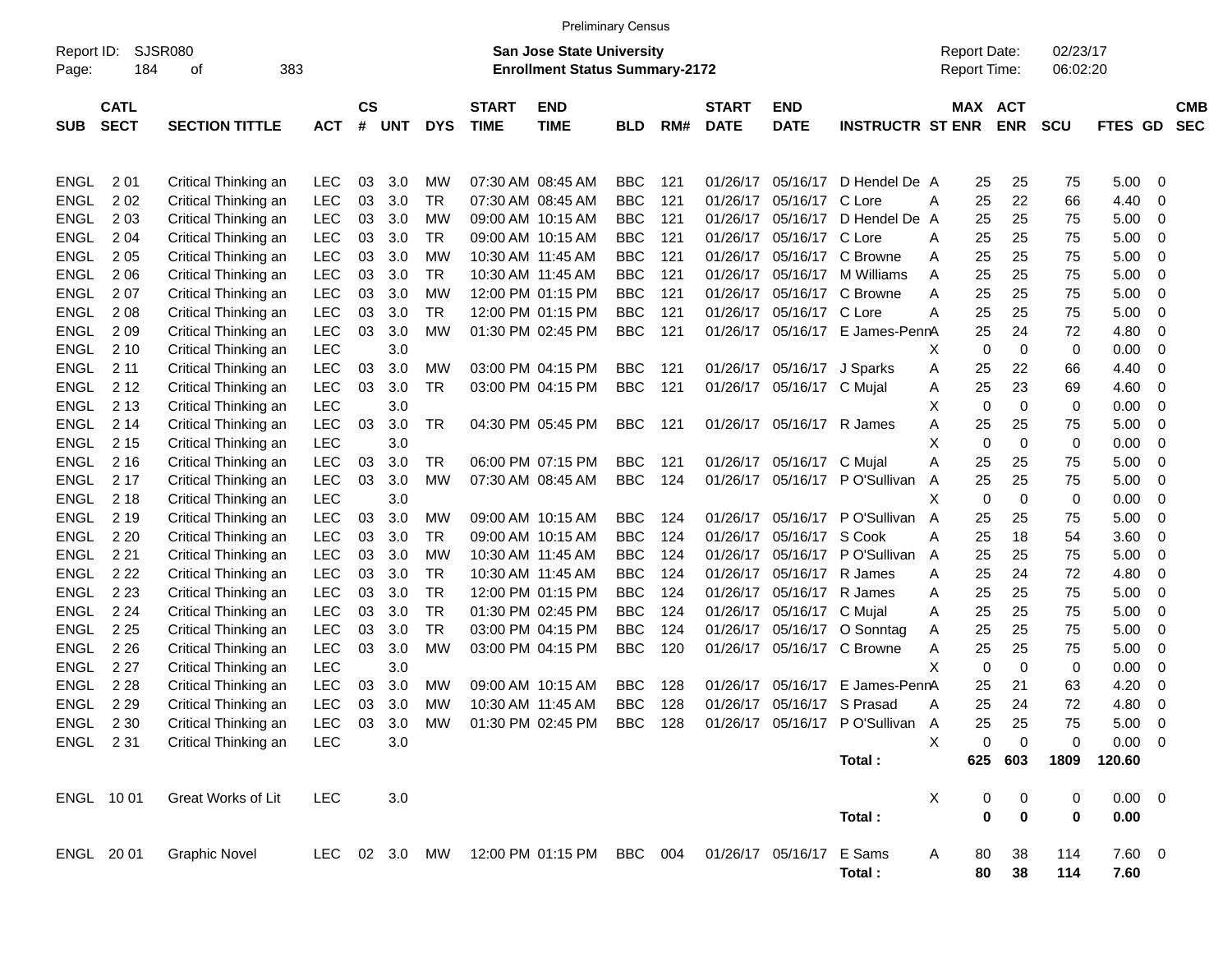Preliminary Census

Report ID: SJSR080 Page: 184 of 383

**San Jose State University**
**Enrollment Status Summary-2172**

Report Date: 02/23/17
Report Time: 06:02:20

| SUB | CATL SECT | SECTION TITTLE | ACT | CS # | UNT | DYS | START TIME | END TIME | BLD | RM# | START DATE | END DATE | INSTRUCTR | ST | MAX ENR | ACT ENR | SCU | FTES | GD | CMB SEC |
|---|---|---|---|---|---|---|---|---|---|---|---|---|---|---|---|---|---|---|---|---|
| ENGL | 2 01 | Critical Thinking an | LEC | 03 | 3.0 | MW | 07:30 AM | 08:45 AM | BBC | 121 | 01/26/17 | 05/16/17 | D Hendel De | A | 25 | 25 | 75 | 5.00 | 0 | |
| ENGL | 2 02 | Critical Thinking an | LEC | 03 | 3.0 | TR | 07:30 AM | 08:45 AM | BBC | 121 | 01/26/17 | 05/16/17 | C Lore | A | 25 | 22 | 66 | 4.40 | 0 | |
| ENGL | 2 03 | Critical Thinking an | LEC | 03 | 3.0 | MW | 09:00 AM | 10:15 AM | BBC | 121 | 01/26/17 | 05/16/17 | D Hendel De | A | 25 | 25 | 75 | 5.00 | 0 | |
| ENGL | 2 04 | Critical Thinking an | LEC | 03 | 3.0 | TR | 09:00 AM | 10:15 AM | BBC | 121 | 01/26/17 | 05/16/17 | C Lore | A | 25 | 25 | 75 | 5.00 | 0 | |
| ENGL | 2 05 | Critical Thinking an | LEC | 03 | 3.0 | MW | 10:30 AM | 11:45 AM | BBC | 121 | 01/26/17 | 05/16/17 | C Browne | A | 25 | 25 | 75 | 5.00 | 0 | |
| ENGL | 2 06 | Critical Thinking an | LEC | 03 | 3.0 | TR | 10:30 AM | 11:45 AM | BBC | 121 | 01/26/17 | 05/16/17 | M Williams | A | 25 | 25 | 75 | 5.00 | 0 | |
| ENGL | 2 07 | Critical Thinking an | LEC | 03 | 3.0 | MW | 12:00 PM | 01:15 PM | BBC | 121 | 01/26/17 | 05/16/17 | C Browne | A | 25 | 25 | 75 | 5.00 | 0 | |
| ENGL | 2 08 | Critical Thinking an | LEC | 03 | 3.0 | TR | 12:00 PM | 01:15 PM | BBC | 121 | 01/26/17 | 05/16/17 | C Lore | A | 25 | 25 | 75 | 5.00 | 0 | |
| ENGL | 2 09 | Critical Thinking an | LEC | 03 | 3.0 | MW | 01:30 PM | 02:45 PM | BBC | 121 | 01/26/17 | 05/16/17 | E James-Penn | A | 25 | 24 | 72 | 4.80 | 0 | |
| ENGL | 2 10 | Critical Thinking an | LEC | | 3.0 | | | | | | | | | X | 0 | 0 | 0 | 0.00 | 0 | |
| ENGL | 2 11 | Critical Thinking an | LEC | 03 | 3.0 | MW | 03:00 PM | 04:15 PM | BBC | 121 | 01/26/17 | 05/16/17 | J Sparks | A | 25 | 22 | 66 | 4.40 | 0 | |
| ENGL | 2 12 | Critical Thinking an | LEC | 03 | 3.0 | TR | 03:00 PM | 04:15 PM | BBC | 121 | 01/26/17 | 05/16/17 | C Mujal | A | 25 | 23 | 69 | 4.60 | 0 | |
| ENGL | 2 13 | Critical Thinking an | LEC | | 3.0 | | | | | | | | | X | 0 | 0 | 0 | 0.00 | 0 | |
| ENGL | 2 14 | Critical Thinking an | LEC | 03 | 3.0 | TR | 04:30 PM | 05:45 PM | BBC | 121 | 01/26/17 | 05/16/17 | R James | A | 25 | 25 | 75 | 5.00 | 0 | |
| ENGL | 2 15 | Critical Thinking an | LEC | | 3.0 | | | | | | | | | X | 0 | 0 | 0 | 0.00 | 0 | |
| ENGL | 2 16 | Critical Thinking an | LEC | 03 | 3.0 | TR | 06:00 PM | 07:15 PM | BBC | 121 | 01/26/17 | 05/16/17 | C Mujal | A | 25 | 25 | 75 | 5.00 | 0 | |
| ENGL | 2 17 | Critical Thinking an | LEC | 03 | 3.0 | MW | 07:30 AM | 08:45 AM | BBC | 124 | 01/26/17 | 05/16/17 | P O'Sullivan | A | 25 | 25 | 75 | 5.00 | 0 | |
| ENGL | 2 18 | Critical Thinking an | LEC | | 3.0 | | | | | | | | | X | 0 | 0 | 0 | 0.00 | 0 | |
| ENGL | 2 19 | Critical Thinking an | LEC | 03 | 3.0 | MW | 09:00 AM | 10:15 AM | BBC | 124 | 01/26/17 | 05/16/17 | P O'Sullivan | A | 25 | 25 | 75 | 5.00 | 0 | |
| ENGL | 2 20 | Critical Thinking an | LEC | 03 | 3.0 | TR | 09:00 AM | 10:15 AM | BBC | 124 | 01/26/17 | 05/16/17 | S Cook | A | 25 | 18 | 54 | 3.60 | 0 | |
| ENGL | 2 21 | Critical Thinking an | LEC | 03 | 3.0 | MW | 10:30 AM | 11:45 AM | BBC | 124 | 01/26/17 | 05/16/17 | P O'Sullivan | A | 25 | 25 | 75 | 5.00 | 0 | |
| ENGL | 2 22 | Critical Thinking an | LEC | 03 | 3.0 | TR | 10:30 AM | 11:45 AM | BBC | 124 | 01/26/17 | 05/16/17 | R James | A | 25 | 24 | 72 | 4.80 | 0 | |
| ENGL | 2 23 | Critical Thinking an | LEC | 03 | 3.0 | TR | 12:00 PM | 01:15 PM | BBC | 124 | 01/26/17 | 05/16/17 | R James | A | 25 | 25 | 75 | 5.00 | 0 | |
| ENGL | 2 24 | Critical Thinking an | LEC | 03 | 3.0 | TR | 01:30 PM | 02:45 PM | BBC | 124 | 01/26/17 | 05/16/17 | C Mujal | A | 25 | 25 | 75 | 5.00 | 0 | |
| ENGL | 2 25 | Critical Thinking an | LEC | 03 | 3.0 | TR | 03:00 PM | 04:15 PM | BBC | 124 | 01/26/17 | 05/16/17 | O Sonntag | A | 25 | 25 | 75 | 5.00 | 0 | |
| ENGL | 2 26 | Critical Thinking an | LEC | 03 | 3.0 | MW | 03:00 PM | 04:15 PM | BBC | 120 | 01/26/17 | 05/16/17 | C Browne | A | 25 | 25 | 75 | 5.00 | 0 | |
| ENGL | 2 27 | Critical Thinking an | LEC | | 3.0 | | | | | | | | | X | 0 | 0 | 0 | 0.00 | 0 | |
| ENGL | 2 28 | Critical Thinking an | LEC | 03 | 3.0 | MW | 09:00 AM | 10:15 AM | BBC | 128 | 01/26/17 | 05/16/17 | E James-Penn | A | 25 | 21 | 63 | 4.20 | 0 | |
| ENGL | 2 29 | Critical Thinking an | LEC | 03 | 3.0 | MW | 10:30 AM | 11:45 AM | BBC | 128 | 01/26/17 | 05/16/17 | S Prasad | A | 25 | 24 | 72 | 4.80 | 0 | |
| ENGL | 2 30 | Critical Thinking an | LEC | 03 | 3.0 | MW | 01:30 PM | 02:45 PM | BBC | 128 | 01/26/17 | 05/16/17 | P O'Sullivan | A | 25 | 25 | 75 | 5.00 | 0 | |
| ENGL | 2 31 | Critical Thinking an | LEC | | 3.0 | | | | | | | | | X | 0 | 0 | 0 | 0.00 | 0 | |
| | | | | | | | | | | | | | **Total :** | | **625** | **603** | **1809** | **120.60** | | |
| ENGL | 10 01 | Great Works of Lit | LEC | | 3.0 | | | | | | | | | X | 0 | 0 | 0 | 0.00 | 0 | |
| | | | | | | | | | | | | | **Total :** | | **0** | **0** | **0** | **0.00** | | |
| ENGL | 20 01 | Graphic Novel | LEC | 02 | 3.0 | MW | 12:00 PM | 01:15 PM | BBC | 004 | 01/26/17 | 05/16/17 | E Sams | A | 80 | 38 | 114 | 7.60 | 0 | |
| | | | | | | | | | | | | | **Total :** | | **80** | **38** | **114** | **7.60** | | |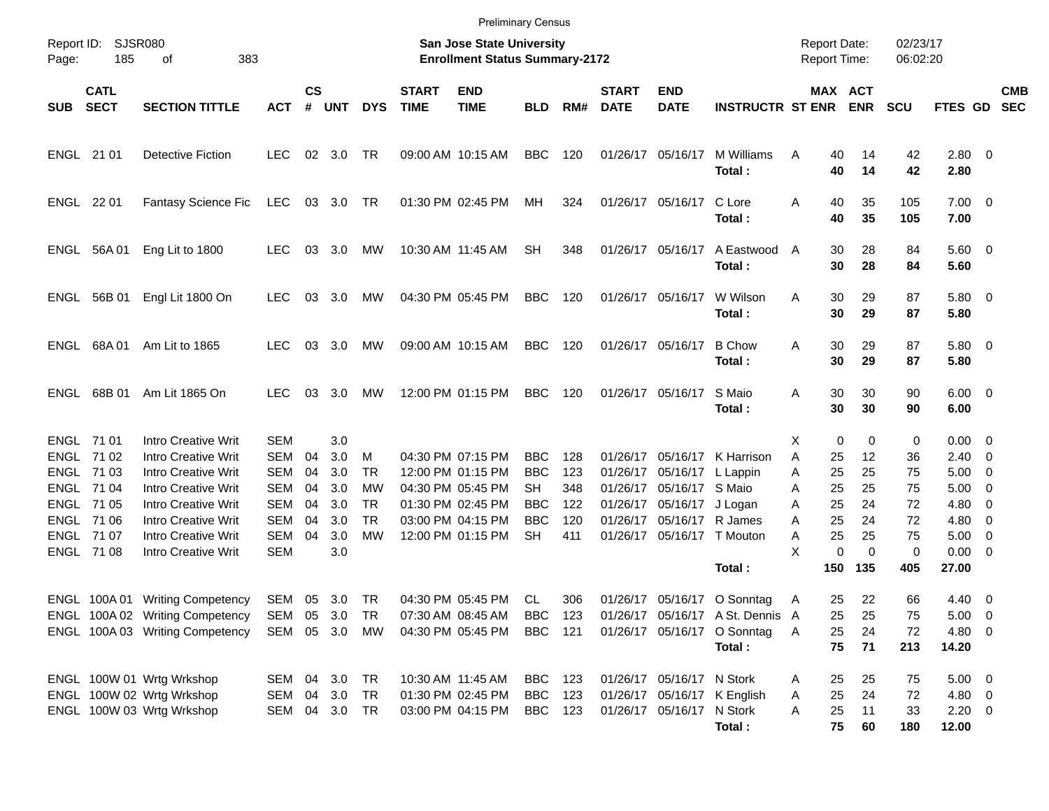Preliminary Census

Report ID: SJSR080

**San Jose State University**
**Enrollment Status Summary-2172**

Report Date: 02/23/17
Report Time: 06:02:20

| SUB | CATL SECT | SECTION TITTLE | ACT | CS # | UNT | DYS | START TIME | END TIME | BLD | RM# | START DATE | END DATE | INSTRUCTR | ST | MAX ENR | ACT ENR | SCU | FTES | GD | CMB SEC |
|---|---|---|---|---|---|---|---|---|---|---|---|---|---|---|---|---|---|---|---|---|
| ENGL | 21 01 | Detective Fiction | LEC | 02 | 3.0 | TR | 09:00 AM | 10:15 AM | BBC | 120 | 01/26/17 | 05/16/17 | M Williams | A | 40 | 14 | 42 | 2.80 | 0 | |
| | | | | | | | | | | | | | **Total :** | | **40** | **14** | **42** | **2.80** | | |
| ENGL | 22 01 | Fantasy Science Fic | LEC | 03 | 3.0 | TR | 01:30 PM | 02:45 PM | MH | 324 | 01/26/17 | 05/16/17 | C Lore | A | 40 | 35 | 105 | 7.00 | 0 | |
| | | | | | | | | | | | | | **Total :** | | **40** | **35** | **105** | **7.00** | | |
| ENGL | 56A 01 | Eng Lit to 1800 | LEC | 03 | 3.0 | MW | 10:30 AM | 11:45 AM | SH | 348 | 01/26/17 | 05/16/17 | A Eastwood | A | 30 | 28 | 84 | 5.60 | 0 | |
| | | | | | | | | | | | | | **Total :** | | **30** | **28** | **84** | **5.60** | | |
| ENGL | 56B 01 | Engl Lit 1800 On | LEC | 03 | 3.0 | MW | 04:30 PM | 05:45 PM | BBC | 120 | 01/26/17 | 05/16/17 | W Wilson | A | 30 | 29 | 87 | 5.80 | 0 | |
| | | | | | | | | | | | | | **Total :** | | **30** | **29** | **87** | **5.80** | | |
| ENGL | 68A 01 | Am Lit to 1865 | LEC | 03 | 3.0 | MW | 09:00 AM | 10:15 AM | BBC | 120 | 01/26/17 | 05/16/17 | B Chow | A | 30 | 29 | 87 | 5.80 | 0 | |
| | | | | | | | | | | | | | **Total :** | | **30** | **29** | **87** | **5.80** | | |
| ENGL | 68B 01 | Am Lit 1865 On | LEC | 03 | 3.0 | MW | 12:00 PM | 01:15 PM | BBC | 120 | 01/26/17 | 05/16/17 | S Maio | A | 30 | 30 | 90 | 6.00 | 0 | |
| | | | | | | | | | | | | | **Total :** | | **30** | **30** | **90** | **6.00** | | |
| ENGL | 71 01 | Intro Creative Writ | SEM | | 3.0 | | | | | | | | | X | 0 | 0 | 0 | 0.00 | 0 | |
| ENGL | 71 02 | Intro Creative Writ | SEM | 04 | 3.0 | M | 04:30 PM | 07:15 PM | BBC | 128 | 01/26/17 | 05/16/17 | K Harrison | A | 25 | 12 | 36 | 2.40 | 0 | |
| ENGL | 71 03 | Intro Creative Writ | SEM | 04 | 3.0 | TR | 12:00 PM | 01:15 PM | BBC | 123 | 01/26/17 | 05/16/17 | L Lappin | A | 25 | 25 | 75 | 5.00 | 0 | |
| ENGL | 71 04 | Intro Creative Writ | SEM | 04 | 3.0 | MW | 04:30 PM | 05:45 PM | SH | 348 | 01/26/17 | 05/16/17 | S Maio | A | 25 | 25 | 75 | 5.00 | 0 | |
| ENGL | 71 05 | Intro Creative Writ | SEM | 04 | 3.0 | TR | 01:30 PM | 02:45 PM | BBC | 122 | 01/26/17 | 05/16/17 | J Logan | A | 25 | 24 | 72 | 4.80 | 0 | |
| ENGL | 71 06 | Intro Creative Writ | SEM | 04 | 3.0 | TR | 03:00 PM | 04:15 PM | BBC | 120 | 01/26/17 | 05/16/17 | R James | A | 25 | 24 | 72 | 4.80 | 0 | |
| ENGL | 71 07 | Intro Creative Writ | SEM | 04 | 3.0 | MW | 12:00 PM | 01:15 PM | SH | 411 | 01/26/17 | 05/16/17 | T Mouton | A | 25 | 25 | 75 | 5.00 | 0 | |
| ENGL | 71 08 | Intro Creative Writ | SEM | | 3.0 | | | | | | | | | X | 0 | 0 | 0 | 0.00 | 0 | |
| | | | | | | | | | | | | | **Total :** | | **150** | **135** | **405** | **27.00** | | |
| ENGL | 100A 01 | Writing Competency | SEM | 05 | 3.0 | TR | 04:30 PM | 05:45 PM | CL | 306 | 01/26/17 | 05/16/17 | O Sonntag | A | 25 | 22 | 66 | 4.40 | 0 | |
| ENGL | 100A 02 | Writing Competency | SEM | 05 | 3.0 | TR | 07:30 AM | 08:45 AM | BBC | 123 | 01/26/17 | 05/16/17 | A St. Dennis | A | 25 | 25 | 75 | 5.00 | 0 | |
| ENGL | 100A 03 | Writing Competency | SEM | 05 | 3.0 | MW | 04:30 PM | 05:45 PM | BBC | 121 | 01/26/17 | 05/16/17 | O Sonntag | A | 25 | 24 | 72 | 4.80 | 0 | |
| | | | | | | | | | | | | | **Total :** | | **75** | **71** | **213** | **14.20** | | |
| ENGL | 100W 01 | Wrtg Wrkshop | SEM | 04 | 3.0 | TR | 10:30 AM | 11:45 AM | BBC | 123 | 01/26/17 | 05/16/17 | N Stork | A | 25 | 25 | 75 | 5.00 | 0 | |
| ENGL | 100W 02 | Wrtg Wrkshop | SEM | 04 | 3.0 | TR | 01:30 PM | 02:45 PM | BBC | 123 | 01/26/17 | 05/16/17 | K English | A | 25 | 24 | 72 | 4.80 | 0 | |
| ENGL | 100W 03 | Wrtg Wrkshop | SEM | 04 | 3.0 | TR | 03:00 PM | 04:15 PM | BBC | 123 | 01/26/17 | 05/16/17 | N Stork | A | 25 | 11 | 33 | 2.20 | 0 | |
| | | | | | | | | | | | | | **Total :** | | **75** | **60** | **180** | **12.00** | | |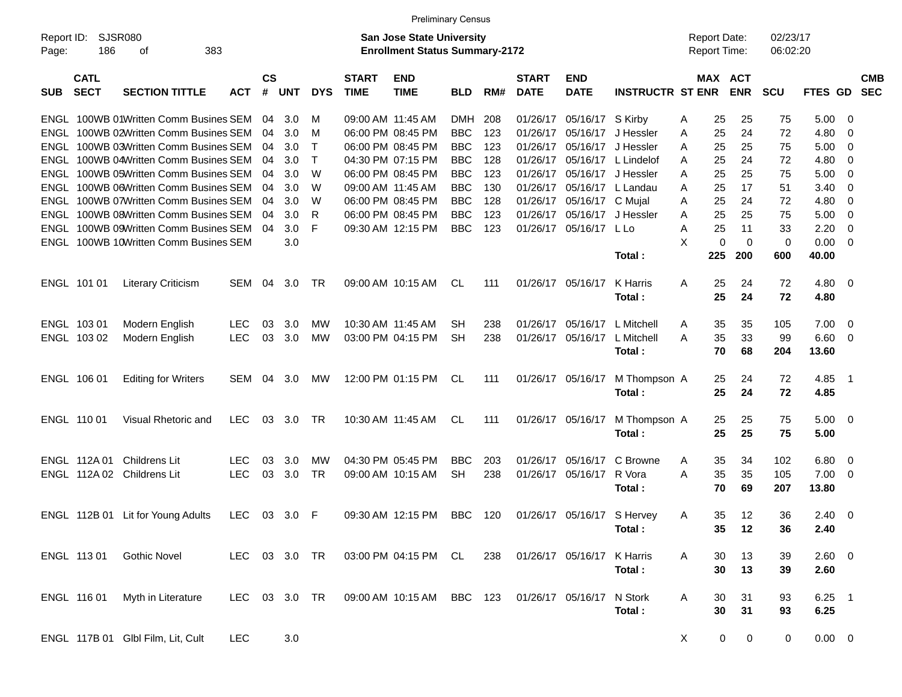Preliminary Census

Report ID: SJSR080
Page: 186 of 383

**San Jose State University**
**Enrollment Status Summary-2172**

Report Date: 02/23/17
Report Time: 06:02:20

| SUB | CATL SECT | SECTION TITTLE | ACT | CS # | UNT | DYS | START TIME | END TIME | BLD | RM# | START DATE | END DATE | INSTRUCTR | ST | MAX ENR | ACT ENR | SCU | FTES | GD | CMB SEC |
|---|---|---|---|---|---|---|---|---|---|---|---|---|---|---|---|---|---|---|---|---|
| ENGL | 100WB 01 | Written Comm Busines | SEM | 04 | 3.0 | M | 09:00 AM | 11:45 AM | DMH | 208 | 01/26/17 | 05/16/17 | S Kirby | A | 25 | 25 | 75 | 5.00 | 0 | |
| ENGL | 100WB 02 | Written Comm Busines | SEM | 04 | 3.0 | M | 06:00 PM | 08:45 PM | BBC | 123 | 01/26/17 | 05/16/17 | J Hessler | A | 25 | 24 | 72 | 4.80 | 0 | |
| ENGL | 100WB 03 | Written Comm Busines | SEM | 04 | 3.0 | T | 06:00 PM | 08:45 PM | BBC | 123 | 01/26/17 | 05/16/17 | J Hessler | A | 25 | 25 | 75 | 5.00 | 0 | |
| ENGL | 100WB 04 | Written Comm Busines | SEM | 04 | 3.0 | T | 04:30 PM | 07:15 PM | BBC | 128 | 01/26/17 | 05/16/17 | L Lindelof | A | 25 | 24 | 72 | 4.80 | 0 | |
| ENGL | 100WB 05 | Written Comm Busines | SEM | 04 | 3.0 | W | 06:00 PM | 08:45 PM | BBC | 123 | 01/26/17 | 05/16/17 | J Hessler | A | 25 | 25 | 75 | 5.00 | 0 | |
| ENGL | 100WB 06 | Written Comm Busines | SEM | 04 | 3.0 | W | 09:00 AM | 11:45 AM | BBC | 130 | 01/26/17 | 05/16/17 | L Landau | A | 25 | 17 | 51 | 3.40 | 0 | |
| ENGL | 100WB 07 | Written Comm Busines | SEM | 04 | 3.0 | W | 06:00 PM | 08:45 PM | BBC | 128 | 01/26/17 | 05/16/17 | C Mujal | A | 25 | 24 | 72 | 4.80 | 0 | |
| ENGL | 100WB 08 | Written Comm Busines | SEM | 04 | 3.0 | R | 06:00 PM | 08:45 PM | BBC | 123 | 01/26/17 | 05/16/17 | J Hessler | A | 25 | 25 | 75 | 5.00 | 0 | |
| ENGL | 100WB 09 | Written Comm Busines | SEM | 04 | 3.0 | F | 09:30 AM | 12:15 PM | BBC | 123 | 01/26/17 | 05/16/17 | L Lo | A | 25 | 11 | 33 | 2.20 | 0 | |
| ENGL | 100WB 10 | Written Comm Busines | SEM | | 3.0 | | | | | | | | | X | 0 | 0 | 0 | 0.00 | 0 | |
| | | | | | | | | | | | | | **Total :** | | **225** | **200** | **600** | **40.00** | | |
| ENGL | 101 01 | Literary Criticism | SEM | 04 | 3.0 | TR | 09:00 AM | 10:15 AM | CL | 111 | 01/26/17 | 05/16/17 | K Harris | A | 25 | 24 | 72 | 4.80 | 0 | |
| | | | | | | | | | | | | | **Total :** | | **25** | **24** | **72** | **4.80** | | |
| ENGL | 103 01 | Modern English | LEC | 03 | 3.0 | MW | 10:30 AM | 11:45 AM | SH | 238 | 01/26/17 | 05/16/17 | L Mitchell | A | 35 | 35 | 105 | 7.00 | 0 | |
| ENGL | 103 02 | Modern English | LEC | 03 | 3.0 | MW | 03:00 PM | 04:15 PM | SH | 238 | 01/26/17 | 05/16/17 | L Mitchell | A | 35 | 33 | 99 | 6.60 | 0 | |
| | | | | | | | | | | | | | **Total :** | | **70** | **68** | **204** | **13.60** | | |
| ENGL | 106 01 | Editing for Writers | SEM | 04 | 3.0 | MW | 12:00 PM | 01:15 PM | CL | 111 | 01/26/17 | 05/16/17 | M Thompson | A | 25 | 24 | 72 | 4.85 | 1 | |
| | | | | | | | | | | | | | **Total :** | | **25** | **24** | **72** | **4.85** | | |
| ENGL | 110 01 | Visual Rhetoric and | LEC | 03 | 3.0 | TR | 10:30 AM | 11:45 AM | CL | 111 | 01/26/17 | 05/16/17 | M Thompson | A | 25 | 25 | 75 | 5.00 | 0 | |
| | | | | | | | | | | | | | **Total :** | | **25** | **25** | **75** | **5.00** | | |
| ENGL | 112A 01 | Childrens Lit | LEC | 03 | 3.0 | MW | 04:30 PM | 05:45 PM | BBC | 203 | 01/26/17 | 05/16/17 | C Browne | A | 35 | 34 | 102 | 6.80 | 0 | |
| ENGL | 112A 02 | Childrens Lit | LEC | 03 | 3.0 | TR | 09:00 AM | 10:15 AM | SH | 238 | 01/26/17 | 05/16/17 | R Vora | A | 35 | 35 | 105 | 7.00 | 0 | |
| | | | | | | | | | | | | | **Total :** | | **70** | **69** | **207** | **13.80** | | |
| ENGL | 112B 01 | Lit for Young Adults | LEC | 03 | 3.0 | F | 09:30 AM | 12:15 PM | BBC | 120 | 01/26/17 | 05/16/17 | S Hervey | A | 35 | 12 | 36 | 2.40 | 0 | |
| | | | | | | | | | | | | | **Total :** | | **35** | **12** | **36** | **2.40** | | |
| ENGL | 113 01 | Gothic Novel | LEC | 03 | 3.0 | TR | 03:00 PM | 04:15 PM | CL | 238 | 01/26/17 | 05/16/17 | K Harris | A | 30 | 13 | 39 | 2.60 | 0 | |
| | | | | | | | | | | | | | **Total :** | | **30** | **13** | **39** | **2.60** | | |
| ENGL | 116 01 | Myth in Literature | LEC | 03 | 3.0 | TR | 09:00 AM | 10:15 AM | BBC | 123 | 01/26/17 | 05/16/17 | N Stork | A | 30 | 31 | 93 | 6.25 | 1 | |
| | | | | | | | | | | | | | **Total :** | | **30** | **31** | **93** | **6.25** | | |
| ENGL | 117B 01 | Glbl Film, Lit, Cult | LEC | | 3.0 | | | | | | | | | X | 0 | 0 | 0 | 0.00 | 0 | |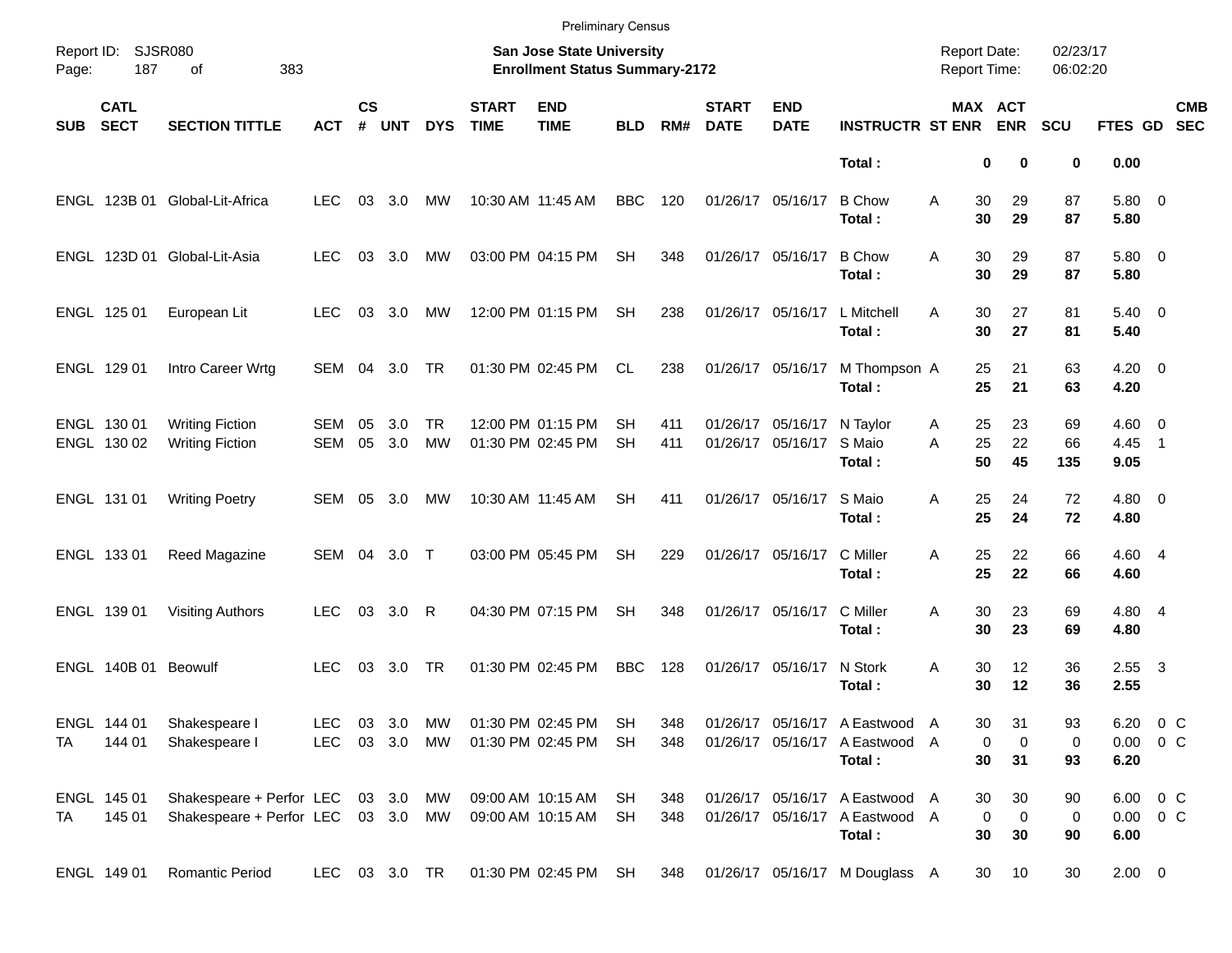Preliminary Census

Report ID: SJSR080 — San Jose State University — Report Date: 02/23/17

**Enrollment Status Summary-2172** — Report Time: 06:02:20

| SUB | CATL SECT | SECTION TITTLE | ACT | CS # | UNT | DYS | START TIME | END TIME | BLD | RM# | START DATE | END DATE | INSTRUCTR | ST | MAX ENR | ACT ENR | SCU | FTES | GD | CMB SEC |
|---|---|---|---|---|---|---|---|---|---|---|---|---|---|---|---|---|---|---|---|---|
| | | | | | | | | | | | | | **Total :** | | **0** | **0** | **0** | **0.00** | | |
| ENGL | 123B 01 | Global-Lit-Africa | LEC | 03 | 3.0 | MW | 10:30 AM | 11:45 AM | BBC | 120 | 01/26/17 | 05/16/17 | B Chow | A | 30 | 29 | 87 | 5.80 | 0 | |
| | | | | | | | | | | | | | **Total :** | | **30** | **29** | **87** | **5.80** | | |
| ENGL | 123D 01 | Global-Lit-Asia | LEC | 03 | 3.0 | MW | 03:00 PM | 04:15 PM | SH | 348 | 01/26/17 | 05/16/17 | B Chow | A | 30 | 29 | 87 | 5.80 | 0 | |
| | | | | | | | | | | | | | **Total :** | | **30** | **29** | **87** | **5.80** | | |
| ENGL | 125 01 | European Lit | LEC | 03 | 3.0 | MW | 12:00 PM | 01:15 PM | SH | 238 | 01/26/17 | 05/16/17 | L Mitchell | A | 30 | 27 | 81 | 5.40 | 0 | |
| | | | | | | | | | | | | | **Total :** | | **30** | **27** | **81** | **5.40** | | |
| ENGL | 129 01 | Intro Career Wrtg | SEM | 04 | 3.0 | TR | 01:30 PM | 02:45 PM | CL | 238 | 01/26/17 | 05/16/17 | M Thompson | A | 25 | 21 | 63 | 4.20 | 0 | |
| | | | | | | | | | | | | | **Total :** | | **25** | **21** | **63** | **4.20** | | |
| ENGL | 130 01 | Writing Fiction | SEM | 05 | 3.0 | TR | 12:00 PM | 01:15 PM | SH | 411 | 01/26/17 | 05/16/17 | N Taylor | A | 25 | 23 | 69 | 4.60 | 0 | |
| ENGL | 130 02 | Writing Fiction | SEM | 05 | 3.0 | MW | 01:30 PM | 02:45 PM | SH | 411 | 01/26/17 | 05/16/17 | S Maio | A | 25 | 22 | 66 | 4.45 | 1 | |
| | | | | | | | | | | | | | **Total :** | | **50** | **45** | **135** | **9.05** | | |
| ENGL | 131 01 | Writing Poetry | SEM | 05 | 3.0 | MW | 10:30 AM | 11:45 AM | SH | 411 | 01/26/17 | 05/16/17 | S Maio | A | 25 | 24 | 72 | 4.80 | 0 | |
| | | | | | | | | | | | | | **Total :** | | **25** | **24** | **72** | **4.80** | | |
| ENGL | 133 01 | Reed Magazine | SEM | 04 | 3.0 | T | 03:00 PM | 05:45 PM | SH | 229 | 01/26/17 | 05/16/17 | C Miller | A | 25 | 22 | 66 | 4.60 | 4 | |
| | | | | | | | | | | | | | **Total :** | | **25** | **22** | **66** | **4.60** | | |
| ENGL | 139 01 | Visiting Authors | LEC | 03 | 3.0 | R | 04:30 PM | 07:15 PM | SH | 348 | 01/26/17 | 05/16/17 | C Miller | A | 30 | 23 | 69 | 4.80 | 4 | |
| | | | | | | | | | | | | | **Total :** | | **30** | **23** | **69** | **4.80** | | |
| ENGL | 140B 01 | Beowulf | LEC | 03 | 3.0 | TR | 01:30 PM | 02:45 PM | BBC | 128 | 01/26/17 | 05/16/17 | N Stork | A | 30 | 12 | 36 | 2.55 | 3 | |
| | | | | | | | | | | | | | **Total :** | | **30** | **12** | **36** | **2.55** | | |
| ENGL | 144 01 | Shakespeare I | LEC | 03 | 3.0 | MW | 01:30 PM | 02:45 PM | SH | 348 | 01/26/17 | 05/16/17 | A Eastwood | A | 30 | 31 | 93 | 6.20 | 0 | C |
| TA | 144 01 | Shakespeare I | LEC | 03 | 3.0 | MW | 01:30 PM | 02:45 PM | SH | 348 | 01/26/17 | 05/16/17 | A Eastwood | A | 0 | 0 | 0 | 0.00 | 0 | C |
| | | | | | | | | | | | | | **Total :** | | **30** | **31** | **93** | **6.20** | | |
| ENGL | 145 01 | Shakespeare + Perfor | LEC | 03 | 3.0 | MW | 09:00 AM | 10:15 AM | SH | 348 | 01/26/17 | 05/16/17 | A Eastwood | A | 30 | 30 | 90 | 6.00 | 0 | C |
| TA | 145 01 | Shakespeare + Perfor | LEC | 03 | 3.0 | MW | 09:00 AM | 10:15 AM | SH | 348 | 01/26/17 | 05/16/17 | A Eastwood | A | 0 | 0 | 0 | 0.00 | 0 | C |
| | | | | | | | | | | | | | **Total :** | | **30** | **30** | **90** | **6.00** | | |
| ENGL | 149 01 | Romantic Period | LEC | 03 | 3.0 | TR | 01:30 PM | 02:45 PM | SH | 348 | 01/26/17 | 05/16/17 | M Douglass | A | 30 | 10 | 30 | 2.00 | 0 | |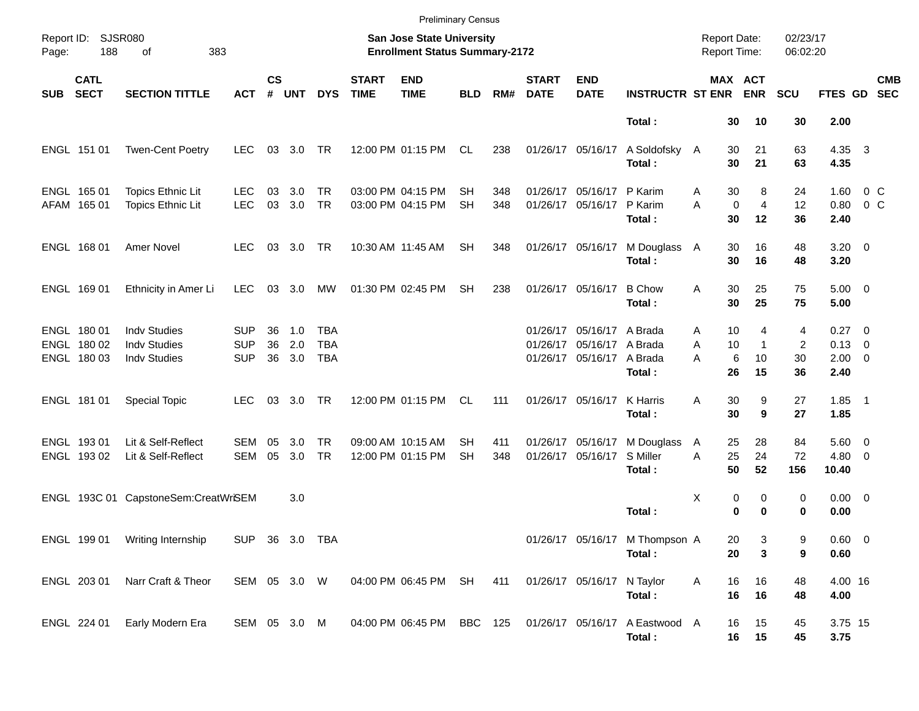Preliminary Census

Report ID: SJSR080
Page: 188 of 383

**San Jose State University**
**Enrollment Status Summary-2172**

Report Date: 02/23/17
Report Time: 06:02:20

| SUB | CATL SECT | SECTION TITTLE | ACT | CS # | UNT | DYS | START TIME | END TIME | BLD | RM# | START DATE | END DATE | INSTRUCTR | ST | MAX ENR | ACT ENR | SCU | FTES | GD | CMB SEC |
|---|---|---|---|---|---|---|---|---|---|---|---|---|---|---|---|---|---|---|---|---|
| | | | | | | | | | | | | | **Total :** | | **30** | **10** | **30** | **2.00** | | |
| ENGL | 151 01 | Twen-Cent Poetry | LEC | 03 | 3.0 | TR | 12:00 PM | 01:15 PM | CL | 238 | 01/26/17 | 05/16/17 | A Soldofsky | A | 30 | 21 | 63 | 4.35 | 3 | |
| | | | | | | | | | | | | | **Total :** | | **30** | **21** | **63** | **4.35** | | |
| ENGL | 165 01 | Topics Ethnic Lit | LEC | 03 | 3.0 | TR | 03:00 PM | 04:15 PM | SH | 348 | 01/26/17 | 05/16/17 | P Karim | A | 30 | 8 | 24 | 1.60 | 0 | C |
| AFAM | 165 01 | Topics Ethnic Lit | LEC | 03 | 3.0 | TR | 03:00 PM | 04:15 PM | SH | 348 | 01/26/17 | 05/16/17 | P Karim | A | 0 | 4 | 12 | 0.80 | 0 | C |
| | | | | | | | | | | | | | **Total :** | | **30** | **12** | **36** | **2.40** | | |
| ENGL | 168 01 | Amer Novel | LEC | 03 | 3.0 | TR | 10:30 AM | 11:45 AM | SH | 348 | 01/26/17 | 05/16/17 | M Douglass | A | 30 | 16 | 48 | 3.20 | 0 | |
| | | | | | | | | | | | | | **Total :** | | **30** | **16** | **48** | **3.20** | | |
| ENGL | 169 01 | Ethnicity in Amer Li | LEC | 03 | 3.0 | MW | 01:30 PM | 02:45 PM | SH | 238 | 01/26/17 | 05/16/17 | B Chow | A | 30 | 25 | 75 | 5.00 | 0 | |
| | | | | | | | | | | | | | **Total :** | | **30** | **25** | **75** | **5.00** | | |
| ENGL | 180 01 | Indv Studies | SUP | 36 | 1.0 | TBA | | | | | 01/26/17 | 05/16/17 | A Brada | A | 10 | 4 | 4 | 0.27 | 0 | |
| ENGL | 180 02 | Indv Studies | SUP | 36 | 2.0 | TBA | | | | | 01/26/17 | 05/16/17 | A Brada | A | 10 | 1 | 2 | 0.13 | 0 | |
| ENGL | 180 03 | Indv Studies | SUP | 36 | 3.0 | TBA | | | | | 01/26/17 | 05/16/17 | A Brada | A | 6 | 10 | 30 | 2.00 | 0 | |
| | | | | | | | | | | | | | **Total :** | | **26** | **15** | **36** | **2.40** | | |
| ENGL | 181 01 | Special Topic | LEC | 03 | 3.0 | TR | 12:00 PM | 01:15 PM | CL | 111 | 01/26/17 | 05/16/17 | K Harris | A | 30 | 9 | 27 | 1.85 | 1 | |
| | | | | | | | | | | | | | **Total :** | | **30** | **9** | **27** | **1.85** | | |
| ENGL | 193 01 | Lit & Self-Reflect | SEM | 05 | 3.0 | TR | 09:00 AM | 10:15 AM | SH | 411 | 01/26/17 | 05/16/17 | M Douglass | A | 25 | 28 | 84 | 5.60 | 0 | |
| ENGL | 193 02 | Lit & Self-Reflect | SEM | 05 | 3.0 | TR | 12:00 PM | 01:15 PM | SH | 348 | 01/26/17 | 05/16/17 | S Miller | A | 25 | 24 | 72 | 4.80 | 0 | |
| | | | | | | | | | | | | | **Total :** | | **50** | **52** | **156** | **10.40** | | |
| ENGL | 193C 01 | CapstoneSem:CreatWri | SEM | | 3.0 | | | | | | | | | X | 0 | 0 | 0 | 0.00 | 0 | |
| | | | | | | | | | | | | | **Total :** | | **0** | **0** | **0** | **0.00** | | |
| ENGL | 199 01 | Writing Internship | SUP | 36 | 3.0 | TBA | | | | | 01/26/17 | 05/16/17 | M Thompson | A | 20 | 3 | 9 | 0.60 | 0 | |
| | | | | | | | | | | | | | **Total :** | | **20** | **3** | **9** | **0.60** | | |
| ENGL | 203 01 | Narr Craft & Theor | SEM | 05 | 3.0 | W | 04:00 PM | 06:45 PM | SH | 411 | 01/26/17 | 05/16/17 | N Taylor | A | 16 | 16 | 48 | 4.00 | 16 | |
| | | | | | | | | | | | | | **Total :** | | **16** | **16** | **48** | **4.00** | | |
| ENGL | 224 01 | Early Modern Era | SEM | 05 | 3.0 | M | 04:00 PM | 06:45 PM | BBC | 125 | 01/26/17 | 05/16/17 | A Eastwood | A | 16 | 15 | 45 | 3.75 | 15 | |
| | | | | | | | | | | | | | **Total :** | | **16** | **15** | **45** | **3.75** | | |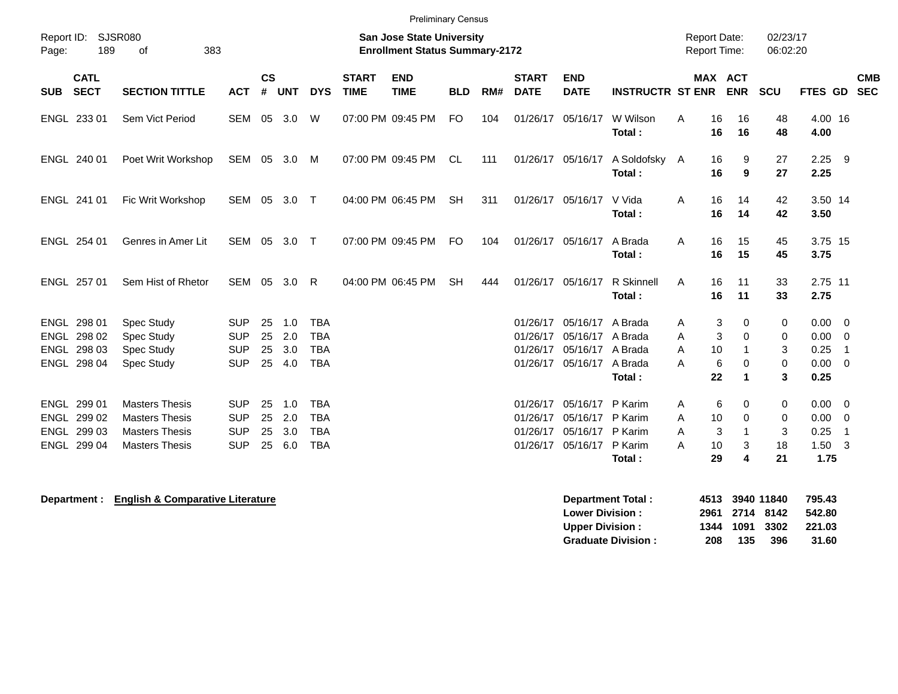Preliminary Census

Report ID: SJSR080

**San Jose State University**
**Enrollment Status Summary-2172**

Report Date: 02/23/17
Report Time: 06:02:20

| SUB | CATL SECT | SECTION TITTLE | ACT | CS # | UNT | DYS | START TIME | END TIME | BLD | RM# | START DATE | END DATE | INSTRUCTR | ST | MAX ENR | ACT ENR | SCU | FTES | GD | CMB SEC |
|---|---|---|---|---|---|---|---|---|---|---|---|---|---|---|---|---|---|---|---|---|
| ENGL | 233 01 | Sem Vict Period | SEM | 05 | 3.0 | W | 07:00 PM | 09:45 PM | FO | 104 | 01/26/17 | 05/16/17 | W Wilson | A | 16 | 16 | 48 | 4.00 | 16 | |
| | | | | | | | | | | | | | **Total :** | | **16** | **16** | **48** | **4.00** | | |
| ENGL | 240 01 | Poet Writ Workshop | SEM | 05 | 3.0 | M | 07:00 PM | 09:45 PM | CL | 111 | 01/26/17 | 05/16/17 | A Soldofsky | A | 16 | 9 | 27 | 2.25 | 9 | |
| | | | | | | | | | | | | | **Total :** | | **16** | **9** | **27** | **2.25** | | |
| ENGL | 241 01 | Fic Writ Workshop | SEM | 05 | 3.0 | T | 04:00 PM | 06:45 PM | SH | 311 | 01/26/17 | 05/16/17 | V Vida | A | 16 | 14 | 42 | 3.50 | 14 | |
| | | | | | | | | | | | | | **Total :** | | **16** | **14** | **42** | **3.50** | | |
| ENGL | 254 01 | Genres in Amer Lit | SEM | 05 | 3.0 | T | 07:00 PM | 09:45 PM | FO | 104 | 01/26/17 | 05/16/17 | A Brada | A | 16 | 15 | 45 | 3.75 | 15 | |
| | | | | | | | | | | | | | **Total :** | | **16** | **15** | **45** | **3.75** | | |
| ENGL | 257 01 | Sem Hist of Rhetor | SEM | 05 | 3.0 | R | 04:00 PM | 06:45 PM | SH | 444 | 01/26/17 | 05/16/17 | R Skinnell | A | 16 | 11 | 33 | 2.75 | 11 | |
| | | | | | | | | | | | | | **Total :** | | **16** | **11** | **33** | **2.75** | | |
| ENGL | 298 01 | Spec Study | SUP | 25 | 1.0 | TBA | | | | | 01/26/17 | 05/16/17 | A Brada | A | 3 | 0 | 0 | 0.00 | 0 | |
| ENGL | 298 02 | Spec Study | SUP | 25 | 2.0 | TBA | | | | | 01/26/17 | 05/16/17 | A Brada | A | 3 | 0 | 0 | 0.00 | 0 | |
| ENGL | 298 03 | Spec Study | SUP | 25 | 3.0 | TBA | | | | | 01/26/17 | 05/16/17 | A Brada | A | 10 | 1 | 3 | 0.25 | 1 | |
| ENGL | 298 04 | Spec Study | SUP | 25 | 4.0 | TBA | | | | | 01/26/17 | 05/16/17 | A Brada | A | 6 | 0 | 0 | 0.00 | 0 | |
| | | | | | | | | | | | | | **Total :** | | **22** | **1** | **3** | **0.25** | | |
| ENGL | 299 01 | Masters Thesis | SUP | 25 | 1.0 | TBA | | | | | 01/26/17 | 05/16/17 | P Karim | A | 6 | 0 | 0 | 0.00 | 0 | |
| ENGL | 299 02 | Masters Thesis | SUP | 25 | 2.0 | TBA | | | | | 01/26/17 | 05/16/17 | P Karim | A | 10 | 0 | 0 | 0.00 | 0 | |
| ENGL | 299 03 | Masters Thesis | SUP | 25 | 3.0 | TBA | | | | | 01/26/17 | 05/16/17 | P Karim | A | 3 | 1 | 3 | 0.25 | 1 | |
| ENGL | 299 04 | Masters Thesis | SUP | 25 | 6.0 | TBA | | | | | 01/26/17 | 05/16/17 | P Karim | A | 10 | 3 | 18 | 1.50 | 3 | |
| | | | | | | | | | | | | | **Total :** | | **29** | **4** | **21** | **1.75** | | |

**Department : English & Comparative Literature**

| | MAX ENR | ACT ENR | SCU | FTES |
|---|---|---|---|---|
| **Department Total :** | **4513** | **3940** | **11840** | **795.43** |
| **Lower Division :** | **2961** | **2714** | **8142** | **542.80** |
| **Upper Division :** | **1344** | **1091** | **3302** | **221.03** |
| **Graduate Division :** | **208** | **135** | **396** | **31.60** |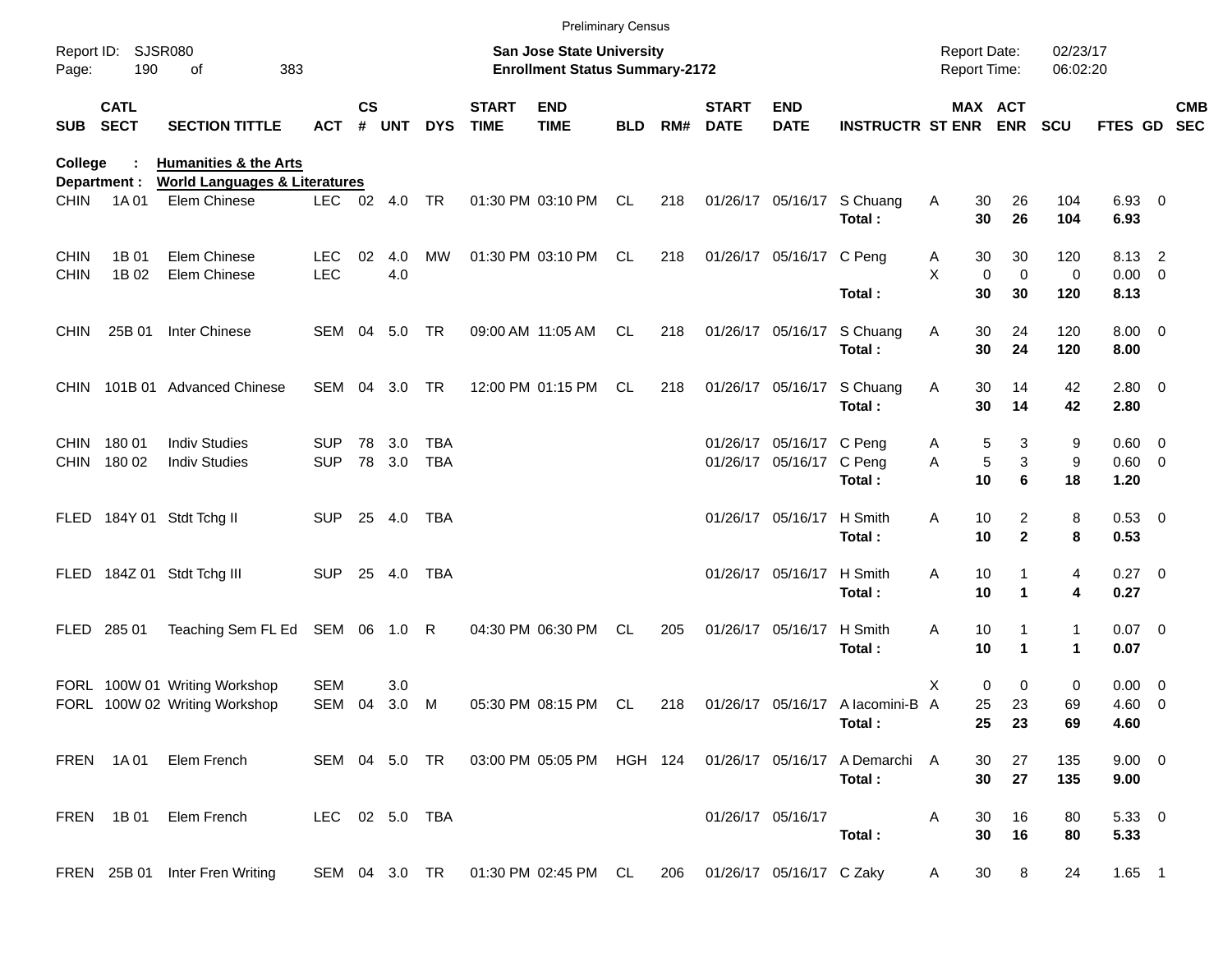Preliminary Census

Report ID: SJSR080
Page: 190 of 383

**San Jose State University**
**Enrollment Status Summary-2172**

Report Date: 02/23/17
Report Time: 06:02:20

College : **Humanities & the Arts**
Department : **World Languages & Literatures**

| SUB | CATL SECT | SECTION TITTLE | ACT | CS # | UNT | DYS | START TIME | END TIME | BLD | RM# | START DATE | END DATE | INSTRUCTR | ST | MAX ENR | ACT ENR | SCU | FTES | GD | CMB SEC |
|---|---|---|---|---|---|---|---|---|---|---|---|---|---|---|---|---|---|---|---|---|
| CHIN | 1A 01 | Elem Chinese | LEC | 02 | 4.0 | TR | 01:30 PM | 03:10 PM | CL | 218 | 01/26/17 | 05/16/17 | S Chuang | A | 30 | 26 | 104 | 6.93 | 0 | |
| | | | | | | | | | | | | | **Total :** | | **30** | **26** | **104** | **6.93** | | |
| CHIN | 1B 01 | Elem Chinese | LEC | 02 | 4.0 | MW | 01:30 PM | 03:10 PM | CL | 218 | 01/26/17 | 05/16/17 | C Peng | A | 30 | 30 | 120 | 8.13 | 2 | |
| CHIN | 1B 02 | Elem Chinese | LEC | | 4.0 | | | | | | | | | X | 0 | 0 | 0 | 0.00 | 0 | |
| | | | | | | | | | | | | | **Total :** | | **30** | **30** | **120** | **8.13** | | |
| CHIN | 25B 01 | Inter Chinese | SEM | 04 | 5.0 | TR | 09:00 AM | 11:05 AM | CL | 218 | 01/26/17 | 05/16/17 | S Chuang | A | 30 | 24 | 120 | 8.00 | 0 | |
| | | | | | | | | | | | | | **Total :** | | **30** | **24** | **120** | **8.00** | | |
| CHIN | 101B 01 | Advanced Chinese | SEM | 04 | 3.0 | TR | 12:00 PM | 01:15 PM | CL | 218 | 01/26/17 | 05/16/17 | S Chuang | A | 30 | 14 | 42 | 2.80 | 0 | |
| | | | | | | | | | | | | | **Total :** | | **30** | **14** | **42** | **2.80** | | |
| CHIN | 180 01 | Indiv Studies | SUP | 78 | 3.0 | TBA | | | | | 01/26/17 | 05/16/17 | C Peng | A | 5 | 3 | 9 | 0.60 | 0 | |
| CHIN | 180 02 | Indiv Studies | SUP | 78 | 3.0 | TBA | | | | | 01/26/17 | 05/16/17 | C Peng | A | 5 | 3 | 9 | 0.60 | 0 | |
| | | | | | | | | | | | | | **Total :** | | **10** | **6** | **18** | **1.20** | | |
| FLED | 184Y 01 | Stdt Tchg II | SUP | 25 | 4.0 | TBA | | | | | 01/26/17 | 05/16/17 | H Smith | A | 10 | 2 | 8 | 0.53 | 0 | |
| | | | | | | | | | | | | | **Total :** | | **10** | **2** | **8** | **0.53** | | |
| FLED | 184Z 01 | Stdt Tchg III | SUP | 25 | 4.0 | TBA | | | | | 01/26/17 | 05/16/17 | H Smith | A | 10 | 1 | 4 | 0.27 | 0 | |
| | | | | | | | | | | | | | **Total :** | | **10** | **1** | **4** | **0.27** | | |
| FLED | 285 01 | Teaching Sem FL Ed | SEM | 06 | 1.0 | R | 04:30 PM | 06:30 PM | CL | 205 | 01/26/17 | 05/16/17 | H Smith | A | 10 | 1 | 1 | 0.07 | 0 | |
| | | | | | | | | | | | | | **Total :** | | **10** | **1** | **1** | **0.07** | | |
| FORL | 100W 01 | Writing Workshop | SEM | | 3.0 | | | | | | | | | X | 0 | 0 | 0 | 0.00 | 0 | |
| FORL | 100W 02 | Writing Workshop | SEM | 04 | 3.0 | M | 05:30 PM | 08:15 PM | CL | 218 | 01/26/17 | 05/16/17 | A Iacomini-B | A | 25 | 23 | 69 | 4.60 | 0 | |
| | | | | | | | | | | | | | **Total :** | | **25** | **23** | **69** | **4.60** | | |
| FREN | 1A 01 | Elem French | SEM | 04 | 5.0 | TR | 03:00 PM | 05:05 PM | HGH | 124 | 01/26/17 | 05/16/17 | A Demarchi | A | 30 | 27 | 135 | 9.00 | 0 | |
| | | | | | | | | | | | | | **Total :** | | **30** | **27** | **135** | **9.00** | | |
| FREN | 1B 01 | Elem French | LEC | 02 | 5.0 | TBA | | | | | 01/26/17 | 05/16/17 | | A | 30 | 16 | 80 | 5.33 | 0 | |
| | | | | | | | | | | | | | **Total :** | | **30** | **16** | **80** | **5.33** | | |
| FREN | 25B 01 | Inter Fren Writing | SEM | 04 | 3.0 | TR | 01:30 PM | 02:45 PM | CL | 206 | 01/26/17 | 05/16/17 | C Zaky | A | 30 | 8 | 24 | 1.65 | 1 | |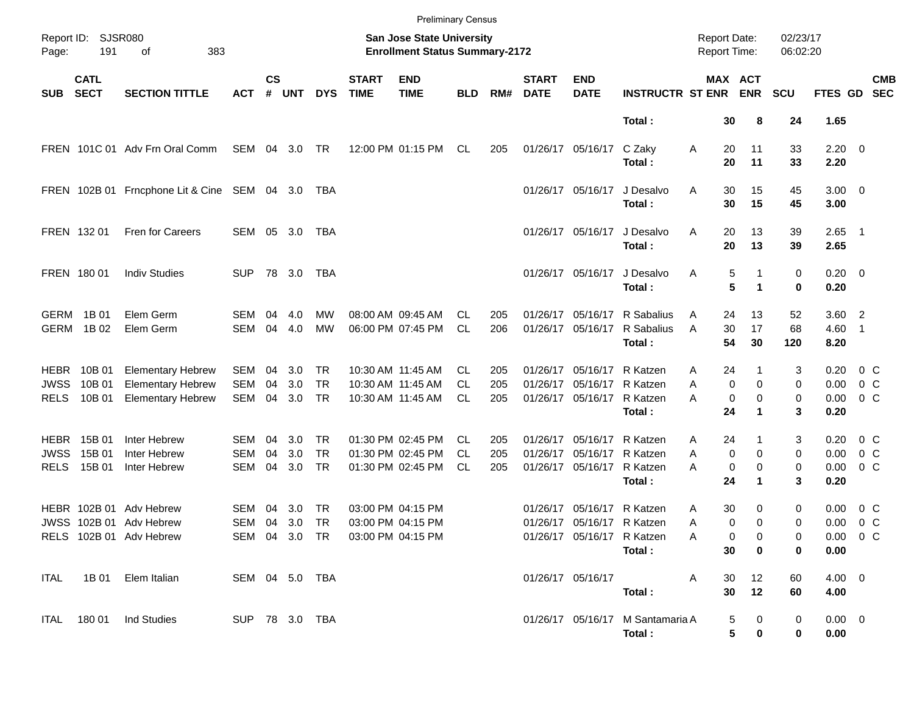Preliminary Census

Report ID: SJSR080

**San Jose State University**
**Enrollment Status Summary-2172**

Report Date: 02/23/17
Report Time: 06:02:20

| SUB | CATL SECT | SECTION TITTLE | ACT | CS # | UNT | DYS | START TIME | END TIME | BLD | RM# | START DATE | END DATE | INSTRUCTR | ST | MAX ENR | ACT ENR | SCU | FTES | GD | CMB SEC |
|---|---|---|---|---|---|---|---|---|---|---|---|---|---|---|---|---|---|---|---|---|
| | | | | | | | | | | | | | **Total :** | | **30** | **8** | **24** | **1.65** | | |
| FREN | 101C 01 | Adv Frn Oral Comm | SEM | 04 | 3.0 | TR | 12:00 PM | 01:15 PM | CL | 205 | 01/26/17 | 05/16/17 | C Zaky | A | 20 | 11 | 33 | 2.20 | 0 | |
| | | | | | | | | | | | | | **Total :** | | **20** | **11** | **33** | **2.20** | | |
| FREN | 102B 01 | Frncphone Lit & Cine | SEM | 04 | 3.0 | TBA | | | | | 01/26/17 | 05/16/17 | J Desalvo | A | 30 | 15 | 45 | 3.00 | 0 | |
| | | | | | | | | | | | | | **Total :** | | **30** | **15** | **45** | **3.00** | | |
| FREN | 132 01 | Fren for Careers | SEM | 05 | 3.0 | TBA | | | | | 01/26/17 | 05/16/17 | J Desalvo | A | 20 | 13 | 39 | 2.65 | 1 | |
| | | | | | | | | | | | | | **Total :** | | **20** | **13** | **39** | **2.65** | | |
| FREN | 180 01 | Indiv Studies | SUP | 78 | 3.0 | TBA | | | | | 01/26/17 | 05/16/17 | J Desalvo | A | 5 | 1 | 0 | 0.20 | 0 | |
| | | | | | | | | | | | | | **Total :** | | **5** | **1** | **0** | **0.20** | | |
| GERM | 1B 01 | Elem Germ | SEM | 04 | 4.0 | MW | 08:00 AM | 09:45 AM | CL | 205 | 01/26/17 | 05/16/17 | R Sabalius | A | 24 | 13 | 52 | 3.60 | 2 | |
| GERM | 1B 02 | Elem Germ | SEM | 04 | 4.0 | MW | 06:00 PM | 07:45 PM | CL | 206 | 01/26/17 | 05/16/17 | R Sabalius | A | 30 | 17 | 68 | 4.60 | 1 | |
| | | | | | | | | | | | | | **Total :** | | **54** | **30** | **120** | **8.20** | | |
| HEBR | 10B 01 | Elementary Hebrew | SEM | 04 | 3.0 | TR | 10:30 AM | 11:45 AM | CL | 205 | 01/26/17 | 05/16/17 | R Katzen | A | 24 | 1 | 3 | 0.20 | 0 | C |
| JWSS | 10B 01 | Elementary Hebrew | SEM | 04 | 3.0 | TR | 10:30 AM | 11:45 AM | CL | 205 | 01/26/17 | 05/16/17 | R Katzen | A | 0 | 0 | 0 | 0.00 | 0 | C |
| RELS | 10B 01 | Elementary Hebrew | SEM | 04 | 3.0 | TR | 10:30 AM | 11:45 AM | CL | 205 | 01/26/17 | 05/16/17 | R Katzen | A | 0 | 0 | 0 | 0.00 | 0 | C |
| | | | | | | | | | | | | | **Total :** | | **24** | **1** | **3** | **0.20** | | |
| HEBR | 15B 01 | Inter Hebrew | SEM | 04 | 3.0 | TR | 01:30 PM | 02:45 PM | CL | 205 | 01/26/17 | 05/16/17 | R Katzen | A | 24 | 1 | 3 | 0.20 | 0 | C |
| JWSS | 15B 01 | Inter Hebrew | SEM | 04 | 3.0 | TR | 01:30 PM | 02:45 PM | CL | 205 | 01/26/17 | 05/16/17 | R Katzen | A | 0 | 0 | 0 | 0.00 | 0 | C |
| RELS | 15B 01 | Inter Hebrew | SEM | 04 | 3.0 | TR | 01:30 PM | 02:45 PM | CL | 205 | 01/26/17 | 05/16/17 | R Katzen | A | 0 | 0 | 0 | 0.00 | 0 | C |
| | | | | | | | | | | | | | **Total :** | | **24** | **1** | **3** | **0.20** | | |
| HEBR | 102B 01 | Adv Hebrew | SEM | 04 | 3.0 | TR | 03:00 PM | 04:15 PM | | | 01/26/17 | 05/16/17 | R Katzen | A | 30 | 0 | 0 | 0.00 | 0 | C |
| JWSS | 102B 01 | Adv Hebrew | SEM | 04 | 3.0 | TR | 03:00 PM | 04:15 PM | | | 01/26/17 | 05/16/17 | R Katzen | A | 0 | 0 | 0 | 0.00 | 0 | C |
| RELS | 102B 01 | Adv Hebrew | SEM | 04 | 3.0 | TR | 03:00 PM | 04:15 PM | | | 01/26/17 | 05/16/17 | R Katzen | A | 0 | 0 | 0 | 0.00 | 0 | C |
| | | | | | | | | | | | | | **Total :** | | **30** | **0** | **0** | **0.00** | | |
| ITAL | 1B 01 | Elem Italian | SEM | 04 | 5.0 | TBA | | | | | 01/26/17 | 05/16/17 | | A | 30 | 12 | 60 | 4.00 | 0 | |
| | | | | | | | | | | | | | **Total :** | | **30** | **12** | **60** | **4.00** | | |
| ITAL | 180 01 | Ind Studies | SUP | 78 | 3.0 | TBA | | | | | 01/26/17 | 05/16/17 | M Santamaria | A | 5 | 0 | 0 | 0.00 | 0 | |
| | | | | | | | | | | | | | **Total :** | | **5** | **0** | **0** | **0.00** | | |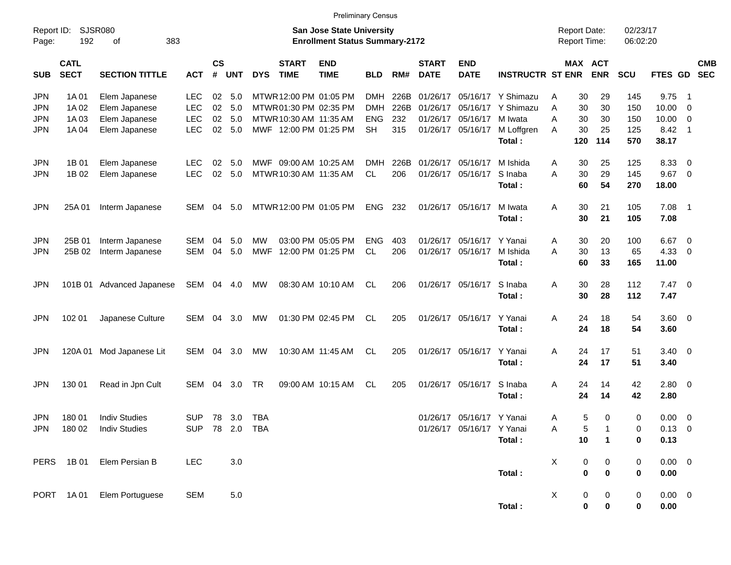Preliminary Census

Report ID: SJSR080
Page: 192 of 383

**San Jose State University**
**Enrollment Status Summary-2172**

Report Date: 02/23/17
Report Time: 06:02:20

| SUB | CATL SECT | SECTION TITTLE | ACT | CS # | UNT | DYS | START TIME | END TIME | BLD | RM# | START DATE | END DATE | INSTRUCTR | ST | MAX ENR | ACT ENR | SCU | FTES | GD | CMB SEC |
|---|---|---|---|---|---|---|---|---|---|---|---|---|---|---|---|---|---|---|---|---|
| JPN | 1A 01 | Elem Japanese | LEC | 02 | 5.0 | MTWR | 12:00 PM | 01:05 PM | DMH | 226B | 01/26/17 | 05/16/17 | Y Shimazu | A | 30 | 29 | 145 | 9.75 | 1 | |
| JPN | 1A 02 | Elem Japanese | LEC | 02 | 5.0 | MTWR | 01:30 PM | 02:35 PM | DMH | 226B | 01/26/17 | 05/16/17 | Y Shimazu | A | 30 | 30 | 150 | 10.00 | 0 | |
| JPN | 1A 03 | Elem Japanese | LEC | 02 | 5.0 | MTWR | 10:30 AM | 11:35 AM | ENG | 232 | 01/26/17 | 05/16/17 | M Iwata | A | 30 | 30 | 150 | 10.00 | 0 | |
| JPN | 1A 04 | Elem Japanese | LEC | 02 | 5.0 | MWF | 12:00 PM | 01:25 PM | SH | 315 | 01/26/17 | 05/16/17 | M Loffgren | A | 30 | 25 | 125 | 8.42 | 1 | |
| | | | | | | | | | | | | | **Total :** | | **120** | **114** | **570** | **38.17** | | |
| JPN | 1B 01 | Elem Japanese | LEC | 02 | 5.0 | MWF | 09:00 AM | 10:25 AM | DMH | 226B | 01/26/17 | 05/16/17 | M Ishida | A | 30 | 25 | 125 | 8.33 | 0 | |
| JPN | 1B 02 | Elem Japanese | LEC | 02 | 5.0 | MTWR | 10:30 AM | 11:35 AM | CL | 206 | 01/26/17 | 05/16/17 | S Inaba | A | 30 | 29 | 145 | 9.67 | 0 | |
| | | | | | | | | | | | | | **Total :** | | **60** | **54** | **270** | **18.00** | | |
| JPN | 25A 01 | Interm Japanese | SEM | 04 | 5.0 | MTWR | 12:00 PM | 01:05 PM | ENG | 232 | 01/26/17 | 05/16/17 | M Iwata | A | 30 | 21 | 105 | 7.08 | 1 | |
| | | | | | | | | | | | | | **Total :** | | **30** | **21** | **105** | **7.08** | | |
| JPN | 25B 01 | Interm Japanese | SEM | 04 | 5.0 | MW | 03:00 PM | 05:05 PM | ENG | 403 | 01/26/17 | 05/16/17 | Y Yanai | A | 30 | 20 | 100 | 6.67 | 0 | |
| JPN | 25B 02 | Interm Japanese | SEM | 04 | 5.0 | MWF | 12:00 PM | 01:25 PM | CL | 206 | 01/26/17 | 05/16/17 | M Ishida | A | 30 | 13 | 65 | 4.33 | 0 | |
| | | | | | | | | | | | | | **Total :** | | **60** | **33** | **165** | **11.00** | | |
| JPN | 101B 01 | Advanced Japanese | SEM | 04 | 4.0 | MW | 08:30 AM | 10:10 AM | CL | 206 | 01/26/17 | 05/16/17 | S Inaba | A | 30 | 28 | 112 | 7.47 | 0 | |
| | | | | | | | | | | | | | **Total :** | | **30** | **28** | **112** | **7.47** | | |
| JPN | 102 01 | Japanese Culture | SEM | 04 | 3.0 | MW | 01:30 PM | 02:45 PM | CL | 205 | 01/26/17 | 05/16/17 | Y Yanai | A | 24 | 18 | 54 | 3.60 | 0 | |
| | | | | | | | | | | | | | **Total :** | | **24** | **18** | **54** | **3.60** | | |
| JPN | 120A 01 | Mod Japanese Lit | SEM | 04 | 3.0 | MW | 10:30 AM | 11:45 AM | CL | 205 | 01/26/17 | 05/16/17 | Y Yanai | A | 24 | 17 | 51 | 3.40 | 0 | |
| | | | | | | | | | | | | | **Total :** | | **24** | **17** | **51** | **3.40** | | |
| JPN | 130 01 | Read in Jpn Cult | SEM | 04 | 3.0 | TR | 09:00 AM | 10:15 AM | CL | 205 | 01/26/17 | 05/16/17 | S Inaba | A | 24 | 14 | 42 | 2.80 | 0 | |
| | | | | | | | | | | | | | **Total :** | | **24** | **14** | **42** | **2.80** | | |
| JPN | 180 01 | Indiv Studies | SUP | 78 | 3.0 | TBA | | | | | 01/26/17 | 05/16/17 | Y Yanai | A | 5 | 0 | 0 | 0.00 | 0 | |
| JPN | 180 02 | Indiv Studies | SUP | 78 | 2.0 | TBA | | | | | 01/26/17 | 05/16/17 | Y Yanai | A | 5 | 1 | 0 | 0.13 | 0 | |
| | | | | | | | | | | | | | **Total :** | | **10** | **1** | **0** | **0.13** | | |
| PERS | 1B 01 | Elem Persian B | LEC | | 3.0 | | | | | | | | | X | 0 | 0 | 0 | 0.00 | 0 | |
| | | | | | | | | | | | | | **Total :** | | **0** | **0** | **0** | **0.00** | | |
| PORT | 1A 01 | Elem Portuguese | SEM | | 5.0 | | | | | | | | | X | 0 | 0 | 0 | 0.00 | 0 | |
| | | | | | | | | | | | | | **Total :** | | **0** | **0** | **0** | **0.00** | | |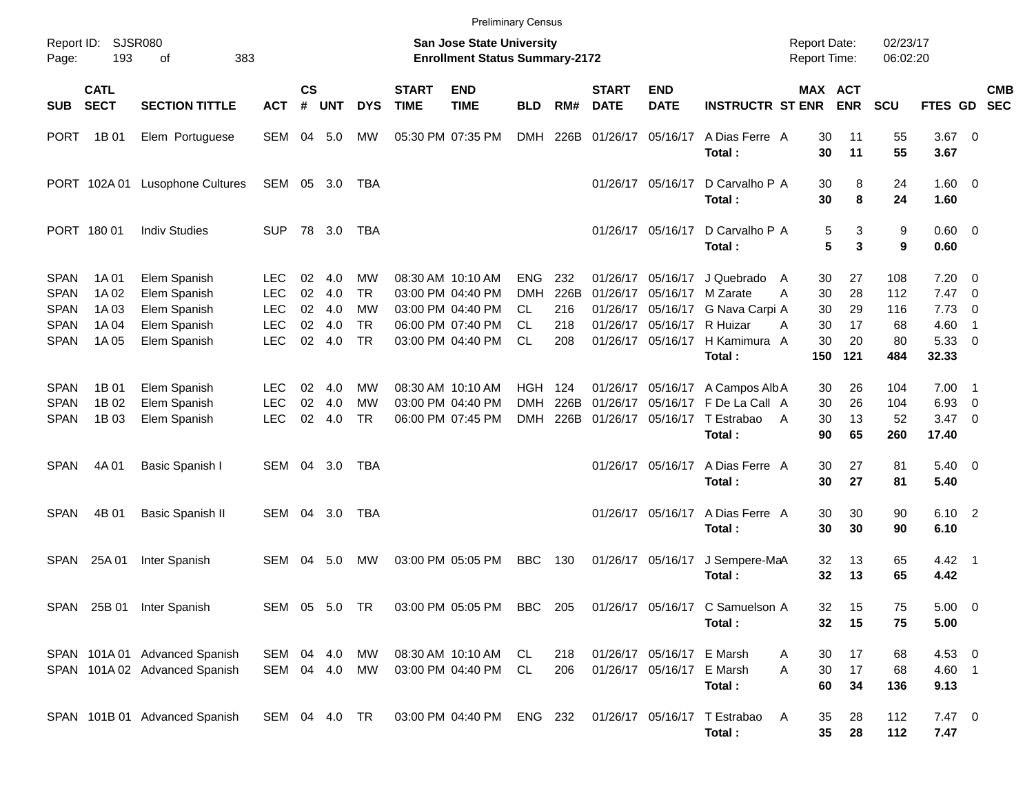Preliminary Census

Report ID: SJSR080
Page: 193 of 383

**San Jose State University**
**Enrollment Status Summary-2172**

Report Date: 02/23/17
Report Time: 06:02:20

| SUB | CATL SECT | SECTION TITTLE | ACT | CS # | UNT | DYS | START TIME | END TIME | BLD | RM# | START DATE | END DATE | INSTRUCTR | ST | MAX ENR | ACT ENR | SCU | FTES | GD | CMB SEC |
|---|---|---|---|---|---|---|---|---|---|---|---|---|---|---|---|---|---|---|---|---|
| PORT | 1B 01 | Elem Portuguese | SEM | 04 | 5.0 | MW | 05:30 PM | 07:35 PM | DMH | 226B | 01/26/17 | 05/16/17 | A Dias Ferre | A | 30 | 11 | 55 | 3.67 | 0 | |
| | | | | | | | | | | | | | **Total :** | | **30** | **11** | **55** | **3.67** | | |
| PORT | 102A 01 | Lusophone Cultures | SEM | 05 | 3.0 | TBA | | | | | 01/26/17 | 05/16/17 | D Carvalho P | A | 30 | 8 | 24 | 1.60 | 0 | |
| | | | | | | | | | | | | | **Total :** | | **30** | **8** | **24** | **1.60** | | |
| PORT | 180 01 | Indiv Studies | SUP | 78 | 3.0 | TBA | | | | | 01/26/17 | 05/16/17 | D Carvalho P | A | 5 | 3 | 9 | 0.60 | 0 | |
| | | | | | | | | | | | | | **Total :** | | **5** | **3** | **9** | **0.60** | | |
| SPAN | 1A 01 | Elem Spanish | LEC | 02 | 4.0 | MW | 08:30 AM | 10:10 AM | ENG | 232 | 01/26/17 | 05/16/17 | J Quebrado | A | 30 | 27 | 108 | 7.20 | 0 | |
| SPAN | 1A 02 | Elem Spanish | LEC | 02 | 4.0 | TR | 03:00 PM | 04:40 PM | DMH | 226B | 01/26/17 | 05/16/17 | M Zarate | A | 30 | 28 | 112 | 7.47 | 0 | |
| SPAN | 1A 03 | Elem Spanish | LEC | 02 | 4.0 | MW | 03:00 PM | 04:40 PM | CL | 216 | 01/26/17 | 05/16/17 | G Nava Carpi | A | 30 | 29 | 116 | 7.73 | 0 | |
| SPAN | 1A 04 | Elem Spanish | LEC | 02 | 4.0 | TR | 06:00 PM | 07:40 PM | CL | 218 | 01/26/17 | 05/16/17 | R Huizar | A | 30 | 17 | 68 | 4.60 | 1 | |
| SPAN | 1A 05 | Elem Spanish | LEC | 02 | 4.0 | TR | 03:00 PM | 04:40 PM | CL | 208 | 01/26/17 | 05/16/17 | H Kamimura | A | 30 | 20 | 80 | 5.33 | 0 | |
| | | | | | | | | | | | | | **Total :** | | **150** | **121** | **484** | **32.33** | | |
| SPAN | 1B 01 | Elem Spanish | LEC | 02 | 4.0 | MW | 08:30 AM | 10:10 AM | HGH | 124 | 01/26/17 | 05/16/17 | A Campos Alb | A | 30 | 26 | 104 | 7.00 | 1 | |
| SPAN | 1B 02 | Elem Spanish | LEC | 02 | 4.0 | MW | 03:00 PM | 04:40 PM | DMH | 226B | 01/26/17 | 05/16/17 | F De La Call | A | 30 | 26 | 104 | 6.93 | 0 | |
| SPAN | 1B 03 | Elem Spanish | LEC | 02 | 4.0 | TR | 06:00 PM | 07:45 PM | DMH | 226B | 01/26/17 | 05/16/17 | T Estrabao | A | 30 | 13 | 52 | 3.47 | 0 | |
| | | | | | | | | | | | | | **Total :** | | **90** | **65** | **260** | **17.40** | | |
| SPAN | 4A 01 | Basic Spanish I | SEM | 04 | 3.0 | TBA | | | | | 01/26/17 | 05/16/17 | A Dias Ferre | A | 30 | 27 | 81 | 5.40 | 0 | |
| | | | | | | | | | | | | | **Total :** | | **30** | **27** | **81** | **5.40** | | |
| SPAN | 4B 01 | Basic Spanish II | SEM | 04 | 3.0 | TBA | | | | | 01/26/17 | 05/16/17 | A Dias Ferre | A | 30 | 30 | 90 | 6.10 | 2 | |
| | | | | | | | | | | | | | **Total :** | | **30** | **30** | **90** | **6.10** | | |
| SPAN | 25A 01 | Inter Spanish | SEM | 04 | 5.0 | MW | 03:00 PM | 05:05 PM | BBC | 130 | 01/26/17 | 05/16/17 | J Sempere-Ma | A | 32 | 13 | 65 | 4.42 | 1 | |
| | | | | | | | | | | | | | **Total :** | | **32** | **13** | **65** | **4.42** | | |
| SPAN | 25B 01 | Inter Spanish | SEM | 05 | 5.0 | TR | 03:00 PM | 05:05 PM | BBC | 205 | 01/26/17 | 05/16/17 | C Samuelson | A | 32 | 15 | 75 | 5.00 | 0 | |
| | | | | | | | | | | | | | **Total :** | | **32** | **15** | **75** | **5.00** | | |
| SPAN | 101A 01 | Advanced Spanish | SEM | 04 | 4.0 | MW | 08:30 AM | 10:10 AM | CL | 218 | 01/26/17 | 05/16/17 | E Marsh | A | 30 | 17 | 68 | 4.53 | 0 | |
| SPAN | 101A 02 | Advanced Spanish | SEM | 04 | 4.0 | MW | 03:00 PM | 04:40 PM | CL | 206 | 01/26/17 | 05/16/17 | E Marsh | A | 30 | 17 | 68 | 4.60 | 1 | |
| | | | | | | | | | | | | | **Total :** | | **60** | **34** | **136** | **9.13** | | |
| SPAN | 101B 01 | Advanced Spanish | SEM | 04 | 4.0 | TR | 03:00 PM | 04:40 PM | ENG | 232 | 01/26/17 | 05/16/17 | T Estrabao | A | 35 | 28 | 112 | 7.47 | 0 | |
| | | | | | | | | | | | | | **Total :** | | **35** | **28** | **112** | **7.47** | | |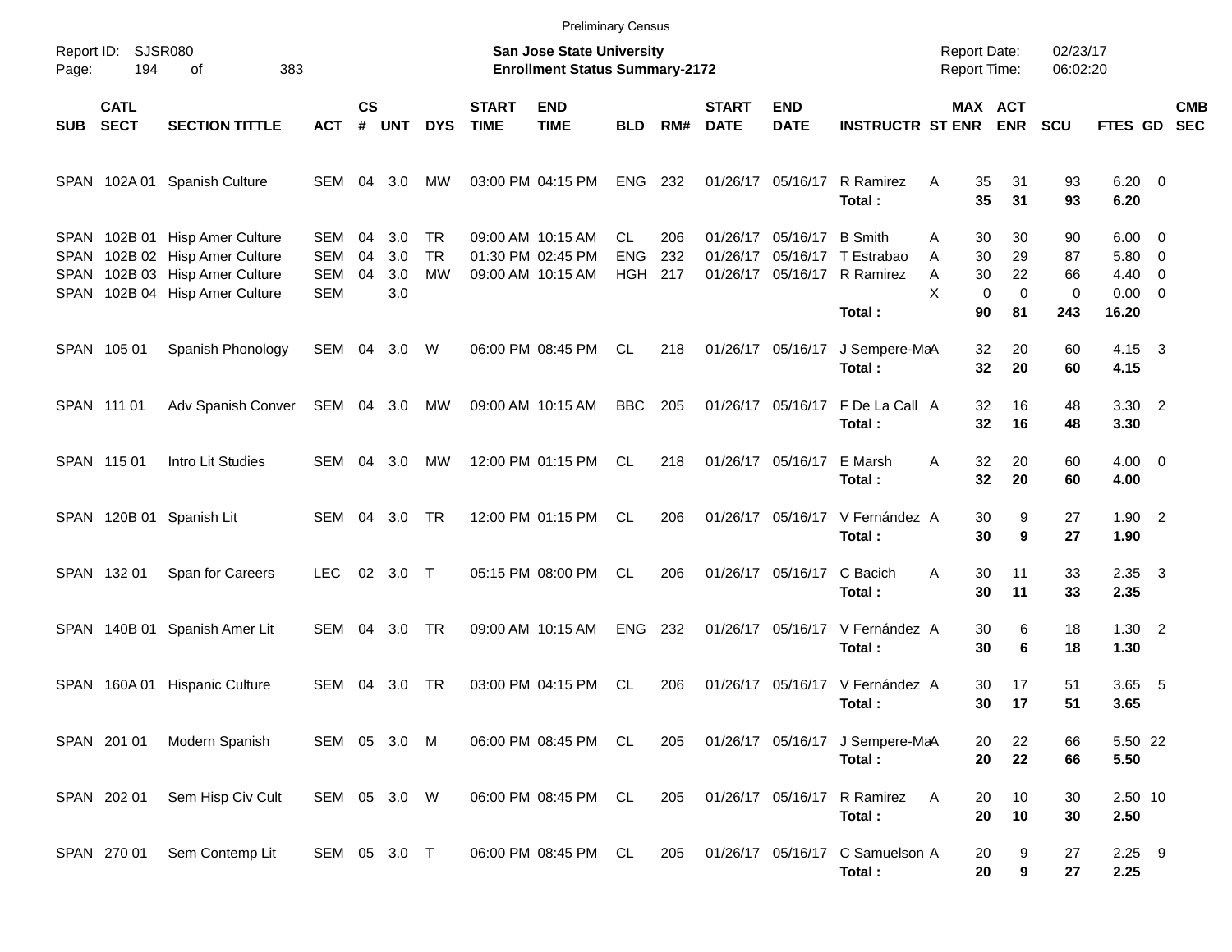Preliminary Census

Report ID: SJSR080

**San Jose State University**
**Enrollment Status Summary-2172**

Report Date: 02/23/17
Report Time: 06:02:20

| SUB | CATL SECT | SECTION TITTLE | ACT | CS # | UNT | DYS | START TIME | END TIME | BLD | RM# | START DATE | END DATE | INSTRUCTR | ST | MAX ENR | ACT ENR | SCU | FTES | GD | CMB SEC |
|---|---|---|---|---|---|---|---|---|---|---|---|---|---|---|---|---|---|---|---|---|
| SPAN | 102A 01 | Spanish Culture | SEM | 04 | 3.0 | MW | 03:00 PM | 04:15 PM | ENG | 232 | 01/26/17 | 05/16/17 | R Ramirez | A | 35 | 31 | 93 | 6.20 | 0 | |
| | | | | | | | | | | | | | **Total :** | | **35** | **31** | **93** | **6.20** | | |
| SPAN | 102B 01 | Hisp Amer Culture | SEM | 04 | 3.0 | TR | 09:00 AM | 10:15 AM | CL | 206 | 01/26/17 | 05/16/17 | B Smith | A | 30 | 30 | 90 | 6.00 | 0 | |
| SPAN | 102B 02 | Hisp Amer Culture | SEM | 04 | 3.0 | TR | 01:30 PM | 02:45 PM | ENG | 232 | 01/26/17 | 05/16/17 | T Estrabao | A | 30 | 29 | 87 | 5.80 | 0 | |
| SPAN | 102B 03 | Hisp Amer Culture | SEM | 04 | 3.0 | MW | 09:00 AM | 10:15 AM | HGH | 217 | 01/26/17 | 05/16/17 | R Ramirez | A | 30 | 22 | 66 | 4.40 | 0 | |
| SPAN | 102B 04 | Hisp Amer Culture | SEM | | 3.0 | | | | | | | | | X | 0 | 0 | 0 | 0.00 | 0 | |
| | | | | | | | | | | | | | **Total :** | | **90** | **81** | **243** | **16.20** | | |
| SPAN | 105 01 | Spanish Phonology | SEM | 04 | 3.0 | W | 06:00 PM | 08:45 PM | CL | 218 | 01/26/17 | 05/16/17 | J Sempere-Ma | A | 32 | 20 | 60 | 4.15 | 3 | |
| | | | | | | | | | | | | | **Total :** | | **32** | **20** | **60** | **4.15** | | |
| SPAN | 111 01 | Adv Spanish Conver | SEM | 04 | 3.0 | MW | 09:00 AM | 10:15 AM | BBC | 205 | 01/26/17 | 05/16/17 | F De La Call | A | 32 | 16 | 48 | 3.30 | 2 | |
| | | | | | | | | | | | | | **Total :** | | **32** | **16** | **48** | **3.30** | | |
| SPAN | 115 01 | Intro Lit Studies | SEM | 04 | 3.0 | MW | 12:00 PM | 01:15 PM | CL | 218 | 01/26/17 | 05/16/17 | E Marsh | A | 32 | 20 | 60 | 4.00 | 0 | |
| | | | | | | | | | | | | | **Total :** | | **32** | **20** | **60** | **4.00** | | |
| SPAN | 120B 01 | Spanish Lit | SEM | 04 | 3.0 | TR | 12:00 PM | 01:15 PM | CL | 206 | 01/26/17 | 05/16/17 | V Fernández | A | 30 | 9 | 27 | 1.90 | 2 | |
| | | | | | | | | | | | | | **Total :** | | **30** | **9** | **27** | **1.90** | | |
| SPAN | 132 01 | Span for Careers | LEC | 02 | 3.0 | T | 05:15 PM | 08:00 PM | CL | 206 | 01/26/17 | 05/16/17 | C Bacich | A | 30 | 11 | 33 | 2.35 | 3 | |
| | | | | | | | | | | | | | **Total :** | | **30** | **11** | **33** | **2.35** | | |
| SPAN | 140B 01 | Spanish Amer Lit | SEM | 04 | 3.0 | TR | 09:00 AM | 10:15 AM | ENG | 232 | 01/26/17 | 05/16/17 | V Fernández | A | 30 | 6 | 18 | 1.30 | 2 | |
| | | | | | | | | | | | | | **Total :** | | **30** | **6** | **18** | **1.30** | | |
| SPAN | 160A 01 | Hispanic Culture | SEM | 04 | 3.0 | TR | 03:00 PM | 04:15 PM | CL | 206 | 01/26/17 | 05/16/17 | V Fernández | A | 30 | 17 | 51 | 3.65 | 5 | |
| | | | | | | | | | | | | | **Total :** | | **30** | **17** | **51** | **3.65** | | |
| SPAN | 201 01 | Modern Spanish | SEM | 05 | 3.0 | M | 06:00 PM | 08:45 PM | CL | 205 | 01/26/17 | 05/16/17 | J Sempere-Ma | A | 20 | 22 | 66 | 5.50 | 22 | |
| | | | | | | | | | | | | | **Total :** | | **20** | **22** | **66** | **5.50** | | |
| SPAN | 202 01 | Sem Hisp Civ Cult | SEM | 05 | 3.0 | W | 06:00 PM | 08:45 PM | CL | 205 | 01/26/17 | 05/16/17 | R Ramirez | A | 20 | 10 | 30 | 2.50 | 10 | |
| | | | | | | | | | | | | | **Total :** | | **20** | **10** | **30** | **2.50** | | |
| SPAN | 270 01 | Sem Contemp Lit | SEM | 05 | 3.0 | T | 06:00 PM | 08:45 PM | CL | 205 | 01/26/17 | 05/16/17 | C Samuelson | A | 20 | 9 | 27 | 2.25 | 9 | |
| | | | | | | | | | | | | | **Total :** | | **20** | **9** | **27** | **2.25** | | |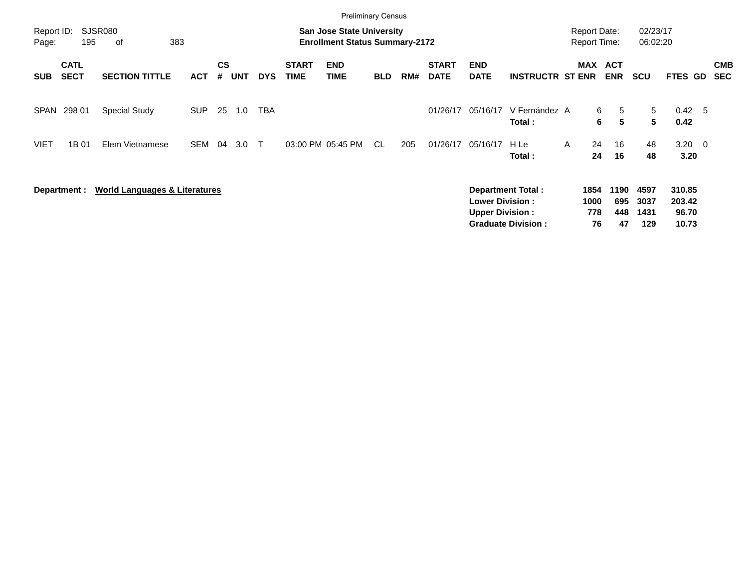Preliminary Census

Report ID: SJSR080
Page: 195 of 383

**San Jose State University**
**Enrollment Status Summary-2172**

Report Date: 02/23/17
Report Time: 06:02:20

| SUB | CATL SECT | SECTION TITTLE | ACT | CS # | UNT | DYS | START TIME | END TIME | BLD | RM# | START DATE | END DATE | INSTRUCTR | ST | MAX ENR | ACT ENR | SCU | FTES | GD | CMB SEC |
|---|---|---|---|---|---|---|---|---|---|---|---|---|---|---|---|---|---|---|---|---|
| SPAN | 298 01 | Special Study | SUP | 25 | 1.0 | TBA | | | | | 01/26/17 | 05/16/17 | V Fernández | A | 6 | 5 | 5 | 0.42 | 5 | |
| | | | | | | | | | | | | | **Total :** | | **6** | **5** | **5** | **0.42** | | |
| VIET | 1B 01 | Elem Vietnamese | SEM | 04 | 3.0 | T | 03:00 PM | 05:45 PM | CL | 205 | 01/26/17 | 05/16/17 | H Le | A | 24 | 16 | 48 | 3.20 | 0 | |
| | | | | | | | | | | | | | **Total :** | | **24** | **16** | **48** | **3.20** | | |

**Department : World Languages & Literatures**

| | MAX ENR | ACT ENR | SCU | FTES |
|---|---|---|---|---|
| **Department Total :** | **1854** | **1190** | **4597** | **310.85** |
| **Lower Division :** | **1000** | **695** | **3037** | **203.42** |
| **Upper Division :** | **778** | **448** | **1431** | **96.70** |
| **Graduate Division :** | **76** | **47** | **129** | **10.73** |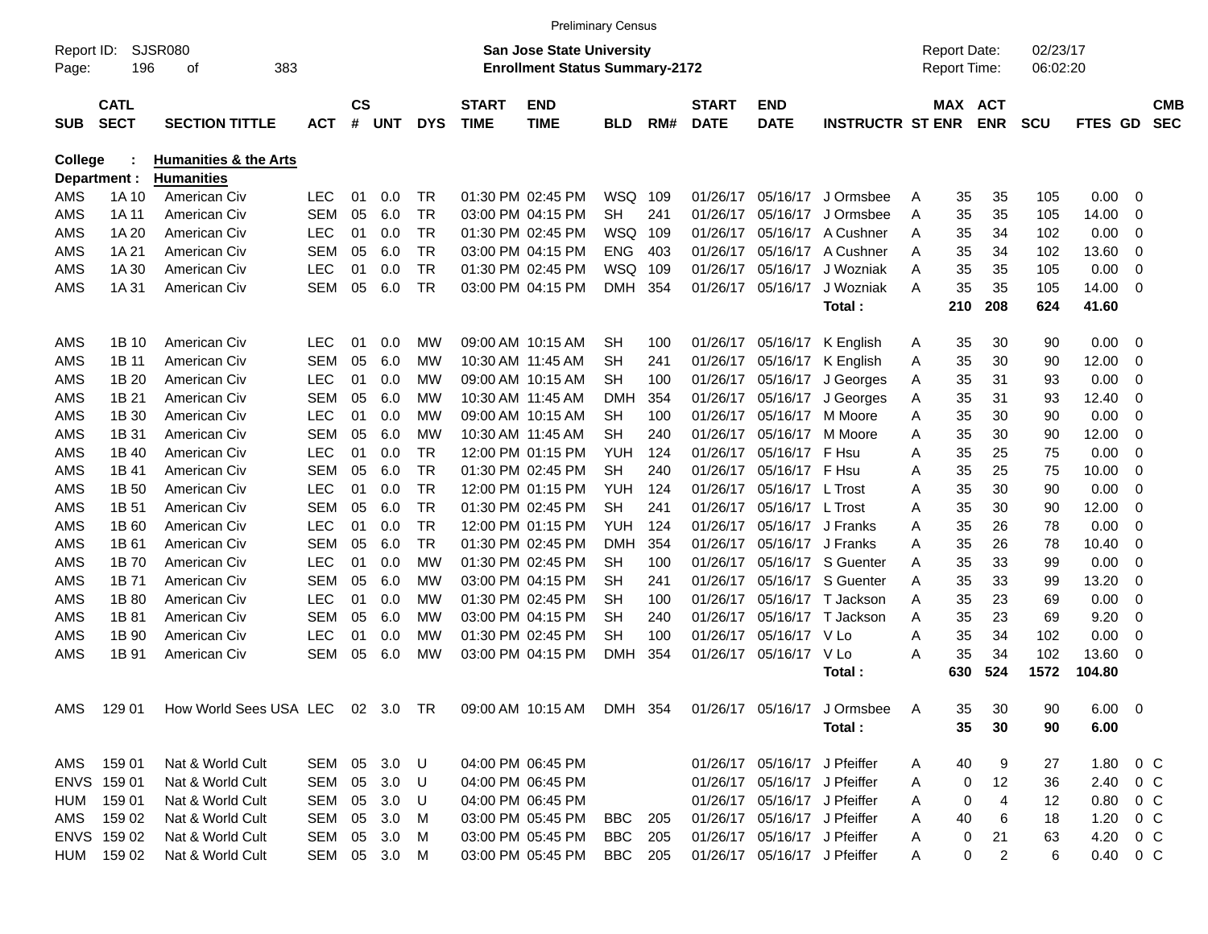Preliminary Census

Report ID: SJSR080 &nbsp;&nbsp; **San Jose State University** &nbsp;&nbsp; Report Date: 02/23/17
Page: 196 of 383 &nbsp;&nbsp; **Enrollment Status Summary-2172** &nbsp;&nbsp; Report Time: 06:02:20

**College : Humanities & the Arts**
**Department : Humanities**

| SUB | CATL SECT | SECTION TITTLE | ACT | CS # | UNT | DYS | START TIME | END TIME | BLD | RM# | START DATE | END DATE | INSTRUCTR | ST | MAX ENR | ACT ENR | SCU | FTES | GD | CMB SEC |
|---|---|---|---|---|---|---|---|---|---|---|---|---|---|---|---|---|---|---|---|---|
| AMS | 1A 10 | American Civ | LEC | 01 | 0.0 | TR | 01:30 PM | 02:45 PM | WSQ | 109 | 01/26/17 | 05/16/17 | J Ormsbee | A | 35 | 35 | 105 | 0.00 | 0 | |
| AMS | 1A 11 | American Civ | SEM | 05 | 6.0 | TR | 03:00 PM | 04:15 PM | SH | 241 | 01/26/17 | 05/16/17 | J Ormsbee | A | 35 | 35 | 105 | 14.00 | 0 | |
| AMS | 1A 20 | American Civ | LEC | 01 | 0.0 | TR | 01:30 PM | 02:45 PM | WSQ | 109 | 01/26/17 | 05/16/17 | A Cushner | A | 35 | 34 | 102 | 0.00 | 0 | |
| AMS | 1A 21 | American Civ | SEM | 05 | 6.0 | TR | 03:00 PM | 04:15 PM | ENG | 403 | 01/26/17 | 05/16/17 | A Cushner | A | 35 | 34 | 102 | 13.60 | 0 | |
| AMS | 1A 30 | American Civ | LEC | 01 | 0.0 | TR | 01:30 PM | 02:45 PM | WSQ | 109 | 01/26/17 | 05/16/17 | J Wozniak | A | 35 | 35 | 105 | 0.00 | 0 | |
| AMS | 1A 31 | American Civ | SEM | 05 | 6.0 | TR | 03:00 PM | 04:15 PM | DMH | 354 | 01/26/17 | 05/16/17 | J Wozniak | A | 35 | 35 | 105 | 14.00 | 0 | |
| | | | | | | | | | | | | | **Total :** | | **210** | **208** | **624** | **41.60** | | |
| AMS | 1B 10 | American Civ | LEC | 01 | 0.0 | MW | 09:00 AM | 10:15 AM | SH | 100 | 01/26/17 | 05/16/17 | K English | A | 35 | 30 | 90 | 0.00 | 0 | |
| AMS | 1B 11 | American Civ | SEM | 05 | 6.0 | MW | 10:30 AM | 11:45 AM | SH | 241 | 01/26/17 | 05/16/17 | K English | A | 35 | 30 | 90 | 12.00 | 0 | |
| AMS | 1B 20 | American Civ | LEC | 01 | 0.0 | MW | 09:00 AM | 10:15 AM | SH | 100 | 01/26/17 | 05/16/17 | J Georges | A | 35 | 31 | 93 | 0.00 | 0 | |
| AMS | 1B 21 | American Civ | SEM | 05 | 6.0 | MW | 10:30 AM | 11:45 AM | DMH | 354 | 01/26/17 | 05/16/17 | J Georges | A | 35 | 31 | 93 | 12.40 | 0 | |
| AMS | 1B 30 | American Civ | LEC | 01 | 0.0 | MW | 09:00 AM | 10:15 AM | SH | 100 | 01/26/17 | 05/16/17 | M Moore | A | 35 | 30 | 90 | 0.00 | 0 | |
| AMS | 1B 31 | American Civ | SEM | 05 | 6.0 | MW | 10:30 AM | 11:45 AM | SH | 240 | 01/26/17 | 05/16/17 | M Moore | A | 35 | 30 | 90 | 12.00 | 0 | |
| AMS | 1B 40 | American Civ | LEC | 01 | 0.0 | TR | 12:00 PM | 01:15 PM | YUH | 124 | 01/26/17 | 05/16/17 | F Hsu | A | 35 | 25 | 75 | 0.00 | 0 | |
| AMS | 1B 41 | American Civ | SEM | 05 | 6.0 | TR | 01:30 PM | 02:45 PM | SH | 240 | 01/26/17 | 05/16/17 | F Hsu | A | 35 | 25 | 75 | 10.00 | 0 | |
| AMS | 1B 50 | American Civ | LEC | 01 | 0.0 | TR | 12:00 PM | 01:15 PM | YUH | 124 | 01/26/17 | 05/16/17 | L Trost | A | 35 | 30 | 90 | 0.00 | 0 | |
| AMS | 1B 51 | American Civ | SEM | 05 | 6.0 | TR | 01:30 PM | 02:45 PM | SH | 241 | 01/26/17 | 05/16/17 | L Trost | A | 35 | 30 | 90 | 12.00 | 0 | |
| AMS | 1B 60 | American Civ | LEC | 01 | 0.0 | TR | 12:00 PM | 01:15 PM | YUH | 124 | 01/26/17 | 05/16/17 | J Franks | A | 35 | 26 | 78 | 0.00 | 0 | |
| AMS | 1B 61 | American Civ | SEM | 05 | 6.0 | TR | 01:30 PM | 02:45 PM | DMH | 354 | 01/26/17 | 05/16/17 | J Franks | A | 35 | 26 | 78 | 10.40 | 0 | |
| AMS | 1B 70 | American Civ | LEC | 01 | 0.0 | MW | 01:30 PM | 02:45 PM | SH | 100 | 01/26/17 | 05/16/17 | S Guenter | A | 35 | 33 | 99 | 0.00 | 0 | |
| AMS | 1B 71 | American Civ | SEM | 05 | 6.0 | MW | 03:00 PM | 04:15 PM | SH | 241 | 01/26/17 | 05/16/17 | S Guenter | A | 35 | 33 | 99 | 13.20 | 0 | |
| AMS | 1B 80 | American Civ | LEC | 01 | 0.0 | MW | 01:30 PM | 02:45 PM | SH | 100 | 01/26/17 | 05/16/17 | T Jackson | A | 35 | 23 | 69 | 0.00 | 0 | |
| AMS | 1B 81 | American Civ | SEM | 05 | 6.0 | MW | 03:00 PM | 04:15 PM | SH | 240 | 01/26/17 | 05/16/17 | T Jackson | A | 35 | 23 | 69 | 9.20 | 0 | |
| AMS | 1B 90 | American Civ | LEC | 01 | 0.0 | MW | 01:30 PM | 02:45 PM | SH | 100 | 01/26/17 | 05/16/17 | V Lo | A | 35 | 34 | 102 | 0.00 | 0 | |
| AMS | 1B 91 | American Civ | SEM | 05 | 6.0 | MW | 03:00 PM | 04:15 PM | DMH | 354 | 01/26/17 | 05/16/17 | V Lo | A | 35 | 34 | 102 | 13.60 | 0 | |
| | | | | | | | | | | | | | **Total :** | | **630** | **524** | **1572** | **104.80** | | |
| AMS | 129 01 | How World Sees USA | LEC | 02 | 3.0 | TR | 09:00 AM | 10:15 AM | DMH | 354 | 01/26/17 | 05/16/17 | J Ormsbee | A | 35 | 30 | 90 | 6.00 | 0 | |
| | | | | | | | | | | | | | **Total :** | | **35** | **30** | **90** | **6.00** | | |
| AMS | 159 01 | Nat & World Cult | SEM | 05 | 3.0 | U | 04:00 PM | 06:45 PM | | | 01/26/17 | 05/16/17 | J Pfeiffer | A | 40 | 9 | 27 | 1.80 | 0 | C |
| ENVS | 159 01 | Nat & World Cult | SEM | 05 | 3.0 | U | 04:00 PM | 06:45 PM | | | 01/26/17 | 05/16/17 | J Pfeiffer | A | 0 | 12 | 36 | 2.40 | 0 | C |
| HUM | 159 01 | Nat & World Cult | SEM | 05 | 3.0 | U | 04:00 PM | 06:45 PM | | | 01/26/17 | 05/16/17 | J Pfeiffer | A | 0 | 4 | 12 | 0.80 | 0 | C |
| AMS | 159 02 | Nat & World Cult | SEM | 05 | 3.0 | M | 03:00 PM | 05:45 PM | BBC | 205 | 01/26/17 | 05/16/17 | J Pfeiffer | A | 40 | 6 | 18 | 1.20 | 0 | C |
| ENVS | 159 02 | Nat & World Cult | SEM | 05 | 3.0 | M | 03:00 PM | 05:45 PM | BBC | 205 | 01/26/17 | 05/16/17 | J Pfeiffer | A | 0 | 21 | 63 | 4.20 | 0 | C |
| HUM | 159 02 | Nat & World Cult | SEM | 05 | 3.0 | M | 03:00 PM | 05:45 PM | BBC | 205 | 01/26/17 | 05/16/17 | J Pfeiffer | A | 0 | 2 | 6 | 0.40 | 0 | C |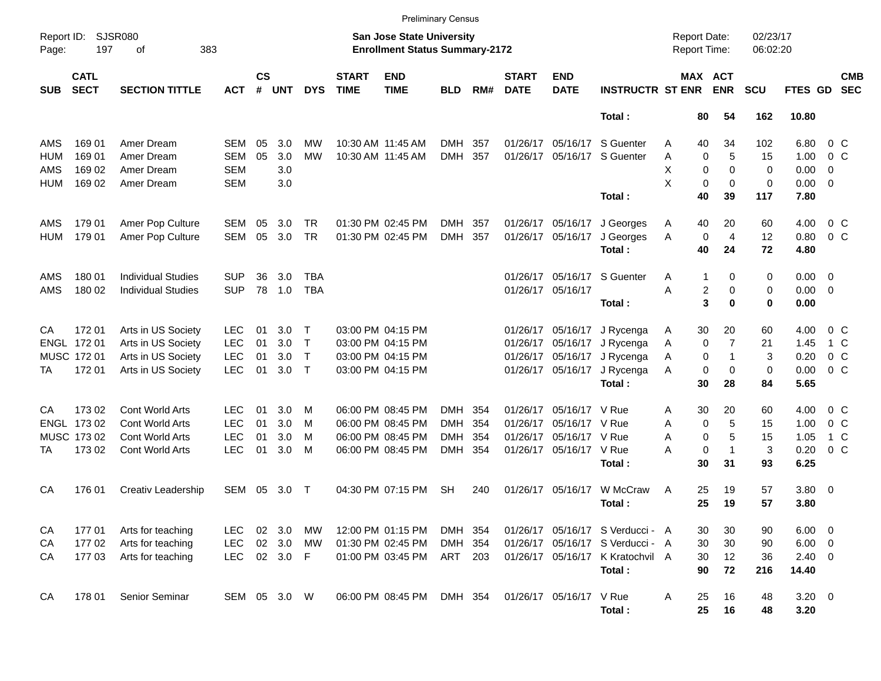Preliminary Census

Report ID: SJSR080

**San Jose State University**
**Enrollment Status Summary-2172**

Report Date: 02/23/17
Report Time: 06:02:20

| SUB | CATL SECT | SECTION TITTLE | ACT | CS # | UNT | DYS | START TIME | END TIME | BLD | RM# | START DATE | END DATE | INSTRUCTR | ST | MAX ENR | ACT ENR | SCU | FTES | GD | CMB SEC |
|---|---|---|---|---|---|---|---|---|---|---|---|---|---|---|---|---|---|---|---|---|
| | | | | | | | | | | | | | **Total :** | | **80** | **54** | **162** | **10.80** | | |
| AMS | 169 01 | Amer Dream | SEM | 05 | 3.0 | MW | 10:30 AM | 11:45 AM | DMH | 357 | 01/26/17 | 05/16/17 | S Guenter | A | 40 | 34 | 102 | 6.80 | 0 | C |
| HUM | 169 01 | Amer Dream | SEM | 05 | 3.0 | MW | 10:30 AM | 11:45 AM | DMH | 357 | 01/26/17 | 05/16/17 | S Guenter | A | 0 | 5 | 15 | 1.00 | 0 | C |
| AMS | 169 02 | Amer Dream | SEM | | 3.0 | | | | | | | | | X | 0 | 0 | 0 | 0.00 | 0 | |
| HUM | 169 02 | Amer Dream | SEM | | 3.0 | | | | | | | | | X | 0 | 0 | 0 | 0.00 | 0 | |
| | | | | | | | | | | | | | **Total :** | | **40** | **39** | **117** | **7.80** | | |
| AMS | 179 01 | Amer Pop Culture | SEM | 05 | 3.0 | TR | 01:30 PM | 02:45 PM | DMH | 357 | 01/26/17 | 05/16/17 | J Georges | A | 40 | 20 | 60 | 4.00 | 0 | C |
| HUM | 179 01 | Amer Pop Culture | SEM | 05 | 3.0 | TR | 01:30 PM | 02:45 PM | DMH | 357 | 01/26/17 | 05/16/17 | J Georges | A | 0 | 4 | 12 | 0.80 | 0 | C |
| | | | | | | | | | | | | | **Total :** | | **40** | **24** | **72** | **4.80** | | |
| AMS | 180 01 | Individual Studies | SUP | 36 | 3.0 | TBA | | | | | 01/26/17 | 05/16/17 | S Guenter | A | 1 | 0 | 0 | 0.00 | 0 | |
| AMS | 180 02 | Individual Studies | SUP | 78 | 1.0 | TBA | | | | | 01/26/17 | 05/16/17 | | A | 2 | 0 | 0 | 0.00 | 0 | |
| | | | | | | | | | | | | | **Total :** | | **3** | **0** | **0** | **0.00** | | |
| CA | 172 01 | Arts in US Society | LEC | 01 | 3.0 | T | 03:00 PM | 04:15 PM | | | 01/26/17 | 05/16/17 | J Rycenga | A | 30 | 20 | 60 | 4.00 | 0 | C |
| ENGL | 172 01 | Arts in US Society | LEC | 01 | 3.0 | T | 03:00 PM | 04:15 PM | | | 01/26/17 | 05/16/17 | J Rycenga | A | 0 | 7 | 21 | 1.45 | 1 | C |
| MUSC | 172 01 | Arts in US Society | LEC | 01 | 3.0 | T | 03:00 PM | 04:15 PM | | | 01/26/17 | 05/16/17 | J Rycenga | A | 0 | 1 | 3 | 0.20 | 0 | C |
| TA | 172 01 | Arts in US Society | LEC | 01 | 3.0 | T | 03:00 PM | 04:15 PM | | | 01/26/17 | 05/16/17 | J Rycenga | A | 0 | 0 | 0 | 0.00 | 0 | C |
| | | | | | | | | | | | | | **Total :** | | **30** | **28** | **84** | **5.65** | | |
| CA | 173 02 | Cont World Arts | LEC | 01 | 3.0 | M | 06:00 PM | 08:45 PM | DMH | 354 | 01/26/17 | 05/16/17 | V Rue | A | 30 | 20 | 60 | 4.00 | 0 | C |
| ENGL | 173 02 | Cont World Arts | LEC | 01 | 3.0 | M | 06:00 PM | 08:45 PM | DMH | 354 | 01/26/17 | 05/16/17 | V Rue | A | 0 | 5 | 15 | 1.00 | 0 | C |
| MUSC | 173 02 | Cont World Arts | LEC | 01 | 3.0 | M | 06:00 PM | 08:45 PM | DMH | 354 | 01/26/17 | 05/16/17 | V Rue | A | 0 | 5 | 15 | 1.05 | 1 | C |
| TA | 173 02 | Cont World Arts | LEC | 01 | 3.0 | M | 06:00 PM | 08:45 PM | DMH | 354 | 01/26/17 | 05/16/17 | V Rue | A | 0 | 1 | 3 | 0.20 | 0 | C |
| | | | | | | | | | | | | | **Total :** | | **30** | **31** | **93** | **6.25** | | |
| CA | 176 01 | Creativ Leadership | SEM | 05 | 3.0 | T | 04:30 PM | 07:15 PM | SH | 240 | 01/26/17 | 05/16/17 | W McCraw | A | 25 | 19 | 57 | 3.80 | 0 | |
| | | | | | | | | | | | | | **Total :** | | **25** | **19** | **57** | **3.80** | | |
| CA | 177 01 | Arts for teaching | LEC | 02 | 3.0 | MW | 12:00 PM | 01:15 PM | DMH | 354 | 01/26/17 | 05/16/17 | S Verducci - | A | 30 | 30 | 90 | 6.00 | 0 | |
| CA | 177 02 | Arts for teaching | LEC | 02 | 3.0 | MW | 01:30 PM | 02:45 PM | DMH | 354 | 01/26/17 | 05/16/17 | S Verducci - | A | 30 | 30 | 90 | 6.00 | 0 | |
| CA | 177 03 | Arts for teaching | LEC | 02 | 3.0 | F | 01:00 PM | 03:45 PM | ART | 203 | 01/26/17 | 05/16/17 | K Kratochvil | A | 30 | 12 | 36 | 2.40 | 0 | |
| | | | | | | | | | | | | | **Total :** | | **90** | **72** | **216** | **14.40** | | |
| CA | 178 01 | Senior Seminar | SEM | 05 | 3.0 | W | 06:00 PM | 08:45 PM | DMH | 354 | 01/26/17 | 05/16/17 | V Rue | A | 25 | 16 | 48 | 3.20 | 0 | |
| | | | | | | | | | | | | | **Total :** | | **25** | **16** | **48** | **3.20** | | |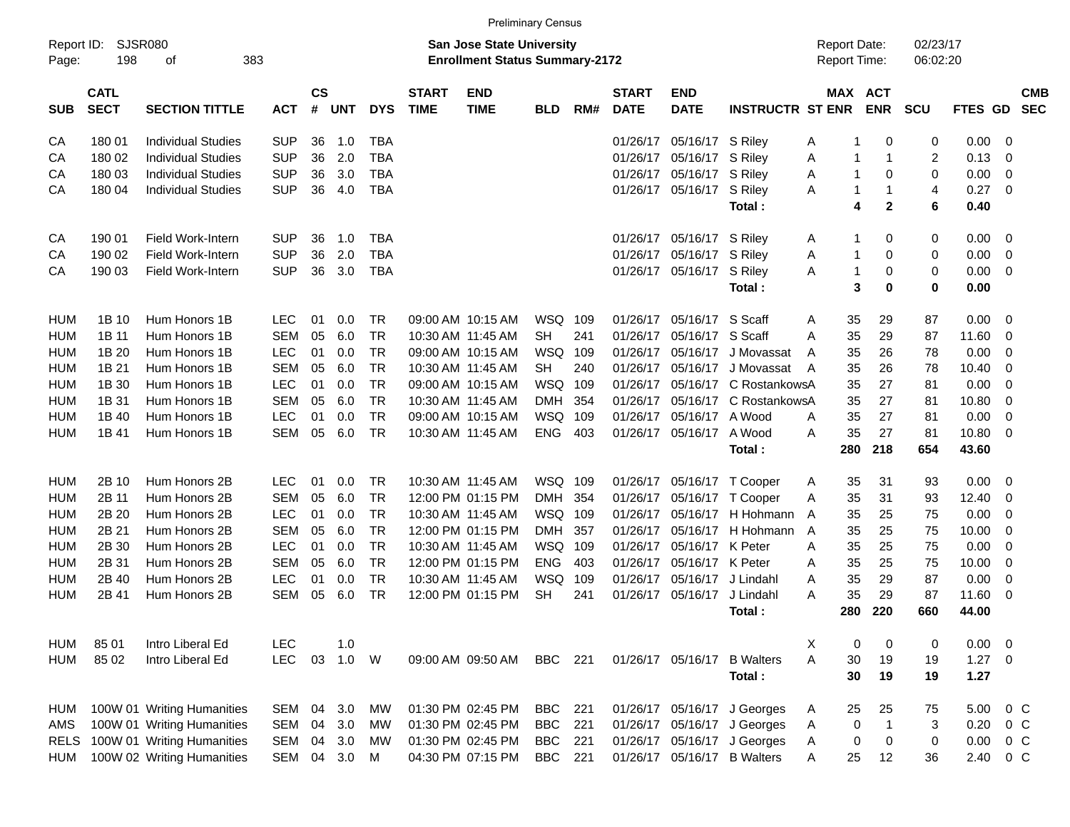Preliminary Census

Report ID: SJSR080
Page: 198 of 383

**San Jose State University**
**Enrollment Status Summary-2172**

Report Date: 02/23/17
Report Time: 06:02:20

| SUB | CATL SECT | SECTION TITTLE | ACT | CS # | UNT | DYS | START TIME | END TIME | BLD | RM# | START DATE | END DATE | INSTRUCTR | ST | MAX ENR | ACT ENR | SCU | FTES | GD | CMB SEC |
|---|---|---|---|---|---|---|---|---|---|---|---|---|---|---|---|---|---|---|---|---|
| CA | 180 01 | Individual Studies | SUP | 36 | 1.0 | TBA | | | | | 01/26/17 | 05/16/17 | S Riley | A | 1 | 0 | 0 | 0.00 | 0 | |
| CA | 180 02 | Individual Studies | SUP | 36 | 2.0 | TBA | | | | | 01/26/17 | 05/16/17 | S Riley | A | 1 | 1 | 2 | 0.13 | 0 | |
| CA | 180 03 | Individual Studies | SUP | 36 | 3.0 | TBA | | | | | 01/26/17 | 05/16/17 | S Riley | A | 1 | 0 | 0 | 0.00 | 0 | |
| CA | 180 04 | Individual Studies | SUP | 36 | 4.0 | TBA | | | | | 01/26/17 | 05/16/17 | S Riley | A | 1 | 1 | 4 | 0.27 | 0 | |
| | | | | | | | | | | | | | **Total :** | | **4** | **2** | **6** | **0.40** | | |
| CA | 190 01 | Field Work-Intern | SUP | 36 | 1.0 | TBA | | | | | 01/26/17 | 05/16/17 | S Riley | A | 1 | 0 | 0 | 0.00 | 0 | |
| CA | 190 02 | Field Work-Intern | SUP | 36 | 2.0 | TBA | | | | | 01/26/17 | 05/16/17 | S Riley | A | 1 | 0 | 0 | 0.00 | 0 | |
| CA | 190 03 | Field Work-Intern | SUP | 36 | 3.0 | TBA | | | | | 01/26/17 | 05/16/17 | S Riley | A | 1 | 0 | 0 | 0.00 | 0 | |
| | | | | | | | | | | | | | **Total :** | | **3** | **0** | **0** | **0.00** | | |
| HUM | 1B 10 | Hum Honors 1B | LEC | 01 | 0.0 | TR | 09:00 AM | 10:15 AM | WSQ | 109 | 01/26/17 | 05/16/17 | S Scaff | A | 35 | 29 | 87 | 0.00 | 0 | |
| HUM | 1B 11 | Hum Honors 1B | SEM | 05 | 6.0 | TR | 10:30 AM | 11:45 AM | SH | 241 | 01/26/17 | 05/16/17 | S Scaff | A | 35 | 29 | 87 | 11.60 | 0 | |
| HUM | 1B 20 | Hum Honors 1B | LEC | 01 | 0.0 | TR | 09:00 AM | 10:15 AM | WSQ | 109 | 01/26/17 | 05/16/17 | J Movassat | A | 35 | 26 | 78 | 0.00 | 0 | |
| HUM | 1B 21 | Hum Honors 1B | SEM | 05 | 6.0 | TR | 10:30 AM | 11:45 AM | SH | 240 | 01/26/17 | 05/16/17 | J Movassat | A | 35 | 26 | 78 | 10.40 | 0 | |
| HUM | 1B 30 | Hum Honors 1B | LEC | 01 | 0.0 | TR | 09:00 AM | 10:15 AM | WSQ | 109 | 01/26/17 | 05/16/17 | C Rostankows | A | 35 | 27 | 81 | 0.00 | 0 | |
| HUM | 1B 31 | Hum Honors 1B | SEM | 05 | 6.0 | TR | 10:30 AM | 11:45 AM | DMH | 354 | 01/26/17 | 05/16/17 | C Rostankows | A | 35 | 27 | 81 | 10.80 | 0 | |
| HUM | 1B 40 | Hum Honors 1B | LEC | 01 | 0.0 | TR | 09:00 AM | 10:15 AM | WSQ | 109 | 01/26/17 | 05/16/17 | A Wood | A | 35 | 27 | 81 | 0.00 | 0 | |
| HUM | 1B 41 | Hum Honors 1B | SEM | 05 | 6.0 | TR | 10:30 AM | 11:45 AM | ENG | 403 | 01/26/17 | 05/16/17 | A Wood | A | 35 | 27 | 81 | 10.80 | 0 | |
| | | | | | | | | | | | | | **Total :** | | **280** | **218** | **654** | **43.60** | | |
| HUM | 2B 10 | Hum Honors 2B | LEC | 01 | 0.0 | TR | 10:30 AM | 11:45 AM | WSQ | 109 | 01/26/17 | 05/16/17 | T Cooper | A | 35 | 31 | 93 | 0.00 | 0 | |
| HUM | 2B 11 | Hum Honors 2B | SEM | 05 | 6.0 | TR | 12:00 PM | 01:15 PM | DMH | 354 | 01/26/17 | 05/16/17 | T Cooper | A | 35 | 31 | 93 | 12.40 | 0 | |
| HUM | 2B 20 | Hum Honors 2B | LEC | 01 | 0.0 | TR | 10:30 AM | 11:45 AM | WSQ | 109 | 01/26/17 | 05/16/17 | H Hohmann | A | 35 | 25 | 75 | 0.00 | 0 | |
| HUM | 2B 21 | Hum Honors 2B | SEM | 05 | 6.0 | TR | 12:00 PM | 01:15 PM | DMH | 357 | 01/26/17 | 05/16/17 | H Hohmann | A | 35 | 25 | 75 | 10.00 | 0 | |
| HUM | 2B 30 | Hum Honors 2B | LEC | 01 | 0.0 | TR | 10:30 AM | 11:45 AM | WSQ | 109 | 01/26/17 | 05/16/17 | K Peter | A | 35 | 25 | 75 | 0.00 | 0 | |
| HUM | 2B 31 | Hum Honors 2B | SEM | 05 | 6.0 | TR | 12:00 PM | 01:15 PM | ENG | 403 | 01/26/17 | 05/16/17 | K Peter | A | 35 | 25 | 75 | 10.00 | 0 | |
| HUM | 2B 40 | Hum Honors 2B | LEC | 01 | 0.0 | TR | 10:30 AM | 11:45 AM | WSQ | 109 | 01/26/17 | 05/16/17 | J Lindahl | A | 35 | 29 | 87 | 0.00 | 0 | |
| HUM | 2B 41 | Hum Honors 2B | SEM | 05 | 6.0 | TR | 12:00 PM | 01:15 PM | SH | 241 | 01/26/17 | 05/16/17 | J Lindahl | A | 35 | 29 | 87 | 11.60 | 0 | |
| | | | | | | | | | | | | | **Total :** | | **280** | **220** | **660** | **44.00** | | |
| HUM | 85 01 | Intro Liberal Ed | LEC | | 1.0 | | | | | | | | | X | 0 | 0 | 0 | 0.00 | 0 | |
| HUM | 85 02 | Intro Liberal Ed | LEC | 03 | 1.0 | W | 09:00 AM | 09:50 AM | BBC | 221 | 01/26/17 | 05/16/17 | B Walters | A | 30 | 19 | 19 | 1.27 | 0 | |
| | | | | | | | | | | | | | **Total :** | | **30** | **19** | **19** | **1.27** | | |
| HUM | 100W 01 | Writing Humanities | SEM | 04 | 3.0 | MW | 01:30 PM | 02:45 PM | BBC | 221 | 01/26/17 | 05/16/17 | J Georges | A | 25 | 25 | 75 | 5.00 | 0 | C |
| AMS | 100W 01 | Writing Humanities | SEM | 04 | 3.0 | MW | 01:30 PM | 02:45 PM | BBC | 221 | 01/26/17 | 05/16/17 | J Georges | A | 0 | 1 | 3 | 0.20 | 0 | C |
| RELS | 100W 01 | Writing Humanities | SEM | 04 | 3.0 | MW | 01:30 PM | 02:45 PM | BBC | 221 | 01/26/17 | 05/16/17 | J Georges | A | 0 | 0 | 0 | 0.00 | 0 | C |
| HUM | 100W 02 | Writing Humanities | SEM | 04 | 3.0 | M | 04:30 PM | 07:15 PM | BBC | 221 | 01/26/17 | 05/16/17 | B Walters | A | 25 | 12 | 36 | 2.40 | 0 | C |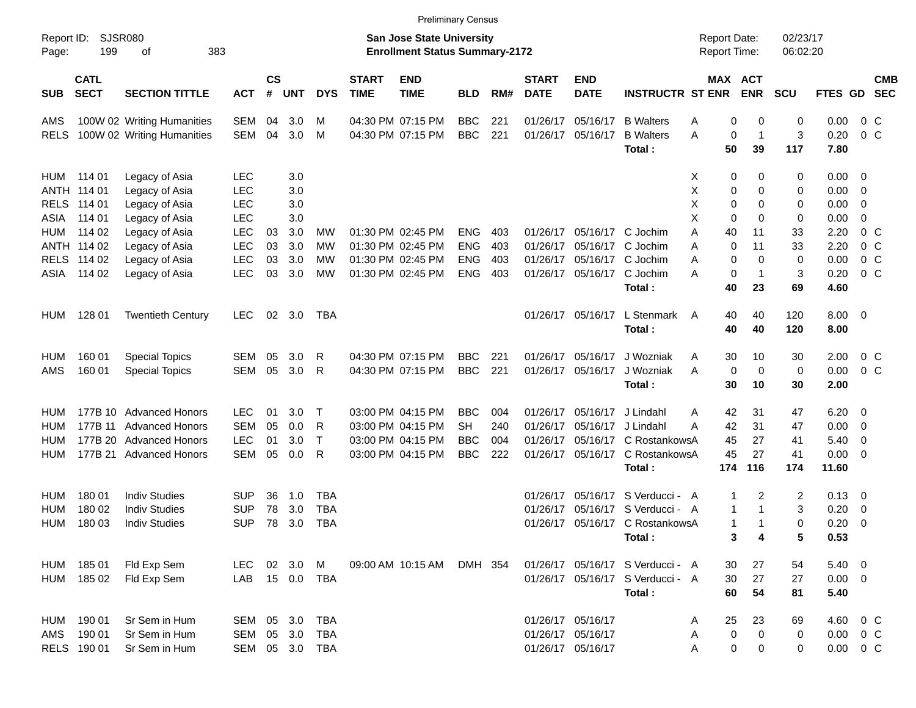Preliminary Census

Report ID: SJSR080
Page: 199 of 383

**San Jose State University**
**Enrollment Status Summary-2172**

Report Date: 02/23/17
Report Time: 06:02:20

| SUB | CATL SECT | SECTION TITTLE | ACT | CS # | UNT | DYS | START TIME | END TIME | BLD | RM# | START DATE | END DATE | INSTRUCTR | ST | MAX ENR | ACT ENR | SCU | FTES | GD | CMB SEC |
|---|---|---|---|---|---|---|---|---|---|---|---|---|---|---|---|---|---|---|---|---|
| AMS | 100W 02 | Writing Humanities | SEM | 04 | 3.0 | M | 04:30 PM | 07:15 PM | BBC | 221 | 01/26/17 | 05/16/17 | B Walters | A | 0 | 0 | 0 | 0.00 | 0 | C |
| RELS | 100W 02 | Writing Humanities | SEM | 04 | 3.0 | M | 04:30 PM | 07:15 PM | BBC | 221 | 01/26/17 | 05/16/17 | B Walters | A | 0 | 1 | 3 | 0.20 | 0 | C |
| | | | | | | | | | | | | | **Total :** | | **50** | **39** | **117** | **7.80** | | |
| HUM | 114 01 | Legacy of Asia | LEC | | 3.0 | | | | | | | | | X | 0 | 0 | 0 | 0.00 | 0 | |
| ANTH | 114 01 | Legacy of Asia | LEC | | 3.0 | | | | | | | | | X | 0 | 0 | 0 | 0.00 | 0 | |
| RELS | 114 01 | Legacy of Asia | LEC | | 3.0 | | | | | | | | | X | 0 | 0 | 0 | 0.00 | 0 | |
| ASIA | 114 01 | Legacy of Asia | LEC | | 3.0 | | | | | | | | | X | 0 | 0 | 0 | 0.00 | 0 | |
| HUM | 114 02 | Legacy of Asia | LEC | 03 | 3.0 | MW | 01:30 PM | 02:45 PM | ENG | 403 | 01/26/17 | 05/16/17 | C Jochim | A | 40 | 11 | 33 | 2.20 | 0 | C |
| ANTH | 114 02 | Legacy of Asia | LEC | 03 | 3.0 | MW | 01:30 PM | 02:45 PM | ENG | 403 | 01/26/17 | 05/16/17 | C Jochim | A | 0 | 11 | 33 | 2.20 | 0 | C |
| RELS | 114 02 | Legacy of Asia | LEC | 03 | 3.0 | MW | 01:30 PM | 02:45 PM | ENG | 403 | 01/26/17 | 05/16/17 | C Jochim | A | 0 | 0 | 0 | 0.00 | 0 | C |
| ASIA | 114 02 | Legacy of Asia | LEC | 03 | 3.0 | MW | 01:30 PM | 02:45 PM | ENG | 403 | 01/26/17 | 05/16/17 | C Jochim | A | 0 | 1 | 3 | 0.20 | 0 | C |
| | | | | | | | | | | | | | **Total :** | | **40** | **23** | **69** | **4.60** | | |
| HUM | 128 01 | Twentieth Century | LEC | 02 | 3.0 | TBA | | | | | 01/26/17 | 05/16/17 | L Stenmark | A | 40 | 40 | 120 | 8.00 | 0 | |
| | | | | | | | | | | | | | **Total :** | | **40** | **40** | **120** | **8.00** | | |
| HUM | 160 01 | Special Topics | SEM | 05 | 3.0 | R | 04:30 PM | 07:15 PM | BBC | 221 | 01/26/17 | 05/16/17 | J Wozniak | A | 30 | 10 | 30 | 2.00 | 0 | C |
| AMS | 160 01 | Special Topics | SEM | 05 | 3.0 | R | 04:30 PM | 07:15 PM | BBC | 221 | 01/26/17 | 05/16/17 | J Wozniak | A | 0 | 0 | 0 | 0.00 | 0 | C |
| | | | | | | | | | | | | | **Total :** | | **30** | **10** | **30** | **2.00** | | |
| HUM | 177B 10 | Advanced Honors | LEC | 01 | 3.0 | T | 03:00 PM | 04:15 PM | BBC | 004 | 01/26/17 | 05/16/17 | J Lindahl | A | 42 | 31 | 47 | 6.20 | 0 | |
| HUM | 177B 11 | Advanced Honors | SEM | 05 | 0.0 | R | 03:00 PM | 04:15 PM | SH | 240 | 01/26/17 | 05/16/17 | J Lindahl | A | 42 | 31 | 47 | 0.00 | 0 | |
| HUM | 177B 20 | Advanced Honors | LEC | 01 | 3.0 | T | 03:00 PM | 04:15 PM | BBC | 004 | 01/26/17 | 05/16/17 | C Rostankows | A | 45 | 27 | 41 | 5.40 | 0 | |
| HUM | 177B 21 | Advanced Honors | SEM | 05 | 0.0 | R | 03:00 PM | 04:15 PM | BBC | 222 | 01/26/17 | 05/16/17 | C Rostankows | A | 45 | 27 | 41 | 0.00 | 0 | |
| | | | | | | | | | | | | | **Total :** | | **174** | **116** | **174** | **11.60** | | |
| HUM | 180 01 | Indiv Studies | SUP | 36 | 1.0 | TBA | | | | | 01/26/17 | 05/16/17 | S Verducci - | A | 1 | 2 | 2 | 0.13 | 0 | |
| HUM | 180 02 | Indiv Studies | SUP | 78 | 3.0 | TBA | | | | | 01/26/17 | 05/16/17 | S Verducci - | A | 1 | 1 | 3 | 0.20 | 0 | |
| HUM | 180 03 | Indiv Studies | SUP | 78 | 3.0 | TBA | | | | | 01/26/17 | 05/16/17 | C Rostankows | A | 1 | 1 | 0 | 0.20 | 0 | |
| | | | | | | | | | | | | | **Total :** | | **3** | **4** | **5** | **0.53** | | |
| HUM | 185 01 | Fld Exp Sem | LEC | 02 | 3.0 | M | 09:00 AM | 10:15 AM | DMH | 354 | 01/26/17 | 05/16/17 | S Verducci - | A | 30 | 27 | 54 | 5.40 | 0 | |
| HUM | 185 02 | Fld Exp Sem | LAB | 15 | 0.0 | TBA | | | | | 01/26/17 | 05/16/17 | S Verducci - | A | 30 | 27 | 27 | 0.00 | 0 | |
| | | | | | | | | | | | | | **Total :** | | **60** | **54** | **81** | **5.40** | | |
| HUM | 190 01 | Sr Sem in Hum | SEM | 05 | 3.0 | TBA | | | | | 01/26/17 | 05/16/17 | | A | 25 | 23 | 69 | 4.60 | 0 | C |
| AMS | 190 01 | Sr Sem in Hum | SEM | 05 | 3.0 | TBA | | | | | 01/26/17 | 05/16/17 | | A | 0 | 0 | 0 | 0.00 | 0 | C |
| RELS | 190 01 | Sr Sem in Hum | SEM | 05 | 3.0 | TBA | | | | | 01/26/17 | 05/16/17 | | A | 0 | 0 | 0 | 0.00 | 0 | C |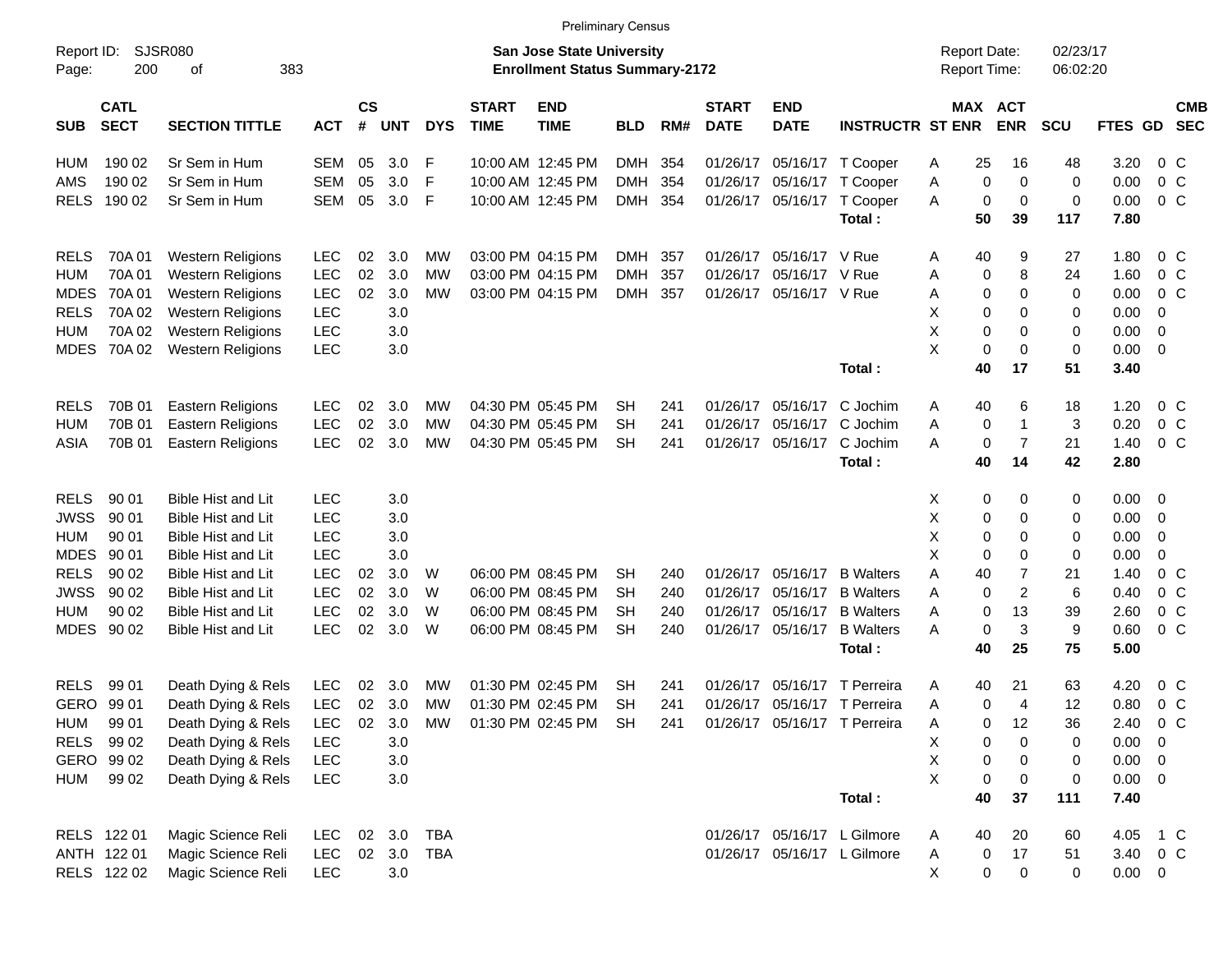Preliminary Census

Report ID: SJSR080
Page: 200 of 383

**San Jose State University**
**Enrollment Status Summary-2172**

Report Date: 02/23/17
Report Time: 06:02:20

| SUB | CATL SECT | SECTION TITTLE | ACT | CS # | UNT | DYS | START TIME | END TIME | BLD | RM# | START DATE | END DATE | INSTRUCTR | ST | MAX ENR | ACT ENR | SCU | FTES | GD | CMB SEC |
|---|---|---|---|---|---|---|---|---|---|---|---|---|---|---|---|---|---|---|---|---|
| HUM | 190 02 | Sr Sem in Hum | SEM | 05 | 3.0 | F | 10:00 AM | 12:45 PM | DMH | 354 | 01/26/17 | 05/16/17 | T Cooper | A | 25 | 16 | 48 | 3.20 | 0 | C |
| AMS | 190 02 | Sr Sem in Hum | SEM | 05 | 3.0 | F | 10:00 AM | 12:45 PM | DMH | 354 | 01/26/17 | 05/16/17 | T Cooper | A | 0 | 0 | 0 | 0.00 | 0 | C |
| RELS | 190 02 | Sr Sem in Hum | SEM | 05 | 3.0 | F | 10:00 AM | 12:45 PM | DMH | 354 | 01/26/17 | 05/16/17 | T Cooper | A | 0 | 0 | 0 | 0.00 | 0 | C |
| | | | | | | | | | | | | | **Total :** | | **50** | **39** | **117** | **7.80** | | |
| RELS | 70A 01 | Western Religions | LEC | 02 | 3.0 | MW | 03:00 PM | 04:15 PM | DMH | 357 | 01/26/17 | 05/16/17 | V Rue | A | 40 | 9 | 27 | 1.80 | 0 | C |
| HUM | 70A 01 | Western Religions | LEC | 02 | 3.0 | MW | 03:00 PM | 04:15 PM | DMH | 357 | 01/26/17 | 05/16/17 | V Rue | A | 0 | 8 | 24 | 1.60 | 0 | C |
| MDES | 70A 01 | Western Religions | LEC | 02 | 3.0 | MW | 03:00 PM | 04:15 PM | DMH | 357 | 01/26/17 | 05/16/17 | V Rue | A | 0 | 0 | 0 | 0.00 | 0 | C |
| RELS | 70A 02 | Western Religions | LEC | | 3.0 | | | | | | | | | X | 0 | 0 | 0 | 0.00 | 0 | |
| HUM | 70A 02 | Western Religions | LEC | | 3.0 | | | | | | | | | X | 0 | 0 | 0 | 0.00 | 0 | |
| MDES | 70A 02 | Western Religions | LEC | | 3.0 | | | | | | | | | X | 0 | 0 | 0 | 0.00 | 0 | |
| | | | | | | | | | | | | | **Total :** | | **40** | **17** | **51** | **3.40** | | |
| RELS | 70B 01 | Eastern Religions | LEC | 02 | 3.0 | MW | 04:30 PM | 05:45 PM | SH | 241 | 01/26/17 | 05/16/17 | C Jochim | A | 40 | 6 | 18 | 1.20 | 0 | C |
| HUM | 70B 01 | Eastern Religions | LEC | 02 | 3.0 | MW | 04:30 PM | 05:45 PM | SH | 241 | 01/26/17 | 05/16/17 | C Jochim | A | 0 | 1 | 3 | 0.20 | 0 | C |
| ASIA | 70B 01 | Eastern Religions | LEC | 02 | 3.0 | MW | 04:30 PM | 05:45 PM | SH | 241 | 01/26/17 | 05/16/17 | C Jochim | A | 0 | 7 | 21 | 1.40 | 0 | C |
| | | | | | | | | | | | | | **Total :** | | **40** | **14** | **42** | **2.80** | | |
| RELS | 90 01 | Bible Hist and Lit | LEC | | 3.0 | | | | | | | | | X | 0 | 0 | 0 | 0.00 | 0 | |
| JWSS | 90 01 | Bible Hist and Lit | LEC | | 3.0 | | | | | | | | | X | 0 | 0 | 0 | 0.00 | 0 | |
| HUM | 90 01 | Bible Hist and Lit | LEC | | 3.0 | | | | | | | | | X | 0 | 0 | 0 | 0.00 | 0 | |
| MDES | 90 01 | Bible Hist and Lit | LEC | | 3.0 | | | | | | | | | X | 0 | 0 | 0 | 0.00 | 0 | |
| RELS | 90 02 | Bible Hist and Lit | LEC | 02 | 3.0 | W | 06:00 PM | 08:45 PM | SH | 240 | 01/26/17 | 05/16/17 | B Walters | A | 40 | 7 | 21 | 1.40 | 0 | C |
| JWSS | 90 02 | Bible Hist and Lit | LEC | 02 | 3.0 | W | 06:00 PM | 08:45 PM | SH | 240 | 01/26/17 | 05/16/17 | B Walters | A | 0 | 2 | 6 | 0.40 | 0 | C |
| HUM | 90 02 | Bible Hist and Lit | LEC | 02 | 3.0 | W | 06:00 PM | 08:45 PM | SH | 240 | 01/26/17 | 05/16/17 | B Walters | A | 0 | 13 | 39 | 2.60 | 0 | C |
| MDES | 90 02 | Bible Hist and Lit | LEC | 02 | 3.0 | W | 06:00 PM | 08:45 PM | SH | 240 | 01/26/17 | 05/16/17 | B Walters | A | 0 | 3 | 9 | 0.60 | 0 | C |
| | | | | | | | | | | | | | **Total :** | | **40** | **25** | **75** | **5.00** | | |
| RELS | 99 01 | Death Dying & Rels | LEC | 02 | 3.0 | MW | 01:30 PM | 02:45 PM | SH | 241 | 01/26/17 | 05/16/17 | T Perreira | A | 40 | 21 | 63 | 4.20 | 0 | C |
| GERO | 99 01 | Death Dying & Rels | LEC | 02 | 3.0 | MW | 01:30 PM | 02:45 PM | SH | 241 | 01/26/17 | 05/16/17 | T Perreira | A | 0 | 4 | 12 | 0.80 | 0 | C |
| HUM | 99 01 | Death Dying & Rels | LEC | 02 | 3.0 | MW | 01:30 PM | 02:45 PM | SH | 241 | 01/26/17 | 05/16/17 | T Perreira | A | 0 | 12 | 36 | 2.40 | 0 | C |
| RELS | 99 02 | Death Dying & Rels | LEC | | 3.0 | | | | | | | | | X | 0 | 0 | 0 | 0.00 | 0 | |
| GERO | 99 02 | Death Dying & Rels | LEC | | 3.0 | | | | | | | | | X | 0 | 0 | 0 | 0.00 | 0 | |
| HUM | 99 02 | Death Dying & Rels | LEC | | 3.0 | | | | | | | | | X | 0 | 0 | 0 | 0.00 | 0 | |
| | | | | | | | | | | | | | **Total :** | | **40** | **37** | **111** | **7.40** | | |
| RELS | 122 01 | Magic Science Reli | LEC | 02 | 3.0 | TBA | | | | | 01/26/17 | 05/16/17 | L Gilmore | A | 40 | 20 | 60 | 4.05 | 1 | C |
| ANTH | 122 01 | Magic Science Reli | LEC | 02 | 3.0 | TBA | | | | | 01/26/17 | 05/16/17 | L Gilmore | A | 0 | 17 | 51 | 3.40 | 0 | C |
| RELS | 122 02 | Magic Science Reli | LEC | | 3.0 | | | | | | | | | X | 0 | 0 | 0 | 0.00 | 0 | |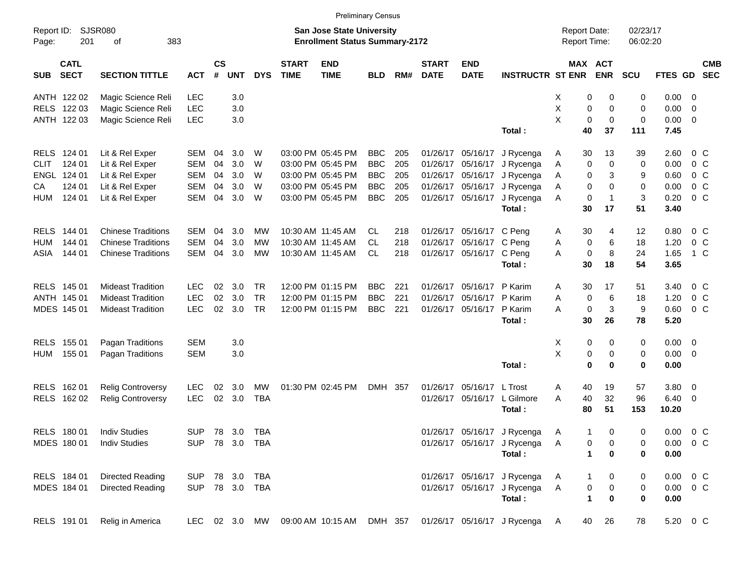Preliminary Census

Report ID: SJSR080
Page: 201 of 383

**San Jose State University**
**Enrollment Status Summary-2172**

Report Date: 02/23/17
Report Time: 06:02:20

| SUB | CATL SECT | SECTION TITTLE | ACT | CS # | UNT | DYS | START TIME | END TIME | BLD | RM# | START DATE | END DATE | INSTRUCTR | ST | MAX ENR | ACT ENR | SCU | FTES | GD | CMB SEC |
|---|---|---|---|---|---|---|---|---|---|---|---|---|---|---|---|---|---|---|---|---|
| ANTH | 122 02 | Magic Science Reli | LEC | | 3.0 | | | | | | | | | X | 0 | 0 | 0 | 0.00 | 0 | |
| RELS | 122 03 | Magic Science Reli | LEC | | 3.0 | | | | | | | | | X | 0 | 0 | 0 | 0.00 | 0 | |
| ANTH | 122 03 | Magic Science Reli | LEC | | 3.0 | | | | | | | | | X | 0 | 0 | 0 | 0.00 | 0 | |
| | | | | | | | | | | | | | **Total :** | | **40** | **37** | **111** | **7.45** | | |
| RELS | 124 01 | Lit & Rel Exper | SEM | 04 | 3.0 | W | 03:00 PM | 05:45 PM | BBC | 205 | 01/26/17 | 05/16/17 | J Rycenga | A | 30 | 13 | 39 | 2.60 | 0 | C |
| CLIT | 124 01 | Lit & Rel Exper | SEM | 04 | 3.0 | W | 03:00 PM | 05:45 PM | BBC | 205 | 01/26/17 | 05/16/17 | J Rycenga | A | 0 | 0 | 0 | 0.00 | 0 | C |
| ENGL | 124 01 | Lit & Rel Exper | SEM | 04 | 3.0 | W | 03:00 PM | 05:45 PM | BBC | 205 | 01/26/17 | 05/16/17 | J Rycenga | A | 0 | 3 | 9 | 0.60 | 0 | C |
| CA | 124 01 | Lit & Rel Exper | SEM | 04 | 3.0 | W | 03:00 PM | 05:45 PM | BBC | 205 | 01/26/17 | 05/16/17 | J Rycenga | A | 0 | 0 | 0 | 0.00 | 0 | C |
| HUM | 124 01 | Lit & Rel Exper | SEM | 04 | 3.0 | W | 03:00 PM | 05:45 PM | BBC | 205 | 01/26/17 | 05/16/17 | J Rycenga | A | 0 | 1 | 3 | 0.20 | 0 | C |
| | | | | | | | | | | | | | **Total :** | | **30** | **17** | **51** | **3.40** | | |
| RELS | 144 01 | Chinese Traditions | SEM | 04 | 3.0 | MW | 10:30 AM | 11:45 AM | CL | 218 | 01/26/17 | 05/16/17 | C Peng | A | 30 | 4 | 12 | 0.80 | 0 | C |
| HUM | 144 01 | Chinese Traditions | SEM | 04 | 3.0 | MW | 10:30 AM | 11:45 AM | CL | 218 | 01/26/17 | 05/16/17 | C Peng | A | 0 | 6 | 18 | 1.20 | 0 | C |
| ASIA | 144 01 | Chinese Traditions | SEM | 04 | 3.0 | MW | 10:30 AM | 11:45 AM | CL | 218 | 01/26/17 | 05/16/17 | C Peng | A | 0 | 8 | 24 | 1.65 | 1 | C |
| | | | | | | | | | | | | | **Total :** | | **30** | **18** | **54** | **3.65** | | |
| RELS | 145 01 | Mideast Tradition | LEC | 02 | 3.0 | TR | 12:00 PM | 01:15 PM | BBC | 221 | 01/26/17 | 05/16/17 | P Karim | A | 30 | 17 | 51 | 3.40 | 0 | C |
| ANTH | 145 01 | Mideast Tradition | LEC | 02 | 3.0 | TR | 12:00 PM | 01:15 PM | BBC | 221 | 01/26/17 | 05/16/17 | P Karim | A | 0 | 6 | 18 | 1.20 | 0 | C |
| MDES | 145 01 | Mideast Tradition | LEC | 02 | 3.0 | TR | 12:00 PM | 01:15 PM | BBC | 221 | 01/26/17 | 05/16/17 | P Karim | A | 0 | 3 | 9 | 0.60 | 0 | C |
| | | | | | | | | | | | | | **Total :** | | **30** | **26** | **78** | **5.20** | | |
| RELS | 155 01 | Pagan Traditions | SEM | | 3.0 | | | | | | | | | X | 0 | 0 | 0 | 0.00 | 0 | |
| HUM | 155 01 | Pagan Traditions | SEM | | 3.0 | | | | | | | | | X | 0 | 0 | 0 | 0.00 | 0 | |
| | | | | | | | | | | | | | **Total :** | | **0** | **0** | **0** | **0.00** | | |
| RELS | 162 01 | Relig Controversy | LEC | 02 | 3.0 | MW | 01:30 PM | 02:45 PM | DMH | 357 | 01/26/17 | 05/16/17 | L Trost | A | 40 | 19 | 57 | 3.80 | 0 | |
| RELS | 162 02 | Relig Controversy | LEC | 02 | 3.0 | TBA | | | | | 01/26/17 | 05/16/17 | L Gilmore | A | 40 | 32 | 96 | 6.40 | 0 | |
| | | | | | | | | | | | | | **Total :** | | **80** | **51** | **153** | **10.20** | | |
| RELS | 180 01 | Indiv Studies | SUP | 78 | 3.0 | TBA | | | | | 01/26/17 | 05/16/17 | J Rycenga | A | 1 | 0 | 0 | 0.00 | 0 | C |
| MDES | 180 01 | Indiv Studies | SUP | 78 | 3.0 | TBA | | | | | 01/26/17 | 05/16/17 | J Rycenga | A | 0 | 0 | 0 | 0.00 | 0 | C |
| | | | | | | | | | | | | | **Total :** | | **1** | **0** | **0** | **0.00** | | |
| RELS | 184 01 | Directed Reading | SUP | 78 | 3.0 | TBA | | | | | 01/26/17 | 05/16/17 | J Rycenga | A | 1 | 0 | 0 | 0.00 | 0 | C |
| MDES | 184 01 | Directed Reading | SUP | 78 | 3.0 | TBA | | | | | 01/26/17 | 05/16/17 | J Rycenga | A | 0 | 0 | 0 | 0.00 | 0 | C |
| | | | | | | | | | | | | | **Total :** | | **1** | **0** | **0** | **0.00** | | |
| RELS | 191 01 | Relig in America | LEC | 02 | 3.0 | MW | 09:00 AM | 10:15 AM | DMH | 357 | 01/26/17 | 05/16/17 | J Rycenga | A | 40 | 26 | 78 | 5.20 | 0 | C |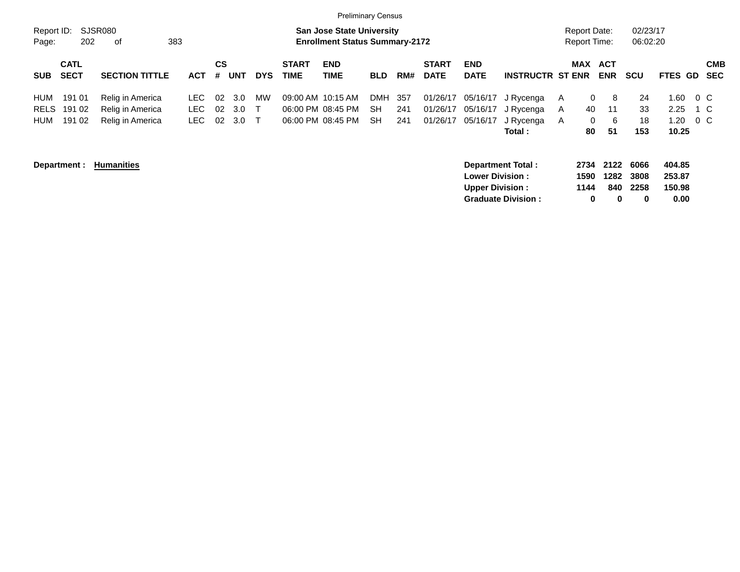Preliminary Census

Report ID: SJSR080
Page: 202 of 383

**San Jose State University**
**Enrollment Status Summary-2172**

Report Date: 02/23/17
Report Time: 06:02:20

| SUB | CATL SECT | SECTION TITTLE | ACT | CS # | UNT | DYS | START TIME | END TIME | BLD | RM# | START DATE | END DATE | INSTRUCTR | ST | MAX ENR | ACT ENR | SCU | FTES | GD | CMB SEC |
|---|---|---|---|---|---|---|---|---|---|---|---|---|---|---|---|---|---|---|---|---|
| HUM | 191 01 | Relig in America | LEC | 02 | 3.0 | MW | 09:00 AM | 10:15 AM | DMH | 357 | 01/26/17 | 05/16/17 | J Rycenga | A | 0 | 8 | 24 | 1.60 | 0 | C |
| RELS | 191 02 | Relig in America | LEC | 02 | 3.0 | T | 06:00 PM | 08:45 PM | SH | 241 | 01/26/17 | 05/16/17 | J Rycenga | A | 40 | 11 | 33 | 2.25 | 1 | C |
| HUM | 191 02 | Relig in America | LEC | 02 | 3.0 | T | 06:00 PM | 08:45 PM | SH | 241 | 01/26/17 | 05/16/17 | J Rycenga | A | 0 | 6 | 18 | 1.20 | 0 | C |
| | | | | | | | | | | | | | **Total :** | | **80** | **51** | **153** | **10.25** | | |

**Department : Humanities**

| | MAX ENR | ACT ENR | SCU | FTES |
|---|---|---|---|---|
| **Department Total :** | **2734** | **2122** | **6066** | **404.85** |
| **Lower Division :** | **1590** | **1282** | **3808** | **253.87** |
| **Upper Division :** | **1144** | **840** | **2258** | **150.98** |
| **Graduate Division :** | **0** | **0** | **0** | **0.00** |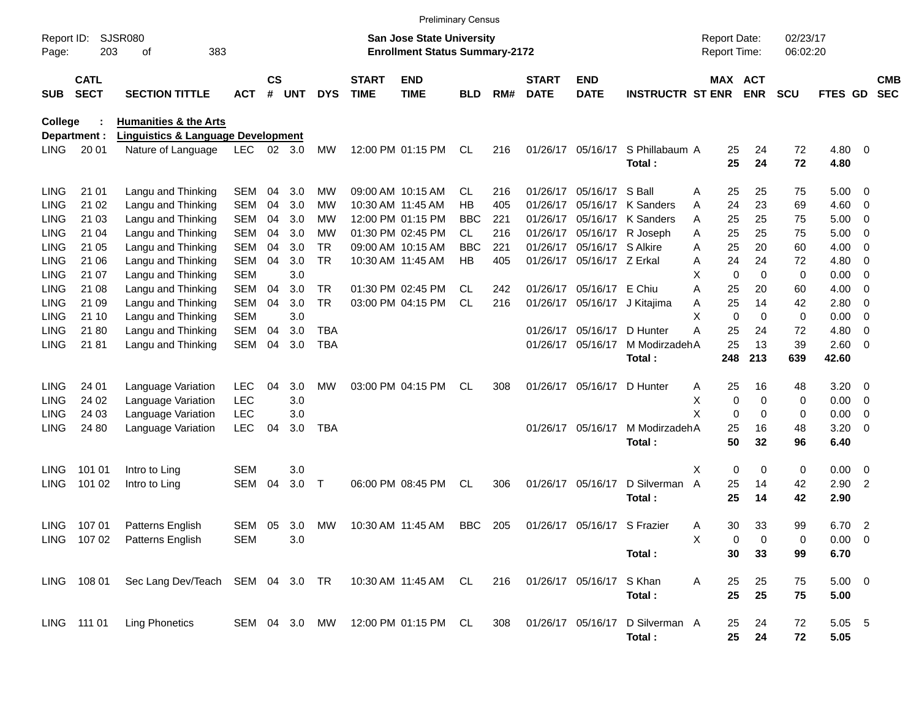Preliminary Census

Report ID: SJSR080

**San Jose State University**
**Enrollment Status Summary-2172**

Report Date: 02/23/17
Report Time: 06:02:20

**College : Humanities & the Arts**
**Department : Linguistics & Language Development**

| SUB | CATL SECT | SECTION TITTLE | ACT | CS # | UNT | DYS | START TIME | END TIME | BLD | RM# | START DATE | END DATE | INSTRUCTR | ST | MAX ENR | ACT ENR | SCU | FTES | GD | CMB SEC |
|---|---|---|---|---|---|---|---|---|---|---|---|---|---|---|---|---|---|---|---|---|
| LING | 20 01 | Nature of Language | LEC | 02 | 3.0 | MW | 12:00 PM | 01:15 PM | CL | 216 | 01/26/17 | 05/16/17 | S Phillabaum | A | 25 | 24 | 72 | 4.80 | 0 | |
| | | | | | | | | | | | | | **Total :** | | **25** | **24** | **72** | **4.80** | | |
| LING | 21 01 | Langu and Thinking | SEM | 04 | 3.0 | MW | 09:00 AM | 10:15 AM | CL | 216 | 01/26/17 | 05/16/17 | S Ball | A | 25 | 25 | 75 | 5.00 | 0 | |
| LING | 21 02 | Langu and Thinking | SEM | 04 | 3.0 | MW | 10:30 AM | 11:45 AM | HB | 405 | 01/26/17 | 05/16/17 | K Sanders | A | 24 | 23 | 69 | 4.60 | 0 | |
| LING | 21 03 | Langu and Thinking | SEM | 04 | 3.0 | MW | 12:00 PM | 01:15 PM | BBC | 221 | 01/26/17 | 05/16/17 | K Sanders | A | 25 | 25 | 75 | 5.00 | 0 | |
| LING | 21 04 | Langu and Thinking | SEM | 04 | 3.0 | MW | 01:30 PM | 02:45 PM | CL | 216 | 01/26/17 | 05/16/17 | R Joseph | A | 25 | 25 | 75 | 5.00 | 0 | |
| LING | 21 05 | Langu and Thinking | SEM | 04 | 3.0 | TR | 09:00 AM | 10:15 AM | BBC | 221 | 01/26/17 | 05/16/17 | S Alkire | A | 25 | 20 | 60 | 4.00 | 0 | |
| LING | 21 06 | Langu and Thinking | SEM | 04 | 3.0 | TR | 10:30 AM | 11:45 AM | HB | 405 | 01/26/17 | 05/16/17 | Z Erkal | A | 24 | 24 | 72 | 4.80 | 0 | |
| LING | 21 07 | Langu and Thinking | SEM | | 3.0 | | | | | | | | | X | 0 | 0 | 0 | 0.00 | 0 | |
| LING | 21 08 | Langu and Thinking | SEM | 04 | 3.0 | TR | 01:30 PM | 02:45 PM | CL | 242 | 01/26/17 | 05/16/17 | E Chiu | A | 25 | 20 | 60 | 4.00 | 0 | |
| LING | 21 09 | Langu and Thinking | SEM | 04 | 3.0 | TR | 03:00 PM | 04:15 PM | CL | 216 | 01/26/17 | 05/16/17 | J Kitajima | A | 25 | 14 | 42 | 2.80 | 0 | |
| LING | 21 10 | Langu and Thinking | SEM | | 3.0 | | | | | | | | | X | 0 | 0 | 0 | 0.00 | 0 | |
| LING | 21 80 | Langu and Thinking | SEM | 04 | 3.0 | TBA | | | | | 01/26/17 | 05/16/17 | D Hunter | A | 25 | 24 | 72 | 4.80 | 0 | |
| LING | 21 81 | Langu and Thinking | SEM | 04 | 3.0 | TBA | | | | | 01/26/17 | 05/16/17 | M Modirzadeh | A | 25 | 13 | 39 | 2.60 | 0 | |
| | | | | | | | | | | | | | **Total :** | | **248** | **213** | **639** | **42.60** | | |
| LING | 24 01 | Language Variation | LEC | 04 | 3.0 | MW | 03:00 PM | 04:15 PM | CL | 308 | 01/26/17 | 05/16/17 | D Hunter | A | 25 | 16 | 48 | 3.20 | 0 | |
| LING | 24 02 | Language Variation | LEC | | 3.0 | | | | | | | | | X | 0 | 0 | 0 | 0.00 | 0 | |
| LING | 24 03 | Language Variation | LEC | | 3.0 | | | | | | | | | X | 0 | 0 | 0 | 0.00 | 0 | |
| LING | 24 80 | Language Variation | LEC | 04 | 3.0 | TBA | | | | | 01/26/17 | 05/16/17 | M Modirzadeh | A | 25 | 16 | 48 | 3.20 | 0 | |
| | | | | | | | | | | | | | **Total :** | | **50** | **32** | **96** | **6.40** | | |
| LING | 101 01 | Intro to Ling | SEM | | 3.0 | | | | | | | | | X | 0 | 0 | 0 | 0.00 | 0 | |
| LING | 101 02 | Intro to Ling | SEM | 04 | 3.0 | T | 06:00 PM | 08:45 PM | CL | 306 | 01/26/17 | 05/16/17 | D Silverman | A | 25 | 14 | 42 | 2.90 | 2 | |
| | | | | | | | | | | | | | **Total :** | | **25** | **14** | **42** | **2.90** | | |
| LING | 107 01 | Patterns English | SEM | 05 | 3.0 | MW | 10:30 AM | 11:45 AM | BBC | 205 | 01/26/17 | 05/16/17 | S Frazier | A | 30 | 33 | 99 | 6.70 | 2 | |
| LING | 107 02 | Patterns English | SEM | | 3.0 | | | | | | | | | X | 0 | 0 | 0 | 0.00 | 0 | |
| | | | | | | | | | | | | | **Total :** | | **30** | **33** | **99** | **6.70** | | |
| LING | 108 01 | Sec Lang Dev/Teach | SEM | 04 | 3.0 | TR | 10:30 AM | 11:45 AM | CL | 216 | 01/26/17 | 05/16/17 | S Khan | A | 25 | 25 | 75 | 5.00 | 0 | |
| | | | | | | | | | | | | | **Total :** | | **25** | **25** | **75** | **5.00** | | |
| LING | 111 01 | Ling Phonetics | SEM | 04 | 3.0 | MW | 12:00 PM | 01:15 PM | CL | 308 | 01/26/17 | 05/16/17 | D Silverman | A | 25 | 24 | 72 | 5.05 | 5 | |
| | | | | | | | | | | | | | **Total :** | | **25** | **24** | **72** | **5.05** | | |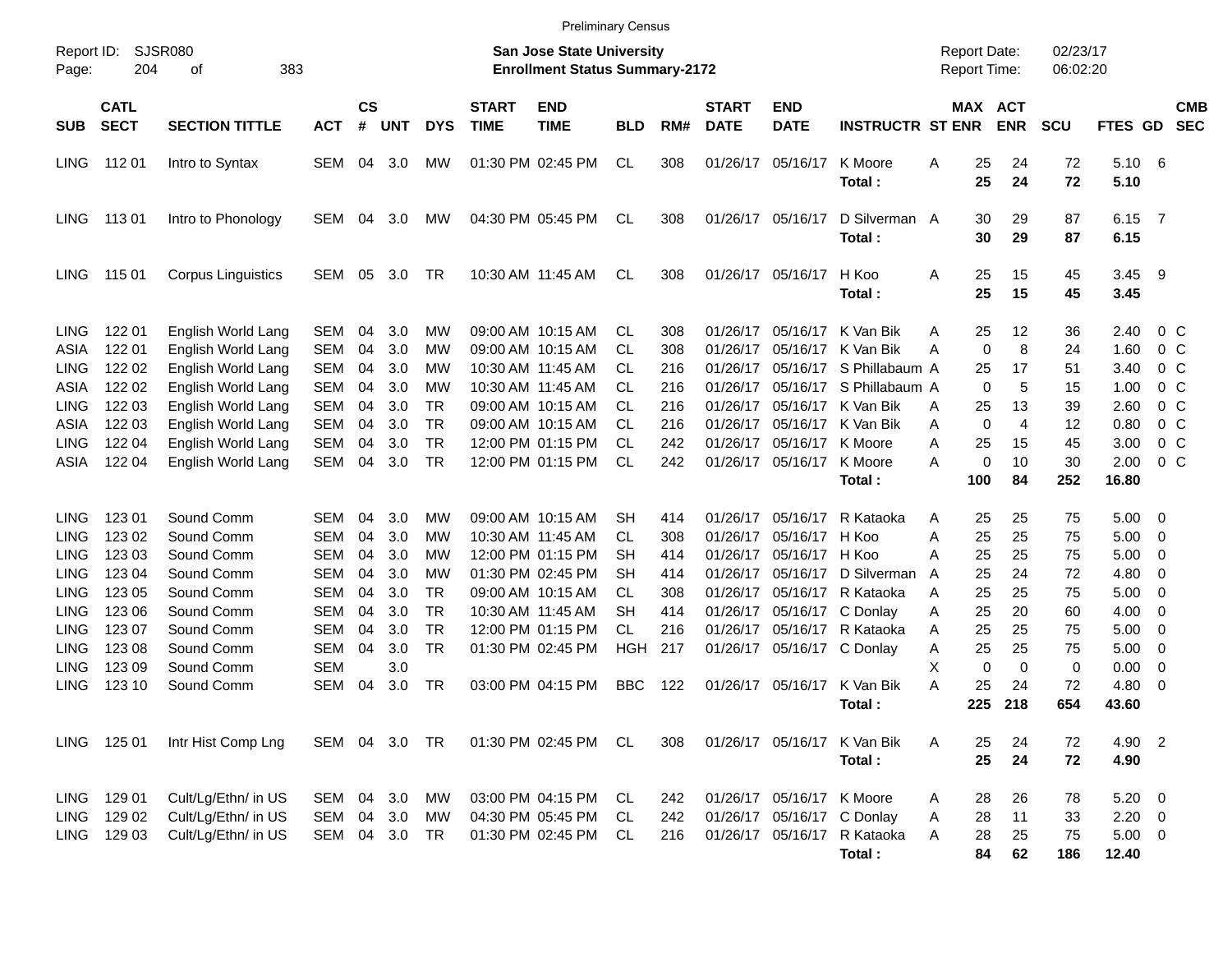Preliminary Census

Report ID: SJSR080

**San Jose State University**
**Enrollment Status Summary-2172**

Report Date: 02/23/17
Report Time: 06:02:20

| SUB | CATL SECT | SECTION TITTLE | ACT | CS # | UNT | DYS | START TIME | END TIME | BLD | RM# | START DATE | END DATE | INSTRUCTR | ST | MAX ENR | ACT ENR | SCU | FTES | GD | CMB SEC |
|---|---|---|---|---|---|---|---|---|---|---|---|---|---|---|---|---|---|---|---|---|
| LING | 112 01 | Intro to Syntax | SEM | 04 | 3.0 | MW | 01:30 PM | 02:45 PM | CL | 308 | 01/26/17 | 05/16/17 | K Moore | A | 25 | 24 | 72 | 5.10 | 6 | |
| | | | | | | | | | | | | | **Total :** | | **25** | **24** | **72** | **5.10** | | |
| LING | 113 01 | Intro to Phonology | SEM | 04 | 3.0 | MW | 04:30 PM | 05:45 PM | CL | 308 | 01/26/17 | 05/16/17 | D Silverman | A | 30 | 29 | 87 | 6.15 | 7 | |
| | | | | | | | | | | | | | **Total :** | | **30** | **29** | **87** | **6.15** | | |
| LING | 115 01 | Corpus Linguistics | SEM | 05 | 3.0 | TR | 10:30 AM | 11:45 AM | CL | 308 | 01/26/17 | 05/16/17 | H Koo | A | 25 | 15 | 45 | 3.45 | 9 | |
| | | | | | | | | | | | | | **Total :** | | **25** | **15** | **45** | **3.45** | | |
| LING | 122 01 | English World Lang | SEM | 04 | 3.0 | MW | 09:00 AM | 10:15 AM | CL | 308 | 01/26/17 | 05/16/17 | K Van Bik | A | 25 | 12 | 36 | 2.40 | 0 | C |
| ASIA | 122 01 | English World Lang | SEM | 04 | 3.0 | MW | 09:00 AM | 10:15 AM | CL | 308 | 01/26/17 | 05/16/17 | K Van Bik | A | 0 | 8 | 24 | 1.60 | 0 | C |
| LING | 122 02 | English World Lang | SEM | 04 | 3.0 | MW | 10:30 AM | 11:45 AM | CL | 216 | 01/26/17 | 05/16/17 | S Phillabaum | A | 25 | 17 | 51 | 3.40 | 0 | C |
| ASIA | 122 02 | English World Lang | SEM | 04 | 3.0 | MW | 10:30 AM | 11:45 AM | CL | 216 | 01/26/17 | 05/16/17 | S Phillabaum | A | 0 | 5 | 15 | 1.00 | 0 | C |
| LING | 122 03 | English World Lang | SEM | 04 | 3.0 | TR | 09:00 AM | 10:15 AM | CL | 216 | 01/26/17 | 05/16/17 | K Van Bik | A | 25 | 13 | 39 | 2.60 | 0 | C |
| ASIA | 122 03 | English World Lang | SEM | 04 | 3.0 | TR | 09:00 AM | 10:15 AM | CL | 216 | 01/26/17 | 05/16/17 | K Van Bik | A | 0 | 4 | 12 | 0.80 | 0 | C |
| LING | 122 04 | English World Lang | SEM | 04 | 3.0 | TR | 12:00 PM | 01:15 PM | CL | 242 | 01/26/17 | 05/16/17 | K Moore | A | 25 | 15 | 45 | 3.00 | 0 | C |
| ASIA | 122 04 | English World Lang | SEM | 04 | 3.0 | TR | 12:00 PM | 01:15 PM | CL | 242 | 01/26/17 | 05/16/17 | K Moore | A | 0 | 10 | 30 | 2.00 | 0 | C |
| | | | | | | | | | | | | | **Total :** | | **100** | **84** | **252** | **16.80** | | |
| LING | 123 01 | Sound Comm | SEM | 04 | 3.0 | MW | 09:00 AM | 10:15 AM | SH | 414 | 01/26/17 | 05/16/17 | R Kataoka | A | 25 | 25 | 75 | 5.00 | 0 | |
| LING | 123 02 | Sound Comm | SEM | 04 | 3.0 | MW | 10:30 AM | 11:45 AM | CL | 308 | 01/26/17 | 05/16/17 | H Koo | A | 25 | 25 | 75 | 5.00 | 0 | |
| LING | 123 03 | Sound Comm | SEM | 04 | 3.0 | MW | 12:00 PM | 01:15 PM | SH | 414 | 01/26/17 | 05/16/17 | H Koo | A | 25 | 25 | 75 | 5.00 | 0 | |
| LING | 123 04 | Sound Comm | SEM | 04 | 3.0 | MW | 01:30 PM | 02:45 PM | SH | 414 | 01/26/17 | 05/16/17 | D Silverman | A | 25 | 24 | 72 | 4.80 | 0 | |
| LING | 123 05 | Sound Comm | SEM | 04 | 3.0 | TR | 09:00 AM | 10:15 AM | CL | 308 | 01/26/17 | 05/16/17 | R Kataoka | A | 25 | 25 | 75 | 5.00 | 0 | |
| LING | 123 06 | Sound Comm | SEM | 04 | 3.0 | TR | 10:30 AM | 11:45 AM | SH | 414 | 01/26/17 | 05/16/17 | C Donlay | A | 25 | 20 | 60 | 4.00 | 0 | |
| LING | 123 07 | Sound Comm | SEM | 04 | 3.0 | TR | 12:00 PM | 01:15 PM | CL | 216 | 01/26/17 | 05/16/17 | R Kataoka | A | 25 | 25 | 75 | 5.00 | 0 | |
| LING | 123 08 | Sound Comm | SEM | 04 | 3.0 | TR | 01:30 PM | 02:45 PM | HGH | 217 | 01/26/17 | 05/16/17 | C Donlay | A | 25 | 25 | 75 | 5.00 | 0 | |
| LING | 123 09 | Sound Comm | SEM | | 3.0 | | | | | | | | | X | 0 | 0 | 0 | 0.00 | 0 | |
| LING | 123 10 | Sound Comm | SEM | 04 | 3.0 | TR | 03:00 PM | 04:15 PM | BBC | 122 | 01/26/17 | 05/16/17 | K Van Bik | A | 25 | 24 | 72 | 4.80 | 0 | |
| | | | | | | | | | | | | | **Total :** | | **225** | **218** | **654** | **43.60** | | |
| LING | 125 01 | Intr Hist Comp Lng | SEM | 04 | 3.0 | TR | 01:30 PM | 02:45 PM | CL | 308 | 01/26/17 | 05/16/17 | K Van Bik | A | 25 | 24 | 72 | 4.90 | 2 | |
| | | | | | | | | | | | | | **Total :** | | **25** | **24** | **72** | **4.90** | | |
| LING | 129 01 | Cult/Lg/Ethn/ in US | SEM | 04 | 3.0 | MW | 03:00 PM | 04:15 PM | CL | 242 | 01/26/17 | 05/16/17 | K Moore | A | 28 | 26 | 78 | 5.20 | 0 | |
| LING | 129 02 | Cult/Lg/Ethn/ in US | SEM | 04 | 3.0 | MW | 04:30 PM | 05:45 PM | CL | 242 | 01/26/17 | 05/16/17 | C Donlay | A | 28 | 11 | 33 | 2.20 | 0 | |
| LING | 129 03 | Cult/Lg/Ethn/ in US | SEM | 04 | 3.0 | TR | 01:30 PM | 02:45 PM | CL | 216 | 01/26/17 | 05/16/17 | R Kataoka | A | 28 | 25 | 75 | 5.00 | 0 | |
| | | | | | | | | | | | | | **Total :** | | **84** | **62** | **186** | **12.40** | | |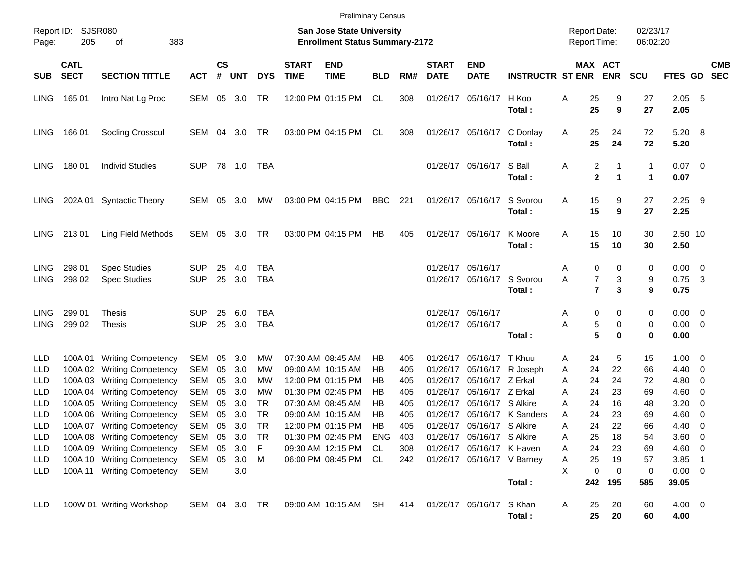Preliminary Census

Report ID: SJSR080 | Page: 205 of 383

**San Jose State University**
**Enrollment Status Summary-2172**

Report Date: 02/23/17
Report Time: 06:02:20

| SUB | CATL SECT | SECTION TITTLE | ACT | CS # | UNT | DYS | START TIME | END TIME | BLD | RM# | START DATE | END DATE | INSTRUCTR | ST | MAX ENR | ACT ENR | SCU | FTES | GD | CMB SEC |
|---|---|---|---|---|---|---|---|---|---|---|---|---|---|---|---|---|---|---|---|---|
| LING | 165 01 | Intro Nat Lg Proc | SEM | 05 | 3.0 | TR | 12:00 PM | 01:15 PM | CL | 308 | 01/26/17 | 05/16/17 | H Koo | A | 25 | 9 | 27 | 2.05 | 5 | |
| | | | | | | | | | | | | | **Total :** | | **25** | **9** | **27** | **2.05** | | |
| LING | 166 01 | Socling Crosscul | SEM | 04 | 3.0 | TR | 03:00 PM | 04:15 PM | CL | 308 | 01/26/17 | 05/16/17 | C Donlay | A | 25 | 24 | 72 | 5.20 | 8 | |
| | | | | | | | | | | | | | **Total :** | | **25** | **24** | **72** | **5.20** | | |
| LING | 180 01 | Individ Studies | SUP | 78 | 1.0 | TBA | | | | | 01/26/17 | 05/16/17 | S Ball | A | 2 | 1 | 1 | 0.07 | 0 | |
| | | | | | | | | | | | | | **Total :** | | **2** | **1** | **1** | **0.07** | | |
| LING | 202A 01 | Syntactic Theory | SEM | 05 | 3.0 | MW | 03:00 PM | 04:15 PM | BBC | 221 | 01/26/17 | 05/16/17 | S Svorou | A | 15 | 9 | 27 | 2.25 | 9 | |
| | | | | | | | | | | | | | **Total :** | | **15** | **9** | **27** | **2.25** | | |
| LING | 213 01 | Ling Field Methods | SEM | 05 | 3.0 | TR | 03:00 PM | 04:15 PM | HB | 405 | 01/26/17 | 05/16/17 | K Moore | A | 15 | 10 | 30 | 2.50 | 10 | |
| | | | | | | | | | | | | | **Total :** | | **15** | **10** | **30** | **2.50** | | |
| LING | 298 01 | Spec Studies | SUP | 25 | 4.0 | TBA | | | | | 01/26/17 | 05/16/17 | | A | 0 | 0 | 0 | 0.00 | 0 | |
| LING | 298 02 | Spec Studies | SUP | 25 | 3.0 | TBA | | | | | 01/26/17 | 05/16/17 | S Svorou | A | 7 | 3 | 9 | 0.75 | 3 | |
| | | | | | | | | | | | | | **Total :** | | **7** | **3** | **9** | **0.75** | | |
| LING | 299 01 | Thesis | SUP | 25 | 6.0 | TBA | | | | | 01/26/17 | 05/16/17 | | A | 0 | 0 | 0 | 0.00 | 0 | |
| LING | 299 02 | Thesis | SUP | 25 | 3.0 | TBA | | | | | 01/26/17 | 05/16/17 | | A | 5 | 0 | 0 | 0.00 | 0 | |
| | | | | | | | | | | | | | **Total :** | | **5** | **0** | **0** | **0.00** | | |
| LLD | 100A 01 | Writing Competency | SEM | 05 | 3.0 | MW | 07:30 AM | 08:45 AM | HB | 405 | 01/26/17 | 05/16/17 | T Khuu | A | 24 | 5 | 15 | 1.00 | 0 | |
| LLD | 100A 02 | Writing Competency | SEM | 05 | 3.0 | MW | 09:00 AM | 10:15 AM | HB | 405 | 01/26/17 | 05/16/17 | R Joseph | A | 24 | 22 | 66 | 4.40 | 0 | |
| LLD | 100A 03 | Writing Competency | SEM | 05 | 3.0 | MW | 12:00 PM | 01:15 PM | HB | 405 | 01/26/17 | 05/16/17 | Z Erkal | A | 24 | 24 | 72 | 4.80 | 0 | |
| LLD | 100A 04 | Writing Competency | SEM | 05 | 3.0 | MW | 01:30 PM | 02:45 PM | HB | 405 | 01/26/17 | 05/16/17 | Z Erkal | A | 24 | 23 | 69 | 4.60 | 0 | |
| LLD | 100A 05 | Writing Competency | SEM | 05 | 3.0 | TR | 07:30 AM | 08:45 AM | HB | 405 | 01/26/17 | 05/16/17 | S Alkire | A | 24 | 16 | 48 | 3.20 | 0 | |
| LLD | 100A 06 | Writing Competency | SEM | 05 | 3.0 | TR | 09:00 AM | 10:15 AM | HB | 405 | 01/26/17 | 05/16/17 | K Sanders | A | 24 | 23 | 69 | 4.60 | 0 | |
| LLD | 100A 07 | Writing Competency | SEM | 05 | 3.0 | TR | 12:00 PM | 01:15 PM | HB | 405 | 01/26/17 | 05/16/17 | S Alkire | A | 24 | 22 | 66 | 4.40 | 0 | |
| LLD | 100A 08 | Writing Competency | SEM | 05 | 3.0 | TR | 01:30 PM | 02:45 PM | ENG | 403 | 01/26/17 | 05/16/17 | S Alkire | A | 25 | 18 | 54 | 3.60 | 0 | |
| LLD | 100A 09 | Writing Competency | SEM | 05 | 3.0 | F | 09:30 AM | 12:15 PM | CL | 308 | 01/26/17 | 05/16/17 | K Haven | A | 24 | 23 | 69 | 4.60 | 0 | |
| LLD | 100A 10 | Writing Competency | SEM | 05 | 3.0 | M | 06:00 PM | 08:45 PM | CL | 242 | 01/26/17 | 05/16/17 | V Barney | A | 25 | 19 | 57 | 3.85 | 1 | |
| LLD | 100A 11 | Writing Competency | SEM | | 3.0 | | | | | | | | | X | 0 | 0 | 0 | 0.00 | 0 | |
| | | | | | | | | | | | | | **Total :** | | **242** | **195** | **585** | **39.05** | | |
| LLD | 100W 01 | Writing Workshop | SEM | 04 | 3.0 | TR | 09:00 AM | 10:15 AM | SH | 414 | 01/26/17 | 05/16/17 | S Khan | A | 25 | 20 | 60 | 4.00 | 0 | |
| | | | | | | | | | | | | | **Total :** | | **25** | **20** | **60** | **4.00** | | |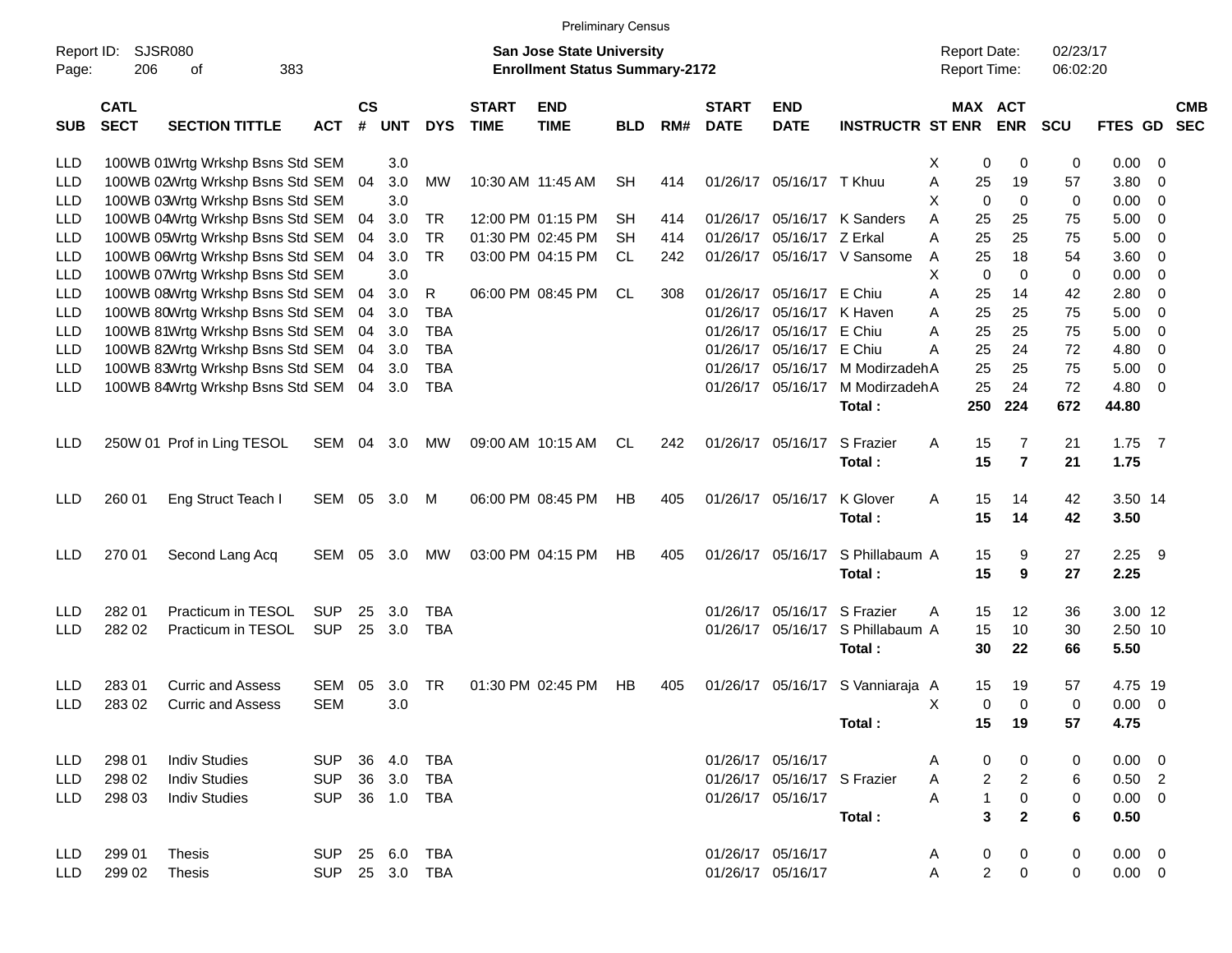Preliminary Census

Report ID: SJSR080
Page: 206 of 383

**San Jose State University**
**Enrollment Status Summary-2172**

Report Date: 02/23/17
Report Time: 06:02:20

| SUB | CATL SECT | SECTION TITTLE | ACT | CS # | UNT | DYS | START TIME | END TIME | BLD | RM# | START DATE | END DATE | INSTRUCTR | ST | MAX ENR | ACT ENR | SCU | FTES | GD | CMB SEC |
|---|---|---|---|---|---|---|---|---|---|---|---|---|---|---|---|---|---|---|---|---|
| LLD | 100WB 01 | Wrtg Wrkshp Bsns Std | SEM | | 3.0 | | | | | | | | | X | 0 | 0 | 0 | 0.00 | 0 | |
| LLD | 100WB 02 | Wrtg Wrkshp Bsns Std | SEM | 04 | 3.0 | MW | 10:30 AM | 11:45 AM | SH | 414 | 01/26/17 | 05/16/17 | T Khuu | A | 25 | 19 | 57 | 3.80 | 0 | |
| LLD | 100WB 03 | Wrtg Wrkshp Bsns Std | SEM | | 3.0 | | | | | | | | | X | 0 | 0 | 0 | 0.00 | 0 | |
| LLD | 100WB 04 | Wrtg Wrkshp Bsns Std | SEM | 04 | 3.0 | TR | 12:00 PM | 01:15 PM | SH | 414 | 01/26/17 | 05/16/17 | K Sanders | A | 25 | 25 | 75 | 5.00 | 0 | |
| LLD | 100WB 05 | Wrtg Wrkshp Bsns Std | SEM | 04 | 3.0 | TR | 01:30 PM | 02:45 PM | SH | 414 | 01/26/17 | 05/16/17 | Z Erkal | A | 25 | 25 | 75 | 5.00 | 0 | |
| LLD | 100WB 06 | Wrtg Wrkshp Bsns Std | SEM | 04 | 3.0 | TR | 03:00 PM | 04:15 PM | CL | 242 | 01/26/17 | 05/16/17 | V Sansome | A | 25 | 18 | 54 | 3.60 | 0 | |
| LLD | 100WB 07 | Wrtg Wrkshp Bsns Std | SEM | | 3.0 | | | | | | | | | X | 0 | 0 | 0 | 0.00 | 0 | |
| LLD | 100WB 08 | Wrtg Wrkshp Bsns Std | SEM | 04 | 3.0 | R | 06:00 PM | 08:45 PM | CL | 308 | 01/26/17 | 05/16/17 | E Chiu | A | 25 | 14 | 42 | 2.80 | 0 | |
| LLD | 100WB 80 | Wrtg Wrkshp Bsns Std | SEM | 04 | 3.0 | TBA | | | | | 01/26/17 | 05/16/17 | K Haven | A | 25 | 25 | 75 | 5.00 | 0 | |
| LLD | 100WB 81 | Wrtg Wrkshp Bsns Std | SEM | 04 | 3.0 | TBA | | | | | 01/26/17 | 05/16/17 | E Chiu | A | 25 | 25 | 75 | 5.00 | 0 | |
| LLD | 100WB 82 | Wrtg Wrkshp Bsns Std | SEM | 04 | 3.0 | TBA | | | | | 01/26/17 | 05/16/17 | E Chiu | A | 25 | 24 | 72 | 4.80 | 0 | |
| LLD | 100WB 83 | Wrtg Wrkshp Bsns Std | SEM | 04 | 3.0 | TBA | | | | | 01/26/17 | 05/16/17 | M Modirzadeh | A | 25 | 25 | 75 | 5.00 | 0 | |
| LLD | 100WB 84 | Wrtg Wrkshp Bsns Std | SEM | 04 | 3.0 | TBA | | | | | 01/26/17 | 05/16/17 | M Modirzadeh | A | 25 | 24 | 72 | 4.80 | 0 | |
| | | | | | | | | | | | | | **Total :** | | **250** | **224** | **672** | **44.80** | | |
| LLD | 250W 01 | Prof in Ling TESOL | SEM | 04 | 3.0 | MW | 09:00 AM | 10:15 AM | CL | 242 | 01/26/17 | 05/16/17 | S Frazier | A | 15 | 7 | 21 | 1.75 | 7 | |
| | | | | | | | | | | | | | **Total :** | | **15** | **7** | **21** | **1.75** | | |
| LLD | 260 01 | Eng Struct Teach I | SEM | 05 | 3.0 | M | 06:00 PM | 08:45 PM | HB | 405 | 01/26/17 | 05/16/17 | K Glover | A | 15 | 14 | 42 | 3.50 | 14 | |
| | | | | | | | | | | | | | **Total :** | | **15** | **14** | **42** | **3.50** | | |
| LLD | 270 01 | Second Lang Acq | SEM | 05 | 3.0 | MW | 03:00 PM | 04:15 PM | HB | 405 | 01/26/17 | 05/16/17 | S Phillabaum | A | 15 | 9 | 27 | 2.25 | 9 | |
| | | | | | | | | | | | | | **Total :** | | **15** | **9** | **27** | **2.25** | | |
| LLD | 282 01 | Practicum in TESOL | SUP | 25 | 3.0 | TBA | | | | | 01/26/17 | 05/16/17 | S Frazier | A | 15 | 12 | 36 | 3.00 | 12 | |
| LLD | 282 02 | Practicum in TESOL | SUP | 25 | 3.0 | TBA | | | | | 01/26/17 | 05/16/17 | S Phillabaum | A | 15 | 10 | 30 | 2.50 | 10 | |
| | | | | | | | | | | | | | **Total :** | | **30** | **22** | **66** | **5.50** | | |
| LLD | 283 01 | Curric and Assess | SEM | 05 | 3.0 | TR | 01:30 PM | 02:45 PM | HB | 405 | 01/26/17 | 05/16/17 | S Vanniaraja | A | 15 | 19 | 57 | 4.75 | 19 | |
| LLD | 283 02 | Curric and Assess | SEM | | 3.0 | | | | | | | | | X | 0 | 0 | 0 | 0.00 | 0 | |
| | | | | | | | | | | | | | **Total :** | | **15** | **19** | **57** | **4.75** | | |
| LLD | 298 01 | Indiv Studies | SUP | 36 | 4.0 | TBA | | | | | 01/26/17 | 05/16/17 | | A | 0 | 0 | 0 | 0.00 | 0 | |
| LLD | 298 02 | Indiv Studies | SUP | 36 | 3.0 | TBA | | | | | 01/26/17 | 05/16/17 | S Frazier | A | 2 | 2 | 6 | 0.50 | 2 | |
| LLD | 298 03 | Indiv Studies | SUP | 36 | 1.0 | TBA | | | | | 01/26/17 | 05/16/17 | | A | 1 | 0 | 0 | 0.00 | 0 | |
| | | | | | | | | | | | | | **Total :** | | **3** | **2** | **6** | **0.50** | | |
| LLD | 299 01 | Thesis | SUP | 25 | 6.0 | TBA | | | | | 01/26/17 | 05/16/17 | | A | 0 | 0 | 0 | 0.00 | 0 | |
| LLD | 299 02 | Thesis | SUP | 25 | 3.0 | TBA | | | | | 01/26/17 | 05/16/17 | | A | 2 | 0 | 0 | 0.00 | 0 | |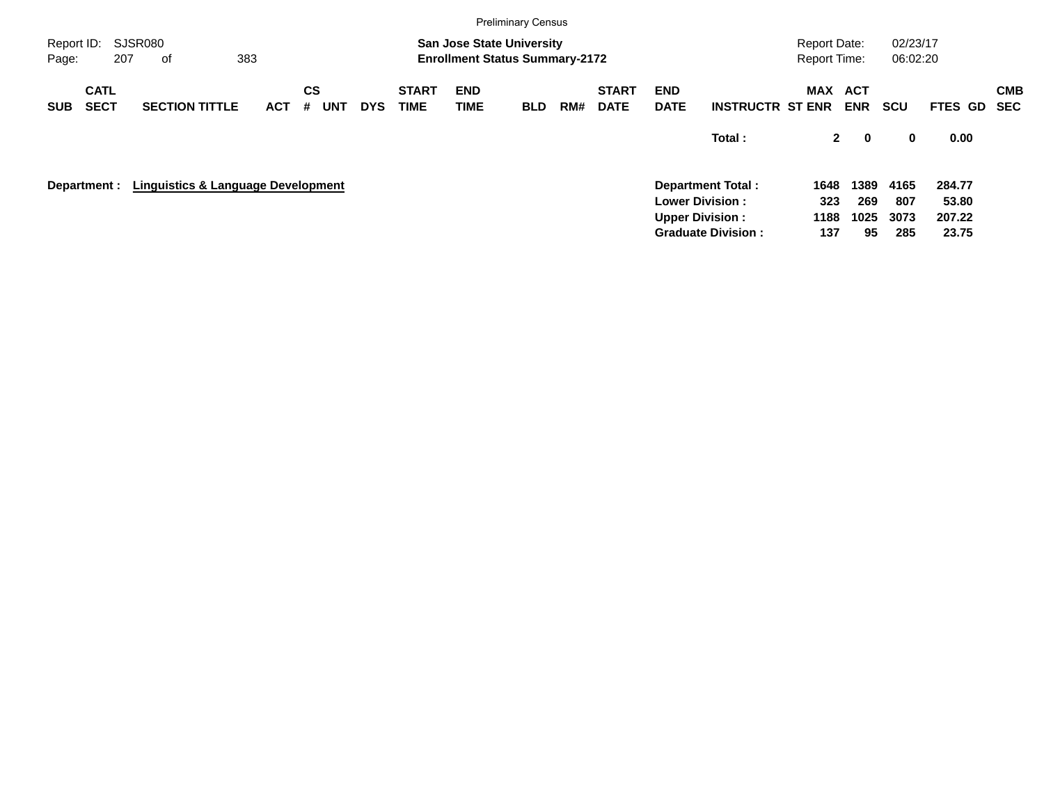Preliminary Census

Report ID: SJSR080
Page: 207 of 383

**San Jose State University**
**Enrollment Status Summary-2172**

Report Date: 02/23/17
Report Time: 06:02:20

| SUB | CATL SECT | SECTION TITTLE | ACT | CS # | UNT | DYS | START TIME | END TIME | BLD | RM# | START DATE | END DATE | INSTRUCTR | MAX ST ENR | ACT ENR | SCU | FTES | GD | CMB SEC |
|---|---|---|---|---|---|---|---|---|---|---|---|---|---|---|---|---|---|---|---|
| | | | | | | | | | | | | | **Total :** | **2** | **0** | **0** | **0.00** | | |

**Department :** **Linguistics & Language Development**

| | MAX ST ENR | ACT ENR | SCU | FTES |
|---|---|---|---|---|
| **Department Total :** | **1648** | **1389** | **4165** | **284.77** |
| **Lower Division :** | **323** | **269** | **807** | **53.80** |
| **Upper Division :** | **1188** | **1025** | **3073** | **207.22** |
| **Graduate Division :** | **137** | **95** | **285** | **23.75** |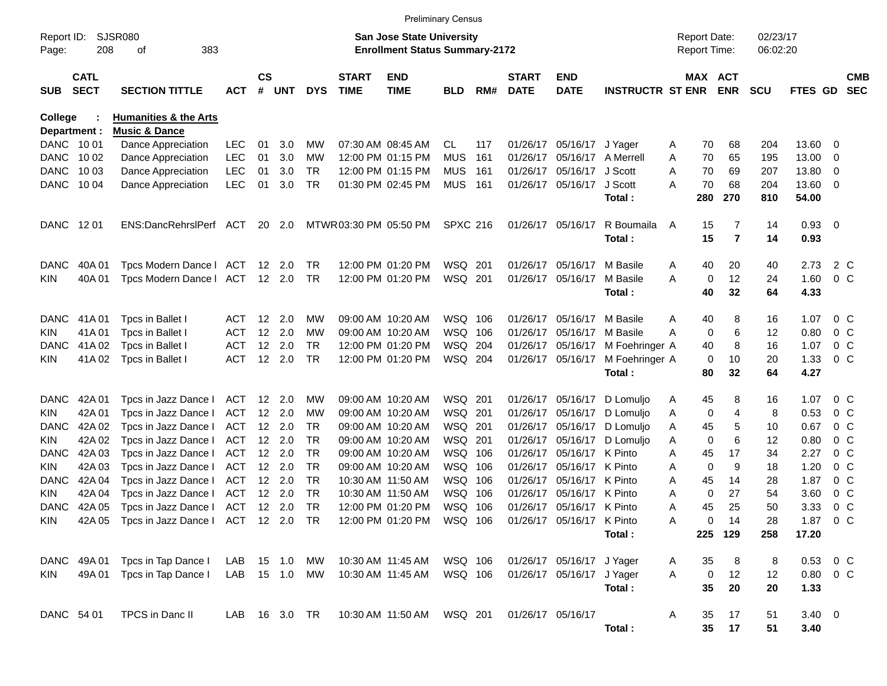Preliminary Census

Report ID: SJSR080
Page: 208 of 383

**San Jose State University**
**Enrollment Status Summary-2172**

Report Date: 02/23/17
Report Time: 06:02:20

**College : Humanities & the Arts**
**Department : Music & Dance**

| SUB | CATL SECT | SECTION TITTLE | ACT | CS # | UNT | DYS | START TIME | END TIME | BLD | RM# | START DATE | END DATE | INSTRUCTR | ST | MAX ENR | ACT ENR | SCU | FTES | GD | CMB SEC |
|---|---|---|---|---|---|---|---|---|---|---|---|---|---|---|---|---|---|---|---|---|
| DANC | 10 01 | Dance Appreciation | LEC | 01 | 3.0 | MW | 07:30 AM | 08:45 AM | CL | 117 | 01/26/17 | 05/16/17 | J Yager | A | 70 | 68 | 204 | 13.60 | 0 | |
| DANC | 10 02 | Dance Appreciation | LEC | 01 | 3.0 | MW | 12:00 PM | 01:15 PM | MUS | 161 | 01/26/17 | 05/16/17 | A Merrell | A | 70 | 65 | 195 | 13.00 | 0 | |
| DANC | 10 03 | Dance Appreciation | LEC | 01 | 3.0 | TR | 12:00 PM | 01:15 PM | MUS | 161 | 01/26/17 | 05/16/17 | J Scott | A | 70 | 69 | 207 | 13.80 | 0 | |
| DANC | 10 04 | Dance Appreciation | LEC | 01 | 3.0 | TR | 01:30 PM | 02:45 PM | MUS | 161 | 01/26/17 | 05/16/17 | J Scott | A | 70 | 68 | 204 | 13.60 | 0 | |
| | | | | | | | | | | | | | **Total :** | | **280** | **270** | **810** | **54.00** | | |
| DANC | 12 01 | ENS:DancRehrslPerf | ACT | 20 | 2.0 | MTWR | 03:30 PM | 05:50 PM | SPXC | 216 | 01/26/17 | 05/16/17 | R Boumaila | A | 15 | 7 | 14 | 0.93 | 0 | |
| | | | | | | | | | | | | | **Total :** | | **15** | **7** | **14** | **0.93** | | |
| DANC | 40A 01 | Tpcs Modern Dance I | ACT | 12 | 2.0 | TR | 12:00 PM | 01:20 PM | WSQ | 201 | 01/26/17 | 05/16/17 | M Basile | A | 40 | 20 | 40 | 2.73 | 2 | C |
| KIN | 40A 01 | Tpcs Modern Dance I | ACT | 12 | 2.0 | TR | 12:00 PM | 01:20 PM | WSQ | 201 | 01/26/17 | 05/16/17 | M Basile | A | 0 | 12 | 24 | 1.60 | 0 | C |
| | | | | | | | | | | | | | **Total :** | | **40** | **32** | **64** | **4.33** | | |
| DANC | 41A 01 | Tpcs in Ballet I | ACT | 12 | 2.0 | MW | 09:00 AM | 10:20 AM | WSQ | 106 | 01/26/17 | 05/16/17 | M Basile | A | 40 | 8 | 16 | 1.07 | 0 | C |
| KIN | 41A 01 | Tpcs in Ballet I | ACT | 12 | 2.0 | MW | 09:00 AM | 10:20 AM | WSQ | 106 | 01/26/17 | 05/16/17 | M Basile | A | 0 | 6 | 12 | 0.80 | 0 | C |
| DANC | 41A 02 | Tpcs in Ballet I | ACT | 12 | 2.0 | TR | 12:00 PM | 01:20 PM | WSQ | 204 | 01/26/17 | 05/16/17 | M Foehringer | A | 40 | 8 | 16 | 1.07 | 0 | C |
| KIN | 41A 02 | Tpcs in Ballet I | ACT | 12 | 2.0 | TR | 12:00 PM | 01:20 PM | WSQ | 204 | 01/26/17 | 05/16/17 | M Foehringer | A | 0 | 10 | 20 | 1.33 | 0 | C |
| | | | | | | | | | | | | | **Total :** | | **80** | **32** | **64** | **4.27** | | |
| DANC | 42A 01 | Tpcs in Jazz Dance I | ACT | 12 | 2.0 | MW | 09:00 AM | 10:20 AM | WSQ | 201 | 01/26/17 | 05/16/17 | D Lomuljo | A | 45 | 8 | 16 | 1.07 | 0 | C |
| KIN | 42A 01 | Tpcs in Jazz Dance I | ACT | 12 | 2.0 | MW | 09:00 AM | 10:20 AM | WSQ | 201 | 01/26/17 | 05/16/17 | D Lomuljo | A | 0 | 4 | 8 | 0.53 | 0 | C |
| DANC | 42A 02 | Tpcs in Jazz Dance I | ACT | 12 | 2.0 | TR | 09:00 AM | 10:20 AM | WSQ | 201 | 01/26/17 | 05/16/17 | D Lomuljo | A | 45 | 5 | 10 | 0.67 | 0 | C |
| KIN | 42A 02 | Tpcs in Jazz Dance I | ACT | 12 | 2.0 | TR | 09:00 AM | 10:20 AM | WSQ | 201 | 01/26/17 | 05/16/17 | D Lomuljo | A | 0 | 6 | 12 | 0.80 | 0 | C |
| DANC | 42A 03 | Tpcs in Jazz Dance I | ACT | 12 | 2.0 | TR | 09:00 AM | 10:20 AM | WSQ | 106 | 01/26/17 | 05/16/17 | K Pinto | A | 45 | 17 | 34 | 2.27 | 0 | C |
| KIN | 42A 03 | Tpcs in Jazz Dance I | ACT | 12 | 2.0 | TR | 09:00 AM | 10:20 AM | WSQ | 106 | 01/26/17 | 05/16/17 | K Pinto | A | 0 | 9 | 18 | 1.20 | 0 | C |
| DANC | 42A 04 | Tpcs in Jazz Dance I | ACT | 12 | 2.0 | TR | 10:30 AM | 11:50 AM | WSQ | 106 | 01/26/17 | 05/16/17 | K Pinto | A | 45 | 14 | 28 | 1.87 | 0 | C |
| KIN | 42A 04 | Tpcs in Jazz Dance I | ACT | 12 | 2.0 | TR | 10:30 AM | 11:50 AM | WSQ | 106 | 01/26/17 | 05/16/17 | K Pinto | A | 0 | 27 | 54 | 3.60 | 0 | C |
| DANC | 42A 05 | Tpcs in Jazz Dance I | ACT | 12 | 2.0 | TR | 12:00 PM | 01:20 PM | WSQ | 106 | 01/26/17 | 05/16/17 | K Pinto | A | 45 | 25 | 50 | 3.33 | 0 | C |
| KIN | 42A 05 | Tpcs in Jazz Dance I | ACT | 12 | 2.0 | TR | 12:00 PM | 01:20 PM | WSQ | 106 | 01/26/17 | 05/16/17 | K Pinto | A | 0 | 14 | 28 | 1.87 | 0 | C |
| | | | | | | | | | | | | | **Total :** | | **225** | **129** | **258** | **17.20** | | |
| DANC | 49A 01 | Tpcs in Tap Dance I | LAB | 15 | 1.0 | MW | 10:30 AM | 11:45 AM | WSQ | 106 | 01/26/17 | 05/16/17 | J Yager | A | 35 | 8 | 8 | 0.53 | 0 | C |
| KIN | 49A 01 | Tpcs in Tap Dance I | LAB | 15 | 1.0 | MW | 10:30 AM | 11:45 AM | WSQ | 106 | 01/26/17 | 05/16/17 | J Yager | A | 0 | 12 | 12 | 0.80 | 0 | C |
| | | | | | | | | | | | | | **Total :** | | **35** | **20** | **20** | **1.33** | | |
| DANC | 54 01 | TPCS in Danc II | LAB | 16 | 3.0 | TR | 10:30 AM | 11:50 AM | WSQ | 201 | 01/26/17 | 05/16/17 | | A | 35 | 17 | 51 | 3.40 | 0 | |
| | | | | | | | | | | | | | **Total :** | | **35** | **17** | **51** | **3.40** | | |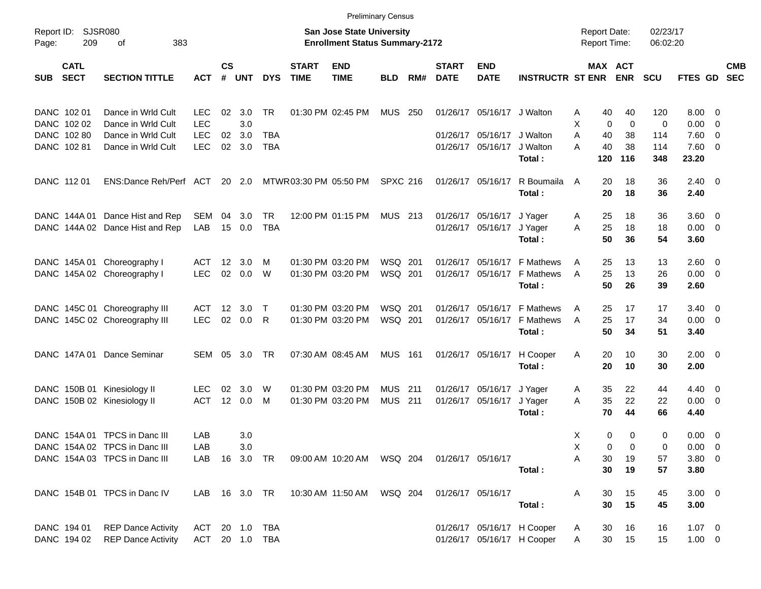Preliminary Census

Report ID: SJSR080

**San Jose State University**
**Enrollment Status Summary-2172**

Report Date: 02/23/17
Report Time: 06:02:20

| SUB | CATL SECT | SECTION TITTLE | ACT | CS # | UNT | DYS | START TIME | END TIME | BLD | RM# | START DATE | END DATE | INSTRUCTR | ST | MAX ENR | ACT ENR | SCU | FTES | GD | CMB SEC |
|---|---|---|---|---|---|---|---|---|---|---|---|---|---|---|---|---|---|---|---|---|
| DANC | 102 01 | Dance in Wrld Cult | LEC | 02 | 3.0 | TR | 01:30 PM | 02:45 PM | MUS | 250 | 01/26/17 | 05/16/17 | J Walton | A | 40 | 40 | 120 | 8.00 | 0 | |
| DANC | 102 02 | Dance in Wrld Cult | LEC | | 3.0 | | | | | | | | | X | 0 | 0 | 0 | 0.00 | 0 | |
| DANC | 102 80 | Dance in Wrld Cult | LEC | 02 | 3.0 | TBA | | | | | 01/26/17 | 05/16/17 | J Walton | A | 40 | 38 | 114 | 7.60 | 0 | |
| DANC | 102 81 | Dance in Wrld Cult | LEC | 02 | 3.0 | TBA | | | | | 01/26/17 | 05/16/17 | J Walton | A | 40 | 38 | 114 | 7.60 | 0 | |
| | | | | | | | | | | | | | **Total :** | | **120** | **116** | **348** | **23.20** | | |
| DANC | 112 01 | ENS:Dance Reh/Perf | ACT | 20 | 2.0 | MTWR | 03:30 PM | 05:50 PM | SPXC | 216 | 01/26/17 | 05/16/17 | R Boumaila | A | 20 | 18 | 36 | 2.40 | 0 | |
| | | | | | | | | | | | | | **Total :** | | **20** | **18** | **36** | **2.40** | | |
| DANC | 144A 01 | Dance Hist and Rep | SEM | 04 | 3.0 | TR | 12:00 PM | 01:15 PM | MUS | 213 | 01/26/17 | 05/16/17 | J Yager | A | 25 | 18 | 36 | 3.60 | 0 | |
| DANC | 144A 02 | Dance Hist and Rep | LAB | 15 | 0.0 | TBA | | | | | 01/26/17 | 05/16/17 | J Yager | A | 25 | 18 | 18 | 0.00 | 0 | |
| | | | | | | | | | | | | | **Total :** | | **50** | **36** | **54** | **3.60** | | |
| DANC | 145A 01 | Choreography I | ACT | 12 | 3.0 | M | 01:30 PM | 03:20 PM | WSQ | 201 | 01/26/17 | 05/16/17 | F Mathews | A | 25 | 13 | 13 | 2.60 | 0 | |
| DANC | 145A 02 | Choreography I | LEC | 02 | 0.0 | W | 01:30 PM | 03:20 PM | WSQ | 201 | 01/26/17 | 05/16/17 | F Mathews | A | 25 | 13 | 26 | 0.00 | 0 | |
| | | | | | | | | | | | | | **Total :** | | **50** | **26** | **39** | **2.60** | | |
| DANC | 145C 01 | Choreography III | ACT | 12 | 3.0 | T | 01:30 PM | 03:20 PM | WSQ | 201 | 01/26/17 | 05/16/17 | F Mathews | A | 25 | 17 | 17 | 3.40 | 0 | |
| DANC | 145C 02 | Choreography III | LEC | 02 | 0.0 | R | 01:30 PM | 03:20 PM | WSQ | 201 | 01/26/17 | 05/16/17 | F Mathews | A | 25 | 17 | 34 | 0.00 | 0 | |
| | | | | | | | | | | | | | **Total :** | | **50** | **34** | **51** | **3.40** | | |
| DANC | 147A 01 | Dance Seminar | SEM | 05 | 3.0 | TR | 07:30 AM | 08:45 AM | MUS | 161 | 01/26/17 | 05/16/17 | H Cooper | A | 20 | 10 | 30 | 2.00 | 0 | |
| | | | | | | | | | | | | | **Total :** | | **20** | **10** | **30** | **2.00** | | |
| DANC | 150B 01 | Kinesiology II | LEC | 02 | 3.0 | W | 01:30 PM | 03:20 PM | MUS | 211 | 01/26/17 | 05/16/17 | J Yager | A | 35 | 22 | 44 | 4.40 | 0 | |
| DANC | 150B 02 | Kinesiology II | ACT | 12 | 0.0 | M | 01:30 PM | 03:20 PM | MUS | 211 | 01/26/17 | 05/16/17 | J Yager | A | 35 | 22 | 22 | 0.00 | 0 | |
| | | | | | | | | | | | | | **Total :** | | **70** | **44** | **66** | **4.40** | | |
| DANC | 154A 01 | TPCS in Danc III | LAB | | 3.0 | | | | | | | | | X | 0 | 0 | 0 | 0.00 | 0 | |
| DANC | 154A 02 | TPCS in Danc III | LAB | | 3.0 | | | | | | | | | X | 0 | 0 | 0 | 0.00 | 0 | |
| DANC | 154A 03 | TPCS in Danc III | LAB | 16 | 3.0 | TR | 09:00 AM | 10:20 AM | WSQ | 204 | 01/26/17 | 05/16/17 | | A | 30 | 19 | 57 | 3.80 | 0 | |
| | | | | | | | | | | | | | **Total :** | | **30** | **19** | **57** | **3.80** | | |
| DANC | 154B 01 | TPCS in Danc IV | LAB | 16 | 3.0 | TR | 10:30 AM | 11:50 AM | WSQ | 204 | 01/26/17 | 05/16/17 | | A | 30 | 15 | 45 | 3.00 | 0 | |
| | | | | | | | | | | | | | **Total :** | | **30** | **15** | **45** | **3.00** | | |
| DANC | 194 01 | REP Dance Activity | ACT | 20 | 1.0 | TBA | | | | | 01/26/17 | 05/16/17 | H Cooper | A | 30 | 16 | 16 | 1.07 | 0 | |
| DANC | 194 02 | REP Dance Activity | ACT | 20 | 1.0 | TBA | | | | | 01/26/17 | 05/16/17 | H Cooper | A | 30 | 15 | 15 | 1.00 | 0 | |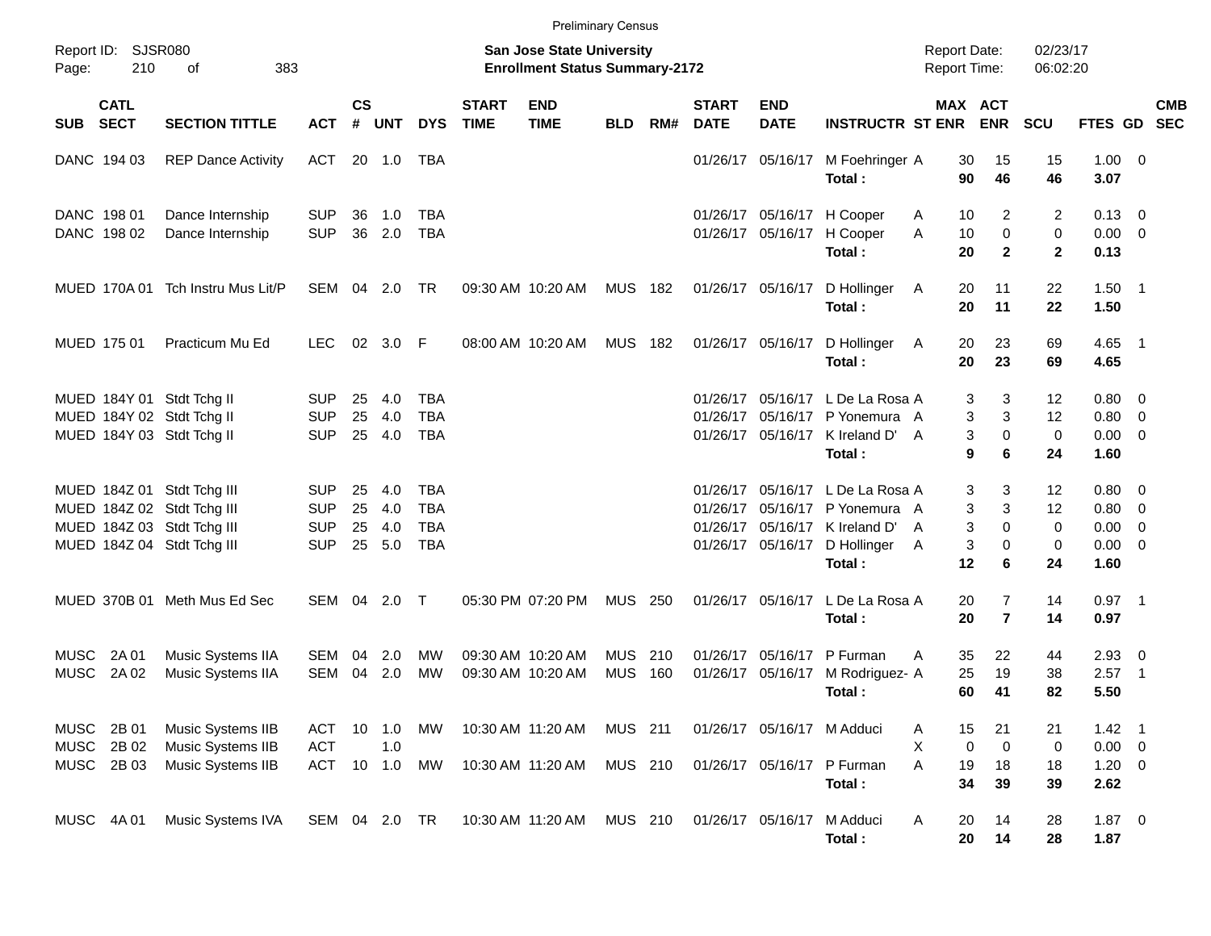Preliminary Census

Report ID: SJSR080

**San Jose State University**
**Enrollment Status Summary-2172**

Report Date: 02/23/17
Report Time: 06:02:20

| SUB | CATL SECT | SECTION TITTLE | ACT | CS # | UNT | DYS | START TIME | END TIME | BLD | RM# | START DATE | END DATE | INSTRUCTR | ST | MAX ENR | ACT ENR | SCU | FTES | GD | CMB SEC |
|---|---|---|---|---|---|---|---|---|---|---|---|---|---|---|---|---|---|---|---|---|
| DANC | 194 03 | REP Dance Activity | ACT | 20 | 1.0 | TBA | | | | | 01/26/17 | 05/16/17 | M Foehringer | A | 30 | 15 | 15 | 1.00 | 0 | |
| | | | | | | | | | | | | | **Total :** | | **90** | **46** | **46** | **3.07** | | |
| DANC | 198 01 | Dance Internship | SUP | 36 | 1.0 | TBA | | | | | 01/26/17 | 05/16/17 | H Cooper | A | 10 | 2 | 2 | 0.13 | 0 | |
| DANC | 198 02 | Dance Internship | SUP | 36 | 2.0 | TBA | | | | | 01/26/17 | 05/16/17 | H Cooper | A | 10 | 0 | 0 | 0.00 | 0 | |
| | | | | | | | | | | | | | **Total :** | | **20** | **2** | **2** | **0.13** | | |
| MUED | 170A 01 | Tch Instru Mus Lit/P | SEM | 04 | 2.0 | TR | 09:30 AM | 10:20 AM | MUS | 182 | 01/26/17 | 05/16/17 | D Hollinger | A | 20 | 11 | 22 | 1.50 | 1 | |
| | | | | | | | | | | | | | **Total :** | | **20** | **11** | **22** | **1.50** | | |
| MUED | 175 01 | Practicum Mu Ed | LEC | 02 | 3.0 | F | 08:00 AM | 10:20 AM | MUS | 182 | 01/26/17 | 05/16/17 | D Hollinger | A | 20 | 23 | 69 | 4.65 | 1 | |
| | | | | | | | | | | | | | **Total :** | | **20** | **23** | **69** | **4.65** | | |
| MUED | 184Y 01 | Stdt Tchg II | SUP | 25 | 4.0 | TBA | | | | | 01/26/17 | 05/16/17 | L De La Rosa | A | 3 | 3 | 12 | 0.80 | 0 | |
| MUED | 184Y 02 | Stdt Tchg II | SUP | 25 | 4.0 | TBA | | | | | 01/26/17 | 05/16/17 | P Yonemura | A | 3 | 3 | 12 | 0.80 | 0 | |
| MUED | 184Y 03 | Stdt Tchg II | SUP | 25 | 4.0 | TBA | | | | | 01/26/17 | 05/16/17 | K Ireland D' | A | 3 | 0 | 0 | 0.00 | 0 | |
| | | | | | | | | | | | | | **Total :** | | **9** | **6** | **24** | **1.60** | | |
| MUED | 184Z 01 | Stdt Tchg III | SUP | 25 | 4.0 | TBA | | | | | 01/26/17 | 05/16/17 | L De La Rosa | A | 3 | 3 | 12 | 0.80 | 0 | |
| MUED | 184Z 02 | Stdt Tchg III | SUP | 25 | 4.0 | TBA | | | | | 01/26/17 | 05/16/17 | P Yonemura | A | 3 | 3 | 12 | 0.80 | 0 | |
| MUED | 184Z 03 | Stdt Tchg III | SUP | 25 | 4.0 | TBA | | | | | 01/26/17 | 05/16/17 | K Ireland D' | A | 3 | 0 | 0 | 0.00 | 0 | |
| MUED | 184Z 04 | Stdt Tchg III | SUP | 25 | 5.0 | TBA | | | | | 01/26/17 | 05/16/17 | D Hollinger | A | 3 | 0 | 0 | 0.00 | 0 | |
| | | | | | | | | | | | | | **Total :** | | **12** | **6** | **24** | **1.60** | | |
| MUED | 370B 01 | Meth Mus Ed Sec | SEM | 04 | 2.0 | T | 05:30 PM | 07:20 PM | MUS | 250 | 01/26/17 | 05/16/17 | L De La Rosa | A | 20 | 7 | 14 | 0.97 | 1 | |
| | | | | | | | | | | | | | **Total :** | | **20** | **7** | **14** | **0.97** | | |
| MUSC | 2A 01 | Music Systems IIA | SEM | 04 | 2.0 | MW | 09:30 AM | 10:20 AM | MUS | 210 | 01/26/17 | 05/16/17 | P Furman | A | 35 | 22 | 44 | 2.93 | 0 | |
| MUSC | 2A 02 | Music Systems IIA | SEM | 04 | 2.0 | MW | 09:30 AM | 10:20 AM | MUS | 160 | 01/26/17 | 05/16/17 | M Rodriguez- | A | 25 | 19 | 38 | 2.57 | 1 | |
| | | | | | | | | | | | | | **Total :** | | **60** | **41** | **82** | **5.50** | | |
| MUSC | 2B 01 | Music Systems IIB | ACT | 10 | 1.0 | MW | 10:30 AM | 11:20 AM | MUS | 211 | 01/26/17 | 05/16/17 | M Adduci | A | 15 | 21 | 21 | 1.42 | 1 | |
| MUSC | 2B 02 | Music Systems IIB | ACT | | 1.0 | | | | | | | | | X | 0 | 0 | 0 | 0.00 | 0 | |
| MUSC | 2B 03 | Music Systems IIB | ACT | 10 | 1.0 | MW | 10:30 AM | 11:20 AM | MUS | 210 | 01/26/17 | 05/16/17 | P Furman | A | 19 | 18 | 18 | 1.20 | 0 | |
| | | | | | | | | | | | | | **Total :** | | **34** | **39** | **39** | **2.62** | | |
| MUSC | 4A 01 | Music Systems IVA | SEM | 04 | 2.0 | TR | 10:30 AM | 11:20 AM | MUS | 210 | 01/26/17 | 05/16/17 | M Adduci | A | 20 | 14 | 28 | 1.87 | 0 | |
| | | | | | | | | | | | | | **Total :** | | **20** | **14** | **28** | **1.87** | | |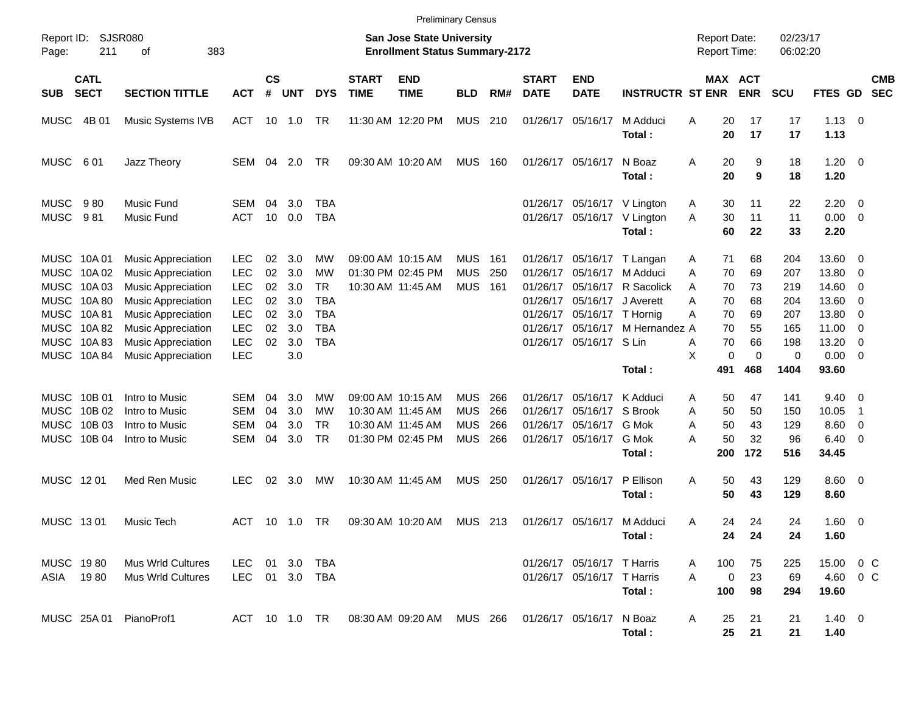Preliminary Census

Report ID: SJSR080

**San Jose State University**
**Enrollment Status Summary-2172**

Report Date: 02/23/17
Report Time: 06:02:20

| SUB | CATL SECT | SECTION TITTLE | ACT | CS # | UNT | DYS | START TIME | END TIME | BLD | RM# | START DATE | END DATE | INSTRUCTR | ST | MAX ENR | ACT ENR | SCU | FTES | GD | CMB SEC |
|---|---|---|---|---|---|---|---|---|---|---|---|---|---|---|---|---|---|---|---|---|
| MUSC | 4B 01 | Music Systems IVB | ACT | 10 | 1.0 | TR | 11:30 AM | 12:20 PM | MUS | 210 | 01/26/17 | 05/16/17 | M Adduci | A | 20 | 17 | 17 | 1.13 | 0 | |
| | | | | | | | | | | | | | **Total :** | | **20** | **17** | **17** | **1.13** | | |
| MUSC | 6 01 | Jazz Theory | SEM | 04 | 2.0 | TR | 09:30 AM | 10:20 AM | MUS | 160 | 01/26/17 | 05/16/17 | N Boaz | A | 20 | 9 | 18 | 1.20 | 0 | |
| | | | | | | | | | | | | | **Total :** | | **20** | **9** | **18** | **1.20** | | |
| MUSC | 9 80 | Music Fund | SEM | 04 | 3.0 | TBA | | | | | 01/26/17 | 05/16/17 | V Lington | A | 30 | 11 | 22 | 2.20 | 0 | |
| MUSC | 9 81 | Music Fund | ACT | 10 | 0.0 | TBA | | | | | 01/26/17 | 05/16/17 | V Lington | A | 30 | 11 | 11 | 0.00 | 0 | |
| | | | | | | | | | | | | | **Total :** | | **60** | **22** | **33** | **2.20** | | |
| MUSC | 10A 01 | Music Appreciation | LEC | 02 | 3.0 | MW | 09:00 AM | 10:15 AM | MUS | 161 | 01/26/17 | 05/16/17 | T Langan | A | 71 | 68 | 204 | 13.60 | 0 | |
| MUSC | 10A 02 | Music Appreciation | LEC | 02 | 3.0 | MW | 01:30 PM | 02:45 PM | MUS | 250 | 01/26/17 | 05/16/17 | M Adduci | A | 70 | 69 | 207 | 13.80 | 0 | |
| MUSC | 10A 03 | Music Appreciation | LEC | 02 | 3.0 | TR | 10:30 AM | 11:45 AM | MUS | 161 | 01/26/17 | 05/16/17 | R Sacolick | A | 70 | 73 | 219 | 14.60 | 0 | |
| MUSC | 10A 80 | Music Appreciation | LEC | 02 | 3.0 | TBA | | | | | 01/26/17 | 05/16/17 | J Averett | A | 70 | 68 | 204 | 13.60 | 0 | |
| MUSC | 10A 81 | Music Appreciation | LEC | 02 | 3.0 | TBA | | | | | 01/26/17 | 05/16/17 | T Hornig | A | 70 | 69 | 207 | 13.80 | 0 | |
| MUSC | 10A 82 | Music Appreciation | LEC | 02 | 3.0 | TBA | | | | | 01/26/17 | 05/16/17 | M Hernandez | A | 70 | 55 | 165 | 11.00 | 0 | |
| MUSC | 10A 83 | Music Appreciation | LEC | 02 | 3.0 | TBA | | | | | 01/26/17 | 05/16/17 | S Lin | A | 70 | 66 | 198 | 13.20 | 0 | |
| MUSC | 10A 84 | Music Appreciation | LEC | | 3.0 | | | | | | | | | X | 0 | 0 | 0 | 0.00 | 0 | |
| | | | | | | | | | | | | | **Total :** | | **491** | **468** | **1404** | **93.60** | | |
| MUSC | 10B 01 | Intro to Music | SEM | 04 | 3.0 | MW | 09:00 AM | 10:15 AM | MUS | 266 | 01/26/17 | 05/16/17 | K Adduci | A | 50 | 47 | 141 | 9.40 | 0 | |
| MUSC | 10B 02 | Intro to Music | SEM | 04 | 3.0 | MW | 10:30 AM | 11:45 AM | MUS | 266 | 01/26/17 | 05/16/17 | S Brook | A | 50 | 50 | 150 | 10.05 | 1 | |
| MUSC | 10B 03 | Intro to Music | SEM | 04 | 3.0 | TR | 10:30 AM | 11:45 AM | MUS | 266 | 01/26/17 | 05/16/17 | G Mok | A | 50 | 43 | 129 | 8.60 | 0 | |
| MUSC | 10B 04 | Intro to Music | SEM | 04 | 3.0 | TR | 01:30 PM | 02:45 PM | MUS | 266 | 01/26/17 | 05/16/17 | G Mok | A | 50 | 32 | 96 | 6.40 | 0 | |
| | | | | | | | | | | | | | **Total :** | | **200** | **172** | **516** | **34.45** | | |
| MUSC | 12 01 | Med Ren Music | LEC | 02 | 3.0 | MW | 10:30 AM | 11:45 AM | MUS | 250 | 01/26/17 | 05/16/17 | P Ellison | A | 50 | 43 | 129 | 8.60 | 0 | |
| | | | | | | | | | | | | | **Total :** | | **50** | **43** | **129** | **8.60** | | |
| MUSC | 13 01 | Music Tech | ACT | 10 | 1.0 | TR | 09:30 AM | 10:20 AM | MUS | 213 | 01/26/17 | 05/16/17 | M Adduci | A | 24 | 24 | 24 | 1.60 | 0 | |
| | | | | | | | | | | | | | **Total :** | | **24** | **24** | **24** | **1.60** | | |
| MUSC | 19 80 | Mus Wrld Cultures | LEC | 01 | 3.0 | TBA | | | | | 01/26/17 | 05/16/17 | T Harris | A | 100 | 75 | 225 | 15.00 | 0 | C |
| ASIA | 19 80 | Mus Wrld Cultures | LEC | 01 | 3.0 | TBA | | | | | 01/26/17 | 05/16/17 | T Harris | A | 0 | 23 | 69 | 4.60 | 0 | C |
| | | | | | | | | | | | | | **Total :** | | **100** | **98** | **294** | **19.60** | | |
| MUSC | 25A 01 | PianoProf1 | ACT | 10 | 1.0 | TR | 08:30 AM | 09:20 AM | MUS | 266 | 01/26/17 | 05/16/17 | N Boaz | A | 25 | 21 | 21 | 1.40 | 0 | |
| | | | | | | | | | | | | | **Total :** | | **25** | **21** | **21** | **1.40** | | |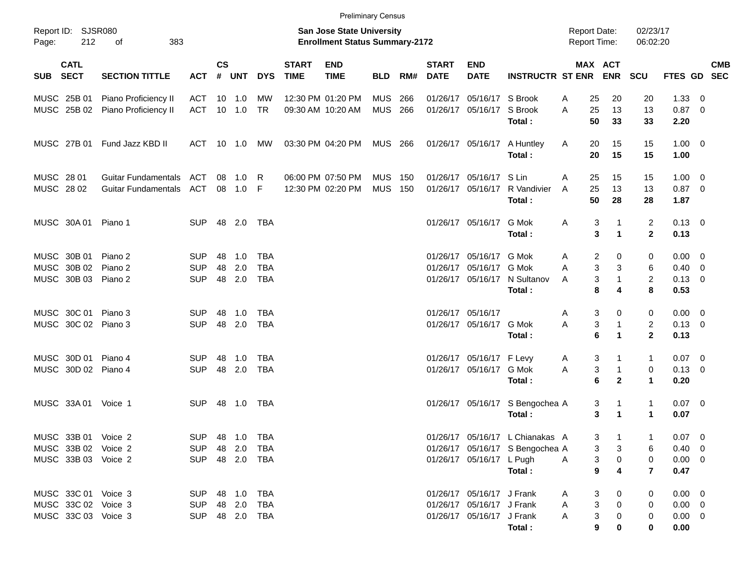Preliminary Census

Report ID: SJSR080
Page: 212 of 383

**San Jose State University**
**Enrollment Status Summary-2172**

Report Date: 02/23/17
Report Time: 06:02:20

| SUB | CATL SECT | SECTION TITTLE | ACT | CS # | UNT | DYS | START TIME | END TIME | BLD | RM# | START DATE | END DATE | INSTRUCTR | ST | MAX ENR | ACT ENR | SCU | FTES | GD | CMB SEC |
|---|---|---|---|---|---|---|---|---|---|---|---|---|---|---|---|---|---|---|---|---|
| MUSC | 25B 01 | Piano Proficiency II | ACT | 10 | 1.0 | MW | 12:30 PM | 01:20 PM | MUS | 266 | 01/26/17 | 05/16/17 | S Brook | A | 25 | 20 | 20 | 1.33 | 0 | |
| MUSC | 25B 02 | Piano Proficiency II | ACT | 10 | 1.0 | TR | 09:30 AM | 10:20 AM | MUS | 266 | 01/26/17 | 05/16/17 | S Brook | A | 25 | 13 | 13 | 0.87 | 0 | |
| | | | | | | | | | | | | | **Total :** | | **50** | **33** | **33** | **2.20** | | |
| MUSC | 27B 01 | Fund Jazz KBD II | ACT | 10 | 1.0 | MW | 03:30 PM | 04:20 PM | MUS | 266 | 01/26/17 | 05/16/17 | A Huntley | A | 20 | 15 | 15 | 1.00 | 0 | |
| | | | | | | | | | | | | | **Total :** | | **20** | **15** | **15** | **1.00** | | |
| MUSC | 28 01 | Guitar Fundamentals | ACT | 08 | 1.0 | R | 06:00 PM | 07:50 PM | MUS | 150 | 01/26/17 | 05/16/17 | S Lin | A | 25 | 15 | 15 | 1.00 | 0 | |
| MUSC | 28 02 | Guitar Fundamentals | ACT | 08 | 1.0 | F | 12:30 PM | 02:20 PM | MUS | 150 | 01/26/17 | 05/16/17 | R Vandivier | A | 25 | 13 | 13 | 0.87 | 0 | |
| | | | | | | | | | | | | | **Total :** | | **50** | **28** | **28** | **1.87** | | |
| MUSC | 30A 01 | Piano 1 | SUP | 48 | 2.0 | TBA | | | | | 01/26/17 | 05/16/17 | G Mok | A | 3 | 1 | 2 | 0.13 | 0 | |
| | | | | | | | | | | | | | **Total :** | | **3** | **1** | **2** | **0.13** | | |
| MUSC | 30B 01 | Piano 2 | SUP | 48 | 1.0 | TBA | | | | | 01/26/17 | 05/16/17 | G Mok | A | 2 | 0 | 0 | 0.00 | 0 | |
| MUSC | 30B 02 | Piano 2 | SUP | 48 | 2.0 | TBA | | | | | 01/26/17 | 05/16/17 | G Mok | A | 3 | 3 | 6 | 0.40 | 0 | |
| MUSC | 30B 03 | Piano 2 | SUP | 48 | 2.0 | TBA | | | | | 01/26/17 | 05/16/17 | N Sultanov | A | 3 | 1 | 2 | 0.13 | 0 | |
| | | | | | | | | | | | | | **Total :** | | **8** | **4** | **8** | **0.53** | | |
| MUSC | 30C 01 | Piano 3 | SUP | 48 | 1.0 | TBA | | | | | 01/26/17 | 05/16/17 | | A | 3 | 0 | 0 | 0.00 | 0 | |
| MUSC | 30C 02 | Piano 3 | SUP | 48 | 2.0 | TBA | | | | | 01/26/17 | 05/16/17 | G Mok | A | 3 | 1 | 2 | 0.13 | 0 | |
| | | | | | | | | | | | | | **Total :** | | **6** | **1** | **2** | **0.13** | | |
| MUSC | 30D 01 | Piano 4 | SUP | 48 | 1.0 | TBA | | | | | 01/26/17 | 05/16/17 | F Levy | A | 3 | 1 | 1 | 0.07 | 0 | |
| MUSC | 30D 02 | Piano 4 | SUP | 48 | 2.0 | TBA | | | | | 01/26/17 | 05/16/17 | G Mok | A | 3 | 1 | 0 | 0.13 | 0 | |
| | | | | | | | | | | | | | **Total :** | | **6** | **2** | **1** | **0.20** | | |
| MUSC | 33A 01 | Voice 1 | SUP | 48 | 1.0 | TBA | | | | | 01/26/17 | 05/16/17 | S Bengochea | A | 3 | 1 | 1 | 0.07 | 0 | |
| | | | | | | | | | | | | | **Total :** | | **3** | **1** | **1** | **0.07** | | |
| MUSC | 33B 01 | Voice 2 | SUP | 48 | 1.0 | TBA | | | | | 01/26/17 | 05/16/17 | L Chianakas | A | 3 | 1 | 1 | 0.07 | 0 | |
| MUSC | 33B 02 | Voice 2 | SUP | 48 | 2.0 | TBA | | | | | 01/26/17 | 05/16/17 | S Bengochea | A | 3 | 3 | 6 | 0.40 | 0 | |
| MUSC | 33B 03 | Voice 2 | SUP | 48 | 2.0 | TBA | | | | | 01/26/17 | 05/16/17 | L Pugh | A | 3 | 0 | 0 | 0.00 | 0 | |
| | | | | | | | | | | | | | **Total :** | | **9** | **4** | **7** | **0.47** | | |
| MUSC | 33C 01 | Voice 3 | SUP | 48 | 1.0 | TBA | | | | | 01/26/17 | 05/16/17 | J Frank | A | 3 | 0 | 0 | 0.00 | 0 | |
| MUSC | 33C 02 | Voice 3 | SUP | 48 | 2.0 | TBA | | | | | 01/26/17 | 05/16/17 | J Frank | A | 3 | 0 | 0 | 0.00 | 0 | |
| MUSC | 33C 03 | Voice 3 | SUP | 48 | 2.0 | TBA | | | | | 01/26/17 | 05/16/17 | J Frank | A | 3 | 0 | 0 | 0.00 | 0 | |
| | | | | | | | | | | | | | **Total :** | | **9** | **0** | **0** | **0.00** | | |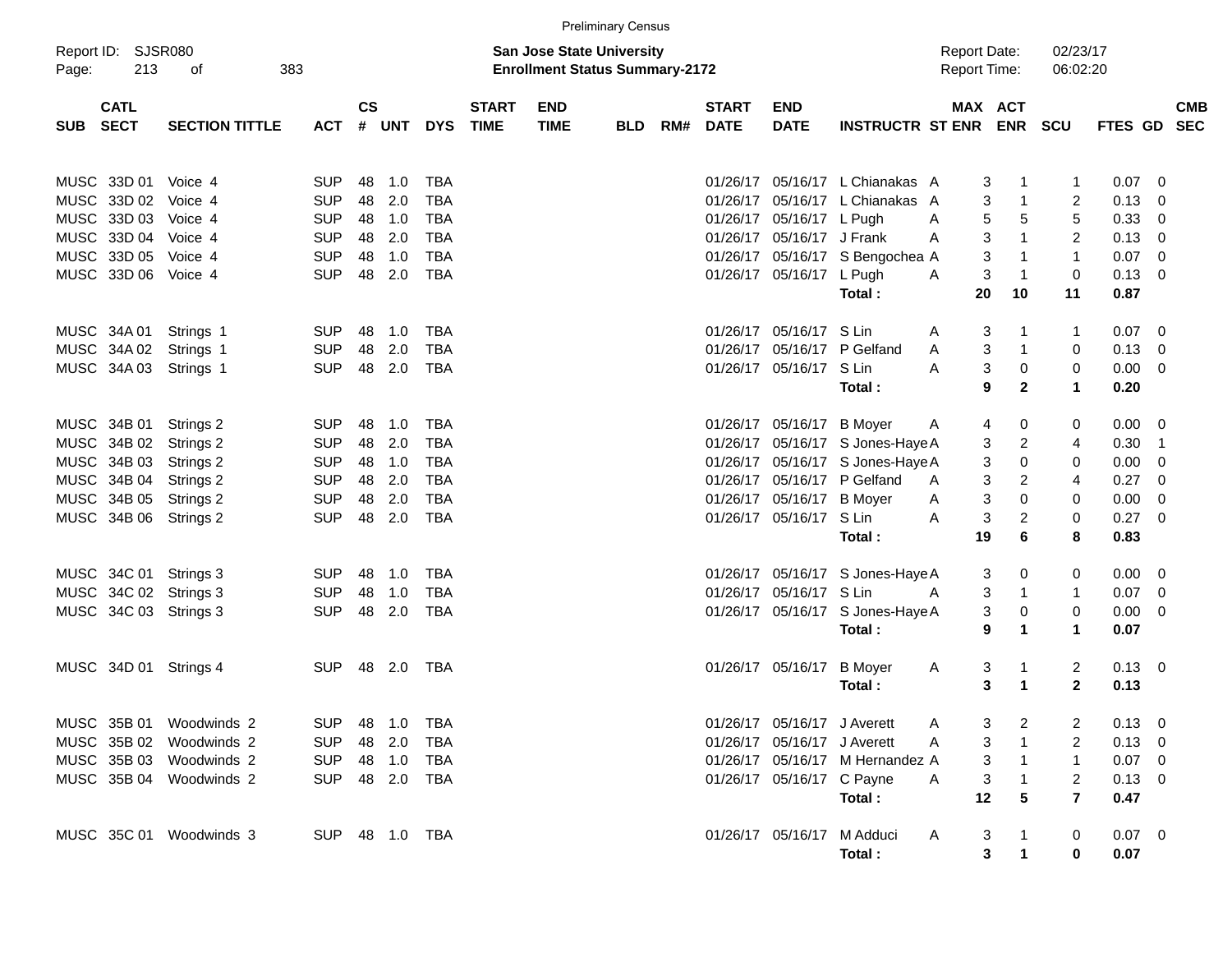Preliminary Census

Report ID: SJSR080

**San Jose State University**
**Enrollment Status Summary-2172**

Report Date: 02/23/17
Report Time: 06:02:20

| SUB | CATL SECT | SECTION TITTLE | ACT | CS # | UNT | DYS | START TIME | END TIME | BLD | RM# | START DATE | END DATE | INSTRUCTR | ST | MAX ENR | ACT ENR | SCU | FTES | GD | CMB SEC |
|---|---|---|---|---|---|---|---|---|---|---|---|---|---|---|---|---|---|---|---|---|
| MUSC | 33D 01 | Voice 4 | SUP | 48 | 1.0 | TBA | | | | | 01/26/17 | 05/16/17 | L Chianakas | A | 3 | 1 | 1 | 0.07 | 0 | |
| MUSC | 33D 02 | Voice 4 | SUP | 48 | 2.0 | TBA | | | | | 01/26/17 | 05/16/17 | L Chianakas | A | 3 | 1 | 2 | 0.13 | 0 | |
| MUSC | 33D 03 | Voice 4 | SUP | 48 | 1.0 | TBA | | | | | 01/26/17 | 05/16/17 | L Pugh | A | 5 | 5 | 5 | 0.33 | 0 | |
| MUSC | 33D 04 | Voice 4 | SUP | 48 | 2.0 | TBA | | | | | 01/26/17 | 05/16/17 | J Frank | A | 3 | 1 | 2 | 0.13 | 0 | |
| MUSC | 33D 05 | Voice 4 | SUP | 48 | 1.0 | TBA | | | | | 01/26/17 | 05/16/17 | S Bengochea | A | 3 | 1 | 1 | 0.07 | 0 | |
| MUSC | 33D 06 | Voice 4 | SUP | 48 | 2.0 | TBA | | | | | 01/26/17 | 05/16/17 | L Pugh | A | 3 | 1 | 0 | 0.13 | 0 | |
| | | | | | | | | | | | | | **Total :** | | **20** | **10** | **11** | **0.87** | | |
| MUSC | 34A 01 | Strings 1 | SUP | 48 | 1.0 | TBA | | | | | 01/26/17 | 05/16/17 | S Lin | A | 3 | 1 | 1 | 0.07 | 0 | |
| MUSC | 34A 02 | Strings 1 | SUP | 48 | 2.0 | TBA | | | | | 01/26/17 | 05/16/17 | P Gelfand | A | 3 | 1 | 0 | 0.13 | 0 | |
| MUSC | 34A 03 | Strings 1 | SUP | 48 | 2.0 | TBA | | | | | 01/26/17 | 05/16/17 | S Lin | A | 3 | 0 | 0 | 0.00 | 0 | |
| | | | | | | | | | | | | | **Total :** | | **9** | **2** | **1** | **0.20** | | |
| MUSC | 34B 01 | Strings 2 | SUP | 48 | 1.0 | TBA | | | | | 01/26/17 | 05/16/17 | B Moyer | A | 4 | 0 | 0 | 0.00 | 0 | |
| MUSC | 34B 02 | Strings 2 | SUP | 48 | 2.0 | TBA | | | | | 01/26/17 | 05/16/17 | S Jones-Haye | A | 3 | 2 | 4 | 0.30 | 1 | |
| MUSC | 34B 03 | Strings 2 | SUP | 48 | 1.0 | TBA | | | | | 01/26/17 | 05/16/17 | S Jones-Haye | A | 3 | 0 | 0 | 0.00 | 0 | |
| MUSC | 34B 04 | Strings 2 | SUP | 48 | 2.0 | TBA | | | | | 01/26/17 | 05/16/17 | P Gelfand | A | 3 | 2 | 4 | 0.27 | 0 | |
| MUSC | 34B 05 | Strings 2 | SUP | 48 | 2.0 | TBA | | | | | 01/26/17 | 05/16/17 | B Moyer | A | 3 | 0 | 0 | 0.00 | 0 | |
| MUSC | 34B 06 | Strings 2 | SUP | 48 | 2.0 | TBA | | | | | 01/26/17 | 05/16/17 | S Lin | A | 3 | 2 | 0 | 0.27 | 0 | |
| | | | | | | | | | | | | | **Total :** | | **19** | **6** | **8** | **0.83** | | |
| MUSC | 34C 01 | Strings 3 | SUP | 48 | 1.0 | TBA | | | | | 01/26/17 | 05/16/17 | S Jones-Haye | A | 3 | 0 | 0 | 0.00 | 0 | |
| MUSC | 34C 02 | Strings 3 | SUP | 48 | 1.0 | TBA | | | | | 01/26/17 | 05/16/17 | S Lin | A | 3 | 1 | 1 | 0.07 | 0 | |
| MUSC | 34C 03 | Strings 3 | SUP | 48 | 2.0 | TBA | | | | | 01/26/17 | 05/16/17 | S Jones-Haye | A | 3 | 0 | 0 | 0.00 | 0 | |
| | | | | | | | | | | | | | **Total :** | | **9** | **1** | **1** | **0.07** | | |
| MUSC | 34D 01 | Strings 4 | SUP | 48 | 2.0 | TBA | | | | | 01/26/17 | 05/16/17 | B Moyer | A | 3 | 1 | 2 | 0.13 | 0 | |
| | | | | | | | | | | | | | **Total :** | | **3** | **1** | **2** | **0.13** | | |
| MUSC | 35B 01 | Woodwinds 2 | SUP | 48 | 1.0 | TBA | | | | | 01/26/17 | 05/16/17 | J Averett | A | 3 | 2 | 2 | 0.13 | 0 | |
| MUSC | 35B 02 | Woodwinds 2 | SUP | 48 | 2.0 | TBA | | | | | 01/26/17 | 05/16/17 | J Averett | A | 3 | 1 | 2 | 0.13 | 0 | |
| MUSC | 35B 03 | Woodwinds 2 | SUP | 48 | 1.0 | TBA | | | | | 01/26/17 | 05/16/17 | M Hernandez | A | 3 | 1 | 1 | 0.07 | 0 | |
| MUSC | 35B 04 | Woodwinds 2 | SUP | 48 | 2.0 | TBA | | | | | 01/26/17 | 05/16/17 | C Payne | A | 3 | 1 | 2 | 0.13 | 0 | |
| | | | | | | | | | | | | | **Total :** | | **12** | **5** | **7** | **0.47** | | |
| MUSC | 35C 01 | Woodwinds 3 | SUP | 48 | 1.0 | TBA | | | | | 01/26/17 | 05/16/17 | M Adduci | A | 3 | 1 | 0 | 0.07 | 0 | |
| | | | | | | | | | | | | | **Total :** | | **3** | **1** | **0** | **0.07** | | |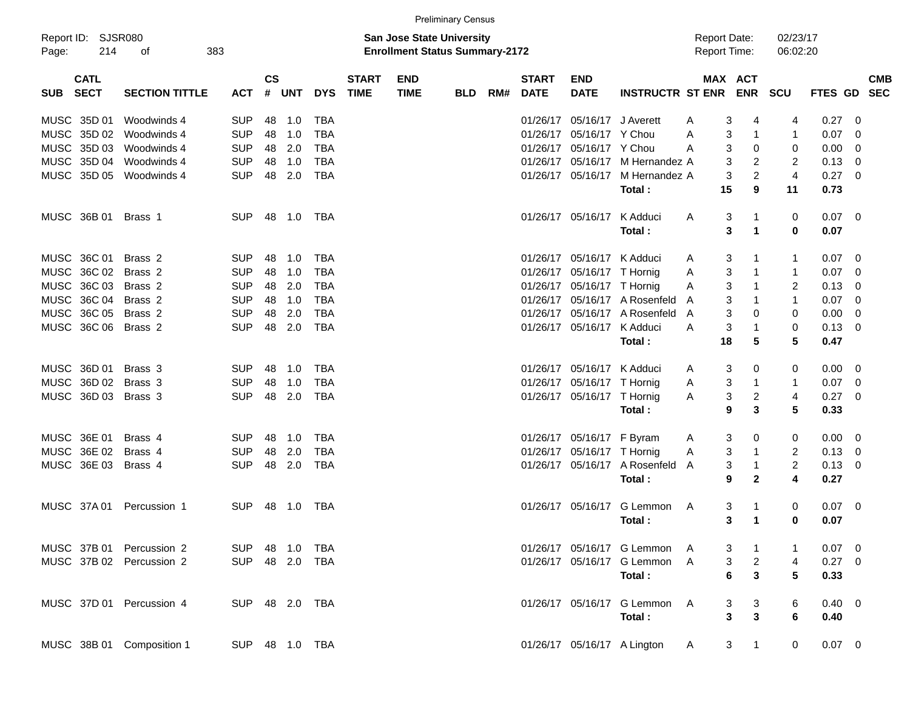Preliminary Census

Report ID: SJSR080
Page: 214 of 383

**San Jose State University**
**Enrollment Status Summary-2172**

Report Date: 02/23/17
Report Time: 06:02:20

| SUB | CATL SECT | SECTION TITTLE | ACT | CS # | UNT | DYS | START TIME | END TIME | BLD | RM# | START DATE | END DATE | INSTRUCTR | ST | MAX ENR | ACT ENR | SCU | FTES | GD | CMB SEC |
|---|---|---|---|---|---|---|---|---|---|---|---|---|---|---|---|---|---|---|---|---|
| MUSC | 35D 01 | Woodwinds 4 | SUP | 48 | 1.0 | TBA | | | | | 01/26/17 | 05/16/17 | J Averett | A | 3 | 4 | 4 | 0.27 | 0 | |
| MUSC | 35D 02 | Woodwinds 4 | SUP | 48 | 1.0 | TBA | | | | | 01/26/17 | 05/16/17 | Y Chou | A | 3 | 1 | 1 | 0.07 | 0 | |
| MUSC | 35D 03 | Woodwinds 4 | SUP | 48 | 2.0 | TBA | | | | | 01/26/17 | 05/16/17 | Y Chou | A | 3 | 0 | 0 | 0.00 | 0 | |
| MUSC | 35D 04 | Woodwinds 4 | SUP | 48 | 1.0 | TBA | | | | | 01/26/17 | 05/16/17 | M Hernandez | A | 3 | 2 | 2 | 0.13 | 0 | |
| MUSC | 35D 05 | Woodwinds 4 | SUP | 48 | 2.0 | TBA | | | | | 01/26/17 | 05/16/17 | M Hernandez | A | 3 | 2 | 4 | 0.27 | 0 | |
| | | | | | | | | | | | | | **Total :** | | **15** | **9** | **11** | **0.73** | | |
| MUSC | 36B 01 | Brass 1 | SUP | 48 | 1.0 | TBA | | | | | 01/26/17 | 05/16/17 | K Adduci | A | 3 | 1 | 0 | 0.07 | 0 | |
| | | | | | | | | | | | | | **Total :** | | **3** | **1** | **0** | **0.07** | | |
| MUSC | 36C 01 | Brass 2 | SUP | 48 | 1.0 | TBA | | | | | 01/26/17 | 05/16/17 | K Adduci | A | 3 | 1 | 1 | 0.07 | 0 | |
| MUSC | 36C 02 | Brass 2 | SUP | 48 | 1.0 | TBA | | | | | 01/26/17 | 05/16/17 | T Hornig | A | 3 | 1 | 1 | 0.07 | 0 | |
| MUSC | 36C 03 | Brass 2 | SUP | 48 | 2.0 | TBA | | | | | 01/26/17 | 05/16/17 | T Hornig | A | 3 | 1 | 2 | 0.13 | 0 | |
| MUSC | 36C 04 | Brass 2 | SUP | 48 | 1.0 | TBA | | | | | 01/26/17 | 05/16/17 | A Rosenfeld | A | 3 | 1 | 1 | 0.07 | 0 | |
| MUSC | 36C 05 | Brass 2 | SUP | 48 | 2.0 | TBA | | | | | 01/26/17 | 05/16/17 | A Rosenfeld | A | 3 | 0 | 0 | 0.00 | 0 | |
| MUSC | 36C 06 | Brass 2 | SUP | 48 | 2.0 | TBA | | | | | 01/26/17 | 05/16/17 | K Adduci | A | 3 | 1 | 0 | 0.13 | 0 | |
| | | | | | | | | | | | | | **Total :** | | **18** | **5** | **5** | **0.47** | | |
| MUSC | 36D 01 | Brass 3 | SUP | 48 | 1.0 | TBA | | | | | 01/26/17 | 05/16/17 | K Adduci | A | 3 | 0 | 0 | 0.00 | 0 | |
| MUSC | 36D 02 | Brass 3 | SUP | 48 | 1.0 | TBA | | | | | 01/26/17 | 05/16/17 | T Hornig | A | 3 | 1 | 1 | 0.07 | 0 | |
| MUSC | 36D 03 | Brass 3 | SUP | 48 | 2.0 | TBA | | | | | 01/26/17 | 05/16/17 | T Hornig | A | 3 | 2 | 4 | 0.27 | 0 | |
| | | | | | | | | | | | | | **Total :** | | **9** | **3** | **5** | **0.33** | | |
| MUSC | 36E 01 | Brass 4 | SUP | 48 | 1.0 | TBA | | | | | 01/26/17 | 05/16/17 | F Byram | A | 3 | 0 | 0 | 0.00 | 0 | |
| MUSC | 36E 02 | Brass 4 | SUP | 48 | 2.0 | TBA | | | | | 01/26/17 | 05/16/17 | T Hornig | A | 3 | 1 | 2 | 0.13 | 0 | |
| MUSC | 36E 03 | Brass 4 | SUP | 48 | 2.0 | TBA | | | | | 01/26/17 | 05/16/17 | A Rosenfeld | A | 3 | 1 | 2 | 0.13 | 0 | |
| | | | | | | | | | | | | | **Total :** | | **9** | **2** | **4** | **0.27** | | |
| MUSC | 37A 01 | Percussion 1 | SUP | 48 | 1.0 | TBA | | | | | 01/26/17 | 05/16/17 | G Lemmon | A | 3 | 1 | 0 | 0.07 | 0 | |
| | | | | | | | | | | | | | **Total :** | | **3** | **1** | **0** | **0.07** | | |
| MUSC | 37B 01 | Percussion 2 | SUP | 48 | 1.0 | TBA | | | | | 01/26/17 | 05/16/17 | G Lemmon | A | 3 | 1 | 1 | 0.07 | 0 | |
| MUSC | 37B 02 | Percussion 2 | SUP | 48 | 2.0 | TBA | | | | | 01/26/17 | 05/16/17 | G Lemmon | A | 3 | 2 | 4 | 0.27 | 0 | |
| | | | | | | | | | | | | | **Total :** | | **6** | **3** | **5** | **0.33** | | |
| MUSC | 37D 01 | Percussion 4 | SUP | 48 | 2.0 | TBA | | | | | 01/26/17 | 05/16/17 | G Lemmon | A | 3 | 3 | 6 | 0.40 | 0 | |
| | | | | | | | | | | | | | **Total :** | | **3** | **3** | **6** | **0.40** | | |
| MUSC | 38B 01 | Composition 1 | SUP | 48 | 1.0 | TBA | | | | | 01/26/17 | 05/16/17 | A Lington | A | 3 | 1 | 0 | 0.07 | 0 | |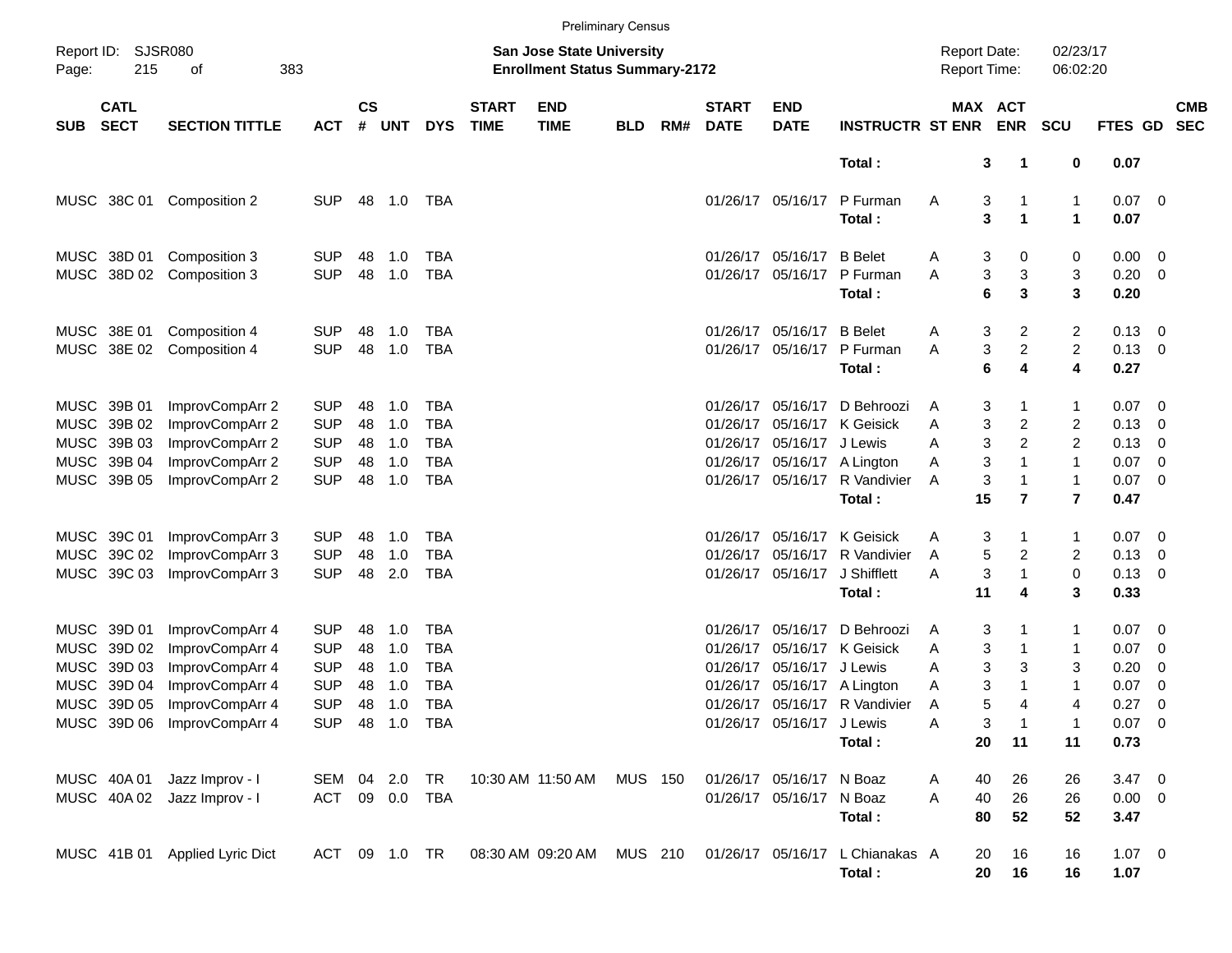Preliminary Census

Report ID: SJSR080
Page: 215 of 383

**San Jose State University**
**Enrollment Status Summary-2172**

Report Date: 02/23/17
Report Time: 06:02:20

| SUB | CATL SECT | SECTION TITTLE | ACT | CS # | UNT | DYS | START TIME | END TIME | BLD | RM# | START DATE | END DATE | INSTRUCTR | ST | MAX ENR | ACT ENR | SCU | FTES | GD | CMB SEC |
|---|---|---|---|---|---|---|---|---|---|---|---|---|---|---|---|---|---|---|---|---|
| | | | | | | | | | | | | | **Total :** | | **3** | **1** | **0** | **0.07** | | |
| MUSC | 38C 01 | Composition 2 | SUP | 48 | 1.0 | TBA | | | | | 01/26/17 | 05/16/17 | P Furman | A | 3 | 1 | 1 | 0.07 | 0 | |
| | | | | | | | | | | | | | **Total :** | | **3** | **1** | **1** | **0.07** | | |
| MUSC | 38D 01 | Composition 3 | SUP | 48 | 1.0 | TBA | | | | | 01/26/17 | 05/16/17 | B Belet | A | 3 | 0 | 0 | 0.00 | 0 | |
| MUSC | 38D 02 | Composition 3 | SUP | 48 | 1.0 | TBA | | | | | 01/26/17 | 05/16/17 | P Furman | A | 3 | 3 | 3 | 0.20 | 0 | |
| | | | | | | | | | | | | | **Total :** | | **6** | **3** | **3** | **0.20** | | |
| MUSC | 38E 01 | Composition 4 | SUP | 48 | 1.0 | TBA | | | | | 01/26/17 | 05/16/17 | B Belet | A | 3 | 2 | 2 | 0.13 | 0 | |
| MUSC | 38E 02 | Composition 4 | SUP | 48 | 1.0 | TBA | | | | | 01/26/17 | 05/16/17 | P Furman | A | 3 | 2 | 2 | 0.13 | 0 | |
| | | | | | | | | | | | | | **Total :** | | **6** | **4** | **4** | **0.27** | | |
| MUSC | 39B 01 | ImprovCompArr 2 | SUP | 48 | 1.0 | TBA | | | | | 01/26/17 | 05/16/17 | D Behroozi | A | 3 | 1 | 1 | 0.07 | 0 | |
| MUSC | 39B 02 | ImprovCompArr 2 | SUP | 48 | 1.0 | TBA | | | | | 01/26/17 | 05/16/17 | K Geisick | A | 3 | 2 | 2 | 0.13 | 0 | |
| MUSC | 39B 03 | ImprovCompArr 2 | SUP | 48 | 1.0 | TBA | | | | | 01/26/17 | 05/16/17 | J Lewis | A | 3 | 2 | 2 | 0.13 | 0 | |
| MUSC | 39B 04 | ImprovCompArr 2 | SUP | 48 | 1.0 | TBA | | | | | 01/26/17 | 05/16/17 | A Lington | A | 3 | 1 | 1 | 0.07 | 0 | |
| MUSC | 39B 05 | ImprovCompArr 2 | SUP | 48 | 1.0 | TBA | | | | | 01/26/17 | 05/16/17 | R Vandivier | A | 3 | 1 | 1 | 0.07 | 0 | |
| | | | | | | | | | | | | | **Total :** | | **15** | **7** | **7** | **0.47** | | |
| MUSC | 39C 01 | ImprovCompArr 3 | SUP | 48 | 1.0 | TBA | | | | | 01/26/17 | 05/16/17 | K Geisick | A | 3 | 1 | 1 | 0.07 | 0 | |
| MUSC | 39C 02 | ImprovCompArr 3 | SUP | 48 | 1.0 | TBA | | | | | 01/26/17 | 05/16/17 | R Vandivier | A | 5 | 2 | 2 | 0.13 | 0 | |
| MUSC | 39C 03 | ImprovCompArr 3 | SUP | 48 | 2.0 | TBA | | | | | 01/26/17 | 05/16/17 | J Shifflett | A | 3 | 1 | 0 | 0.13 | 0 | |
| | | | | | | | | | | | | | **Total :** | | **11** | **4** | **3** | **0.33** | | |
| MUSC | 39D 01 | ImprovCompArr 4 | SUP | 48 | 1.0 | TBA | | | | | 01/26/17 | 05/16/17 | D Behroozi | A | 3 | 1 | 1 | 0.07 | 0 | |
| MUSC | 39D 02 | ImprovCompArr 4 | SUP | 48 | 1.0 | TBA | | | | | 01/26/17 | 05/16/17 | K Geisick | A | 3 | 1 | 1 | 0.07 | 0 | |
| MUSC | 39D 03 | ImprovCompArr 4 | SUP | 48 | 1.0 | TBA | | | | | 01/26/17 | 05/16/17 | J Lewis | A | 3 | 3 | 3 | 0.20 | 0 | |
| MUSC | 39D 04 | ImprovCompArr 4 | SUP | 48 | 1.0 | TBA | | | | | 01/26/17 | 05/16/17 | A Lington | A | 3 | 1 | 1 | 0.07 | 0 | |
| MUSC | 39D 05 | ImprovCompArr 4 | SUP | 48 | 1.0 | TBA | | | | | 01/26/17 | 05/16/17 | R Vandivier | A | 5 | 4 | 4 | 0.27 | 0 | |
| MUSC | 39D 06 | ImprovCompArr 4 | SUP | 48 | 1.0 | TBA | | | | | 01/26/17 | 05/16/17 | J Lewis | A | 3 | 1 | 1 | 0.07 | 0 | |
| | | | | | | | | | | | | | **Total :** | | **20** | **11** | **11** | **0.73** | | |
| MUSC | 40A 01 | Jazz Improv - I | SEM | 04 | 2.0 | TR | 10:30 AM | 11:50 AM | MUS | 150 | 01/26/17 | 05/16/17 | N Boaz | A | 40 | 26 | 26 | 3.47 | 0 | |
| MUSC | 40A 02 | Jazz Improv - I | ACT | 09 | 0.0 | TBA | | | | | 01/26/17 | 05/16/17 | N Boaz | A | 40 | 26 | 26 | 0.00 | 0 | |
| | | | | | | | | | | | | | **Total :** | | **80** | **52** | **52** | **3.47** | | |
| MUSC | 41B 01 | Applied Lyric Dict | ACT | 09 | 1.0 | TR | 08:30 AM | 09:20 AM | MUS | 210 | 01/26/17 | 05/16/17 | L Chianakas | A | 20 | 16 | 16 | 1.07 | 0 | |
| | | | | | | | | | | | | | **Total :** | | **20** | **16** | **16** | **1.07** | | |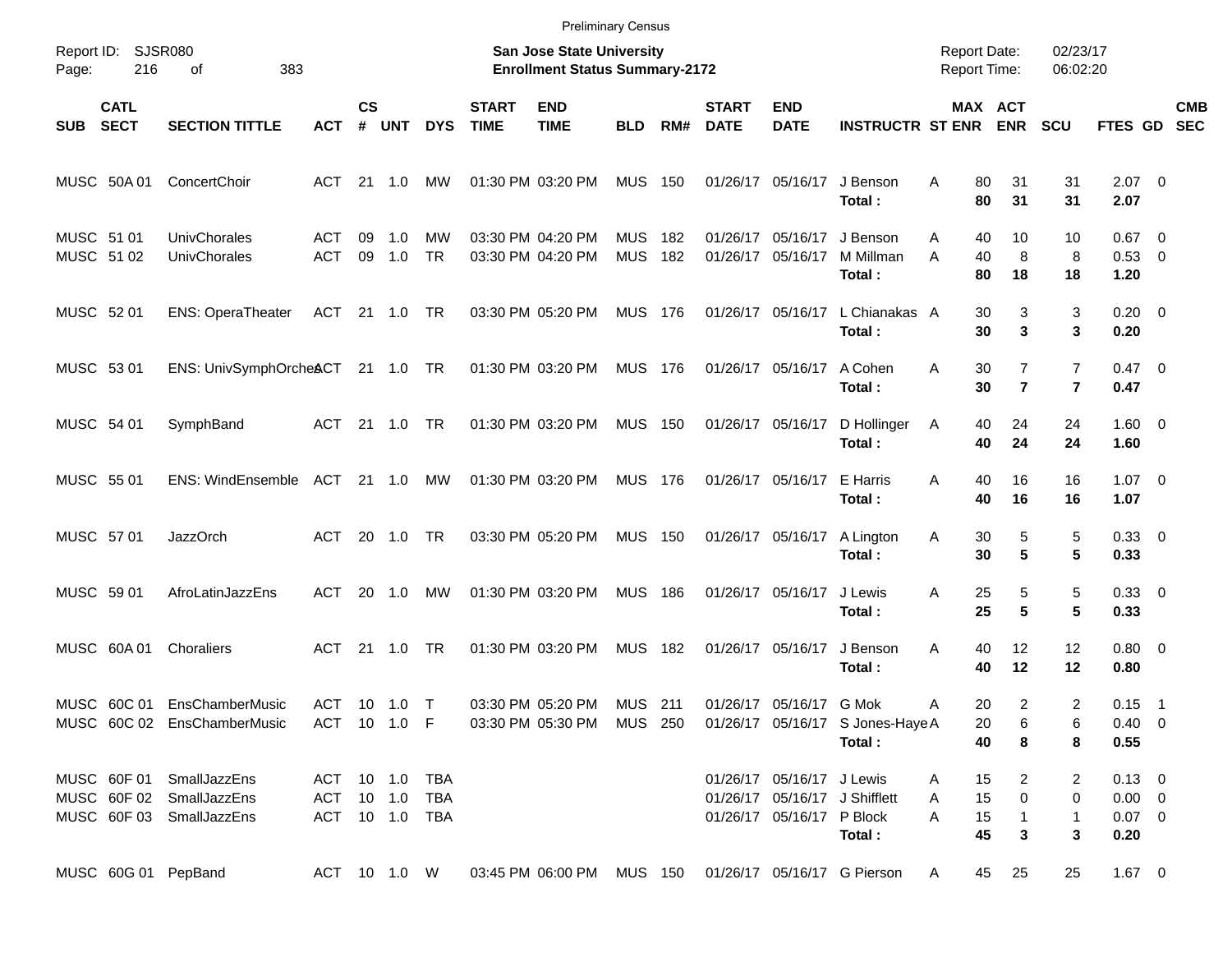Preliminary Census

Report ID: SJSR080
Page: 216 of 383

**San Jose State University**
**Enrollment Status Summary-2172**

Report Date: 02/23/17
Report Time: 06:02:20

| SUB | CATL SECT | SECTION TITTLE | ACT | CS # | UNT | DYS | START TIME | END TIME | BLD | RM# | START DATE | END DATE | INSTRUCTR | ST | MAX ENR | ACT ENR | SCU | FTES | GD | CMB SEC |
|---|---|---|---|---|---|---|---|---|---|---|---|---|---|---|---|---|---|---|---|---|
| MUSC | 50A 01 | ConcertChoir | ACT | 21 | 1.0 | MW | 01:30 PM | 03:20 PM | MUS | 150 | 01/26/17 | 05/16/17 | J Benson | A | 80 | 31 | 31 | 2.07 | 0 | |
| | | | | | | | | | | | | | **Total :** | | **80** | **31** | **31** | **2.07** | | |
| MUSC | 51 01 | UnivChorales | ACT | 09 | 1.0 | MW | 03:30 PM | 04:20 PM | MUS | 182 | 01/26/17 | 05/16/17 | J Benson | A | 40 | 10 | 10 | 0.67 | 0 | |
| MUSC | 51 02 | UnivChorales | ACT | 09 | 1.0 | TR | 03:30 PM | 04:20 PM | MUS | 182 | 01/26/17 | 05/16/17 | M Millman | A | 40 | 8 | 8 | 0.53 | 0 | |
| | | | | | | | | | | | | | **Total :** | | **80** | **18** | **18** | **1.20** | | |
| MUSC | 52 01 | ENS: OperaTheater | ACT | 21 | 1.0 | TR | 03:30 PM | 05:20 PM | MUS | 176 | 01/26/17 | 05/16/17 | L Chianakas | A | 30 | 3 | 3 | 0.20 | 0 | |
| | | | | | | | | | | | | | **Total :** | | **30** | **3** | **3** | **0.20** | | |
| MUSC | 53 01 | ENS: UnivSymphOrches | ACT | 21 | 1.0 | TR | 01:30 PM | 03:20 PM | MUS | 176 | 01/26/17 | 05/16/17 | A Cohen | A | 30 | 7 | 7 | 0.47 | 0 | |
| | | | | | | | | | | | | | **Total :** | | **30** | **7** | **7** | **0.47** | | |
| MUSC | 54 01 | SymphBand | ACT | 21 | 1.0 | TR | 01:30 PM | 03:20 PM | MUS | 150 | 01/26/17 | 05/16/17 | D Hollinger | A | 40 | 24 | 24 | 1.60 | 0 | |
| | | | | | | | | | | | | | **Total :** | | **40** | **24** | **24** | **1.60** | | |
| MUSC | 55 01 | ENS: WindEnsemble | ACT | 21 | 1.0 | MW | 01:30 PM | 03:20 PM | MUS | 176 | 01/26/17 | 05/16/17 | E Harris | A | 40 | 16 | 16 | 1.07 | 0 | |
| | | | | | | | | | | | | | **Total :** | | **40** | **16** | **16** | **1.07** | | |
| MUSC | 57 01 | JazzOrch | ACT | 20 | 1.0 | TR | 03:30 PM | 05:20 PM | MUS | 150 | 01/26/17 | 05/16/17 | A Lington | A | 30 | 5 | 5 | 0.33 | 0 | |
| | | | | | | | | | | | | | **Total :** | | **30** | **5** | **5** | **0.33** | | |
| MUSC | 59 01 | AfroLatinJazzEns | ACT | 20 | 1.0 | MW | 01:30 PM | 03:20 PM | MUS | 186 | 01/26/17 | 05/16/17 | J Lewis | A | 25 | 5 | 5 | 0.33 | 0 | |
| | | | | | | | | | | | | | **Total :** | | **25** | **5** | **5** | **0.33** | | |
| MUSC | 60A 01 | Choraliers | ACT | 21 | 1.0 | TR | 01:30 PM | 03:20 PM | MUS | 182 | 01/26/17 | 05/16/17 | J Benson | A | 40 | 12 | 12 | 0.80 | 0 | |
| | | | | | | | | | | | | | **Total :** | | **40** | **12** | **12** | **0.80** | | |
| MUSC | 60C 01 | EnsChamberMusic | ACT | 10 | 1.0 | T | 03:30 PM | 05:20 PM | MUS | 211 | 01/26/17 | 05/16/17 | G Mok | A | 20 | 2 | 2 | 0.15 | 1 | |
| MUSC | 60C 02 | EnsChamberMusic | ACT | 10 | 1.0 | F | 03:30 PM | 05:30 PM | MUS | 250 | 01/26/17 | 05/16/17 | S Jones-Haye | A | 20 | 6 | 6 | 0.40 | 0 | |
| | | | | | | | | | | | | | **Total :** | | **40** | **8** | **8** | **0.55** | | |
| MUSC | 60F 01 | SmallJazzEns | ACT | 10 | 1.0 | TBA | | | | | 01/26/17 | 05/16/17 | J Lewis | A | 15 | 2 | 2 | 0.13 | 0 | |
| MUSC | 60F 02 | SmallJazzEns | ACT | 10 | 1.0 | TBA | | | | | 01/26/17 | 05/16/17 | J Shifflett | A | 15 | 0 | 0 | 0.00 | 0 | |
| MUSC | 60F 03 | SmallJazzEns | ACT | 10 | 1.0 | TBA | | | | | 01/26/17 | 05/16/17 | P Block | A | 15 | 1 | 1 | 0.07 | 0 | |
| | | | | | | | | | | | | | **Total :** | | **45** | **3** | **3** | **0.20** | | |
| MUSC | 60G 01 | PepBand | ACT | 10 | 1.0 | W | 03:45 PM | 06:00 PM | MUS | 150 | 01/26/17 | 05/16/17 | G Pierson | A | 45 | 25 | 25 | 1.67 | 0 | |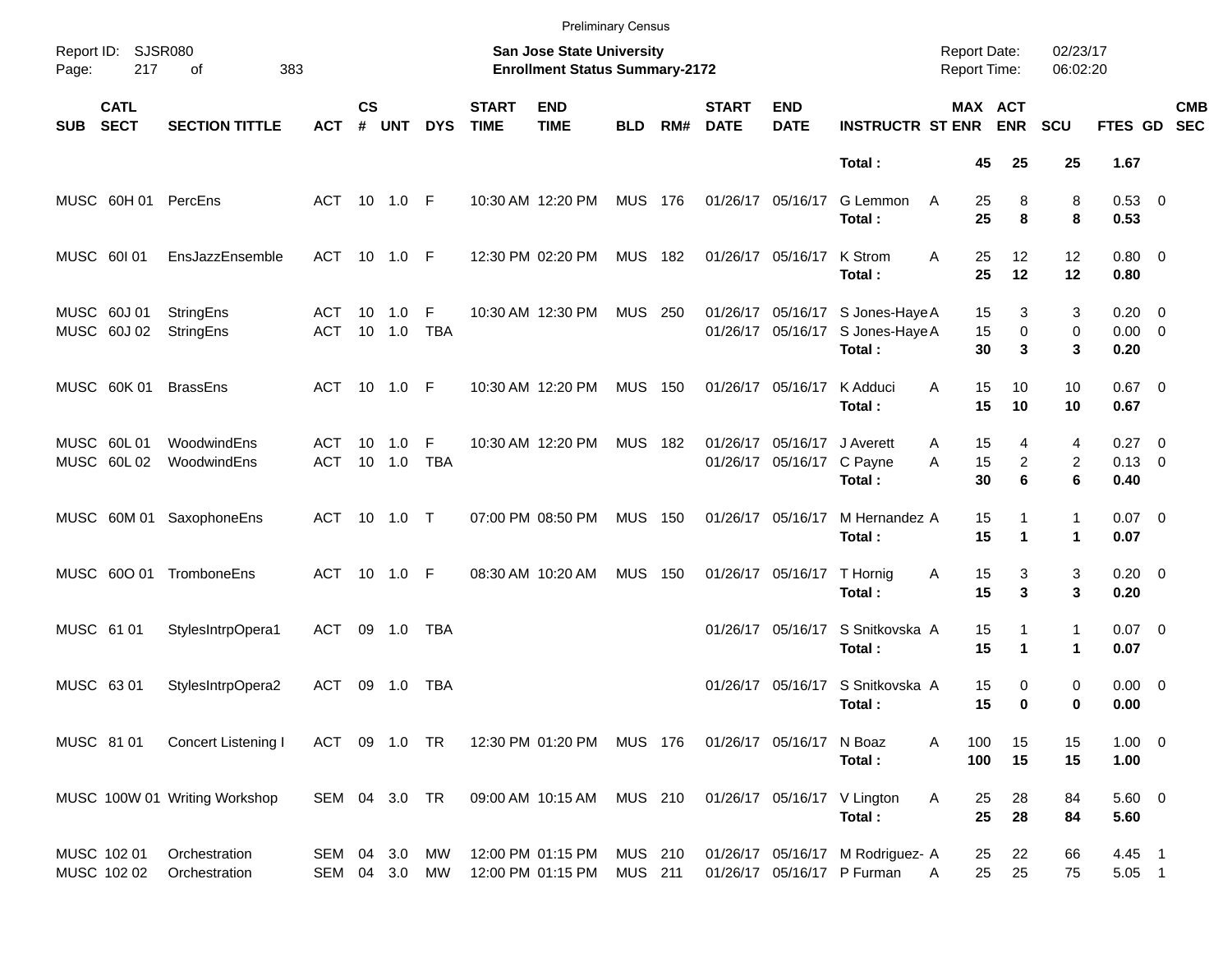Preliminary Census

Report ID: SJSR080

**San Jose State University**
**Enrollment Status Summary-2172**

Report Date: 02/23/17
Report Time: 06:02:20

| SUB | CATL SECT | SECTION TITTLE | ACT | CS # | UNT | DYS | START TIME | END TIME | BLD | RM# | START DATE | END DATE | INSTRUCTR | ST | MAX ENR | ACT ENR | SCU | FTES | GD | CMB SEC |
|---|---|---|---|---|---|---|---|---|---|---|---|---|---|---|---|---|---|---|---|---|
| | | | | | | | | | | | | | **Total :** | | **45** | **25** | **25** | **1.67** | | |
| MUSC | 60H 01 | PercEns | ACT | 10 | 1.0 | F | 10:30 AM | 12:20 PM | MUS | 176 | 01/26/17 | 05/16/17 | G Lemmon | A | 25 | 8 | 8 | 0.53 | 0 | |
| | | | | | | | | | | | | | **Total :** | | **25** | **8** | **8** | **0.53** | | |
| MUSC | 60I 01 | EnsJazzEnsemble | ACT | 10 | 1.0 | F | 12:30 PM | 02:20 PM | MUS | 182 | 01/26/17 | 05/16/17 | K Strom | A | 25 | 12 | 12 | 0.80 | 0 | |
| | | | | | | | | | | | | | **Total :** | | **25** | **12** | **12** | **0.80** | | |
| MUSC | 60J 01 | StringEns | ACT | 10 | 1.0 | F | 10:30 AM | 12:30 PM | MUS | 250 | 01/26/17 | 05/16/17 | S Jones-Haye | A | 15 | 3 | 3 | 0.20 | 0 | |
| MUSC | 60J 02 | StringEns | ACT | 10 | 1.0 | TBA | | | | | 01/26/17 | 05/16/17 | S Jones-Haye | A | 15 | 0 | 0 | 0.00 | 0 | |
| | | | | | | | | | | | | | **Total :** | | **30** | **3** | **3** | **0.20** | | |
| MUSC | 60K 01 | BrassEns | ACT | 10 | 1.0 | F | 10:30 AM | 12:20 PM | MUS | 150 | 01/26/17 | 05/16/17 | K Adduci | A | 15 | 10 | 10 | 0.67 | 0 | |
| | | | | | | | | | | | | | **Total :** | | **15** | **10** | **10** | **0.67** | | |
| MUSC | 60L 01 | WoodwindEns | ACT | 10 | 1.0 | F | 10:30 AM | 12:20 PM | MUS | 182 | 01/26/17 | 05/16/17 | J Averett | A | 15 | 4 | 4 | 0.27 | 0 | |
| MUSC | 60L 02 | WoodwindEns | ACT | 10 | 1.0 | TBA | | | | | 01/26/17 | 05/16/17 | C Payne | A | 15 | 2 | 2 | 0.13 | 0 | |
| | | | | | | | | | | | | | **Total :** | | **30** | **6** | **6** | **0.40** | | |
| MUSC | 60M 01 | SaxophoneEns | ACT | 10 | 1.0 | T | 07:00 PM | 08:50 PM | MUS | 150 | 01/26/17 | 05/16/17 | M Hernandez | A | 15 | 1 | 1 | 0.07 | 0 | |
| | | | | | | | | | | | | | **Total :** | | **15** | **1** | **1** | **0.07** | | |
| MUSC | 60O 01 | TromboneEns | ACT | 10 | 1.0 | F | 08:30 AM | 10:20 AM | MUS | 150 | 01/26/17 | 05/16/17 | T Hornig | A | 15 | 3 | 3 | 0.20 | 0 | |
| | | | | | | | | | | | | | **Total :** | | **15** | **3** | **3** | **0.20** | | |
| MUSC | 61 01 | StylesIntrpOpera1 | ACT | 09 | 1.0 | TBA | | | | | 01/26/17 | 05/16/17 | S Snitkovska | A | 15 | 1 | 1 | 0.07 | 0 | |
| | | | | | | | | | | | | | **Total :** | | **15** | **1** | **1** | **0.07** | | |
| MUSC | 63 01 | StylesIntrpOpera2 | ACT | 09 | 1.0 | TBA | | | | | 01/26/17 | 05/16/17 | S Snitkovska | A | 15 | 0 | 0 | 0.00 | 0 | |
| | | | | | | | | | | | | | **Total :** | | **15** | **0** | **0** | **0.00** | | |
| MUSC | 81 01 | Concert Listening I | ACT | 09 | 1.0 | TR | 12:30 PM | 01:20 PM | MUS | 176 | 01/26/17 | 05/16/17 | N Boaz | A | 100 | 15 | 15 | 1.00 | 0 | |
| | | | | | | | | | | | | | **Total :** | | **100** | **15** | **15** | **1.00** | | |
| MUSC | 100W 01 | Writing Workshop | SEM | 04 | 3.0 | TR | 09:00 AM | 10:15 AM | MUS | 210 | 01/26/17 | 05/16/17 | V Lington | A | 25 | 28 | 84 | 5.60 | 0 | |
| | | | | | | | | | | | | | **Total :** | | **25** | **28** | **84** | **5.60** | | |
| MUSC | 102 01 | Orchestration | SEM | 04 | 3.0 | MW | 12:00 PM | 01:15 PM | MUS | 210 | 01/26/17 | 05/16/17 | M Rodriguez- | A | 25 | 22 | 66 | 4.45 | 1 | |
| MUSC | 102 02 | Orchestration | SEM | 04 | 3.0 | MW | 12:00 PM | 01:15 PM | MUS | 211 | 01/26/17 | 05/16/17 | P Furman | A | 25 | 25 | 75 | 5.05 | 1 | |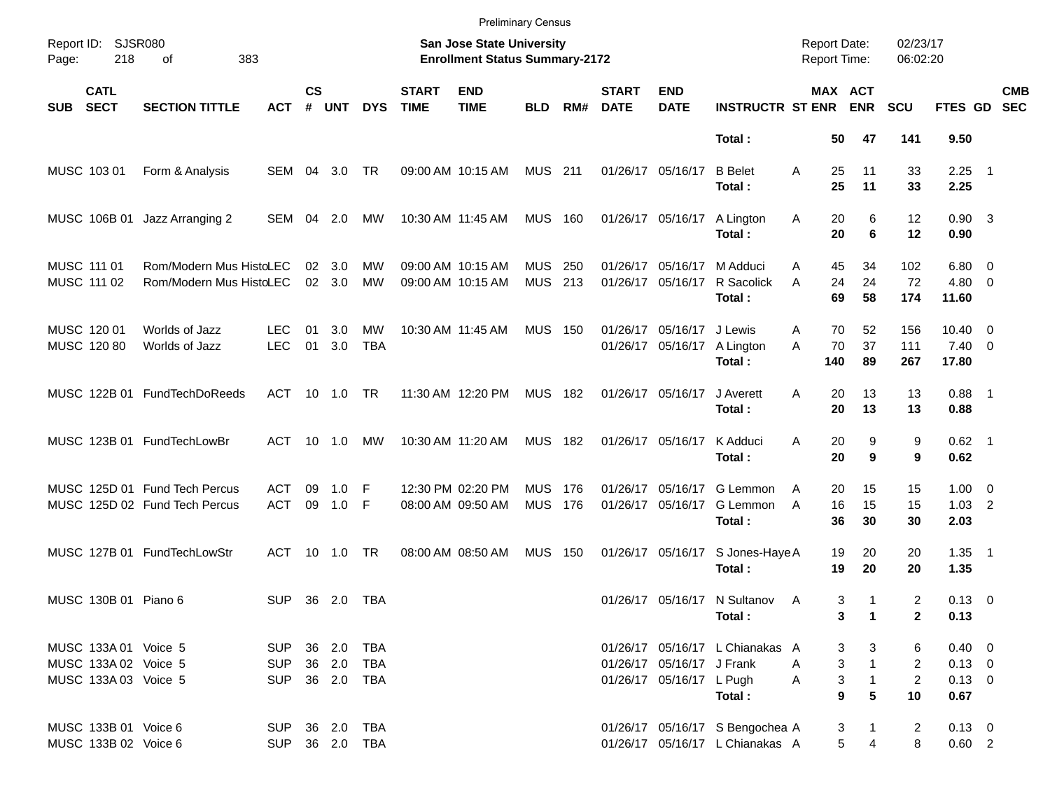Preliminary Census

Report ID: SJSR080
Page: 218 of 383

**San Jose State University**
**Enrollment Status Summary-2172**

Report Date: 02/23/17
Report Time: 06:02:20

| SUB | CATL SECT | SECTION TITTLE | ACT | CS # | UNT | DYS | START TIME | END TIME | BLD | RM# | START DATE | END DATE | INSTRUCTR | ST | MAX ENR | ACT ENR | SCU | FTES | GD | CMB SEC |
|---|---|---|---|---|---|---|---|---|---|---|---|---|---|---|---|---|---|---|---|---|
| | | | | | | | | | | | | | **Total :** | | **50** | **47** | **141** | **9.50** | | |
| MUSC | 103 01 | Form & Analysis | SEM | 04 | 3.0 | TR | 09:00 AM | 10:15 AM | MUS | 211 | 01/26/17 | 05/16/17 | B Belet | A | 25 | 11 | 33 | 2.25 | 1 | |
| | | | | | | | | | | | | | **Total :** | | **25** | **11** | **33** | **2.25** | | |
| MUSC | 106B 01 | Jazz Arranging 2 | SEM | 04 | 2.0 | MW | 10:30 AM | 11:45 AM | MUS | 160 | 01/26/17 | 05/16/17 | A Lington | A | 20 | 6 | 12 | 0.90 | 3 | |
| | | | | | | | | | | | | | **Total :** | | **20** | **6** | **12** | **0.90** | | |
| MUSC | 111 01 | Rom/Modern Mus Histo | LEC | 02 | 3.0 | MW | 09:00 AM | 10:15 AM | MUS | 250 | 01/26/17 | 05/16/17 | M Adduci | A | 45 | 34 | 102 | 6.80 | 0 | |
| MUSC | 111 02 | Rom/Modern Mus Histo | LEC | 02 | 3.0 | MW | 09:00 AM | 10:15 AM | MUS | 213 | 01/26/17 | 05/16/17 | R Sacolick | A | 24 | 24 | 72 | 4.80 | 0 | |
| | | | | | | | | | | | | | **Total :** | | **69** | **58** | **174** | **11.60** | | |
| MUSC | 120 01 | Worlds of Jazz | LEC | 01 | 3.0 | MW | 10:30 AM | 11:45 AM | MUS | 150 | 01/26/17 | 05/16/17 | J Lewis | A | 70 | 52 | 156 | 10.40 | 0 | |
| MUSC | 120 80 | Worlds of Jazz | LEC | 01 | 3.0 | TBA | | | | | 01/26/17 | 05/16/17 | A Lington | A | 70 | 37 | 111 | 7.40 | 0 | |
| | | | | | | | | | | | | | **Total :** | | **140** | **89** | **267** | **17.80** | | |
| MUSC | 122B 01 | FundTechDoReeds | ACT | 10 | 1.0 | TR | 11:30 AM | 12:20 PM | MUS | 182 | 01/26/17 | 05/16/17 | J Averett | A | 20 | 13 | 13 | 0.88 | 1 | |
| | | | | | | | | | | | | | **Total :** | | **20** | **13** | **13** | **0.88** | | |
| MUSC | 123B 01 | FundTechLowBr | ACT | 10 | 1.0 | MW | 10:30 AM | 11:20 AM | MUS | 182 | 01/26/17 | 05/16/17 | K Adduci | A | 20 | 9 | 9 | 0.62 | 1 | |
| | | | | | | | | | | | | | **Total :** | | **20** | **9** | **9** | **0.62** | | |
| MUSC | 125D 01 | Fund Tech Percus | ACT | 09 | 1.0 | F | 12:30 PM | 02:20 PM | MUS | 176 | 01/26/17 | 05/16/17 | G Lemmon | A | 20 | 15 | 15 | 1.00 | 0 | |
| MUSC | 125D 02 | Fund Tech Percus | ACT | 09 | 1.0 | F | 08:00 AM | 09:50 AM | MUS | 176 | 01/26/17 | 05/16/17 | G Lemmon | A | 16 | 15 | 15 | 1.03 | 2 | |
| | | | | | | | | | | | | | **Total :** | | **36** | **30** | **30** | **2.03** | | |
| MUSC | 127B 01 | FundTechLowStr | ACT | 10 | 1.0 | TR | 08:00 AM | 08:50 AM | MUS | 150 | 01/26/17 | 05/16/17 | S Jones-Haye | A | 19 | 20 | 20 | 1.35 | 1 | |
| | | | | | | | | | | | | | **Total :** | | **19** | **20** | **20** | **1.35** | | |
| MUSC | 130B 01 | Piano 6 | SUP | 36 | 2.0 | TBA | | | | | 01/26/17 | 05/16/17 | N Sultanov | A | 3 | 1 | 2 | 0.13 | 0 | |
| | | | | | | | | | | | | | **Total :** | | **3** | **1** | **2** | **0.13** | | |
| MUSC | 133A 01 | Voice 5 | SUP | 36 | 2.0 | TBA | | | | | 01/26/17 | 05/16/17 | L Chianakas | A | 3 | 3 | 6 | 0.40 | 0 | |
| MUSC | 133A 02 | Voice 5 | SUP | 36 | 2.0 | TBA | | | | | 01/26/17 | 05/16/17 | J Frank | A | 3 | 1 | 2 | 0.13 | 0 | |
| MUSC | 133A 03 | Voice 5 | SUP | 36 | 2.0 | TBA | | | | | 01/26/17 | 05/16/17 | L Pugh | A | 3 | 1 | 2 | 0.13 | 0 | |
| | | | | | | | | | | | | | **Total :** | | **9** | **5** | **10** | **0.67** | | |
| MUSC | 133B 01 | Voice 6 | SUP | 36 | 2.0 | TBA | | | | | 01/26/17 | 05/16/17 | S Bengochea | A | 3 | 1 | 2 | 0.13 | 0 | |
| MUSC | 133B 02 | Voice 6 | SUP | 36 | 2.0 | TBA | | | | | 01/26/17 | 05/16/17 | L Chianakas | A | 5 | 4 | 8 | 0.60 | 2 | |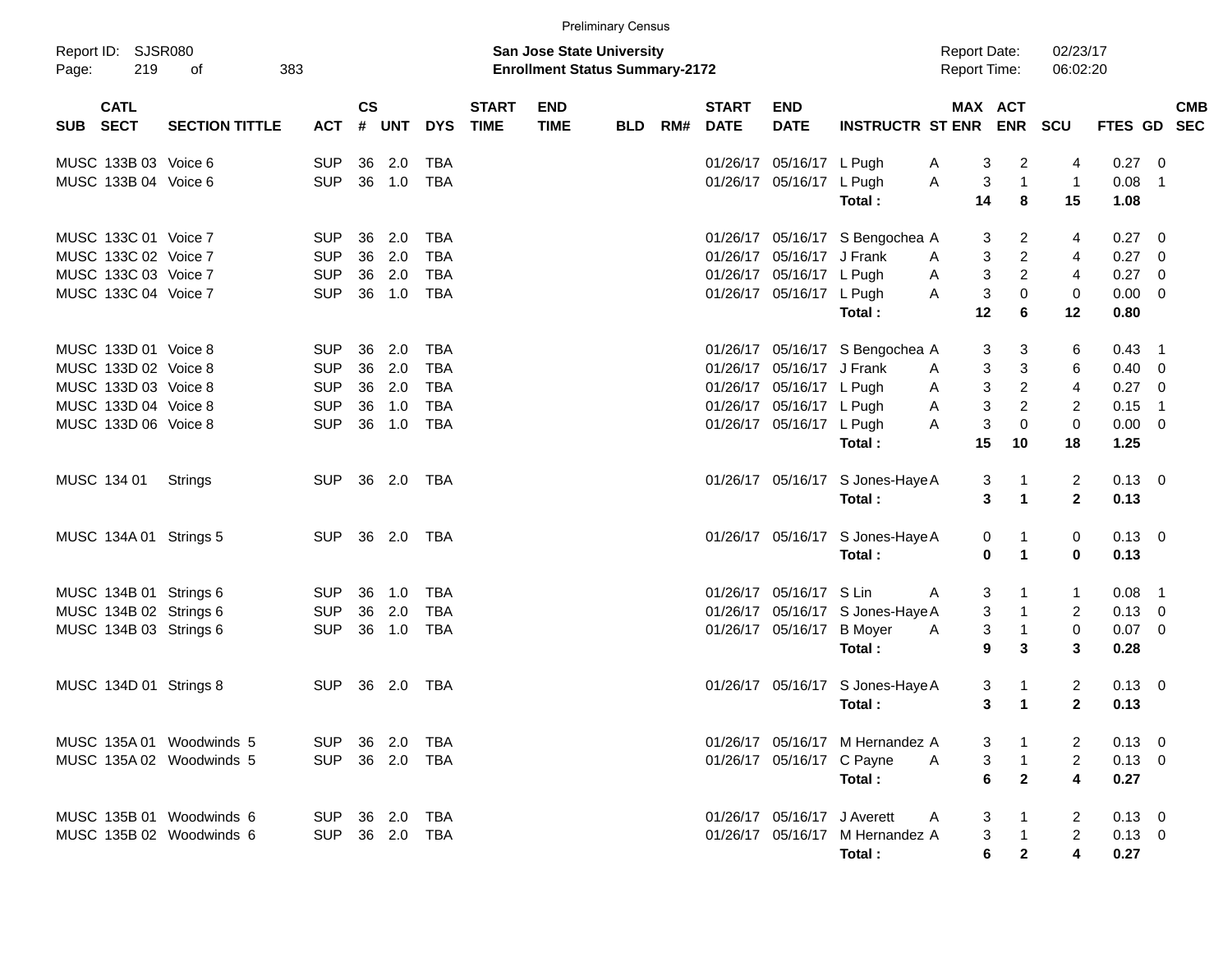Preliminary Census

Report ID: SJSR080

**San Jose State University**
**Enrollment Status Summary-2172**

Report Date: 02/23/17
Report Time: 06:02:20

| SUB | CATL SECT | SECTION TITTLE | ACT | CS # | UNT | DYS | START TIME | END TIME | BLD | RM# | START DATE | END DATE | INSTRUCTR | ST | MAX ENR | ACT ENR | SCU | FTES | GD | CMB SEC |
|---|---|---|---|---|---|---|---|---|---|---|---|---|---|---|---|---|---|---|---|---|
| MUSC | 133B 03 | Voice 6 | SUP | 36 | 2.0 | TBA | | | | | 01/26/17 | 05/16/17 | L Pugh | A | 3 | 2 | 4 | 0.27 | 0 | |
| MUSC | 133B 04 | Voice 6 | SUP | 36 | 1.0 | TBA | | | | | 01/26/17 | 05/16/17 | L Pugh | A | 3 | 1 | 1 | 0.08 | 1 | |
| | | | | | | | | | | | | | **Total :** | | **14** | **8** | **15** | **1.08** | | |
| MUSC | 133C 01 | Voice 7 | SUP | 36 | 2.0 | TBA | | | | | 01/26/17 | 05/16/17 | S Bengochea | A | 3 | 2 | 4 | 0.27 | 0 | |
| MUSC | 133C 02 | Voice 7 | SUP | 36 | 2.0 | TBA | | | | | 01/26/17 | 05/16/17 | J Frank | A | 3 | 2 | 4 | 0.27 | 0 | |
| MUSC | 133C 03 | Voice 7 | SUP | 36 | 2.0 | TBA | | | | | 01/26/17 | 05/16/17 | L Pugh | A | 3 | 2 | 4 | 0.27 | 0 | |
| MUSC | 133C 04 | Voice 7 | SUP | 36 | 1.0 | TBA | | | | | 01/26/17 | 05/16/17 | L Pugh | A | 3 | 0 | 0 | 0.00 | 0 | |
| | | | | | | | | | | | | | **Total :** | | **12** | **6** | **12** | **0.80** | | |
| MUSC | 133D 01 | Voice 8 | SUP | 36 | 2.0 | TBA | | | | | 01/26/17 | 05/16/17 | S Bengochea | A | 3 | 3 | 6 | 0.43 | 1 | |
| MUSC | 133D 02 | Voice 8 | SUP | 36 | 2.0 | TBA | | | | | 01/26/17 | 05/16/17 | J Frank | A | 3 | 3 | 6 | 0.40 | 0 | |
| MUSC | 133D 03 | Voice 8 | SUP | 36 | 2.0 | TBA | | | | | 01/26/17 | 05/16/17 | L Pugh | A | 3 | 2 | 4 | 0.27 | 0 | |
| MUSC | 133D 04 | Voice 8 | SUP | 36 | 1.0 | TBA | | | | | 01/26/17 | 05/16/17 | L Pugh | A | 3 | 2 | 2 | 0.15 | 1 | |
| MUSC | 133D 06 | Voice 8 | SUP | 36 | 1.0 | TBA | | | | | 01/26/17 | 05/16/17 | L Pugh | A | 3 | 0 | 0 | 0.00 | 0 | |
| | | | | | | | | | | | | | **Total :** | | **15** | **10** | **18** | **1.25** | | |
| MUSC | 134 01 | Strings | SUP | 36 | 2.0 | TBA | | | | | 01/26/17 | 05/16/17 | S Jones-Haye | A | 3 | 1 | 2 | 0.13 | 0 | |
| | | | | | | | | | | | | | **Total :** | | **3** | **1** | **2** | **0.13** | | |
| MUSC | 134A 01 | Strings 5 | SUP | 36 | 2.0 | TBA | | | | | 01/26/17 | 05/16/17 | S Jones-Haye | A | 0 | 1 | 0 | 0.13 | 0 | |
| | | | | | | | | | | | | | **Total :** | | **0** | **1** | **0** | **0.13** | | |
| MUSC | 134B 01 | Strings 6 | SUP | 36 | 1.0 | TBA | | | | | 01/26/17 | 05/16/17 | S Lin | A | 3 | 1 | 1 | 0.08 | 1 | |
| MUSC | 134B 02 | Strings 6 | SUP | 36 | 2.0 | TBA | | | | | 01/26/17 | 05/16/17 | S Jones-Haye | A | 3 | 1 | 2 | 0.13 | 0 | |
| MUSC | 134B 03 | Strings 6 | SUP | 36 | 1.0 | TBA | | | | | 01/26/17 | 05/16/17 | B Moyer | A | 3 | 1 | 0 | 0.07 | 0 | |
| | | | | | | | | | | | | | **Total :** | | **9** | **3** | **3** | **0.28** | | |
| MUSC | 134D 01 | Strings 8 | SUP | 36 | 2.0 | TBA | | | | | 01/26/17 | 05/16/17 | S Jones-Haye | A | 3 | 1 | 2 | 0.13 | 0 | |
| | | | | | | | | | | | | | **Total :** | | **3** | **1** | **2** | **0.13** | | |
| MUSC | 135A 01 | Woodwinds 5 | SUP | 36 | 2.0 | TBA | | | | | 01/26/17 | 05/16/17 | M Hernandez | A | 3 | 1 | 2 | 0.13 | 0 | |
| MUSC | 135A 02 | Woodwinds 5 | SUP | 36 | 2.0 | TBA | | | | | 01/26/17 | 05/16/17 | C Payne | A | 3 | 1 | 2 | 0.13 | 0 | |
| | | | | | | | | | | | | | **Total :** | | **6** | **2** | **4** | **0.27** | | |
| MUSC | 135B 01 | Woodwinds 6 | SUP | 36 | 2.0 | TBA | | | | | 01/26/17 | 05/16/17 | J Averett | A | 3 | 1 | 2 | 0.13 | 0 | |
| MUSC | 135B 02 | Woodwinds 6 | SUP | 36 | 2.0 | TBA | | | | | 01/26/17 | 05/16/17 | M Hernandez | A | 3 | 1 | 2 | 0.13 | 0 | |
| | | | | | | | | | | | | | **Total :** | | **6** | **2** | **4** | **0.27** | | |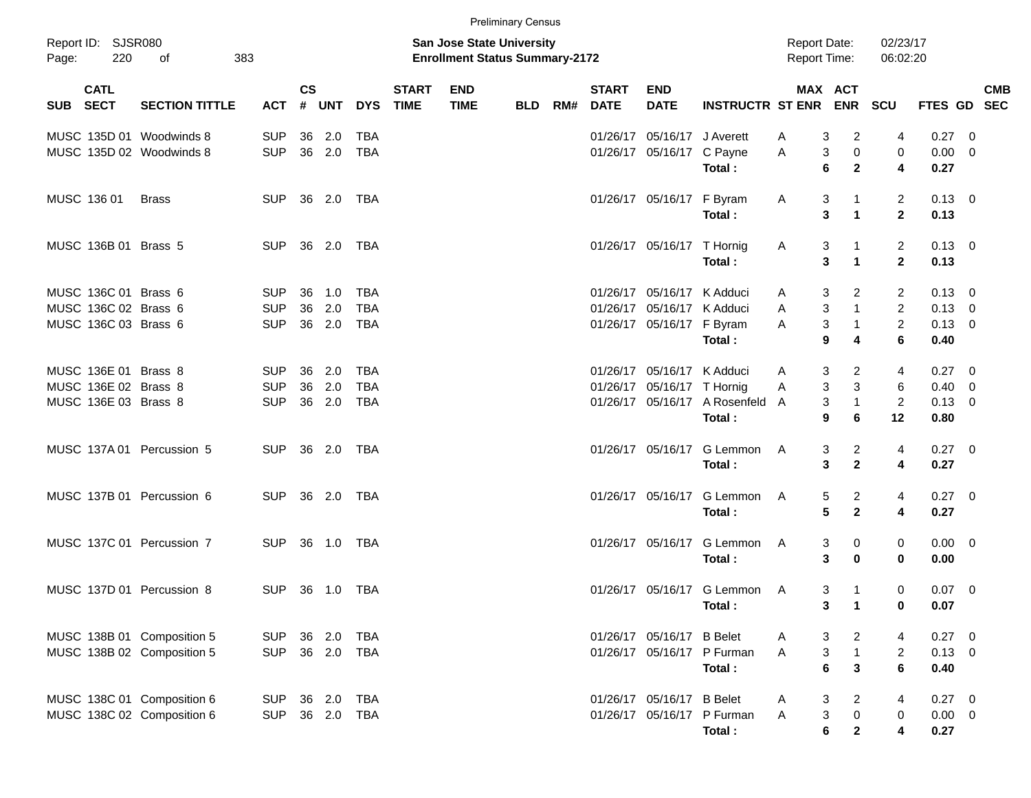Preliminary Census

Report ID: SJSR080
Page: 220 of 383

**San Jose State University**
**Enrollment Status Summary-2172**

Report Date: 02/23/17
Report Time: 06:02:20

| SUB | CATL SECT | SECTION TITTLE | ACT | CS # | UNT | DYS | START TIME | END TIME | BLD | RM# | START DATE | END DATE | INSTRUCTR | ST | MAX ENR | ACT ENR | SCU | FTES | GD | CMB SEC |
|---|---|---|---|---|---|---|---|---|---|---|---|---|---|---|---|---|---|---|---|---|
| MUSC | 135D 01 | Woodwinds 8 | SUP | 36 | 2.0 | TBA | | | | | 01/26/17 | 05/16/17 | J Averett | A | 3 | 2 | 4 | 0.27 | 0 | |
| MUSC | 135D 02 | Woodwinds 8 | SUP | 36 | 2.0 | TBA | | | | | 01/26/17 | 05/16/17 | C Payne | A | 3 | 0 | 0 | 0.00 | 0 | |
| | | | | | | | | | | | | | **Total :** | | **6** | **2** | **4** | **0.27** | | |
| MUSC | 136 01 | Brass | SUP | 36 | 2.0 | TBA | | | | | 01/26/17 | 05/16/17 | F Byram | A | 3 | 1 | 2 | 0.13 | 0 | |
| | | | | | | | | | | | | | **Total :** | | **3** | **1** | **2** | **0.13** | | |
| MUSC | 136B 01 | Brass 5 | SUP | 36 | 2.0 | TBA | | | | | 01/26/17 | 05/16/17 | T Hornig | A | 3 | 1 | 2 | 0.13 | 0 | |
| | | | | | | | | | | | | | **Total :** | | **3** | **1** | **2** | **0.13** | | |
| MUSC | 136C 01 | Brass 6 | SUP | 36 | 1.0 | TBA | | | | | 01/26/17 | 05/16/17 | K Adduci | A | 3 | 2 | 2 | 0.13 | 0 | |
| MUSC | 136C 02 | Brass 6 | SUP | 36 | 2.0 | TBA | | | | | 01/26/17 | 05/16/17 | K Adduci | A | 3 | 1 | 2 | 0.13 | 0 | |
| MUSC | 136C 03 | Brass 6 | SUP | 36 | 2.0 | TBA | | | | | 01/26/17 | 05/16/17 | F Byram | A | 3 | 1 | 2 | 0.13 | 0 | |
| | | | | | | | | | | | | | **Total :** | | **9** | **4** | **6** | **0.40** | | |
| MUSC | 136E 01 | Brass 8 | SUP | 36 | 2.0 | TBA | | | | | 01/26/17 | 05/16/17 | K Adduci | A | 3 | 2 | 4 | 0.27 | 0 | |
| MUSC | 136E 02 | Brass 8 | SUP | 36 | 2.0 | TBA | | | | | 01/26/17 | 05/16/17 | T Hornig | A | 3 | 3 | 6 | 0.40 | 0 | |
| MUSC | 136E 03 | Brass 8 | SUP | 36 | 2.0 | TBA | | | | | 01/26/17 | 05/16/17 | A Rosenfeld | A | 3 | 1 | 2 | 0.13 | 0 | |
| | | | | | | | | | | | | | **Total :** | | **9** | **6** | **12** | **0.80** | | |
| MUSC | 137A 01 | Percussion 5 | SUP | 36 | 2.0 | TBA | | | | | 01/26/17 | 05/16/17 | G Lemmon | A | 3 | 2 | 4 | 0.27 | 0 | |
| | | | | | | | | | | | | | **Total :** | | **3** | **2** | **4** | **0.27** | | |
| MUSC | 137B 01 | Percussion 6 | SUP | 36 | 2.0 | TBA | | | | | 01/26/17 | 05/16/17 | G Lemmon | A | 5 | 2 | 4 | 0.27 | 0 | |
| | | | | | | | | | | | | | **Total :** | | **5** | **2** | **4** | **0.27** | | |
| MUSC | 137C 01 | Percussion 7 | SUP | 36 | 1.0 | TBA | | | | | 01/26/17 | 05/16/17 | G Lemmon | A | 3 | 0 | 0 | 0.00 | 0 | |
| | | | | | | | | | | | | | **Total :** | | **3** | **0** | **0** | **0.00** | | |
| MUSC | 137D 01 | Percussion 8 | SUP | 36 | 1.0 | TBA | | | | | 01/26/17 | 05/16/17 | G Lemmon | A | 3 | 1 | 0 | 0.07 | 0 | |
| | | | | | | | | | | | | | **Total :** | | **3** | **1** | **0** | **0.07** | | |
| MUSC | 138B 01 | Composition 5 | SUP | 36 | 2.0 | TBA | | | | | 01/26/17 | 05/16/17 | B Belet | A | 3 | 2 | 4 | 0.27 | 0 | |
| MUSC | 138B 02 | Composition 5 | SUP | 36 | 2.0 | TBA | | | | | 01/26/17 | 05/16/17 | P Furman | A | 3 | 1 | 2 | 0.13 | 0 | |
| | | | | | | | | | | | | | **Total :** | | **6** | **3** | **6** | **0.40** | | |
| MUSC | 138C 01 | Composition 6 | SUP | 36 | 2.0 | TBA | | | | | 01/26/17 | 05/16/17 | B Belet | A | 3 | 2 | 4 | 0.27 | 0 | |
| MUSC | 138C 02 | Composition 6 | SUP | 36 | 2.0 | TBA | | | | | 01/26/17 | 05/16/17 | P Furman | A | 3 | 0 | 0 | 0.00 | 0 | |
| | | | | | | | | | | | | | **Total :** | | **6** | **2** | **4** | **0.27** | | |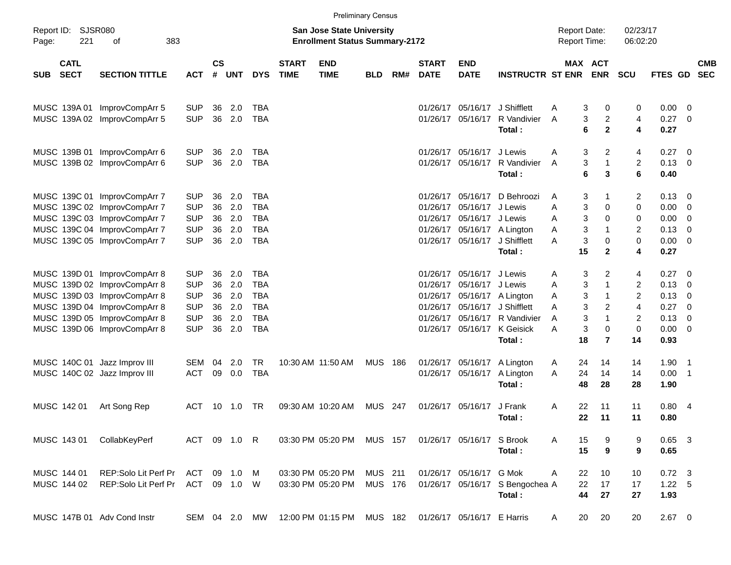Preliminary Census

Report ID: SJSR080
Page: 221 of 383

**San Jose State University**
**Enrollment Status Summary-2172**

Report Date: 02/23/17
Report Time: 06:02:20

| SUB | CATL SECT | SECTION TITTLE | ACT | CS # | UNT | DYS | START TIME | END TIME | BLD | RM# | START DATE | END DATE | INSTRUCTR | ST | MAX ENR | ACT ENR | SCU | FTES | GD | CMB SEC |
|---|---|---|---|---|---|---|---|---|---|---|---|---|---|---|---|---|---|---|---|---|
| MUSC | 139A 01 | ImprovCompArr 5 | SUP | 36 | 2.0 | TBA | | | | | 01/26/17 | 05/16/17 | J Shifflett | A | 3 | 0 | 0 | 0.00 | 0 | |
| MUSC | 139A 02 | ImprovCompArr 5 | SUP | 36 | 2.0 | TBA | | | | | 01/26/17 | 05/16/17 | R Vandivier | A | 3 | 2 | 4 | 0.27 | 0 | |
| | | | | | | | | | | | | | **Total :** | | **6** | **2** | **4** | **0.27** | | |
| MUSC | 139B 01 | ImprovCompArr 6 | SUP | 36 | 2.0 | TBA | | | | | 01/26/17 | 05/16/17 | J Lewis | A | 3 | 2 | 4 | 0.27 | 0 | |
| MUSC | 139B 02 | ImprovCompArr 6 | SUP | 36 | 2.0 | TBA | | | | | 01/26/17 | 05/16/17 | R Vandivier | A | 3 | 1 | 2 | 0.13 | 0 | |
| | | | | | | | | | | | | | **Total :** | | **6** | **3** | **6** | **0.40** | | |
| MUSC | 139C 01 | ImprovCompArr 7 | SUP | 36 | 2.0 | TBA | | | | | 01/26/17 | 05/16/17 | D Behroozi | A | 3 | 1 | 2 | 0.13 | 0 | |
| MUSC | 139C 02 | ImprovCompArr 7 | SUP | 36 | 2.0 | TBA | | | | | 01/26/17 | 05/16/17 | J Lewis | A | 3 | 0 | 0 | 0.00 | 0 | |
| MUSC | 139C 03 | ImprovCompArr 7 | SUP | 36 | 2.0 | TBA | | | | | 01/26/17 | 05/16/17 | J Lewis | A | 3 | 0 | 0 | 0.00 | 0 | |
| MUSC | 139C 04 | ImprovCompArr 7 | SUP | 36 | 2.0 | TBA | | | | | 01/26/17 | 05/16/17 | A Lington | A | 3 | 1 | 2 | 0.13 | 0 | |
| MUSC | 139C 05 | ImprovCompArr 7 | SUP | 36 | 2.0 | TBA | | | | | 01/26/17 | 05/16/17 | J Shifflett | A | 3 | 0 | 0 | 0.00 | 0 | |
| | | | | | | | | | | | | | **Total :** | | **15** | **2** | **4** | **0.27** | | |
| MUSC | 139D 01 | ImprovCompArr 8 | SUP | 36 | 2.0 | TBA | | | | | 01/26/17 | 05/16/17 | J Lewis | A | 3 | 2 | 4 | 0.27 | 0 | |
| MUSC | 139D 02 | ImprovCompArr 8 | SUP | 36 | 2.0 | TBA | | | | | 01/26/17 | 05/16/17 | J Lewis | A | 3 | 1 | 2 | 0.13 | 0 | |
| MUSC | 139D 03 | ImprovCompArr 8 | SUP | 36 | 2.0 | TBA | | | | | 01/26/17 | 05/16/17 | A Lington | A | 3 | 1 | 2 | 0.13 | 0 | |
| MUSC | 139D 04 | ImprovCompArr 8 | SUP | 36 | 2.0 | TBA | | | | | 01/26/17 | 05/16/17 | J Shifflett | A | 3 | 2 | 4 | 0.27 | 0 | |
| MUSC | 139D 05 | ImprovCompArr 8 | SUP | 36 | 2.0 | TBA | | | | | 01/26/17 | 05/16/17 | R Vandivier | A | 3 | 1 | 2 | 0.13 | 0 | |
| MUSC | 139D 06 | ImprovCompArr 8 | SUP | 36 | 2.0 | TBA | | | | | 01/26/17 | 05/16/17 | K Geisick | A | 3 | 0 | 0 | 0.00 | 0 | |
| | | | | | | | | | | | | | **Total :** | | **18** | **7** | **14** | **0.93** | | |
| MUSC | 140C 01 | Jazz Improv III | SEM | 04 | 2.0 | TR | 10:30 AM | 11:50 AM | MUS | 186 | 01/26/17 | 05/16/17 | A Lington | A | 24 | 14 | 14 | 1.90 | 1 | |
| MUSC | 140C 02 | Jazz Improv III | ACT | 09 | 0.0 | TBA | | | | | 01/26/17 | 05/16/17 | A Lington | A | 24 | 14 | 14 | 0.00 | 1 | |
| | | | | | | | | | | | | | **Total :** | | **48** | **28** | **28** | **1.90** | | |
| MUSC | 142 01 | Art Song Rep | ACT | 10 | 1.0 | TR | 09:30 AM | 10:20 AM | MUS | 247 | 01/26/17 | 05/16/17 | J Frank | A | 22 | 11 | 11 | 0.80 | 4 | |
| | | | | | | | | | | | | | **Total :** | | **22** | **11** | **11** | **0.80** | | |
| MUSC | 143 01 | CollabKeyPerf | ACT | 09 | 1.0 | R | 03:30 PM | 05:20 PM | MUS | 157 | 01/26/17 | 05/16/17 | S Brook | A | 15 | 9 | 9 | 0.65 | 3 | |
| | | | | | | | | | | | | | **Total :** | | **15** | **9** | **9** | **0.65** | | |
| MUSC | 144 01 | REP:Solo Lit Perf Pr | ACT | 09 | 1.0 | M | 03:30 PM | 05:20 PM | MUS | 211 | 01/26/17 | 05/16/17 | G Mok | A | 22 | 10 | 10 | 0.72 | 3 | |
| MUSC | 144 02 | REP:Solo Lit Perf Pr | ACT | 09 | 1.0 | W | 03:30 PM | 05:20 PM | MUS | 176 | 01/26/17 | 05/16/17 | S Bengochea | A | 22 | 17 | 17 | 1.22 | 5 | |
| | | | | | | | | | | | | | **Total :** | | **44** | **27** | **27** | **1.93** | | |
| MUSC | 147B 01 | Adv Cond Instr | SEM | 04 | 2.0 | MW | 12:00 PM | 01:15 PM | MUS | 182 | 01/26/17 | 05/16/17 | E Harris | A | 20 | 20 | 20 | 2.67 | 0 | |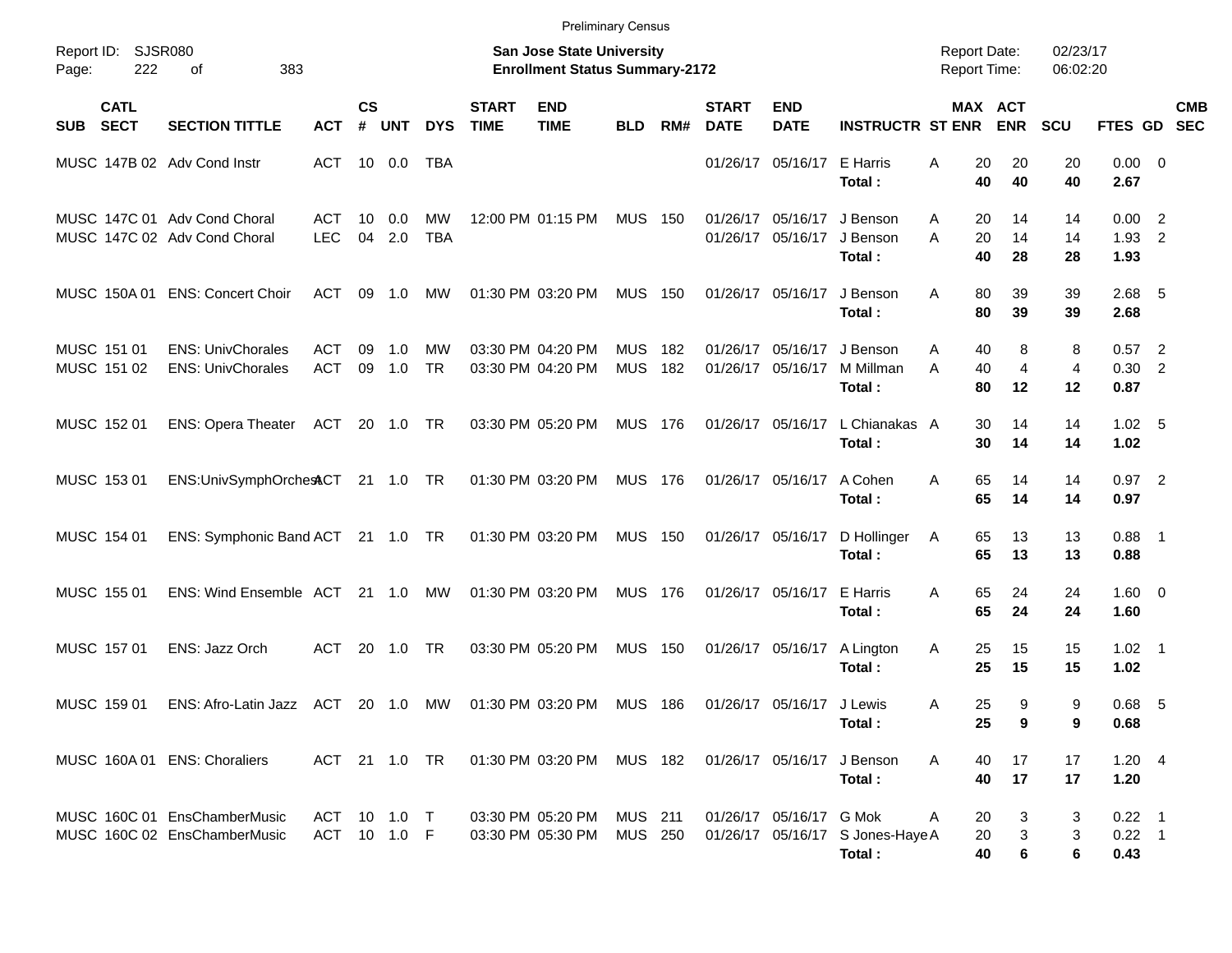Preliminary Census

Report ID: SJSR080

**San Jose State University**
**Enrollment Status Summary-2172**

Report Date: 02/23/17
Report Time: 06:02:20

| SUB | CATL SECT | SECTION TITTLE | ACT | CS # | UNT | DYS | START TIME | END TIME | BLD | RM# | START DATE | END DATE | INSTRUCTR | ST | MAX ENR | ACT ENR | SCU | FTES | GD | CMB SEC |
|---|---|---|---|---|---|---|---|---|---|---|---|---|---|---|---|---|---|---|---|---|
| MUSC | 147B 02 | Adv Cond Instr | ACT | 10 | 0.0 | TBA | | | | | 01/26/17 | 05/16/17 | E Harris | A | 20 | 20 | 20 | 0.00 | 0 | |
| | | | | | | | | | | | | | **Total :** | | **40** | **40** | **40** | **2.67** | | |
| MUSC | 147C 01 | Adv Cond Choral | ACT | 10 | 0.0 | MW | 12:00 PM | 01:15 PM | MUS | 150 | 01/26/17 | 05/16/17 | J Benson | A | 20 | 14 | 14 | 0.00 | 2 | |
| MUSC | 147C 02 | Adv Cond Choral | LEC | 04 | 2.0 | TBA | | | | | 01/26/17 | 05/16/17 | J Benson | A | 20 | 14 | 14 | 1.93 | 2 | |
| | | | | | | | | | | | | | **Total :** | | **40** | **28** | **28** | **1.93** | | |
| MUSC | 150A 01 | ENS: Concert Choir | ACT | 09 | 1.0 | MW | 01:30 PM | 03:20 PM | MUS | 150 | 01/26/17 | 05/16/17 | J Benson | A | 80 | 39 | 39 | 2.68 | 5 | |
| | | | | | | | | | | | | | **Total :** | | **80** | **39** | **39** | **2.68** | | |
| MUSC | 151 01 | ENS: UnivChorales | ACT | 09 | 1.0 | MW | 03:30 PM | 04:20 PM | MUS | 182 | 01/26/17 | 05/16/17 | J Benson | A | 40 | 8 | 8 | 0.57 | 2 | |
| MUSC | 151 02 | ENS: UnivChorales | ACT | 09 | 1.0 | TR | 03:30 PM | 04:20 PM | MUS | 182 | 01/26/17 | 05/16/17 | M Millman | A | 40 | 4 | 4 | 0.30 | 2 | |
| | | | | | | | | | | | | | **Total :** | | **80** | **12** | **12** | **0.87** | | |
| MUSC | 152 01 | ENS: Opera Theater | ACT | 20 | 1.0 | TR | 03:30 PM | 05:20 PM | MUS | 176 | 01/26/17 | 05/16/17 | L Chianakas | A | 30 | 14 | 14 | 1.02 | 5 | |
| | | | | | | | | | | | | | **Total :** | | **30** | **14** | **14** | **1.02** | | |
| MUSC | 153 01 | ENS:UnivSymphOrchest | ACT | 21 | 1.0 | TR | 01:30 PM | 03:20 PM | MUS | 176 | 01/26/17 | 05/16/17 | A Cohen | A | 65 | 14 | 14 | 0.97 | 2 | |
| | | | | | | | | | | | | | **Total :** | | **65** | **14** | **14** | **0.97** | | |
| MUSC | 154 01 | ENS: Symphonic Band | ACT | 21 | 1.0 | TR | 01:30 PM | 03:20 PM | MUS | 150 | 01/26/17 | 05/16/17 | D Hollinger | A | 65 | 13 | 13 | 0.88 | 1 | |
| | | | | | | | | | | | | | **Total :** | | **65** | **13** | **13** | **0.88** | | |
| MUSC | 155 01 | ENS: Wind Ensemble | ACT | 21 | 1.0 | MW | 01:30 PM | 03:20 PM | MUS | 176 | 01/26/17 | 05/16/17 | E Harris | A | 65 | 24 | 24 | 1.60 | 0 | |
| | | | | | | | | | | | | | **Total :** | | **65** | **24** | **24** | **1.60** | | |
| MUSC | 157 01 | ENS: Jazz Orch | ACT | 20 | 1.0 | TR | 03:30 PM | 05:20 PM | MUS | 150 | 01/26/17 | 05/16/17 | A Lington | A | 25 | 15 | 15 | 1.02 | 1 | |
| | | | | | | | | | | | | | **Total :** | | **25** | **15** | **15** | **1.02** | | |
| MUSC | 159 01 | ENS: Afro-Latin Jazz | ACT | 20 | 1.0 | MW | 01:30 PM | 03:20 PM | MUS | 186 | 01/26/17 | 05/16/17 | J Lewis | A | 25 | 9 | 9 | 0.68 | 5 | |
| | | | | | | | | | | | | | **Total :** | | **25** | **9** | **9** | **0.68** | | |
| MUSC | 160A 01 | ENS: Choraliers | ACT | 21 | 1.0 | TR | 01:30 PM | 03:20 PM | MUS | 182 | 01/26/17 | 05/16/17 | J Benson | A | 40 | 17 | 17 | 1.20 | 4 | |
| | | | | | | | | | | | | | **Total :** | | **40** | **17** | **17** | **1.20** | | |
| MUSC | 160C 01 | EnsChamberMusic | ACT | 10 | 1.0 | T | 03:30 PM | 05:20 PM | MUS | 211 | 01/26/17 | 05/16/17 | G Mok | A | 20 | 3 | 3 | 0.22 | 1 | |
| MUSC | 160C 02 | EnsChamberMusic | ACT | 10 | 1.0 | F | 03:30 PM | 05:30 PM | MUS | 250 | 01/26/17 | 05/16/17 | S Jones-Haye | A | 20 | 3 | 3 | 0.22 | 1 | |
| | | | | | | | | | | | | | **Total :** | | **40** | **6** | **6** | **0.43** | | |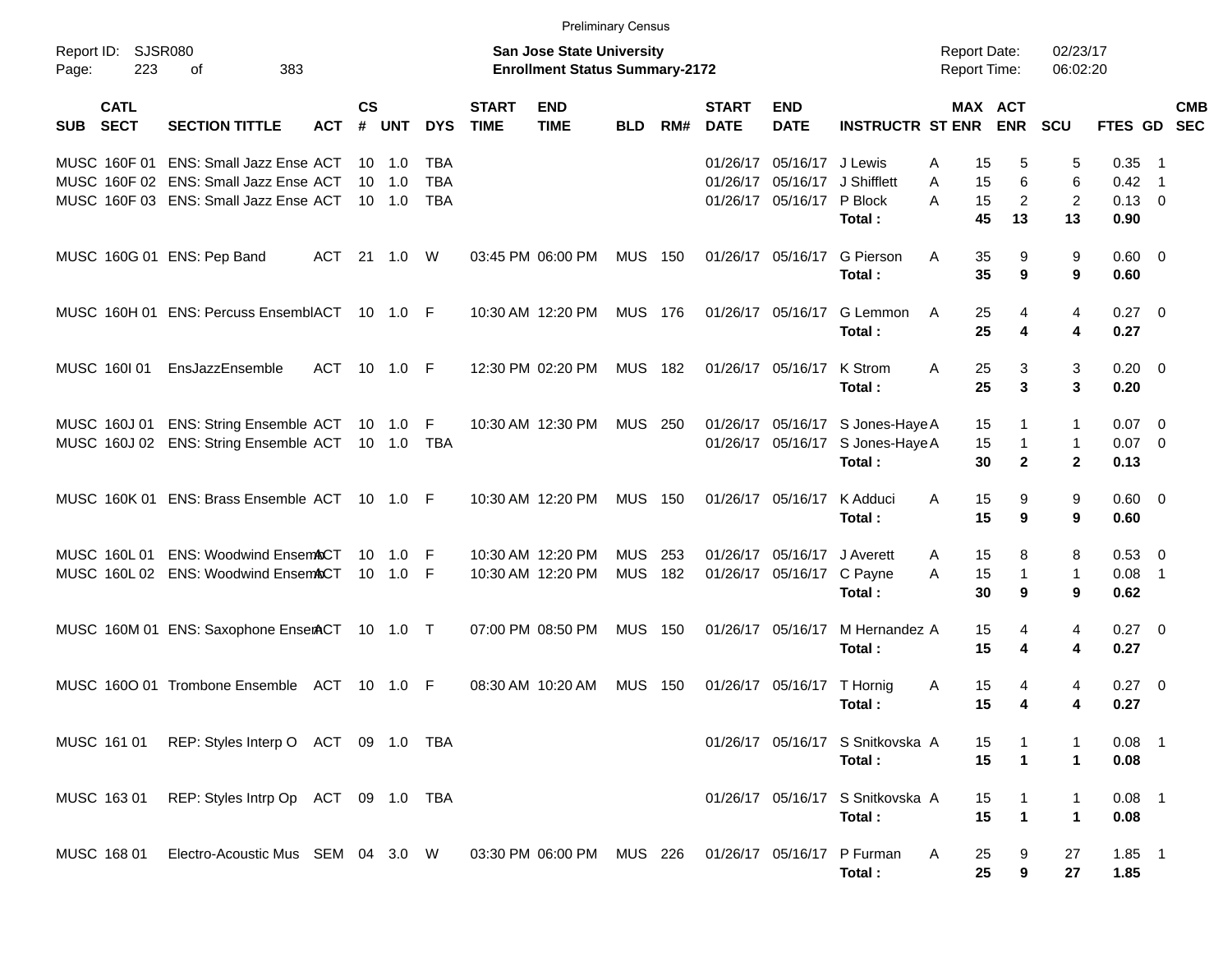Preliminary Census

Report ID: SJSR080
Page: 223 of 383

**San Jose State University**
**Enrollment Status Summary-2172**

Report Date: 02/23/17
Report Time: 06:02:20

| SUB | CATL SECT | SECTION TITTLE | ACT | CS # | UNT | DYS | START TIME | END TIME | BLD | RM# | START DATE | END DATE | INSTRUCTR | ST | MAX ENR | ACT ENR | SCU | FTES | GD | CMB SEC |
|---|---|---|---|---|---|---|---|---|---|---|---|---|---|---|---|---|---|---|---|---|
| MUSC | 160F 01 | ENS: Small Jazz Ense | ACT | 10 | 1.0 | TBA | | | | | 01/26/17 | 05/16/17 | J Lewis | A | 15 | 5 | 5 | 0.35 | 1 | |
| MUSC | 160F 02 | ENS: Small Jazz Ense | ACT | 10 | 1.0 | TBA | | | | | 01/26/17 | 05/16/17 | J Shifflett | A | 15 | 6 | 6 | 0.42 | 1 | |
| MUSC | 160F 03 | ENS: Small Jazz Ense | ACT | 10 | 1.0 | TBA | | | | | 01/26/17 | 05/16/17 | P Block | A | 15 | 2 | 2 | 0.13 | 0 | |
| | | | | | | | | | | | | | **Total :** | | **45** | **13** | **13** | **0.90** | | |
| MUSC | 160G 01 | ENS: Pep Band | ACT | 21 | 1.0 | W | 03:45 PM | 06:00 PM | MUS | 150 | 01/26/17 | 05/16/17 | G Pierson | A | 35 | 9 | 9 | 0.60 | 0 | |
| | | | | | | | | | | | | | **Total :** | | **35** | **9** | **9** | **0.60** | | |
| MUSC | 160H 01 | ENS: Percuss Essembl | ACT | 10 | 1.0 | F | 10:30 AM | 12:20 PM | MUS | 176 | 01/26/17 | 05/16/17 | G Lemmon | A | 25 | 4 | 4 | 0.27 | 0 | |
| | | | | | | | | | | | | | **Total :** | | **25** | **4** | **4** | **0.27** | | |
| MUSC | 160I 01 | EnsJazzEnsemble | ACT | 10 | 1.0 | F | 12:30 PM | 02:20 PM | MUS | 182 | 01/26/17 | 05/16/17 | K Strom | A | 25 | 3 | 3 | 0.20 | 0 | |
| | | | | | | | | | | | | | **Total :** | | **25** | **3** | **3** | **0.20** | | |
| MUSC | 160J 01 | ENS: String Ensemble | ACT | 10 | 1.0 | F | 10:30 AM | 12:30 PM | MUS | 250 | 01/26/17 | 05/16/17 | S Jones-Haye | A | 15 | 1 | 1 | 0.07 | 0 | |
| MUSC | 160J 02 | ENS: String Ensemble | ACT | 10 | 1.0 | TBA | | | | | 01/26/17 | 05/16/17 | S Jones-Haye | A | 15 | 1 | 1 | 0.07 | 0 | |
| | | | | | | | | | | | | | **Total :** | | **30** | **2** | **2** | **0.13** | | |
| MUSC | 160K 01 | ENS: Brass Ensemble | ACT | 10 | 1.0 | F | 10:30 AM | 12:20 PM | MUS | 150 | 01/26/17 | 05/16/17 | K Adduci | A | 15 | 9 | 9 | 0.60 | 0 | |
| | | | | | | | | | | | | | **Total :** | | **15** | **9** | **9** | **0.60** | | |
| MUSC | 160L 01 | ENS: Woodwind Ensem | ACT | 10 | 1.0 | F | 10:30 AM | 12:20 PM | MUS | 253 | 01/26/17 | 05/16/17 | J Averett | A | 15 | 8 | 8 | 0.53 | 0 | |
| MUSC | 160L 02 | ENS: Woodwind Ensem | ACT | 10 | 1.0 | F | 10:30 AM | 12:20 PM | MUS | 182 | 01/26/17 | 05/16/17 | C Payne | A | 15 | 1 | 1 | 0.08 | 1 | |
| | | | | | | | | | | | | | **Total :** | | **30** | **9** | **9** | **0.62** | | |
| MUSC | 160M 01 | ENS: Saxophone Ensem | ACT | 10 | 1.0 | T | 07:00 PM | 08:50 PM | MUS | 150 | 01/26/17 | 05/16/17 | M Hernandez | A | 15 | 4 | 4 | 0.27 | 0 | |
| | | | | | | | | | | | | | **Total :** | | **15** | **4** | **4** | **0.27** | | |
| MUSC | 160O 01 | Trombone Ensemble | ACT | 10 | 1.0 | F | 08:30 AM | 10:20 AM | MUS | 150 | 01/26/17 | 05/16/17 | T Hornig | A | 15 | 4 | 4 | 0.27 | 0 | |
| | | | | | | | | | | | | | **Total :** | | **15** | **4** | **4** | **0.27** | | |
| MUSC | 161 01 | REP: Styles Interp O | ACT | 09 | 1.0 | TBA | | | | | 01/26/17 | 05/16/17 | S Snitkovska | A | 15 | 1 | 1 | 0.08 | 1 | |
| | | | | | | | | | | | | | **Total :** | | **15** | **1** | **1** | **0.08** | | |
| MUSC | 163 01 | REP: Styles Intrp Op | ACT | 09 | 1.0 | TBA | | | | | 01/26/17 | 05/16/17 | S Snitkovska | A | 15 | 1 | 1 | 0.08 | 1 | |
| | | | | | | | | | | | | | **Total :** | | **15** | **1** | **1** | **0.08** | | |
| MUSC | 168 01 | Electro-Acoustic Mus | SEM | 04 | 3.0 | W | 03:30 PM | 06:00 PM | MUS | 226 | 01/26/17 | 05/16/17 | P Furman | A | 25 | 9 | 27 | 1.85 | 1 | |
| | | | | | | | | | | | | | **Total :** | | **25** | **9** | **27** | **1.85** | | |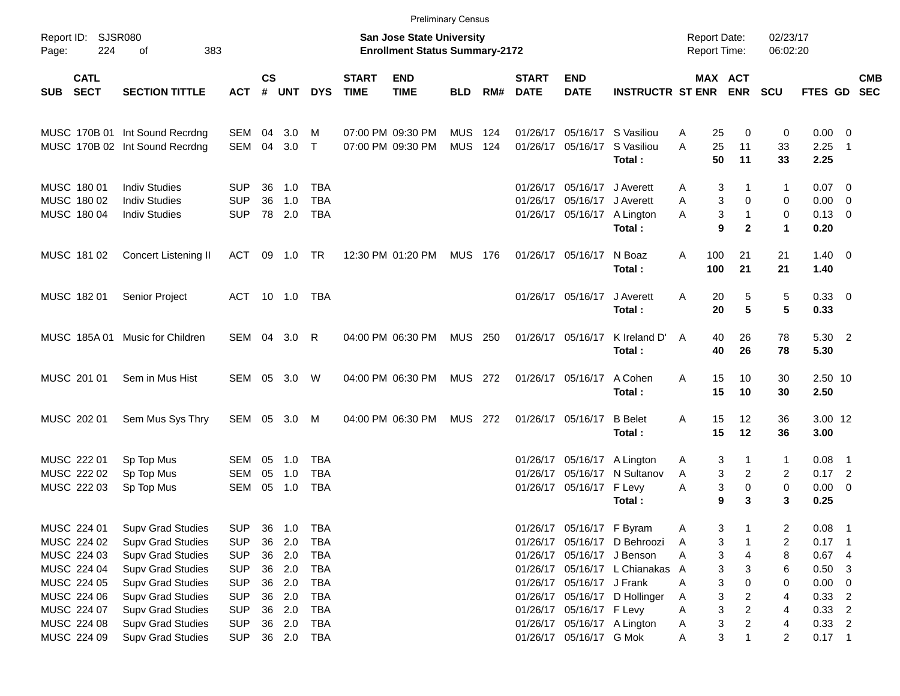Preliminary Census

Report ID: SJSR080

**San Jose State University**
**Enrollment Status Summary-2172**

Report Date: 02/23/17
Report Time: 06:02:20

| SUB | CATL SECT | SECTION TITTLE | ACT | CS # | UNT | DYS | START TIME | END TIME | BLD | RM# | START DATE | END DATE | INSTRUCTR | ST | MAX ENR | ACT ENR | SCU | FTES | GD | CMB SEC |
|---|---|---|---|---|---|---|---|---|---|---|---|---|---|---|---|---|---|---|---|---|
| MUSC | 170B 01 | Int Sound Recrdng | SEM | 04 | 3.0 | M | 07:00 PM | 09:30 PM | MUS | 124 | 01/26/17 | 05/16/17 | S Vasiliou | A | 25 | 0 | 0 | 0.00 | 0 | |
| MUSC | 170B 02 | Int Sound Recrdng | SEM | 04 | 3.0 | T | 07:00 PM | 09:30 PM | MUS | 124 | 01/26/17 | 05/16/17 | S Vasiliou | A | 25 | 11 | 33 | 2.25 | 1 | |
| | | | | | | | | | | | | | **Total :** | | **50** | **11** | **33** | **2.25** | | |
| MUSC | 180 01 | Indiv Studies | SUP | 36 | 1.0 | TBA | | | | | 01/26/17 | 05/16/17 | J Averett | A | 3 | 1 | 1 | 0.07 | 0 | |
| MUSC | 180 02 | Indiv Studies | SUP | 36 | 1.0 | TBA | | | | | 01/26/17 | 05/16/17 | J Averett | A | 3 | 0 | 0 | 0.00 | 0 | |
| MUSC | 180 04 | Indiv Studies | SUP | 78 | 2.0 | TBA | | | | | 01/26/17 | 05/16/17 | A Lington | A | 3 | 1 | 0 | 0.13 | 0 | |
| | | | | | | | | | | | | | **Total :** | | **9** | **2** | **1** | **0.20** | | |
| MUSC | 181 02 | Concert Listening II | ACT | 09 | 1.0 | TR | 12:30 PM | 01:20 PM | MUS | 176 | 01/26/17 | 05/16/17 | N Boaz | A | 100 | 21 | 21 | 1.40 | 0 | |
| | | | | | | | | | | | | | **Total :** | | **100** | **21** | **21** | **1.40** | | |
| MUSC | 182 01 | Senior Project | ACT | 10 | 1.0 | TBA | | | | | 01/26/17 | 05/16/17 | J Averett | A | 20 | 5 | 5 | 0.33 | 0 | |
| | | | | | | | | | | | | | **Total :** | | **20** | **5** | **5** | **0.33** | | |
| MUSC | 185A 01 | Music for Children | SEM | 04 | 3.0 | R | 04:00 PM | 06:30 PM | MUS | 250 | 01/26/17 | 05/16/17 | K Ireland D' | A | 40 | 26 | 78 | 5.30 | 2 | |
| | | | | | | | | | | | | | **Total :** | | **40** | **26** | **78** | **5.30** | | |
| MUSC | 201 01 | Sem in Mus Hist | SEM | 05 | 3.0 | W | 04:00 PM | 06:30 PM | MUS | 272 | 01/26/17 | 05/16/17 | A Cohen | A | 15 | 10 | 30 | 2.50 | 10 | |
| | | | | | | | | | | | | | **Total :** | | **15** | **10** | **30** | **2.50** | | |
| MUSC | 202 01 | Sem Mus Sys Thry | SEM | 05 | 3.0 | M | 04:00 PM | 06:30 PM | MUS | 272 | 01/26/17 | 05/16/17 | B Belet | A | 15 | 12 | 36 | 3.00 | 12 | |
| | | | | | | | | | | | | | **Total :** | | **15** | **12** | **36** | **3.00** | | |
| MUSC | 222 01 | Sp Top Mus | SEM | 05 | 1.0 | TBA | | | | | 01/26/17 | 05/16/17 | A Lington | A | 3 | 1 | 1 | 0.08 | 1 | |
| MUSC | 222 02 | Sp Top Mus | SEM | 05 | 1.0 | TBA | | | | | 01/26/17 | 05/16/17 | N Sultanov | A | 3 | 2 | 2 | 0.17 | 2 | |
| MUSC | 222 03 | Sp Top Mus | SEM | 05 | 1.0 | TBA | | | | | 01/26/17 | 05/16/17 | F Levy | A | 3 | 0 | 0 | 0.00 | 0 | |
| | | | | | | | | | | | | | **Total :** | | **9** | **3** | **3** | **0.25** | | |
| MUSC | 224 01 | Supv Grad Studies | SUP | 36 | 1.0 | TBA | | | | | 01/26/17 | 05/16/17 | F Byram | A | 3 | 1 | 2 | 0.08 | 1 | |
| MUSC | 224 02 | Supv Grad Studies | SUP | 36 | 2.0 | TBA | | | | | 01/26/17 | 05/16/17 | D Behroozi | A | 3 | 1 | 2 | 0.17 | 1 | |
| MUSC | 224 03 | Supv Grad Studies | SUP | 36 | 2.0 | TBA | | | | | 01/26/17 | 05/16/17 | J Benson | A | 3 | 4 | 8 | 0.67 | 4 | |
| MUSC | 224 04 | Supv Grad Studies | SUP | 36 | 2.0 | TBA | | | | | 01/26/17 | 05/16/17 | L Chianakas | A | 3 | 3 | 6 | 0.50 | 3 | |
| MUSC | 224 05 | Supv Grad Studies | SUP | 36 | 2.0 | TBA | | | | | 01/26/17 | 05/16/17 | J Frank | A | 3 | 0 | 0 | 0.00 | 0 | |
| MUSC | 224 06 | Supv Grad Studies | SUP | 36 | 2.0 | TBA | | | | | 01/26/17 | 05/16/17 | D Hollinger | A | 3 | 2 | 4 | 0.33 | 2 | |
| MUSC | 224 07 | Supv Grad Studies | SUP | 36 | 2.0 | TBA | | | | | 01/26/17 | 05/16/17 | F Levy | A | 3 | 2 | 4 | 0.33 | 2 | |
| MUSC | 224 08 | Supv Grad Studies | SUP | 36 | 2.0 | TBA | | | | | 01/26/17 | 05/16/17 | A Lington | A | 3 | 2 | 4 | 0.33 | 2 | |
| MUSC | 224 09 | Supv Grad Studies | SUP | 36 | 2.0 | TBA | | | | | 01/26/17 | 05/16/17 | G Mok | A | 3 | 1 | 2 | 0.17 | 1 | |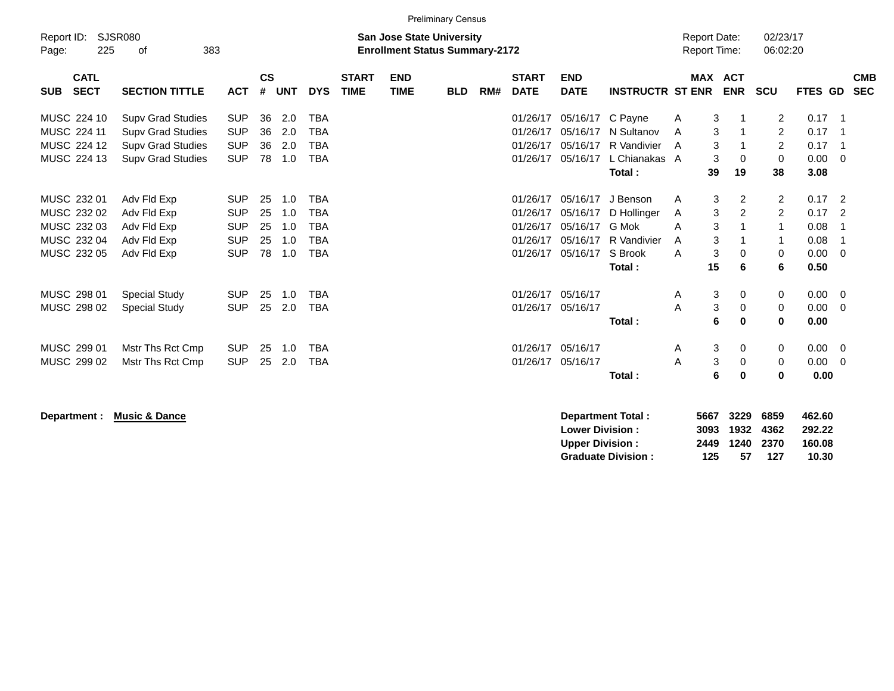Preliminary Census

Report ID: SJSR080

**San Jose State University**
**Enrollment Status Summary-2172**

Report Date: 02/23/17
Report Time: 06:02:20

| SUB | CATL SECT | SECTION TITTLE | ACT | CS # | UNT | DYS | START TIME | END TIME | BLD | RM# | START DATE | END DATE | INSTRUCTR | ST | MAX ENR | ACT ENR | SCU | FTES | GD | CMB SEC |
|---|---|---|---|---|---|---|---|---|---|---|---|---|---|---|---|---|---|---|---|---|
| MUSC | 224 10 | Supv Grad Studies | SUP | 36 | 2.0 | TBA | | | | | 01/26/17 | 05/16/17 | C Payne | A | 3 | 1 | 2 | 0.17 | 1 | |
| MUSC | 224 11 | Supv Grad Studies | SUP | 36 | 2.0 | TBA | | | | | 01/26/17 | 05/16/17 | N Sultanov | A | 3 | 1 | 2 | 0.17 | 1 | |
| MUSC | 224 12 | Supv Grad Studies | SUP | 36 | 2.0 | TBA | | | | | 01/26/17 | 05/16/17 | R Vandivier | A | 3 | 1 | 2 | 0.17 | 1 | |
| MUSC | 224 13 | Supv Grad Studies | SUP | 78 | 1.0 | TBA | | | | | 01/26/17 | 05/16/17 | L Chianakas | A | 3 | 0 | 0 | 0.00 | 0 | |
| | | | | | | | | | | | | | **Total :** | | **39** | **19** | **38** | **3.08** | | |
| MUSC | 232 01 | Adv Fld Exp | SUP | 25 | 1.0 | TBA | | | | | 01/26/17 | 05/16/17 | J Benson | A | 3 | 2 | 2 | 0.17 | 2 | |
| MUSC | 232 02 | Adv Fld Exp | SUP | 25 | 1.0 | TBA | | | | | 01/26/17 | 05/16/17 | D Hollinger | A | 3 | 2 | 2 | 0.17 | 2 | |
| MUSC | 232 03 | Adv Fld Exp | SUP | 25 | 1.0 | TBA | | | | | 01/26/17 | 05/16/17 | G Mok | A | 3 | 1 | 1 | 0.08 | 1 | |
| MUSC | 232 04 | Adv Fld Exp | SUP | 25 | 1.0 | TBA | | | | | 01/26/17 | 05/16/17 | R Vandivier | A | 3 | 1 | 1 | 0.08 | 1 | |
| MUSC | 232 05 | Adv Fld Exp | SUP | 78 | 1.0 | TBA | | | | | 01/26/17 | 05/16/17 | S Brook | A | 3 | 0 | 0 | 0.00 | 0 | |
| | | | | | | | | | | | | | **Total :** | | **15** | **6** | **6** | **0.50** | | |
| MUSC | 298 01 | Special Study | SUP | 25 | 1.0 | TBA | | | | | 01/26/17 | 05/16/17 | | A | 3 | 0 | 0 | 0.00 | 0 | |
| MUSC | 298 02 | Special Study | SUP | 25 | 2.0 | TBA | | | | | 01/26/17 | 05/16/17 | | A | 3 | 0 | 0 | 0.00 | 0 | |
| | | | | | | | | | | | | | **Total :** | | **6** | **0** | **0** | **0.00** | | |
| MUSC | 299 01 | Mstr Ths Rct Cmp | SUP | 25 | 1.0 | TBA | | | | | 01/26/17 | 05/16/17 | | A | 3 | 0 | 0 | 0.00 | 0 | |
| MUSC | 299 02 | Mstr Ths Rct Cmp | SUP | 25 | 2.0 | TBA | | | | | 01/26/17 | 05/16/17 | | A | 3 | 0 | 0 | 0.00 | 0 | |
| | | | | | | | | | | | | | **Total :** | | **6** | **0** | **0** | **0.00** | | |

**Department :** **Music & Dance**

| | MAX ENR | ACT ENR | SCU | FTES |
|---|---|---|---|---|
| **Department Total :** | **5667** | **3229** | **6859** | **462.60** |
| **Lower Division :** | **3093** | **1932** | **4362** | **292.22** |
| **Upper Division :** | **2449** | **1240** | **2370** | **160.08** |
| **Graduate Division :** | **125** | **57** | **127** | **10.30** |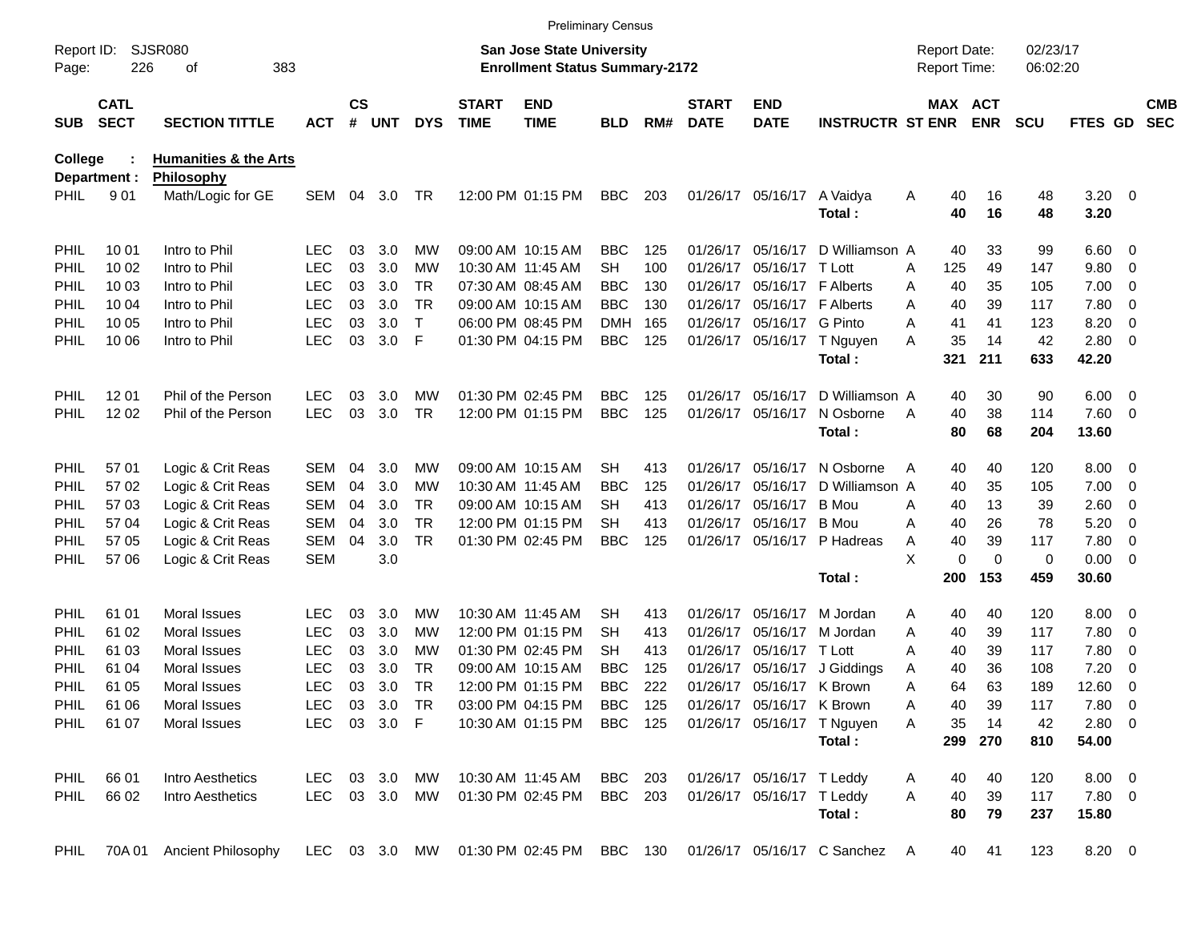Preliminary Census

Report ID: SJSR080
Page: 226 of 383

**San Jose State University**
**Enrollment Status Summary-2172**

Report Date: 02/23/17
Report Time: 06:02:20

College : **Humanities & the Arts**
Department : **Philosophy**

| SUB | CATL SECT | SECTION TITTLE | ACT | CS # | UNT | DYS | START TIME | END TIME | BLD | RM# | START DATE | END DATE | INSTRUCTR | ST | MAX ENR | ACT ENR | SCU | FTES | GD | CMB SEC |
|---|---|---|---|---|---|---|---|---|---|---|---|---|---|---|---|---|---|---|---|---|
| PHIL | 9 01 | Math/Logic for GE | SEM | 04 | 3.0 | TR | 12:00 PM | 01:15 PM | BBC | 203 | 01/26/17 | 05/16/17 | A Vaidya | A | 40 | 16 | 48 | 3.20 | 0 | |
| | | | | | | | | | | | | | **Total :** | | **40** | **16** | **48** | **3.20** | | |
| PHIL | 10 01 | Intro to Phil | LEC | 03 | 3.0 | MW | 09:00 AM | 10:15 AM | BBC | 125 | 01/26/17 | 05/16/17 | D Williamson | A | 40 | 33 | 99 | 6.60 | 0 | |
| PHIL | 10 02 | Intro to Phil | LEC | 03 | 3.0 | MW | 10:30 AM | 11:45 AM | SH | 100 | 01/26/17 | 05/16/17 | T Lott | A | 125 | 49 | 147 | 9.80 | 0 | |
| PHIL | 10 03 | Intro to Phil | LEC | 03 | 3.0 | TR | 07:30 AM | 08:45 AM | BBC | 130 | 01/26/17 | 05/16/17 | F Alberts | A | 40 | 35 | 105 | 7.00 | 0 | |
| PHIL | 10 04 | Intro to Phil | LEC | 03 | 3.0 | TR | 09:00 AM | 10:15 AM | BBC | 130 | 01/26/17 | 05/16/17 | F Alberts | A | 40 | 39 | 117 | 7.80 | 0 | |
| PHIL | 10 05 | Intro to Phil | LEC | 03 | 3.0 | T | 06:00 PM | 08:45 PM | DMH | 165 | 01/26/17 | 05/16/17 | G Pinto | A | 41 | 41 | 123 | 8.20 | 0 | |
| PHIL | 10 06 | Intro to Phil | LEC | 03 | 3.0 | F | 01:30 PM | 04:15 PM | BBC | 125 | 01/26/17 | 05/16/17 | T Nguyen | A | 35 | 14 | 42 | 2.80 | 0 | |
| | | | | | | | | | | | | | **Total :** | | **321** | **211** | **633** | **42.20** | | |
| PHIL | 12 01 | Phil of the Person | LEC | 03 | 3.0 | MW | 01:30 PM | 02:45 PM | BBC | 125 | 01/26/17 | 05/16/17 | D Williamson | A | 40 | 30 | 90 | 6.00 | 0 | |
| PHIL | 12 02 | Phil of the Person | LEC | 03 | 3.0 | TR | 12:00 PM | 01:15 PM | BBC | 125 | 01/26/17 | 05/16/17 | N Osborne | A | 40 | 38 | 114 | 7.60 | 0 | |
| | | | | | | | | | | | | | **Total :** | | **80** | **68** | **204** | **13.60** | | |
| PHIL | 57 01 | Logic & Crit Reas | SEM | 04 | 3.0 | MW | 09:00 AM | 10:15 AM | SH | 413 | 01/26/17 | 05/16/17 | N Osborne | A | 40 | 40 | 120 | 8.00 | 0 | |
| PHIL | 57 02 | Logic & Crit Reas | SEM | 04 | 3.0 | MW | 10:30 AM | 11:45 AM | BBC | 125 | 01/26/17 | 05/16/17 | D Williamson | A | 40 | 35 | 105 | 7.00 | 0 | |
| PHIL | 57 03 | Logic & Crit Reas | SEM | 04 | 3.0 | TR | 09:00 AM | 10:15 AM | SH | 413 | 01/26/17 | 05/16/17 | B Mou | A | 40 | 13 | 39 | 2.60 | 0 | |
| PHIL | 57 04 | Logic & Crit Reas | SEM | 04 | 3.0 | TR | 12:00 PM | 01:15 PM | SH | 413 | 01/26/17 | 05/16/17 | B Mou | A | 40 | 26 | 78 | 5.20 | 0 | |
| PHIL | 57 05 | Logic & Crit Reas | SEM | 04 | 3.0 | TR | 01:30 PM | 02:45 PM | BBC | 125 | 01/26/17 | 05/16/17 | P Hadreas | A | 40 | 39 | 117 | 7.80 | 0 | |
| PHIL | 57 06 | Logic & Crit Reas | SEM | | 3.0 | | | | | | | | | X | 0 | 0 | 0 | 0.00 | 0 | |
| | | | | | | | | | | | | | **Total :** | | **200** | **153** | **459** | **30.60** | | |
| PHIL | 61 01 | Moral Issues | LEC | 03 | 3.0 | MW | 10:30 AM | 11:45 AM | SH | 413 | 01/26/17 | 05/16/17 | M Jordan | A | 40 | 40 | 120 | 8.00 | 0 | |
| PHIL | 61 02 | Moral Issues | LEC | 03 | 3.0 | MW | 12:00 PM | 01:15 PM | SH | 413 | 01/26/17 | 05/16/17 | M Jordan | A | 40 | 39 | 117 | 7.80 | 0 | |
| PHIL | 61 03 | Moral Issues | LEC | 03 | 3.0 | MW | 01:30 PM | 02:45 PM | SH | 413 | 01/26/17 | 05/16/17 | T Lott | A | 40 | 39 | 117 | 7.80 | 0 | |
| PHIL | 61 04 | Moral Issues | LEC | 03 | 3.0 | TR | 09:00 AM | 10:15 AM | BBC | 125 | 01/26/17 | 05/16/17 | J Giddings | A | 40 | 36 | 108 | 7.20 | 0 | |
| PHIL | 61 05 | Moral Issues | LEC | 03 | 3.0 | TR | 12:00 PM | 01:15 PM | BBC | 222 | 01/26/17 | 05/16/17 | K Brown | A | 64 | 63 | 189 | 12.60 | 0 | |
| PHIL | 61 06 | Moral Issues | LEC | 03 | 3.0 | TR | 03:00 PM | 04:15 PM | BBC | 125 | 01/26/17 | 05/16/17 | K Brown | A | 40 | 39 | 117 | 7.80 | 0 | |
| PHIL | 61 07 | Moral Issues | LEC | 03 | 3.0 | F | 10:30 AM | 01:15 PM | BBC | 125 | 01/26/17 | 05/16/17 | T Nguyen | A | 35 | 14 | 42 | 2.80 | 0 | |
| | | | | | | | | | | | | | **Total :** | | **299** | **270** | **810** | **54.00** | | |
| PHIL | 66 01 | Intro Aesthetics | LEC | 03 | 3.0 | MW | 10:30 AM | 11:45 AM | BBC | 203 | 01/26/17 | 05/16/17 | T Leddy | A | 40 | 40 | 120 | 8.00 | 0 | |
| PHIL | 66 02 | Intro Aesthetics | LEC | 03 | 3.0 | MW | 01:30 PM | 02:45 PM | BBC | 203 | 01/26/17 | 05/16/17 | T Leddy | A | 40 | 39 | 117 | 7.80 | 0 | |
| | | | | | | | | | | | | | **Total :** | | **80** | **79** | **237** | **15.80** | | |
| PHIL | 70A 01 | Ancient Philosophy | LEC | 03 | 3.0 | MW | 01:30 PM | 02:45 PM | BBC | 130 | 01/26/17 | 05/16/17 | C Sanchez | A | 40 | 41 | 123 | 8.20 | 0 | |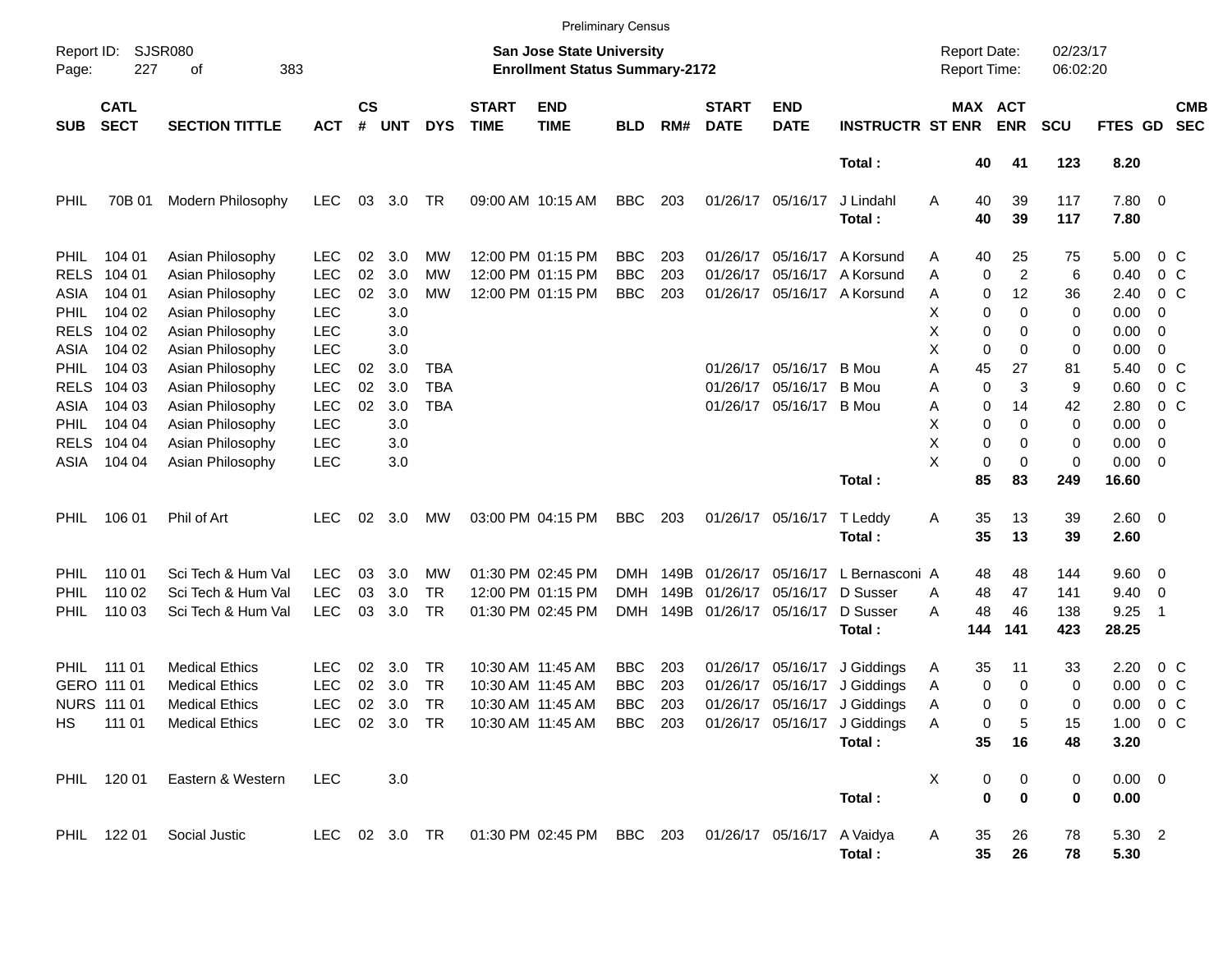Preliminary Census

Report ID: SJSR080
Page: 227 of 383

**San Jose State University**
**Enrollment Status Summary-2172**

Report Date: 02/23/17
Report Time: 06:02:20

| SUB | CATL SECT | SECTION TITTLE | ACT | CS # | UNT | DYS | START TIME | END TIME | BLD | RM# | START DATE | END DATE | INSTRUCTR | ST | MAX ENR | ACT ENR | SCU | FTES | GD | CMB SEC |
|---|---|---|---|---|---|---|---|---|---|---|---|---|---|---|---|---|---|---|---|---|
| | | | | | | | | | | | | | **Total :** | | **40** | **41** | **123** | **8.20** | | |
| PHIL | 70B 01 | Modern Philosophy | LEC | 03 | 3.0 | TR | 09:00 AM | 10:15 AM | BBC | 203 | 01/26/17 | 05/16/17 | J Lindahl | A | 40 | 39 | 117 | 7.80 | 0 | |
| | | | | | | | | | | | | | **Total :** | | **40** | **39** | **117** | **7.80** | | |
| PHIL | 104 01 | Asian Philosophy | LEC | 02 | 3.0 | MW | 12:00 PM | 01:15 PM | BBC | 203 | 01/26/17 | 05/16/17 | A Korsund | A | 40 | 25 | 75 | 5.00 | 0 | C |
| RELS | 104 01 | Asian Philosophy | LEC | 02 | 3.0 | MW | 12:00 PM | 01:15 PM | BBC | 203 | 01/26/17 | 05/16/17 | A Korsund | A | 0 | 2 | 6 | 0.40 | 0 | C |
| ASIA | 104 01 | Asian Philosophy | LEC | 02 | 3.0 | MW | 12:00 PM | 01:15 PM | BBC | 203 | 01/26/17 | 05/16/17 | A Korsund | A | 0 | 12 | 36 | 2.40 | 0 | C |
| PHIL | 104 02 | Asian Philosophy | LEC | | 3.0 | | | | | | | | | X | 0 | 0 | 0 | 0.00 | 0 | |
| RELS | 104 02 | Asian Philosophy | LEC | | 3.0 | | | | | | | | | X | 0 | 0 | 0 | 0.00 | 0 | |
| ASIA | 104 02 | Asian Philosophy | LEC | | 3.0 | | | | | | | | | X | 0 | 0 | 0 | 0.00 | 0 | |
| PHIL | 104 03 | Asian Philosophy | LEC | 02 | 3.0 | TBA | | | | | 01/26/17 | 05/16/17 | B Mou | A | 45 | 27 | 81 | 5.40 | 0 | C |
| RELS | 104 03 | Asian Philosophy | LEC | 02 | 3.0 | TBA | | | | | 01/26/17 | 05/16/17 | B Mou | A | 0 | 3 | 9 | 0.60 | 0 | C |
| ASIA | 104 03 | Asian Philosophy | LEC | 02 | 3.0 | TBA | | | | | 01/26/17 | 05/16/17 | B Mou | A | 0 | 14 | 42 | 2.80 | 0 | C |
| PHIL | 104 04 | Asian Philosophy | LEC | | 3.0 | | | | | | | | | X | 0 | 0 | 0 | 0.00 | 0 | |
| RELS | 104 04 | Asian Philosophy | LEC | | 3.0 | | | | | | | | | X | 0 | 0 | 0 | 0.00 | 0 | |
| ASIA | 104 04 | Asian Philosophy | LEC | | 3.0 | | | | | | | | | X | 0 | 0 | 0 | 0.00 | 0 | |
| | | | | | | | | | | | | | **Total :** | | **85** | **83** | **249** | **16.60** | | |
| PHIL | 106 01 | Phil of Art | LEC | 02 | 3.0 | MW | 03:00 PM | 04:15 PM | BBC | 203 | 01/26/17 | 05/16/17 | T Leddy | A | 35 | 13 | 39 | 2.60 | 0 | |
| | | | | | | | | | | | | | **Total :** | | **35** | **13** | **39** | **2.60** | | |
| PHIL | 110 01 | Sci Tech & Hum Val | LEC | 03 | 3.0 | MW | 01:30 PM | 02:45 PM | DMH | 149B | 01/26/17 | 05/16/17 | L Bernasconi | A | 48 | 48 | 144 | 9.60 | 0 | |
| PHIL | 110 02 | Sci Tech & Hum Val | LEC | 03 | 3.0 | TR | 12:00 PM | 01:15 PM | DMH | 149B | 01/26/17 | 05/16/17 | D Susser | A | 48 | 47 | 141 | 9.40 | 0 | |
| PHIL | 110 03 | Sci Tech & Hum Val | LEC | 03 | 3.0 | TR | 01:30 PM | 02:45 PM | DMH | 149B | 01/26/17 | 05/16/17 | D Susser | A | 48 | 46 | 138 | 9.25 | 1 | |
| | | | | | | | | | | | | | **Total :** | | **144** | **141** | **423** | **28.25** | | |
| PHIL | 111 01 | Medical Ethics | LEC | 02 | 3.0 | TR | 10:30 AM | 11:45 AM | BBC | 203 | 01/26/17 | 05/16/17 | J Giddings | A | 35 | 11 | 33 | 2.20 | 0 | C |
| GERO | 111 01 | Medical Ethics | LEC | 02 | 3.0 | TR | 10:30 AM | 11:45 AM | BBC | 203 | 01/26/17 | 05/16/17 | J Giddings | A | 0 | 0 | 0 | 0.00 | 0 | C |
| NURS | 111 01 | Medical Ethics | LEC | 02 | 3.0 | TR | 10:30 AM | 11:45 AM | BBC | 203 | 01/26/17 | 05/16/17 | J Giddings | A | 0 | 0 | 0 | 0.00 | 0 | C |
| HS | 111 01 | Medical Ethics | LEC | 02 | 3.0 | TR | 10:30 AM | 11:45 AM | BBC | 203 | 01/26/17 | 05/16/17 | J Giddings | A | 0 | 5 | 15 | 1.00 | 0 | C |
| | | | | | | | | | | | | | **Total :** | | **35** | **16** | **48** | **3.20** | | |
| PHIL | 120 01 | Eastern & Western | LEC | | 3.0 | | | | | | | | | X | 0 | 0 | 0 | 0.00 | 0 | |
| | | | | | | | | | | | | | **Total :** | | **0** | **0** | **0** | **0.00** | | |
| PHIL | 122 01 | Social Justic | LEC | 02 | 3.0 | TR | 01:30 PM | 02:45 PM | BBC | 203 | 01/26/17 | 05/16/17 | A Vaidya | A | 35 | 26 | 78 | 5.30 | 2 | |
| | | | | | | | | | | | | | **Total :** | | **35** | **26** | **78** | **5.30** | | |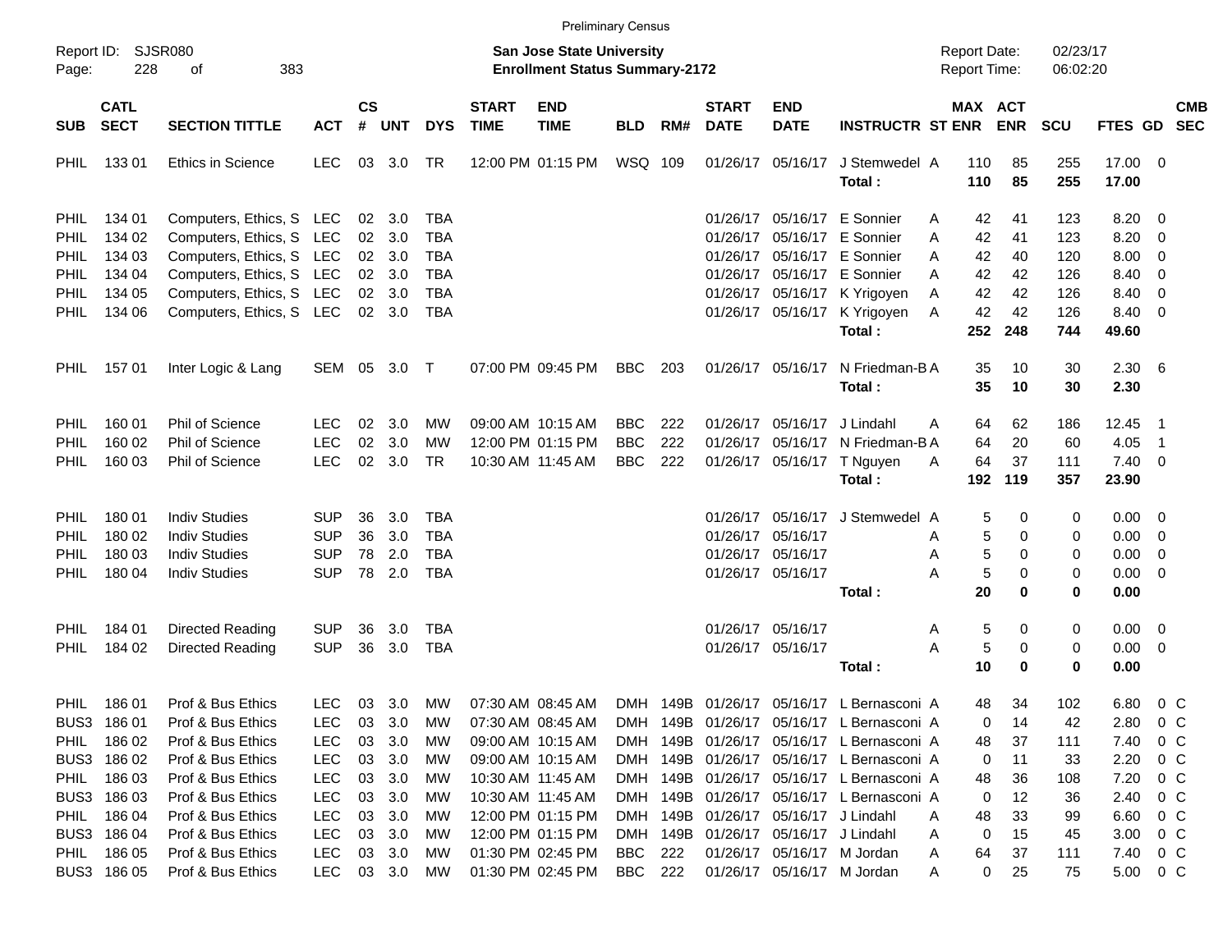Preliminary Census

Report ID: SJSR080

**San Jose State University**
**Enrollment Status Summary-2172**

Report Date: 02/23/17
Report Time: 06:02:20

| SUB | CATL SECT | SECTION TITTLE | ACT | CS # | UNT | DYS | START TIME | END TIME | BLD | RM# | START DATE | END DATE | INSTRUCTR | ST | MAX ENR | ACT ENR | SCU | FTES | GD | CMB SEC |
|---|---|---|---|---|---|---|---|---|---|---|---|---|---|---|---|---|---|---|---|---|
| PHIL | 133 01 | Ethics in Science | LEC | 03 | 3.0 | TR | 12:00 PM | 01:15 PM | WSQ | 109 | 01/26/17 | 05/16/17 | J Stemwedel | A | 110 | 85 | 255 | 17.00 | 0 | |
| | | | | | | | | | | | | | **Total :** | | **110** | **85** | **255** | **17.00** | | |
| PHIL | 134 01 | Computers, Ethics, S | LEC | 02 | 3.0 | TBA | | | | | 01/26/17 | 05/16/17 | E Sonnier | A | 42 | 41 | 123 | 8.20 | 0 | |
| PHIL | 134 02 | Computers, Ethics, S | LEC | 02 | 3.0 | TBA | | | | | 01/26/17 | 05/16/17 | E Sonnier | A | 42 | 41 | 123 | 8.20 | 0 | |
| PHIL | 134 03 | Computers, Ethics, S | LEC | 02 | 3.0 | TBA | | | | | 01/26/17 | 05/16/17 | E Sonnier | A | 42 | 40 | 120 | 8.00 | 0 | |
| PHIL | 134 04 | Computers, Ethics, S | LEC | 02 | 3.0 | TBA | | | | | 01/26/17 | 05/16/17 | E Sonnier | A | 42 | 42 | 126 | 8.40 | 0 | |
| PHIL | 134 05 | Computers, Ethics, S | LEC | 02 | 3.0 | TBA | | | | | 01/26/17 | 05/16/17 | K Yrigoyen | A | 42 | 42 | 126 | 8.40 | 0 | |
| PHIL | 134 06 | Computers, Ethics, S | LEC | 02 | 3.0 | TBA | | | | | 01/26/17 | 05/16/17 | K Yrigoyen | A | 42 | 42 | 126 | 8.40 | 0 | |
| | | | | | | | | | | | | | **Total :** | | **252** | **248** | **744** | **49.60** | | |
| PHIL | 157 01 | Inter Logic & Lang | SEM | 05 | 3.0 | T | 07:00 PM | 09:45 PM | BBC | 203 | 01/26/17 | 05/16/17 | N Friedman-B | A | 35 | 10 | 30 | 2.30 | 6 | |
| | | | | | | | | | | | | | **Total :** | | **35** | **10** | **30** | **2.30** | | |
| PHIL | 160 01 | Phil of Science | LEC | 02 | 3.0 | MW | 09:00 AM | 10:15 AM | BBC | 222 | 01/26/17 | 05/16/17 | J Lindahl | A | 64 | 62 | 186 | 12.45 | 1 | |
| PHIL | 160 02 | Phil of Science | LEC | 02 | 3.0 | MW | 12:00 PM | 01:15 PM | BBC | 222 | 01/26/17 | 05/16/17 | N Friedman-B | A | 64 | 20 | 60 | 4.05 | 1 | |
| PHIL | 160 03 | Phil of Science | LEC | 02 | 3.0 | TR | 10:30 AM | 11:45 AM | BBC | 222 | 01/26/17 | 05/16/17 | T Nguyen | A | 64 | 37 | 111 | 7.40 | 0 | |
| | | | | | | | | | | | | | **Total :** | | **192** | **119** | **357** | **23.90** | | |
| PHIL | 180 01 | Indiv Studies | SUP | 36 | 3.0 | TBA | | | | | 01/26/17 | 05/16/17 | J Stemwedel | A | 5 | 0 | 0 | 0.00 | 0 | |
| PHIL | 180 02 | Indiv Studies | SUP | 36 | 3.0 | TBA | | | | | 01/26/17 | 05/16/17 | | A | 5 | 0 | 0 | 0.00 | 0 | |
| PHIL | 180 03 | Indiv Studies | SUP | 78 | 2.0 | TBA | | | | | 01/26/17 | 05/16/17 | | A | 5 | 0 | 0 | 0.00 | 0 | |
| PHIL | 180 04 | Indiv Studies | SUP | 78 | 2.0 | TBA | | | | | 01/26/17 | 05/16/17 | | A | 5 | 0 | 0 | 0.00 | 0 | |
| | | | | | | | | | | | | | **Total :** | | **20** | **0** | **0** | **0.00** | | |
| PHIL | 184 01 | Directed Reading | SUP | 36 | 3.0 | TBA | | | | | 01/26/17 | 05/16/17 | | A | 5 | 0 | 0 | 0.00 | 0 | |
| PHIL | 184 02 | Directed Reading | SUP | 36 | 3.0 | TBA | | | | | 01/26/17 | 05/16/17 | | A | 5 | 0 | 0 | 0.00 | 0 | |
| | | | | | | | | | | | | | **Total :** | | **10** | **0** | **0** | **0.00** | | |
| PHIL | 186 01 | Prof & Bus Ethics | LEC | 03 | 3.0 | MW | 07:30 AM | 08:45 AM | DMH | 149B | 01/26/17 | 05/16/17 | L Bernasconi | A | 48 | 34 | 102 | 6.80 | 0 | C |
| BUS3 | 186 01 | Prof & Bus Ethics | LEC | 03 | 3.0 | MW | 07:30 AM | 08:45 AM | DMH | 149B | 01/26/17 | 05/16/17 | L Bernasconi | A | 0 | 14 | 42 | 2.80 | 0 | C |
| PHIL | 186 02 | Prof & Bus Ethics | LEC | 03 | 3.0 | MW | 09:00 AM | 10:15 AM | DMH | 149B | 01/26/17 | 05/16/17 | L Bernasconi | A | 48 | 37 | 111 | 7.40 | 0 | C |
| BUS3 | 186 02 | Prof & Bus Ethics | LEC | 03 | 3.0 | MW | 09:00 AM | 10:15 AM | DMH | 149B | 01/26/17 | 05/16/17 | L Bernasconi | A | 0 | 11 | 33 | 2.20 | 0 | C |
| PHIL | 186 03 | Prof & Bus Ethics | LEC | 03 | 3.0 | MW | 10:30 AM | 11:45 AM | DMH | 149B | 01/26/17 | 05/16/17 | L Bernasconi | A | 48 | 36 | 108 | 7.20 | 0 | C |
| BUS3 | 186 03 | Prof & Bus Ethics | LEC | 03 | 3.0 | MW | 10:30 AM | 11:45 AM | DMH | 149B | 01/26/17 | 05/16/17 | L Bernasconi | A | 0 | 12 | 36 | 2.40 | 0 | C |
| PHIL | 186 04 | Prof & Bus Ethics | LEC | 03 | 3.0 | MW | 12:00 PM | 01:15 PM | DMH | 149B | 01/26/17 | 05/16/17 | J Lindahl | A | 48 | 33 | 99 | 6.60 | 0 | C |
| BUS3 | 186 04 | Prof & Bus Ethics | LEC | 03 | 3.0 | MW | 12:00 PM | 01:15 PM | DMH | 149B | 01/26/17 | 05/16/17 | J Lindahl | A | 0 | 15 | 45 | 3.00 | 0 | C |
| PHIL | 186 05 | Prof & Bus Ethics | LEC | 03 | 3.0 | MW | 01:30 PM | 02:45 PM | BBC | 222 | 01/26/17 | 05/16/17 | M Jordan | A | 64 | 37 | 111 | 7.40 | 0 | C |
| BUS3 | 186 05 | Prof & Bus Ethics | LEC | 03 | 3.0 | MW | 01:30 PM | 02:45 PM | BBC | 222 | 01/26/17 | 05/16/17 | M Jordan | A | 0 | 25 | 75 | 5.00 | 0 | C |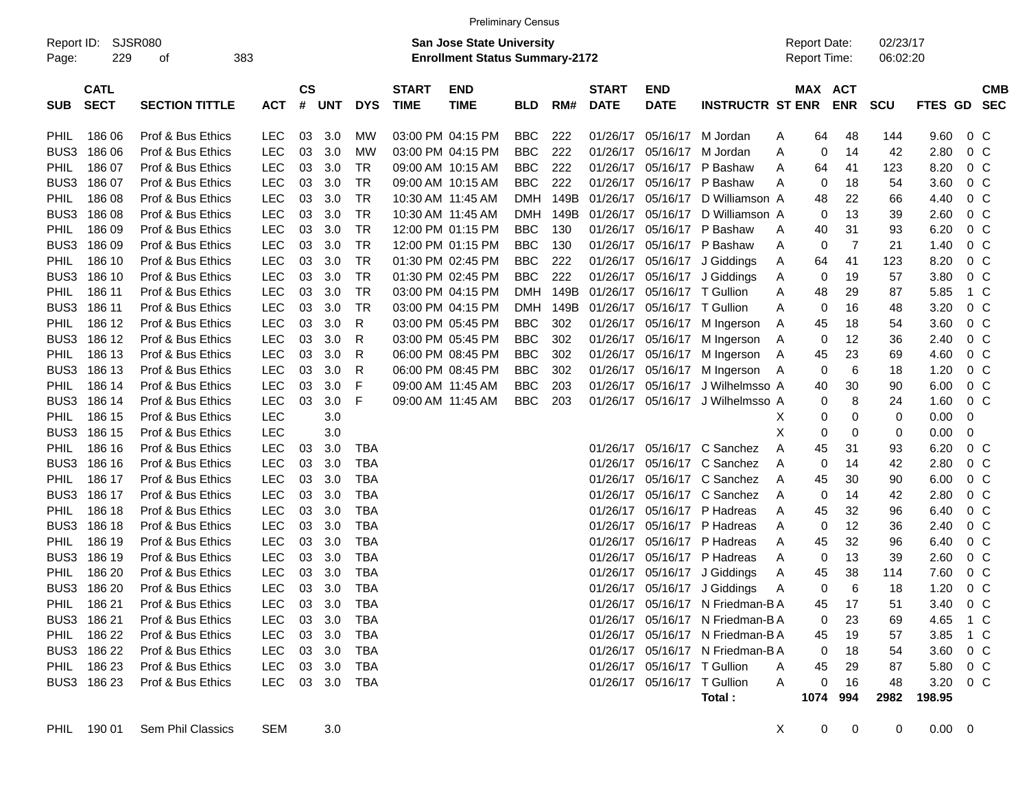Preliminary Census

Report ID: SJSR080
Page: 229 of 383

**San Jose State University**
**Enrollment Status Summary-2172**

Report Date: 02/23/17
Report Time: 06:02:20

| SUB | CATL SECT | SECTION TITTLE | ACT | CS # | UNT | DYS | START TIME | END TIME | BLD | RM# | START DATE | END DATE | INSTRUCTR | ST | MAX ENR | ACT ENR | SCU | FTES | GD | CMB SEC |
|---|---|---|---|---|---|---|---|---|---|---|---|---|---|---|---|---|---|---|---|---|
| PHIL | 186 06 | Prof & Bus Ethics | LEC | 03 | 3.0 | MW | 03:00 PM | 04:15 PM | BBC | 222 | 01/26/17 | 05/16/17 | M Jordan | A | 64 | 48 | 144 | 9.60 | 0 | C |
| BUS3 | 186 06 | Prof & Bus Ethics | LEC | 03 | 3.0 | MW | 03:00 PM | 04:15 PM | BBC | 222 | 01/26/17 | 05/16/17 | M Jordan | A | 0 | 14 | 42 | 2.80 | 0 | C |
| PHIL | 186 07 | Prof & Bus Ethics | LEC | 03 | 3.0 | TR | 09:00 AM | 10:15 AM | BBC | 222 | 01/26/17 | 05/16/17 | P Bashaw | A | 64 | 41 | 123 | 8.20 | 0 | C |
| BUS3 | 186 07 | Prof & Bus Ethics | LEC | 03 | 3.0 | TR | 09:00 AM | 10:15 AM | BBC | 222 | 01/26/17 | 05/16/17 | P Bashaw | A | 0 | 18 | 54 | 3.60 | 0 | C |
| PHIL | 186 08 | Prof & Bus Ethics | LEC | 03 | 3.0 | TR | 10:30 AM | 11:45 AM | DMH | 149B | 01/26/17 | 05/16/17 | D Williamson | A | 48 | 22 | 66 | 4.40 | 0 | C |
| BUS3 | 186 08 | Prof & Bus Ethics | LEC | 03 | 3.0 | TR | 10:30 AM | 11:45 AM | DMH | 149B | 01/26/17 | 05/16/17 | D Williamson | A | 0 | 13 | 39 | 2.60 | 0 | C |
| PHIL | 186 09 | Prof & Bus Ethics | LEC | 03 | 3.0 | TR | 12:00 PM | 01:15 PM | BBC | 130 | 01/26/17 | 05/16/17 | P Bashaw | A | 40 | 31 | 93 | 6.20 | 0 | C |
| BUS3 | 186 09 | Prof & Bus Ethics | LEC | 03 | 3.0 | TR | 12:00 PM | 01:15 PM | BBC | 130 | 01/26/17 | 05/16/17 | P Bashaw | A | 0 | 7 | 21 | 1.40 | 0 | C |
| PHIL | 186 10 | Prof & Bus Ethics | LEC | 03 | 3.0 | TR | 01:30 PM | 02:45 PM | BBC | 222 | 01/26/17 | 05/16/17 | J Giddings | A | 64 | 41 | 123 | 8.20 | 0 | C |
| BUS3 | 186 10 | Prof & Bus Ethics | LEC | 03 | 3.0 | TR | 01:30 PM | 02:45 PM | BBC | 222 | 01/26/17 | 05/16/17 | J Giddings | A | 0 | 19 | 57 | 3.80 | 0 | C |
| PHIL | 186 11 | Prof & Bus Ethics | LEC | 03 | 3.0 | TR | 03:00 PM | 04:15 PM | DMH | 149B | 01/26/17 | 05/16/17 | T Gullion | A | 48 | 29 | 87 | 5.85 | 1 | C |
| BUS3 | 186 11 | Prof & Bus Ethics | LEC | 03 | 3.0 | TR | 03:00 PM | 04:15 PM | DMH | 149B | 01/26/17 | 05/16/17 | T Gullion | A | 0 | 16 | 48 | 3.20 | 0 | C |
| PHIL | 186 12 | Prof & Bus Ethics | LEC | 03 | 3.0 | R | 03:00 PM | 05:45 PM | BBC | 302 | 01/26/17 | 05/16/17 | M Ingerson | A | 45 | 18 | 54 | 3.60 | 0 | C |
| BUS3 | 186 12 | Prof & Bus Ethics | LEC | 03 | 3.0 | R | 03:00 PM | 05:45 PM | BBC | 302 | 01/26/17 | 05/16/17 | M Ingerson | A | 0 | 12 | 36 | 2.40 | 0 | C |
| PHIL | 186 13 | Prof & Bus Ethics | LEC | 03 | 3.0 | R | 06:00 PM | 08:45 PM | BBC | 302 | 01/26/17 | 05/16/17 | M Ingerson | A | 45 | 23 | 69 | 4.60 | 0 | C |
| BUS3 | 186 13 | Prof & Bus Ethics | LEC | 03 | 3.0 | R | 06:00 PM | 08:45 PM | BBC | 302 | 01/26/17 | 05/16/17 | M Ingerson | A | 0 | 6 | 18 | 1.20 | 0 | C |
| PHIL | 186 14 | Prof & Bus Ethics | LEC | 03 | 3.0 | F | 09:00 AM | 11:45 AM | BBC | 203 | 01/26/17 | 05/16/17 | J Wilhelmsso | A | 40 | 30 | 90 | 6.00 | 0 | C |
| BUS3 | 186 14 | Prof & Bus Ethics | LEC | 03 | 3.0 | F | 09:00 AM | 11:45 AM | BBC | 203 | 01/26/17 | 05/16/17 | J Wilhelmsso | A | 0 | 8 | 24 | 1.60 | 0 | C |
| PHIL | 186 15 | Prof & Bus Ethics | LEC | | 3.0 | | | | | | | | | X | 0 | 0 | 0 | 0.00 | 0 | |
| BUS3 | 186 15 | Prof & Bus Ethics | LEC | | 3.0 | | | | | | | | | X | 0 | 0 | 0 | 0.00 | 0 | |
| PHIL | 186 16 | Prof & Bus Ethics | LEC | 03 | 3.0 | TBA | | | | | 01/26/17 | 05/16/17 | C Sanchez | A | 45 | 31 | 93 | 6.20 | 0 | C |
| BUS3 | 186 16 | Prof & Bus Ethics | LEC | 03 | 3.0 | TBA | | | | | 01/26/17 | 05/16/17 | C Sanchez | A | 0 | 14 | 42 | 2.80 | 0 | C |
| PHIL | 186 17 | Prof & Bus Ethics | LEC | 03 | 3.0 | TBA | | | | | 01/26/17 | 05/16/17 | C Sanchez | A | 45 | 30 | 90 | 6.00 | 0 | C |
| BUS3 | 186 17 | Prof & Bus Ethics | LEC | 03 | 3.0 | TBA | | | | | 01/26/17 | 05/16/17 | C Sanchez | A | 0 | 14 | 42 | 2.80 | 0 | C |
| PHIL | 186 18 | Prof & Bus Ethics | LEC | 03 | 3.0 | TBA | | | | | 01/26/17 | 05/16/17 | P Hadreas | A | 45 | 32 | 96 | 6.40 | 0 | C |
| BUS3 | 186 18 | Prof & Bus Ethics | LEC | 03 | 3.0 | TBA | | | | | 01/26/17 | 05/16/17 | P Hadreas | A | 0 | 12 | 36 | 2.40 | 0 | C |
| PHIL | 186 19 | Prof & Bus Ethics | LEC | 03 | 3.0 | TBA | | | | | 01/26/17 | 05/16/17 | P Hadreas | A | 45 | 32 | 96 | 6.40 | 0 | C |
| BUS3 | 186 19 | Prof & Bus Ethics | LEC | 03 | 3.0 | TBA | | | | | 01/26/17 | 05/16/17 | P Hadreas | A | 0 | 13 | 39 | 2.60 | 0 | C |
| PHIL | 186 20 | Prof & Bus Ethics | LEC | 03 | 3.0 | TBA | | | | | 01/26/17 | 05/16/17 | J Giddings | A | 45 | 38 | 114 | 7.60 | 0 | C |
| BUS3 | 186 20 | Prof & Bus Ethics | LEC | 03 | 3.0 | TBA | | | | | 01/26/17 | 05/16/17 | J Giddings | A | 0 | 6 | 18 | 1.20 | 0 | C |
| PHIL | 186 21 | Prof & Bus Ethics | LEC | 03 | 3.0 | TBA | | | | | 01/26/17 | 05/16/17 | N Friedman-B | A | 45 | 17 | 51 | 3.40 | 0 | C |
| BUS3 | 186 21 | Prof & Bus Ethics | LEC | 03 | 3.0 | TBA | | | | | 01/26/17 | 05/16/17 | N Friedman-B | A | 0 | 23 | 69 | 4.65 | 1 | C |
| PHIL | 186 22 | Prof & Bus Ethics | LEC | 03 | 3.0 | TBA | | | | | 01/26/17 | 05/16/17 | N Friedman-B | A | 45 | 19 | 57 | 3.85 | 1 | C |
| BUS3 | 186 22 | Prof & Bus Ethics | LEC | 03 | 3.0 | TBA | | | | | 01/26/17 | 05/16/17 | N Friedman-B | A | 0 | 18 | 54 | 3.60 | 0 | C |
| PHIL | 186 23 | Prof & Bus Ethics | LEC | 03 | 3.0 | TBA | | | | | 01/26/17 | 05/16/17 | T Gullion | A | 45 | 29 | 87 | 5.80 | 0 | C |
| BUS3 | 186 23 | Prof & Bus Ethics | LEC | 03 | 3.0 | TBA | | | | | 01/26/17 | 05/16/17 | T Gullion | A | 0 | 16 | 48 | 3.20 | 0 | C |
| | | | | | | | | | | | | | **Total :** | | **1074** | **994** | **2982** | **198.95** | | |
| PHIL | 190 01 | Sem Phil Classics | SEM | | 3.0 | | | | | | | | | X | 0 | 0 | 0 | 0.00 | 0 | |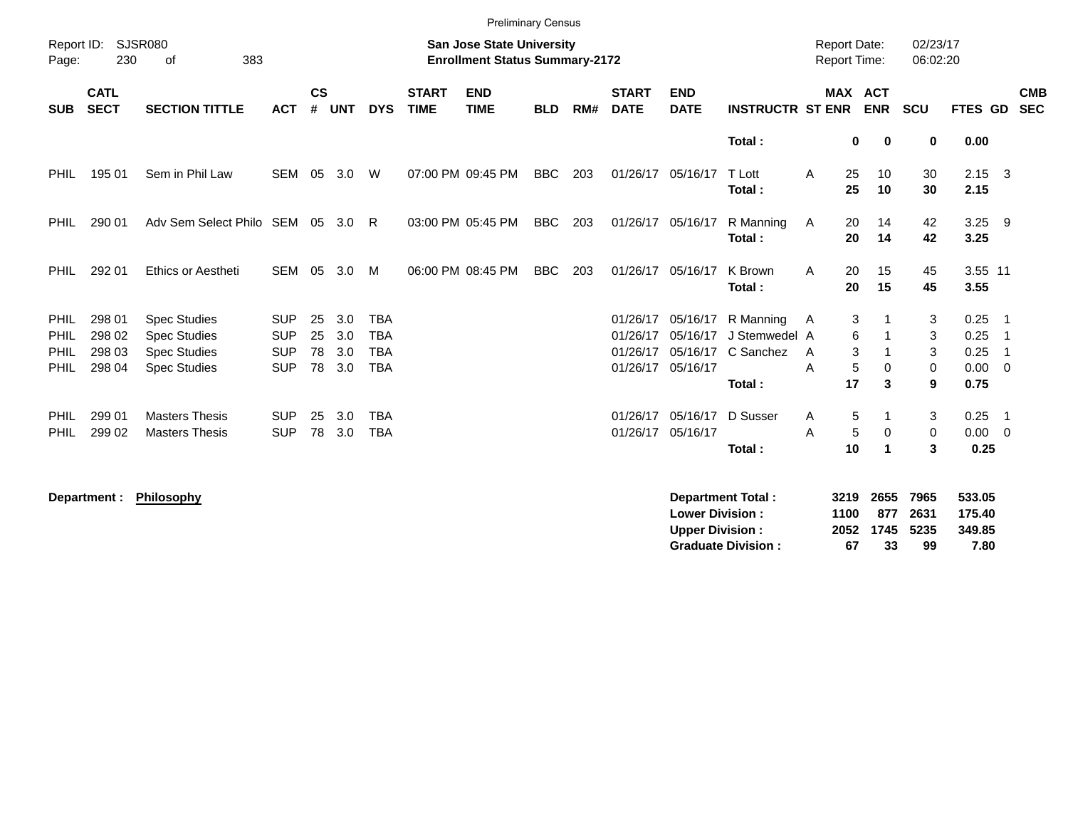Preliminary Census

Report ID: SJSR080 | **San Jose State University** | Report Date: 02/23/17
**Enrollment Status Summary-2172** | Report Time: 06:02:20

| SUB | CATL SECT | SECTION TITTLE | ACT | CS # | UNT | DYS | START TIME | END TIME | BLD | RM# | START DATE | END DATE | INSTRUCTR | ST | MAX ENR | ACT ENR | SCU | FTES | GD | CMB SEC |
|---|---|---|---|---|---|---|---|---|---|---|---|---|---|---|---|---|---|---|---|---|
| | | | | | | | | | | | | | **Total :** | | **0** | **0** | **0** | **0.00** | | |
| PHIL | 195 01 | Sem in Phil Law | SEM | 05 | 3.0 | W | 07:00 PM | 09:45 PM | BBC | 203 | 01/26/17 | 05/16/17 | T Lott | A | 25 | 10 | 30 | 2.15 | 3 | |
| | | | | | | | | | | | | | **Total :** | | **25** | **10** | **30** | **2.15** | | |
| PHIL | 290 01 | Adv Sem Select Philo | SEM | 05 | 3.0 | R | 03:00 PM | 05:45 PM | BBC | 203 | 01/26/17 | 05/16/17 | R Manning | A | 20 | 14 | 42 | 3.25 | 9 | |
| | | | | | | | | | | | | | **Total :** | | **20** | **14** | **42** | **3.25** | | |
| PHIL | 292 01 | Ethics or Aestheti | SEM | 05 | 3.0 | M | 06:00 PM | 08:45 PM | BBC | 203 | 01/26/17 | 05/16/17 | K Brown | A | 20 | 15 | 45 | 3.55 | 11 | |
| | | | | | | | | | | | | | **Total :** | | **20** | **15** | **45** | **3.55** | | |
| PHIL | 298 01 | Spec Studies | SUP | 25 | 3.0 | TBA | | | | | 01/26/17 | 05/16/17 | R Manning | A | 3 | 1 | 3 | 0.25 | 1 | |
| PHIL | 298 02 | Spec Studies | SUP | 25 | 3.0 | TBA | | | | | 01/26/17 | 05/16/17 | J Stemwedel | A | 6 | 1 | 3 | 0.25 | 1 | |
| PHIL | 298 03 | Spec Studies | SUP | 78 | 3.0 | TBA | | | | | 01/26/17 | 05/16/17 | C Sanchez | A | 3 | 1 | 3 | 0.25 | 1 | |
| PHIL | 298 04 | Spec Studies | SUP | 78 | 3.0 | TBA | | | | | 01/26/17 | 05/16/17 | | A | 5 | 0 | 0 | 0.00 | 0 | |
| | | | | | | | | | | | | | **Total :** | | **17** | **3** | **9** | **0.75** | | |
| PHIL | 299 01 | Masters Thesis | SUP | 25 | 3.0 | TBA | | | | | 01/26/17 | 05/16/17 | D Susser | A | 5 | 1 | 3 | 0.25 | 1 | |
| PHIL | 299 02 | Masters Thesis | SUP | 78 | 3.0 | TBA | | | | | 01/26/17 | 05/16/17 | | A | 5 | 0 | 0 | 0.00 | 0 | |
| | | | | | | | | | | | | | **Total :** | | **10** | **1** | **3** | **0.25** | | |

**Department : Philosophy**

| | MAX ENR | ACT ENR | SCU | FTES |
|---|---|---|---|---|
| **Department Total :** | **3219** | **2655** | **7965** | **533.05** |
| **Lower Division :** | **1100** | **877** | **2631** | **175.40** |
| **Upper Division :** | **2052** | **1745** | **5235** | **349.85** |
| **Graduate Division :** | **67** | **33** | **99** | **7.80** |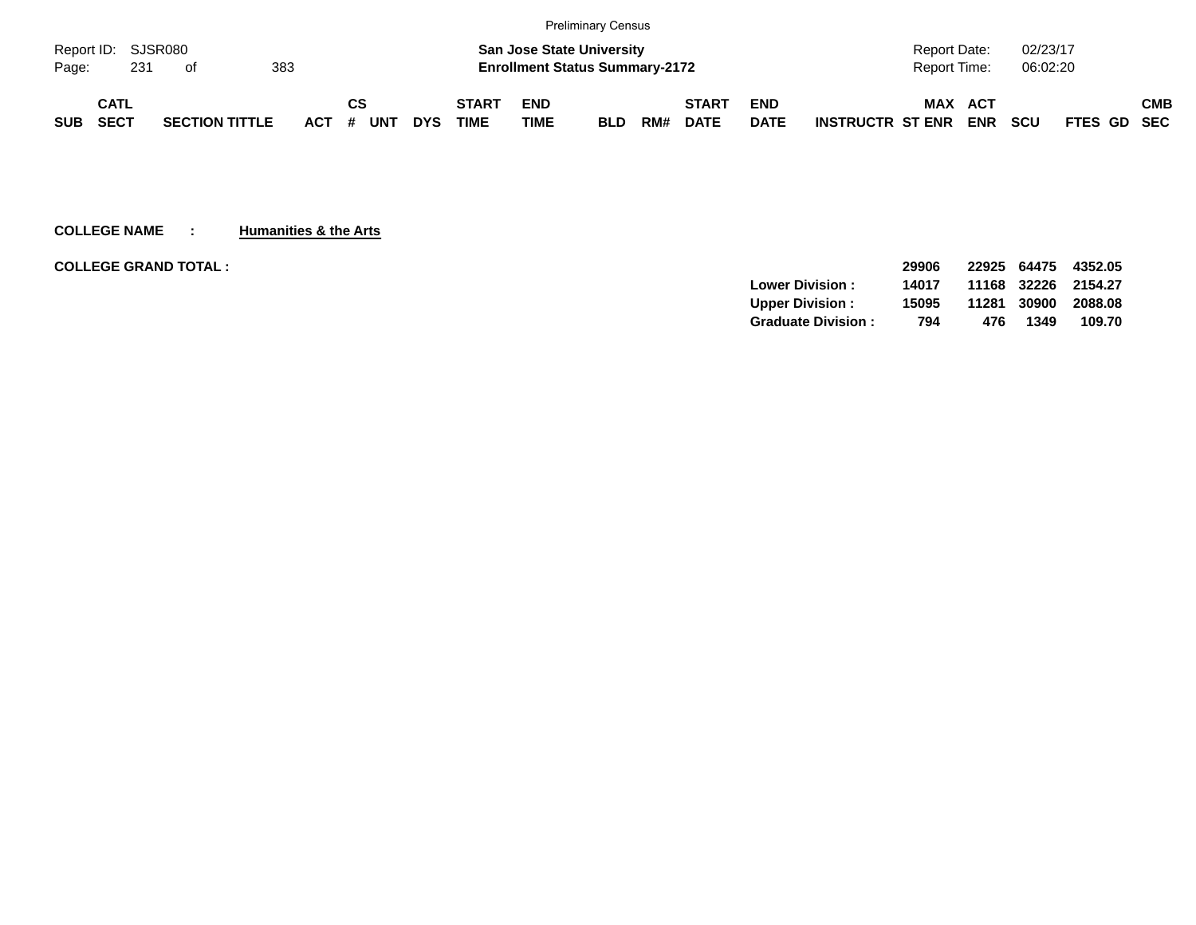| SUB | CATL SECT | SECTION TITTLE | ACT | CS # | UNT | DYS | START TIME | END TIME | BLD | RM# | START DATE | END DATE | INSTRUCTR | MAX ST ENR | ACT ENR | SCU | FTES | GD | CMB SEC |
|---|---|---|---|---|---|---|---|---|---|---|---|---|---|---|---|---|---|---|---|

**COLLEGE NAME : Humanities & the Arts**

**COLLEGE GRAND TOTAL :**

| | MAX ST ENR | ACT ENR | SCU | FTES |
|---|---|---|---|---|
| **COLLEGE GRAND TOTAL :** | 29906 | 22925 | 64475 | 4352.05 |
| **Lower Division :** | 14017 | 11168 | 32226 | 2154.27 |
| **Upper Division :** | 15095 | 11281 | 30900 | 2088.08 |
| **Graduate Division :** | 794 | 476 | 1349 | 109.70 |